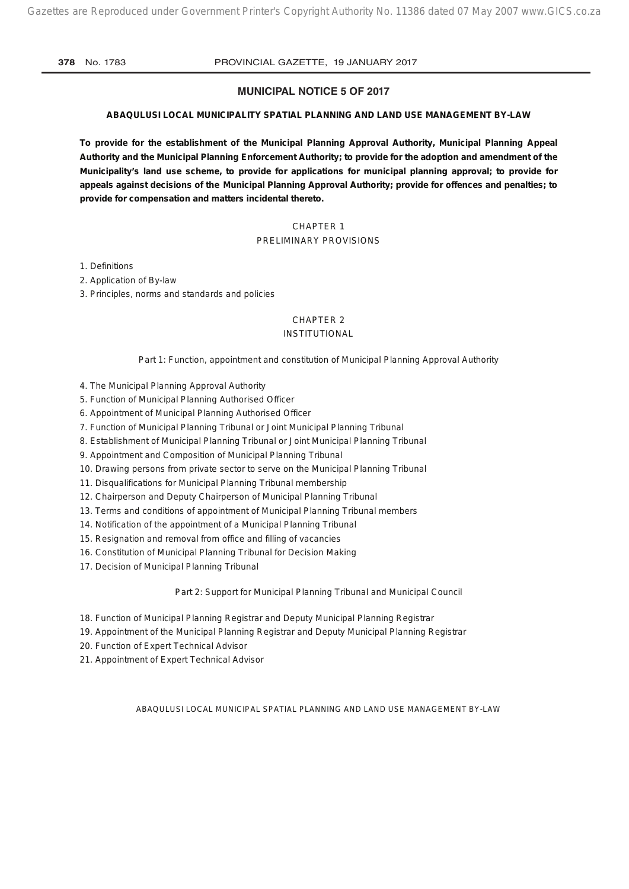## MUNICIPAL NOTICE 5 OF 2017

### ABAQULUSI LOCAL MUNICIPALITY SPATIAL PLANNING AND LAND USE MANAGEMENT BY-LAW

**To provide for the establishment of the Municipal Planning Approval Authority, Municipal Planning Appeal Authority and the Municipal Planning Enforcement Authority; to provide for the adoption and amendment of the Municipality's land use scheme, to provide for applications for municipal planning approval; to provide for appeals against decisions of the Municipal Planning Approval Authority; provide for offences and penalties; to provide for compensation and matters incidental thereto.**

CHAPTER 1

PRELIMINARY PROVISIONS

1. Definitions
2. Application of By-law
3. Principles, norms and standards and policies

CHAPTER 2

INSTITUTIONAL

Part 1: Function, appointment and constitution of Municipal Planning Approval Authority

4. The Municipal Planning Approval Authority
5. Function of Municipal Planning Authorised Officer
6. Appointment of Municipal Planning Authorised Officer
7. Function of Municipal Planning Tribunal or Joint Municipal Planning Tribunal
8. Establishment of Municipal Planning Tribunal or Joint Municipal Planning Tribunal
9. Appointment and Composition of Municipal Planning Tribunal
10. Drawing persons from private sector to serve on the Municipal Planning Tribunal
11. Disqualifications for Municipal Planning Tribunal membership
12. Chairperson and Deputy Chairperson of Municipal Planning Tribunal
13. Terms and conditions of appointment of Municipal Planning Tribunal members
14. Notification of the appointment of a Municipal Planning Tribunal
15. Resignation and removal from office and filling of vacancies
16. Constitution of Municipal Planning Tribunal for Decision Making
17. Decision of Municipal Planning Tribunal

Part 2: Support for Municipal Planning Tribunal and Municipal Council

18. Function of Municipal Planning Registrar and Deputy Municipal Planning Registrar
19. Appointment of the Municipal Planning Registrar and Deputy Municipal Planning Registrar
20. Function of Expert Technical Advisor
21. Appointment of Expert Technical Advisor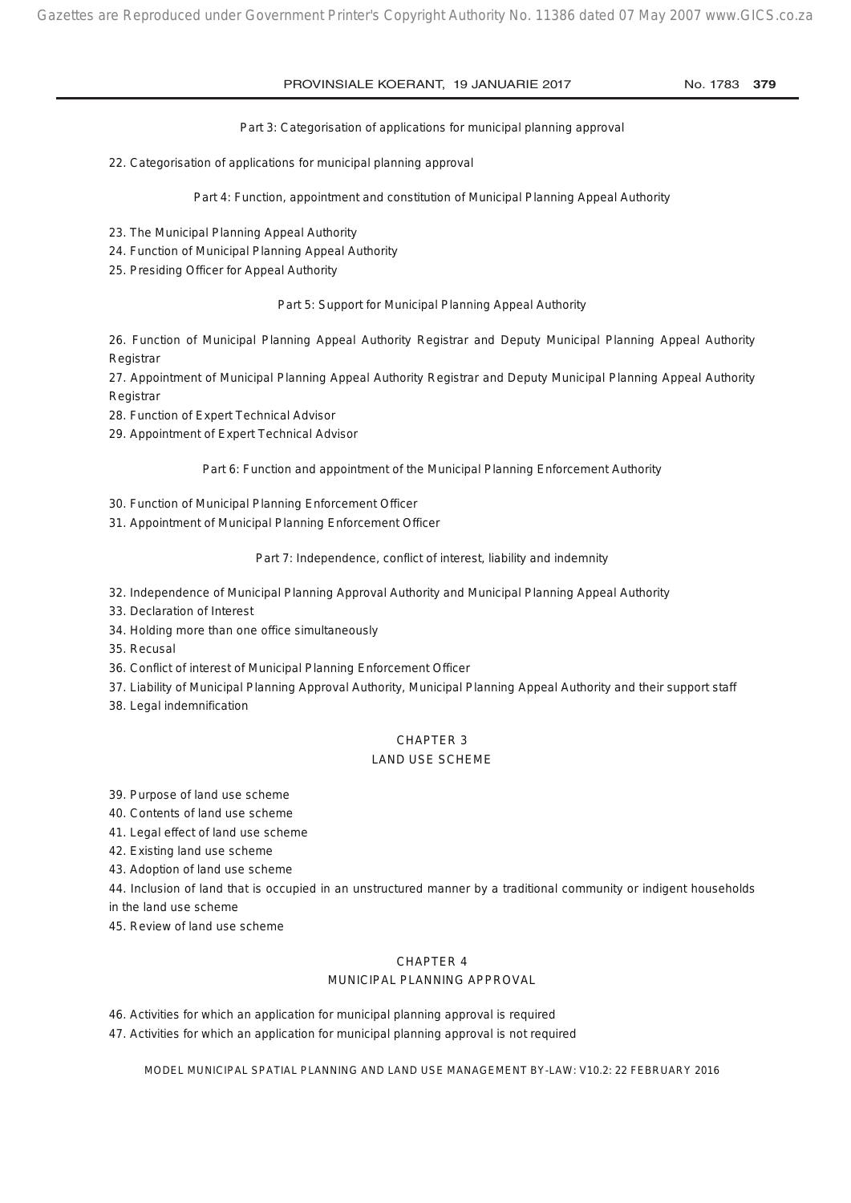Part 3: Categorisation of applications for municipal planning approval

22. Categorisation of applications for municipal planning approval

Part 4: Function, appointment and constitution of Municipal Planning Appeal Authority

23. The Municipal Planning Appeal Authority
24. Function of Municipal Planning Appeal Authority
25. Presiding Officer for Appeal Authority

Part 5: Support for Municipal Planning Appeal Authority

26. Function of Municipal Planning Appeal Authority Registrar and Deputy Municipal Planning Appeal Authority Registrar
27. Appointment of Municipal Planning Appeal Authority Registrar and Deputy Municipal Planning Appeal Authority Registrar
28. Function of Expert Technical Advisor
29. Appointment of Expert Technical Advisor

Part 6: Function and appointment of the Municipal Planning Enforcement Authority

30. Function of Municipal Planning Enforcement Officer
31. Appointment of Municipal Planning Enforcement Officer

Part 7: Independence, conflict of interest, liability and indemnity

32. Independence of Municipal Planning Approval Authority and Municipal Planning Appeal Authority
33. Declaration of Interest
34. Holding more than one office simultaneously
35. Recusal
36. Conflict of interest of Municipal Planning Enforcement Officer
37. Liability of Municipal Planning Approval Authority, Municipal Planning Appeal Authority and their support staff
38. Legal indemnification

## CHAPTER 3
## LAND USE SCHEME

39. Purpose of land use scheme
40. Contents of land use scheme
41. Legal effect of land use scheme
42. Existing land use scheme
43. Adoption of land use scheme
44. Inclusion of land that is occupied in an unstructured manner by a traditional community or indigent households in the land use scheme
45. Review of land use scheme

## CHAPTER 4
## MUNICIPAL PLANNING APPROVAL

46. Activities for which an application for municipal planning approval is required
47. Activities for which an application for municipal planning approval is not required

MODEL MUNICIPAL SPATIAL PLANNING AND LAND USE MANAGEMENT BY-LAW: V10.2: 22 FEBRUARY 2016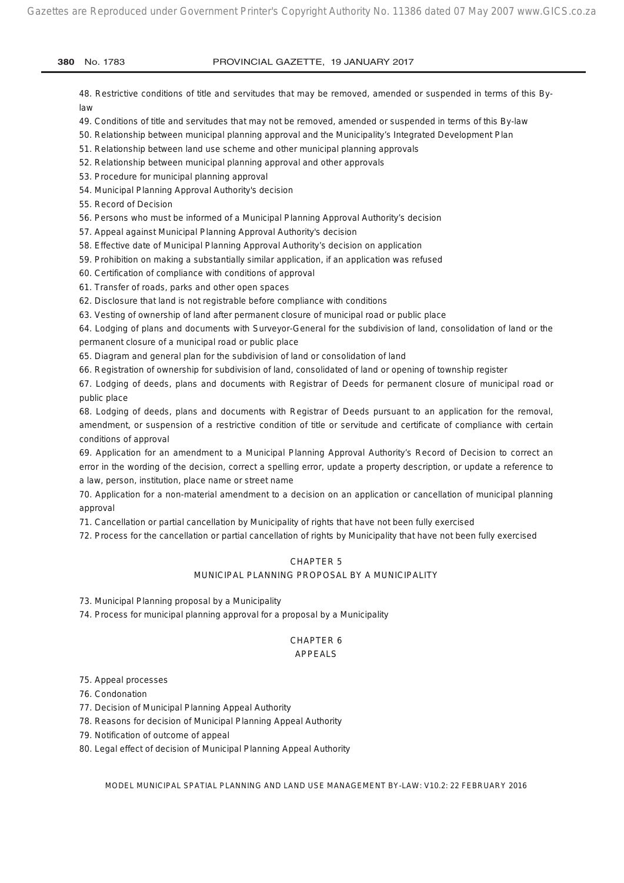48. Restrictive conditions of title and servitudes that may be removed, amended or suspended in terms of this By-law

49. Conditions of title and servitudes that may not be removed, amended or suspended in terms of this By-law

50. Relationship between municipal planning approval and the Municipality's Integrated Development Plan

51. Relationship between land use scheme and other municipal planning approvals

52. Relationship between municipal planning approval and other approvals

53. Procedure for municipal planning approval

54. Municipal Planning Approval Authority's decision

55. Record of Decision

56. Persons who must be informed of a Municipal Planning Approval Authority's decision

57. Appeal against Municipal Planning Approval Authority's decision

58. Effective date of Municipal Planning Approval Authority's decision on application

59. Prohibition on making a substantially similar application, if an application was refused

60. Certification of compliance with conditions of approval

61. Transfer of roads, parks and other open spaces

62. Disclosure that land is not registrable before compliance with conditions

63. Vesting of ownership of land after permanent closure of municipal road or public place

64. Lodging of plans and documents with Surveyor-General for the subdivision of land, consolidation of land or the permanent closure of a municipal road or public place

65. Diagram and general plan for the subdivision of land or consolidation of land

66. Registration of ownership for subdivision of land, consolidated of land or opening of township register

67. Lodging of deeds, plans and documents with Registrar of Deeds for permanent closure of municipal road or public place

68. Lodging of deeds, plans and documents with Registrar of Deeds pursuant to an application for the removal, amendment, or suspension of a restrictive condition of title or servitude and certificate of compliance with certain conditions of approval

69. Application for an amendment to a Municipal Planning Approval Authority's Record of Decision to correct an error in the wording of the decision, correct a spelling error, update a property description, or update a reference to a law, person, institution, place name or street name

70. Application for a non-material amendment to a decision on an application or cancellation of municipal planning approval

71. Cancellation or partial cancellation by Municipality of rights that have not been fully exercised

72. Process for the cancellation or partial cancellation of rights by Municipality that have not been fully exercised

## CHAPTER 5
## MUNICIPAL PLANNING PROPOSAL BY A MUNICIPALITY

73. Municipal Planning proposal by a Municipality

74. Process for municipal planning approval for a proposal by a Municipality

## CHAPTER 6
## APPEALS

75. Appeal processes

76. Condonation

77. Decision of Municipal Planning Appeal Authority

78. Reasons for decision of Municipal Planning Appeal Authority

79. Notification of outcome of appeal

80. Legal effect of decision of Municipal Planning Appeal Authority

MODEL MUNICIPAL SPATIAL PLANNING AND LAND USE MANAGEMENT BY-LAW: V10.2: 22 FEBRUARY 2016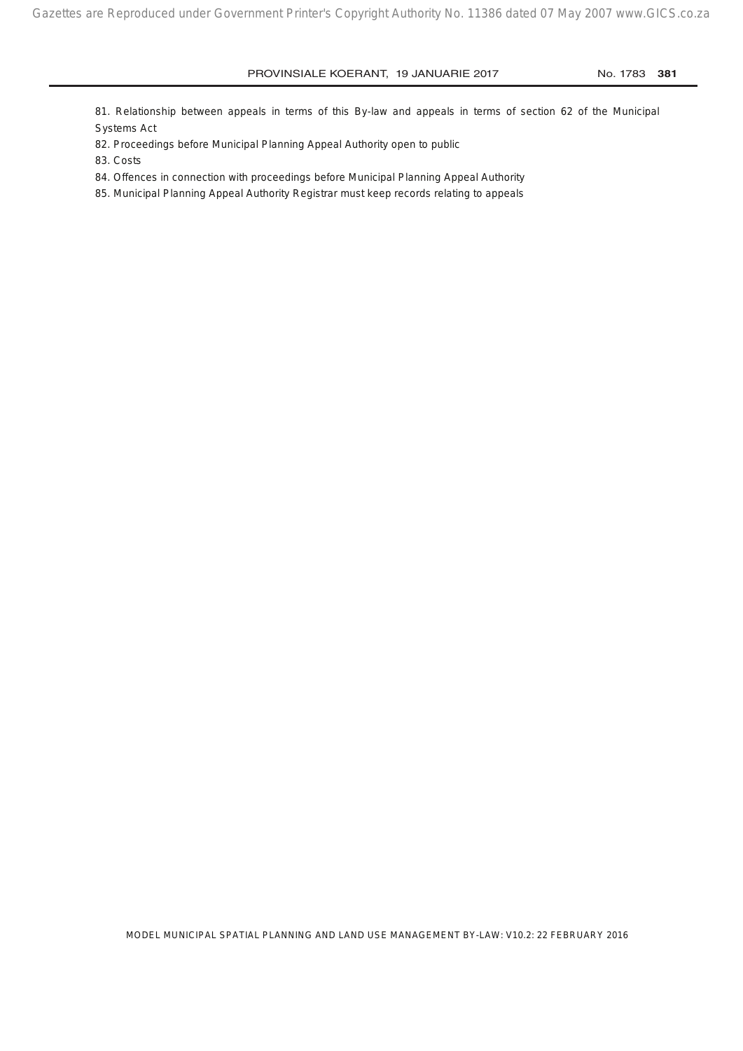81. Relationship between appeals in terms of this By-law and appeals in terms of section 62 of the Municipal Systems Act

82. Proceedings before Municipal Planning Appeal Authority open to public

83. Costs

84. Offences in connection with proceedings before Municipal Planning Appeal Authority

85. Municipal Planning Appeal Authority Registrar must keep records relating to appeals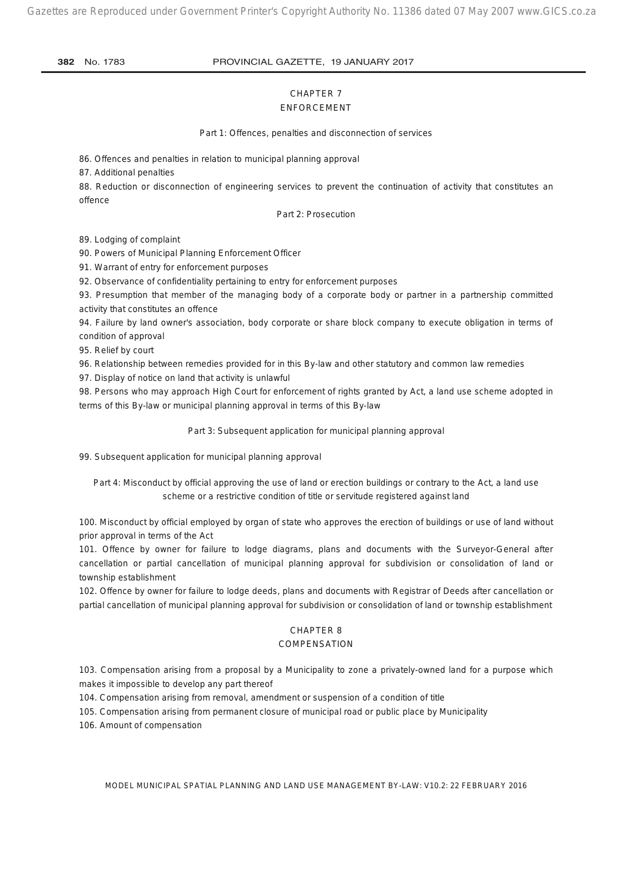## CHAPTER 7
## ENFORCEMENT

### Part 1: Offences, penalties and disconnection of services

86. Offences and penalties in relation to municipal planning approval

87. Additional penalties

88. Reduction or disconnection of engineering services to prevent the continuation of activity that constitutes an offence

### Part 2: Prosecution

89. Lodging of complaint

90. Powers of Municipal Planning Enforcement Officer

91. Warrant of entry for enforcement purposes

92. Observance of confidentiality pertaining to entry for enforcement purposes

93. Presumption that member of the managing body of a corporate body or partner in a partnership committed activity that constitutes an offence

94. Failure by land owner's association, body corporate or share block company to execute obligation in terms of condition of approval

95. Relief by court

96. Relationship between remedies provided for in this By-law and other statutory and common law remedies

97. Display of notice on land that activity is unlawful

98. Persons who may approach High Court for enforcement of rights granted by Act, a land use scheme adopted in terms of this By-law or municipal planning approval in terms of this By-law

### Part 3: Subsequent application for municipal planning approval

99. Subsequent application for municipal planning approval

### Part 4: Misconduct by official approving the use of land or erection buildings or contrary to the Act, a land use scheme or a restrictive condition of title or servitude registered against land

100. Misconduct by official employed by organ of state who approves the erection of buildings or use of land without prior approval in terms of the Act

101. Offence by owner for failure to lodge diagrams, plans and documents with the Surveyor-General after cancellation or partial cancellation of municipal planning approval for subdivision or consolidation of land or township establishment

102. Offence by owner for failure to lodge deeds, plans and documents with Registrar of Deeds after cancellation or partial cancellation of municipal planning approval for subdivision or consolidation of land or township establishment

## CHAPTER 8
## COMPENSATION

103. Compensation arising from a proposal by a Municipality to zone a privately-owned land for a purpose which makes it impossible to develop any part thereof

104. Compensation arising from removal, amendment or suspension of a condition of title

105. Compensation arising from permanent closure of municipal road or public place by Municipality

106. Amount of compensation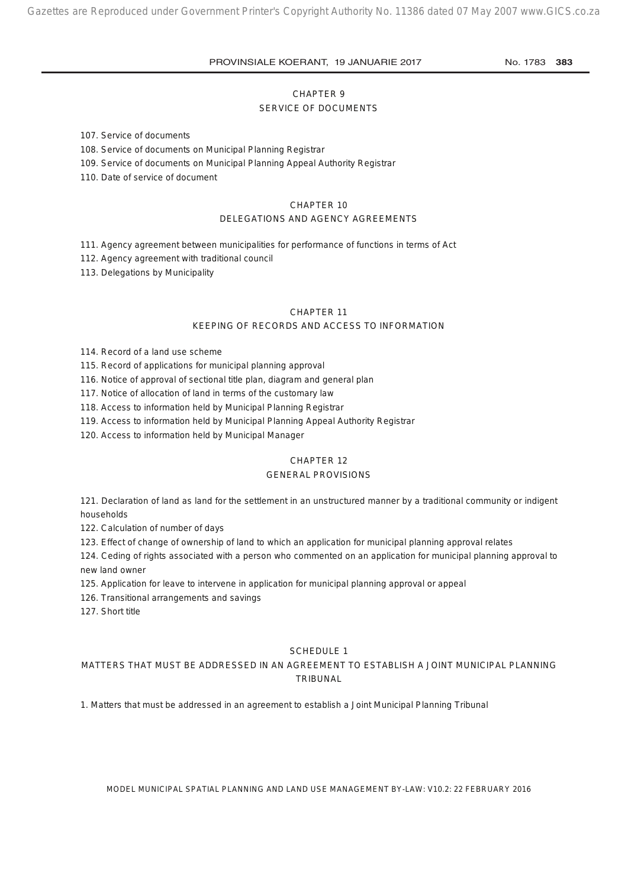## CHAPTER 9
## SERVICE OF DOCUMENTS

107. Service of documents

108. Service of documents on Municipal Planning Registrar

109. Service of documents on Municipal Planning Appeal Authority Registrar

110. Date of service of document

## CHAPTER 10
## DELEGATIONS AND AGENCY AGREEMENTS

111. Agency agreement between municipalities for performance of functions in terms of Act

112. Agency agreement with traditional council

113. Delegations by Municipality

## CHAPTER 11
## KEEPING OF RECORDS AND ACCESS TO INFORMATION

114. Record of a land use scheme

115. Record of applications for municipal planning approval

116. Notice of approval of sectional title plan, diagram and general plan

117. Notice of allocation of land in terms of the customary law

118. Access to information held by Municipal Planning Registrar

119. Access to information held by Municipal Planning Appeal Authority Registrar

120. Access to information held by Municipal Manager

## CHAPTER 12
## GENERAL PROVISIONS

121. Declaration of land as land for the settlement in an unstructured manner by a traditional community or indigent households

122. Calculation of number of days

123. Effect of change of ownership of land to which an application for municipal planning approval relates

124. Ceding of rights associated with a person who commented on an application for municipal planning approval to new land owner

125. Application for leave to intervene in application for municipal planning approval or appeal

126. Transitional arrangements and savings

127. Short title

## SCHEDULE 1
## MATTERS THAT MUST BE ADDRESSED IN AN AGREEMENT TO ESTABLISH A JOINT MUNICIPAL PLANNING TRIBUNAL

1. Matters that must be addressed in an agreement to establish a Joint Municipal Planning Tribunal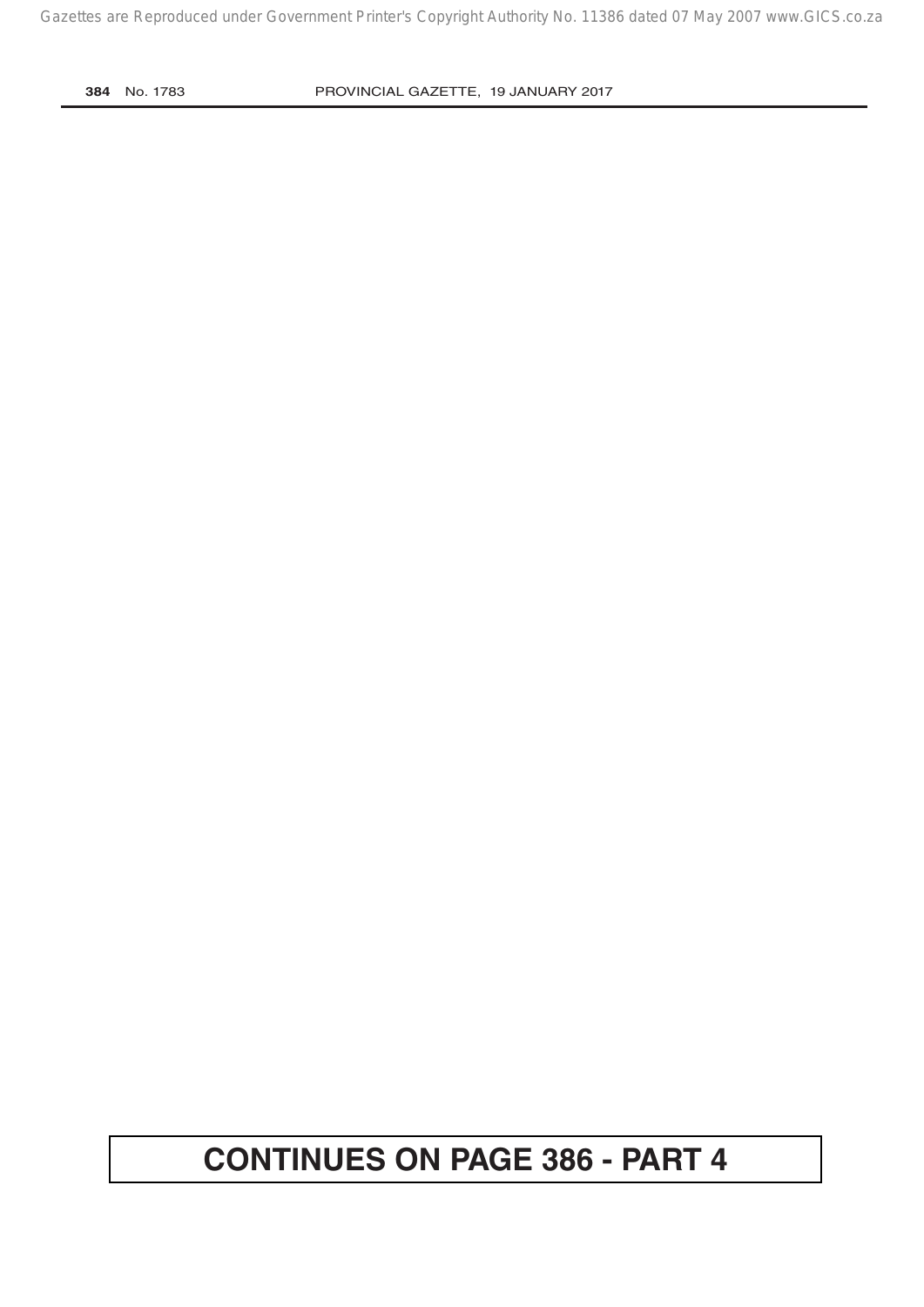**CONTINUES ON PAGE 386 - PART 4**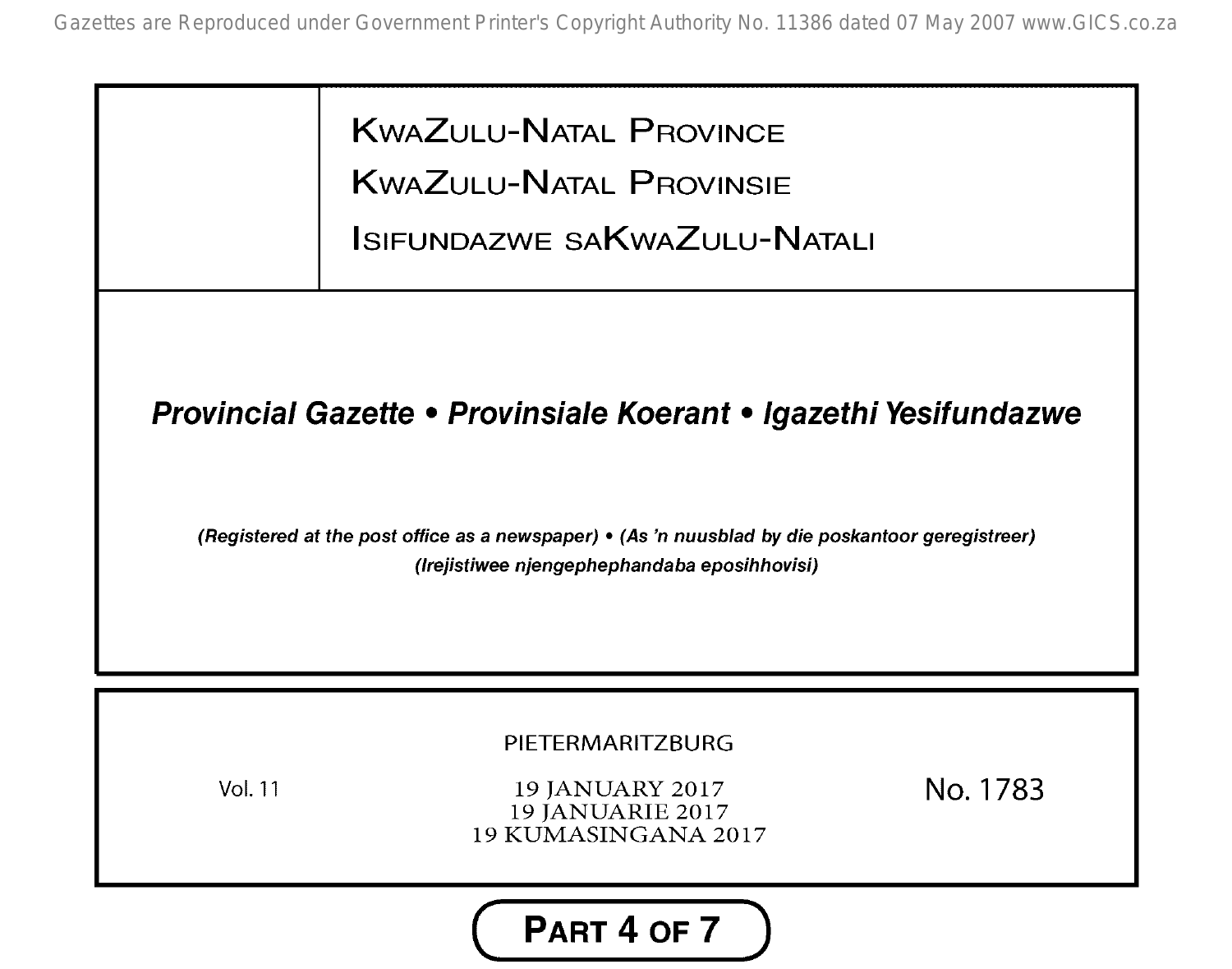# KwaZulu-Natal Province
# KwaZulu-Natal Provinsie
# Isifundazwe saKwaZulu-Natali

## *Provincial Gazette • Provinsiale Koerant • Igazethi Yesifundazwe*

***(Registered at the post office as a newspaper) • (As 'n nuusblad by die poskantoor geregistreer)***
***(Irejistiwee njengephephandaba eposihhovisi)***

PIETERMARITZBURG

Vol. 11

19 JANUARY 2017
19 JANUARIE 2017
19 KUMASINGANA 2017

No. 1783

**Part 4 of 7**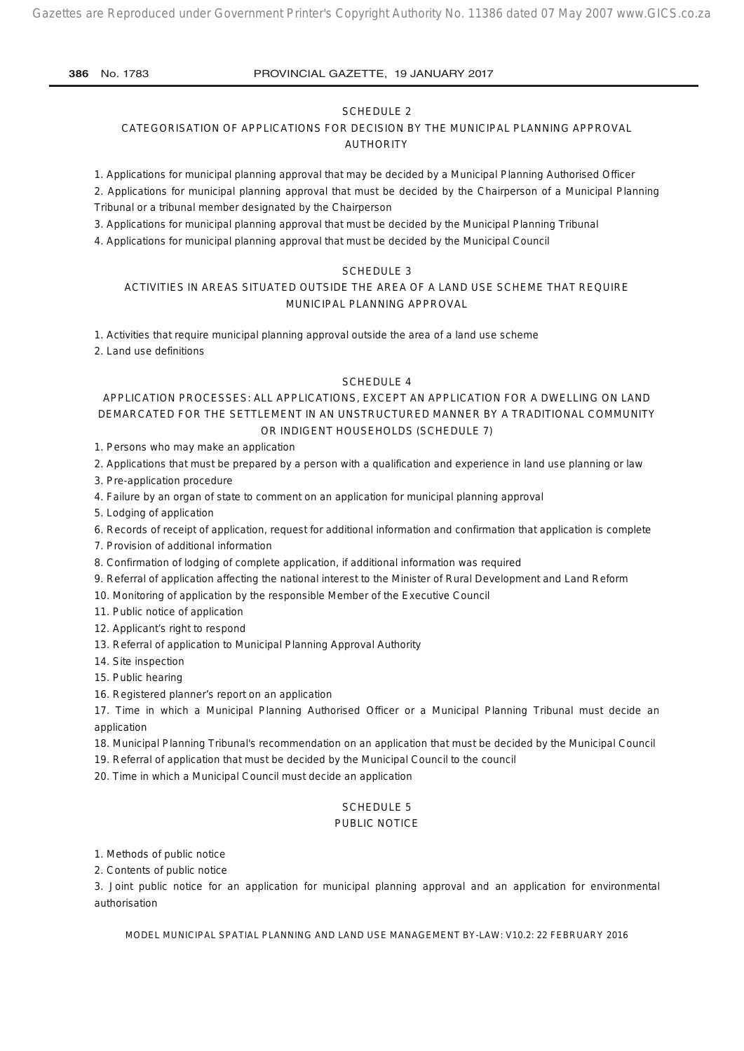## SCHEDULE 2

## CATEGORISATION OF APPLICATIONS FOR DECISION BY THE MUNICIPAL PLANNING APPROVAL AUTHORITY

1. Applications for municipal planning approval that may be decided by a Municipal Planning Authorised Officer
2. Applications for municipal planning approval that must be decided by the Chairperson of a Municipal Planning Tribunal or a tribunal member designated by the Chairperson
3. Applications for municipal planning approval that must be decided by the Municipal Planning Tribunal
4. Applications for municipal planning approval that must be decided by the Municipal Council

## SCHEDULE 3

## ACTIVITIES IN AREAS SITUATED OUTSIDE THE AREA OF A LAND USE SCHEME THAT REQUIRE MUNICIPAL PLANNING APPROVAL

1. Activities that require municipal planning approval outside the area of a land use scheme
2. Land use definitions

## SCHEDULE 4

## APPLICATION PROCESSES: ALL APPLICATIONS, EXCEPT AN APPLICATION FOR A DWELLING ON LAND DEMARCATED FOR THE SETTLEMENT IN AN UNSTRUCTURED MANNER BY A TRADITIONAL COMMUNITY OR INDIGENT HOUSEHOLDS (SCHEDULE 7)

1. Persons who may make an application
2. Applications that must be prepared by a person with a qualification and experience in land use planning or law
3. Pre-application procedure
4. Failure by an organ of state to comment on an application for municipal planning approval
5. Lodging of application
6. Records of receipt of application, request for additional information and confirmation that application is complete
7. Provision of additional information
8. Confirmation of lodging of complete application, if additional information was required
9. Referral of application affecting the national interest to the Minister of Rural Development and Land Reform
10. Monitoring of application by the responsible Member of the Executive Council
11. Public notice of application
12. Applicant's right to respond
13. Referral of application to Municipal Planning Approval Authority
14. Site inspection
15. Public hearing
16. Registered planner's report on an application
17. Time in which a Municipal Planning Authorised Officer or a Municipal Planning Tribunal must decide an application
18. Municipal Planning Tribunal's recommendation on an application that must be decided by the Municipal Council
19. Referral of application that must be decided by the Municipal Council to the council
20. Time in which a Municipal Council must decide an application

## SCHEDULE 5

## PUBLIC NOTICE

1. Methods of public notice
2. Contents of public notice
3. Joint public notice for an application for municipal planning approval and an application for environmental authorisation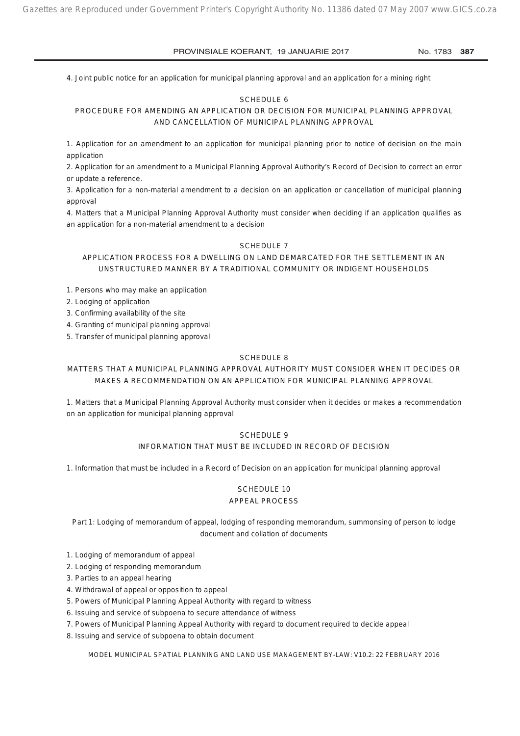4. Joint public notice for an application for municipal planning approval and an application for a mining right

## SCHEDULE 6

## PROCEDURE FOR AMENDING AN APPLICATION OR DECISION FOR MUNICIPAL PLANNING APPROVAL AND CANCELLATION OF MUNICIPAL PLANNING APPROVAL

1. Application for an amendment to an application for municipal planning prior to notice of decision on the main application
2. Application for an amendment to a Municipal Planning Approval Authority's Record of Decision to correct an error or update a reference.
3. Application for a non-material amendment to a decision on an application or cancellation of municipal planning approval
4. Matters that a Municipal Planning Approval Authority must consider when deciding if an application qualifies as an application for a non-material amendment to a decision

## SCHEDULE 7

## APPLICATION PROCESS FOR A DWELLING ON LAND DEMARCATED FOR THE SETTLEMENT IN AN UNSTRUCTURED MANNER BY A TRADITIONAL COMMUNITY OR INDIGENT HOUSEHOLDS

1. Persons who may make an application
2. Lodging of application
3. Confirming availability of the site
4. Granting of municipal planning approval
5. Transfer of municipal planning approval

## SCHEDULE 8

## MATTERS THAT A MUNICIPAL PLANNING APPROVAL AUTHORITY MUST CONSIDER WHEN IT DECIDES OR MAKES A RECOMMENDATION ON AN APPLICATION FOR MUNICIPAL PLANNING APPROVAL

1. Matters that a Municipal Planning Approval Authority must consider when it decides or makes a recommendation on an application for municipal planning approval

## SCHEDULE 9

## INFORMATION THAT MUST BE INCLUDED IN RECORD OF DECISION

1. Information that must be included in a Record of Decision on an application for municipal planning approval

## SCHEDULE 10

## APPEAL PROCESS

### Part 1: Lodging of memorandum of appeal, lodging of responding memorandum, summonsing of person to lodge document and collation of documents

1. Lodging of memorandum of appeal
2. Lodging of responding memorandum
3. Parties to an appeal hearing
4. Withdrawal of appeal or opposition to appeal
5. Powers of Municipal Planning Appeal Authority with regard to witness
6. Issuing and service of subpoena to secure attendance of witness
7. Powers of Municipal Planning Appeal Authority with regard to document required to decide appeal
8. Issuing and service of subpoena to obtain document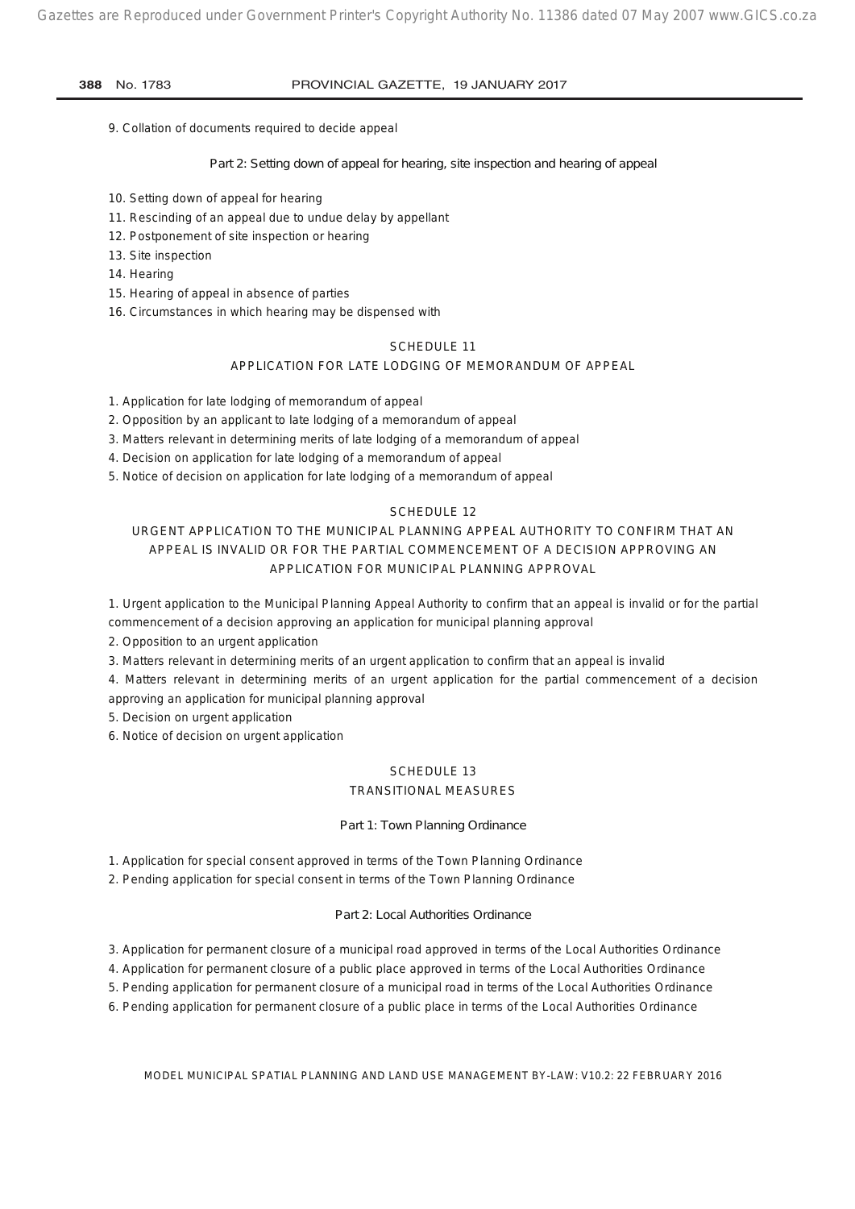9. Collation of documents required to decide appeal

### Part 2: Setting down of appeal for hearing, site inspection and hearing of appeal

10. Setting down of appeal for hearing
11. Rescinding of an appeal due to undue delay by appellant
12. Postponement of site inspection or hearing
13. Site inspection
14. Hearing
15. Hearing of appeal in absence of parties
16. Circumstances in which hearing may be dispensed with

## SCHEDULE 11

## APPLICATION FOR LATE LODGING OF MEMORANDUM OF APPEAL

1. Application for late lodging of memorandum of appeal
2. Opposition by an applicant to late lodging of a memorandum of appeal
3. Matters relevant in determining merits of late lodging of a memorandum of appeal
4. Decision on application for late lodging of a memorandum of appeal
5. Notice of decision on application for late lodging of a memorandum of appeal

## SCHEDULE 12

## URGENT APPLICATION TO THE MUNICIPAL PLANNING APPEAL AUTHORITY TO CONFIRM THAT AN APPEAL IS INVALID OR FOR THE PARTIAL COMMENCEMENT OF A DECISION APPROVING AN APPLICATION FOR MUNICIPAL PLANNING APPROVAL

1. Urgent application to the Municipal Planning Appeal Authority to confirm that an appeal is invalid or for the partial commencement of a decision approving an application for municipal planning approval
2. Opposition to an urgent application
3. Matters relevant in determining merits of an urgent application to confirm that an appeal is invalid
4. Matters relevant in determining merits of an urgent application for the partial commencement of a decision approving an application for municipal planning approval
5. Decision on urgent application
6. Notice of decision on urgent application

## SCHEDULE 13

## TRANSITIONAL MEASURES

### Part 1: Town Planning Ordinance

1. Application for special consent approved in terms of the Town Planning Ordinance
2. Pending application for special consent in terms of the Town Planning Ordinance

### Part 2: Local Authorities Ordinance

3. Application for permanent closure of a municipal road approved in terms of the Local Authorities Ordinance
4. Application for permanent closure of a public place approved in terms of the Local Authorities Ordinance
5. Pending application for permanent closure of a municipal road in terms of the Local Authorities Ordinance
6. Pending application for permanent closure of a public place in terms of the Local Authorities Ordinance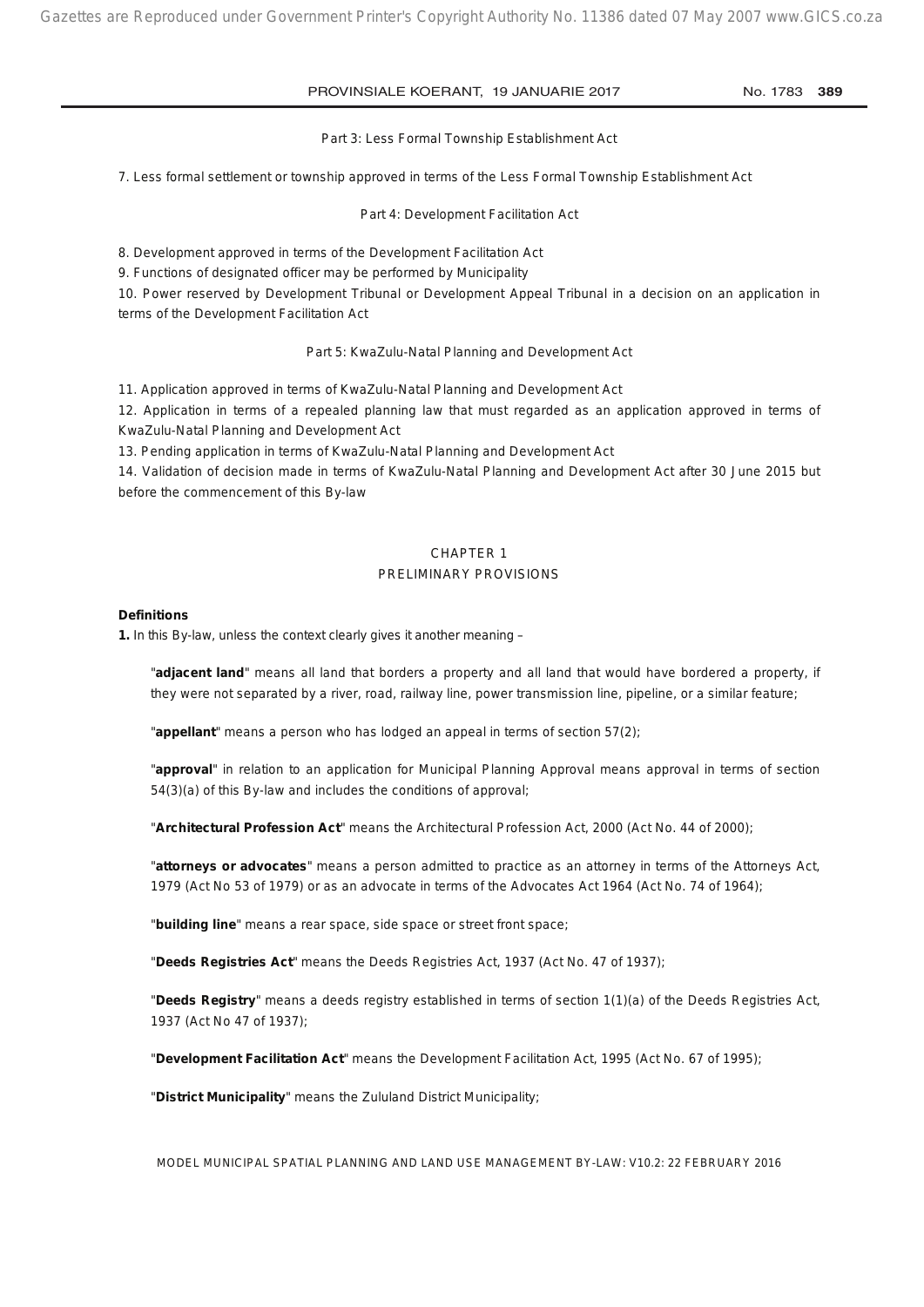Part 3: Less Formal Township Establishment Act

7. Less formal settlement or township approved in terms of the Less Formal Township Establishment Act

Part 4: Development Facilitation Act

8. Development approved in terms of the Development Facilitation Act

9. Functions of designated officer may be performed by Municipality

10. Power reserved by Development Tribunal or Development Appeal Tribunal in a decision on an application in terms of the Development Facilitation Act

Part 5: KwaZulu-Natal Planning and Development Act

11. Application approved in terms of KwaZulu-Natal Planning and Development Act

12. Application in terms of a repealed planning law that must regarded as an application approved in terms of KwaZulu-Natal Planning and Development Act

13. Pending application in terms of KwaZulu-Natal Planning and Development Act

14. Validation of decision made in terms of KwaZulu-Natal Planning and Development Act after 30 June 2015 but before the commencement of this By-law

## CHAPTER 1
## PRELIMINARY PROVISIONS

**Definitions**

**1.** In this By-law, unless the context clearly gives it another meaning –

"**adjacent land**" means all land that borders a property and all land that would have bordered a property, if they were not separated by a river, road, railway line, power transmission line, pipeline, or a similar feature;

"**appellant**" means a person who has lodged an appeal in terms of section 57(2);

"**approval**" in relation to an application for Municipal Planning Approval means approval in terms of section 54(3)(a) of this By-law and includes the conditions of approval;

"**Architectural Profession Act**" means the Architectural Profession Act, 2000 (Act No. 44 of 2000);

"**attorneys or advocates**" means a person admitted to practice as an attorney in terms of the Attorneys Act, 1979 (Act No 53 of 1979) or as an advocate in terms of the Advocates Act 1964 (Act No. 74 of 1964);

"**building line**" means a rear space, side space or street front space;

"**Deeds Registries Act**" means the Deeds Registries Act, 1937 (Act No. 47 of 1937);

"**Deeds Registry**" means a deeds registry established in terms of section 1(1)(a) of the Deeds Registries Act, 1937 (Act No 47 of 1937);

"**Development Facilitation Act**" means the Development Facilitation Act, 1995 (Act No. 67 of 1995);

"**District Municipality**" means the Zululand District Municipality;

MODEL MUNICIPAL SPATIAL PLANNING AND LAND USE MANAGEMENT BY-LAW: V10.2: 22 FEBRUARY 2016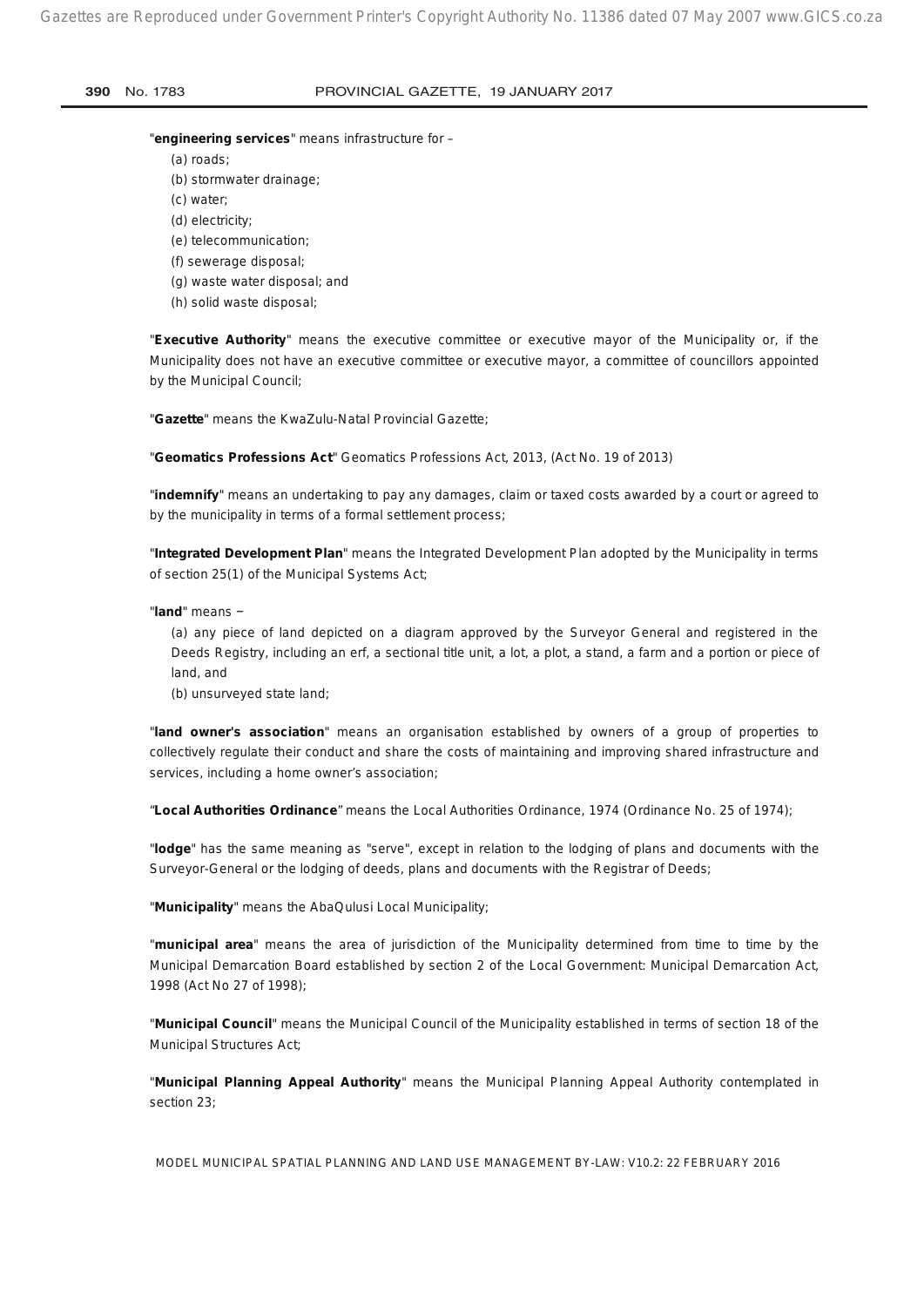"**engineering services**" means infrastructure for –

(a) roads;
(b) stormwater drainage;
(c) water;
(d) electricity;
(e) telecommunication;
(f) sewerage disposal;
(g) waste water disposal; and
(h) solid waste disposal;

"**Executive Authority**" means the executive committee or executive mayor of the Municipality or, if the Municipality does not have an executive committee or executive mayor, a committee of councillors appointed by the Municipal Council;

"**Gazette**" means the KwaZulu-Natal Provincial Gazette;

"**Geomatics Professions Act**" Geomatics Professions Act, 2013, (Act No. 19 of 2013)

"**indemnify**" means an undertaking to pay any damages, claim or taxed costs awarded by a court or agreed to by the municipality in terms of a formal settlement process;

"**Integrated Development Plan**" means the Integrated Development Plan adopted by the Municipality in terms of section 25(1) of the Municipal Systems Act;

"**land**" means −

(a) any piece of land depicted on a diagram approved by the Surveyor General and registered in the Deeds Registry, including an erf, a sectional title unit, a lot, a plot, a stand, a farm and a portion or piece of land, and
(b) unsurveyed state land;

"**land owner's association**" means an organisation established by owners of a group of properties to collectively regulate their conduct and share the costs of maintaining and improving shared infrastructure and services, including a home owner's association;

"**Local Authorities Ordinance**" means the Local Authorities Ordinance, 1974 (Ordinance No. 25 of 1974);

"**lodge**" has the same meaning as "serve", except in relation to the lodging of plans and documents with the Surveyor-General or the lodging of deeds, plans and documents with the Registrar of Deeds;

"**Municipality**" means the AbaQulusi Local Municipality;

"**municipal area**" means the area of jurisdiction of the Municipality determined from time to time by the Municipal Demarcation Board established by section 2 of the Local Government: Municipal Demarcation Act, 1998 (Act No 27 of 1998);

"**Municipal Council**" means the Municipal Council of the Municipality established in terms of section 18 of the Municipal Structures Act;

"**Municipal Planning Appeal Authority**" means the Municipal Planning Appeal Authority contemplated in section 23;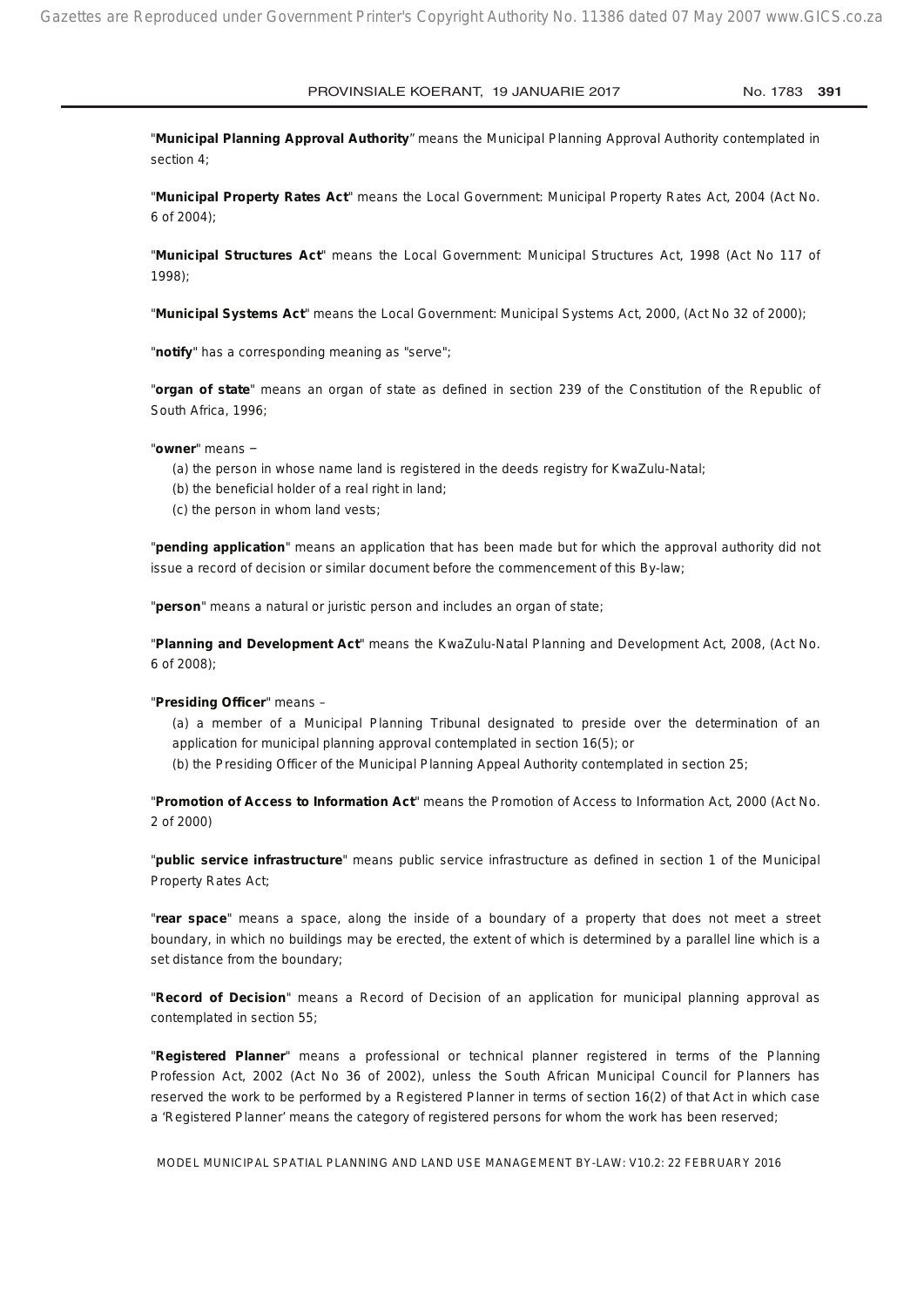"**Municipal Planning Approval Authority**" means the Municipal Planning Approval Authority contemplated in section 4;

"**Municipal Property Rates Act**" means the Local Government: Municipal Property Rates Act, 2004 (Act No. 6 of 2004);

"**Municipal Structures Act**" means the Local Government: Municipal Structures Act, 1998 (Act No 117 of 1998);

"**Municipal Systems Act**" means the Local Government: Municipal Systems Act, 2000, (Act No 32 of 2000);

"**notify**" has a corresponding meaning as "serve";

"**organ of state**" means an organ of state as defined in section 239 of the Constitution of the Republic of South Africa, 1996;

"**owner**" means −

(a) the person in whose name land is registered in the deeds registry for KwaZulu-Natal;
(b) the beneficial holder of a real right in land;
(c) the person in whom land vests;

"**pending application**" means an application that has been made but for which the approval authority did not issue a record of decision or similar document before the commencement of this By-law;

"**person**" means a natural or juristic person and includes an organ of state;

"**Planning and Development Act**" means the KwaZulu-Natal Planning and Development Act, 2008, (Act No. 6 of 2008);

"**Presiding Officer**" means –

(a) a member of a Municipal Planning Tribunal designated to preside over the determination of an application for municipal planning approval contemplated in section 16(5); or
(b) the Presiding Officer of the Municipal Planning Appeal Authority contemplated in section 25;

"**Promotion of Access to Information Act**" means the Promotion of Access to Information Act, 2000 (Act No. 2 of 2000)

"**public service infrastructure**" means public service infrastructure as defined in section 1 of the Municipal Property Rates Act;

"**rear space**" means a space, along the inside of a boundary of a property that does not meet a street boundary, in which no buildings may be erected, the extent of which is determined by a parallel line which is a set distance from the boundary;

"**Record of Decision**" means a Record of Decision of an application for municipal planning approval as contemplated in section 55;

"**Registered Planner**" means a professional or technical planner registered in terms of the Planning Profession Act, 2002 (Act No 36 of 2002), unless the South African Municipal Council for Planners has reserved the work to be performed by a Registered Planner in terms of section 16(2) of that Act in which case a 'Registered Planner' means the category of registered persons for whom the work has been reserved;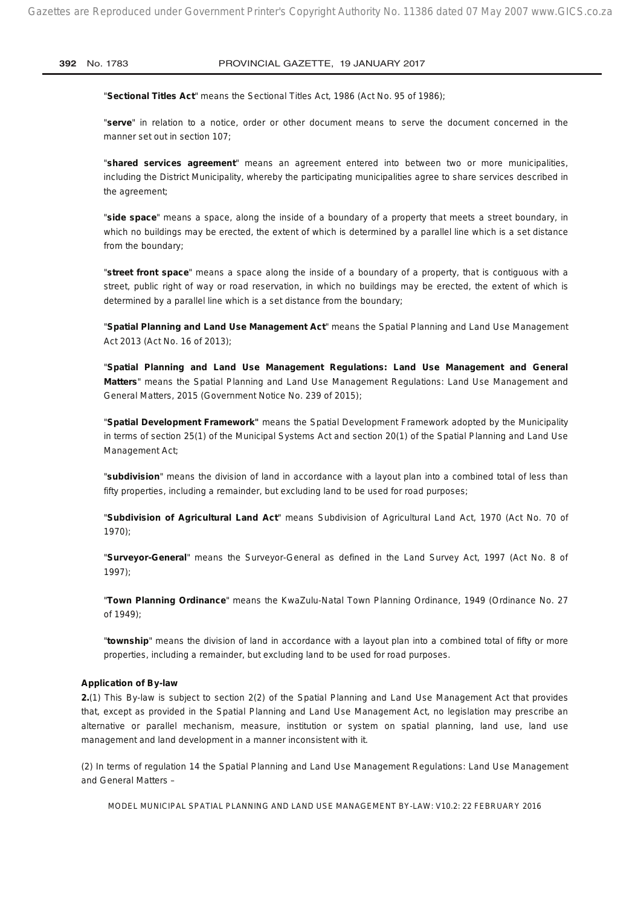"**Sectional Titles Act**" means the Sectional Titles Act, 1986 (Act No. 95 of 1986);

"**serve**" in relation to a notice, order or other document means to serve the document concerned in the manner set out in section 107;

"**shared services agreement**" means an agreement entered into between two or more municipalities, including the District Municipality, whereby the participating municipalities agree to share services described in the agreement;

"**side space**" means a space, along the inside of a boundary of a property that meets a street boundary, in which no buildings may be erected, the extent of which is determined by a parallel line which is a set distance from the boundary;

"**street front space**" means a space along the inside of a boundary of a property, that is contiguous with a street, public right of way or road reservation, in which no buildings may be erected, the extent of which is determined by a parallel line which is a set distance from the boundary;

"**Spatial Planning and Land Use Management Act**" means the Spatial Planning and Land Use Management Act 2013 (Act No. 16 of 2013);

"**Spatial Planning and Land Use Management Regulations: Land Use Management and General Matters**" means the Spatial Planning and Land Use Management Regulations: Land Use Management and General Matters, 2015 (Government Notice No. 239 of 2015);

"**Spatial Development Framework"** means the Spatial Development Framework adopted by the Municipality in terms of section 25(1) of the Municipal Systems Act and section 20(1) of the Spatial Planning and Land Use Management Act;

"**subdivision**" means the division of land in accordance with a layout plan into a combined total of less than fifty properties, including a remainder, but excluding land to be used for road purposes;

"**Subdivision of Agricultural Land Act**" means Subdivision of Agricultural Land Act, 1970 (Act No. 70 of 1970);

"**Surveyor-General**" means the Surveyor-General as defined in the Land Survey Act, 1997 (Act No. 8 of 1997);

"**Town Planning Ordinance**" means the KwaZulu-Natal Town Planning Ordinance, 1949 (Ordinance No. 27 of 1949);

"**township**" means the division of land in accordance with a layout plan into a combined total of fifty or more properties, including a remainder, but excluding land to be used for road purposes.

**Application of By-law**

**2.**(1) This By-law is subject to section 2(2) of the Spatial Planning and Land Use Management Act that provides that, except as provided in the Spatial Planning and Land Use Management Act, no legislation may prescribe an alternative or parallel mechanism, measure, institution or system on spatial planning, land use, land use management and land development in a manner inconsistent with it.

(2) In terms of regulation 14 the Spatial Planning and Land Use Management Regulations: Land Use Management and General Matters –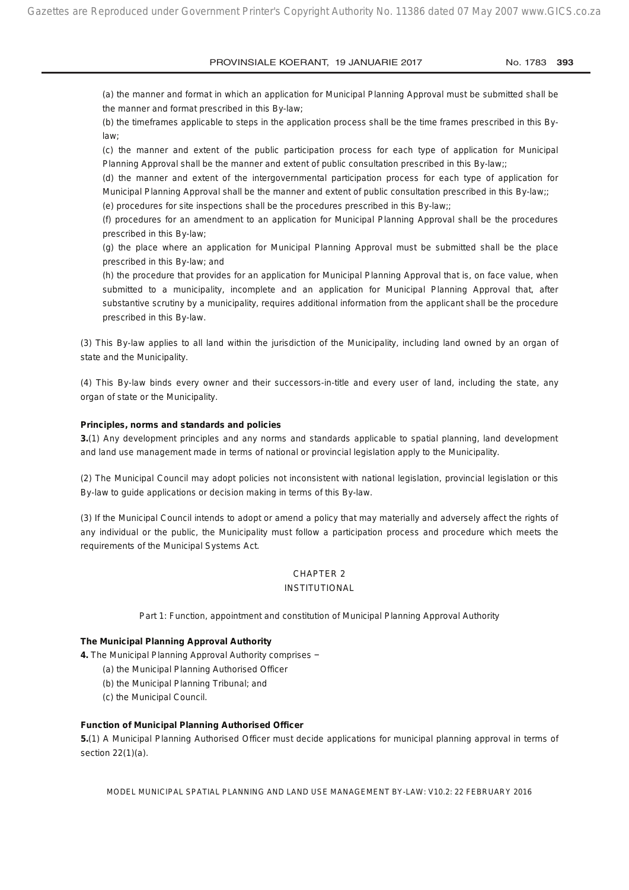(a) the manner and format in which an application for Municipal Planning Approval must be submitted shall be the manner and format prescribed in this By-law;

(b) the timeframes applicable to steps in the application process shall be the time frames prescribed in this By-law;

(c) the manner and extent of the public participation process for each type of application for Municipal Planning Approval shall be the manner and extent of public consultation prescribed in this By-law;;

(d) the manner and extent of the intergovernmental participation process for each type of application for Municipal Planning Approval shall be the manner and extent of public consultation prescribed in this By-law;;

(e) procedures for site inspections shall be the procedures prescribed in this By-law;;

(f) procedures for an amendment to an application for Municipal Planning Approval shall be the procedures prescribed in this By-law;

(g) the place where an application for Municipal Planning Approval must be submitted shall be the place prescribed in this By-law; and

(h) the procedure that provides for an application for Municipal Planning Approval that is, on face value, when submitted to a municipality, incomplete and an application for Municipal Planning Approval that, after substantive scrutiny by a municipality, requires additional information from the applicant shall be the procedure prescribed in this By-law.

(3) This By-law applies to all land within the jurisdiction of the Municipality, including land owned by an organ of state and the Municipality.

(4) This By-law binds every owner and their successors-in-title and every user of land, including the state, any organ of state or the Municipality.

**Principles, norms and standards and policies**

**3.**(1) Any development principles and any norms and standards applicable to spatial planning, land development and land use management made in terms of national or provincial legislation apply to the Municipality.

(2) The Municipal Council may adopt policies not inconsistent with national legislation, provincial legislation or this By-law to guide applications or decision making in terms of this By-law.

(3) If the Municipal Council intends to adopt or amend a policy that may materially and adversely affect the rights of any individual or the public, the Municipality must follow a participation process and procedure which meets the requirements of the Municipal Systems Act.

## CHAPTER 2
## INSTITUTIONAL

Part 1: Function, appointment and constitution of Municipal Planning Approval Authority

**The Municipal Planning Approval Authority**

**4.** The Municipal Planning Approval Authority comprises –

(a) the Municipal Planning Authorised Officer

(b) the Municipal Planning Tribunal; and

(c) the Municipal Council.

**Function of Municipal Planning Authorised Officer**

**5.**(1) A Municipal Planning Authorised Officer must decide applications for municipal planning approval in terms of section 22(1)(a).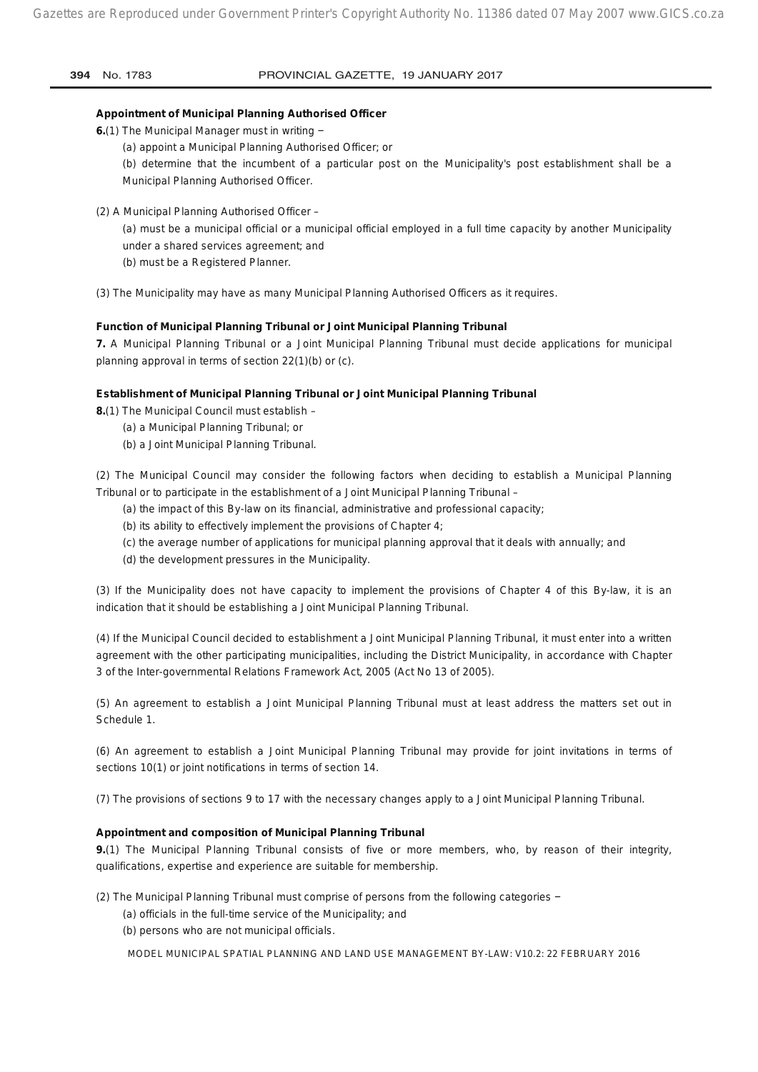**Appointment of Municipal Planning Authorised Officer**

**6.**(1) The Municipal Manager must in writing ‒

(a) appoint a Municipal Planning Authorised Officer; or

(b) determine that the incumbent of a particular post on the Municipality's post establishment shall be a Municipal Planning Authorised Officer.

(2) A Municipal Planning Authorised Officer –

(a) must be a municipal official or a municipal official employed in a full time capacity by another Municipality under a shared services agreement; and

(b) must be a Registered Planner.

(3) The Municipality may have as many Municipal Planning Authorised Officers as it requires.

**Function of Municipal Planning Tribunal or Joint Municipal Planning Tribunal**

**7.** A Municipal Planning Tribunal or a Joint Municipal Planning Tribunal must decide applications for municipal planning approval in terms of section 22(1)(b) or (c).

**Establishment of Municipal Planning Tribunal or Joint Municipal Planning Tribunal**

**8.**(1) The Municipal Council must establish –

(a) a Municipal Planning Tribunal; or

(b) a Joint Municipal Planning Tribunal.

(2) The Municipal Council may consider the following factors when deciding to establish a Municipal Planning Tribunal or to participate in the establishment of a Joint Municipal Planning Tribunal –

(a) the impact of this By-law on its financial, administrative and professional capacity;

(b) its ability to effectively implement the provisions of Chapter 4;

(c) the average number of applications for municipal planning approval that it deals with annually; and

(d) the development pressures in the Municipality.

(3) If the Municipality does not have capacity to implement the provisions of Chapter 4 of this By-law, it is an indication that it should be establishing a Joint Municipal Planning Tribunal.

(4) If the Municipal Council decided to establishment a Joint Municipal Planning Tribunal, it must enter into a written agreement with the other participating municipalities, including the District Municipality, in accordance with Chapter 3 of the Inter-governmental Relations Framework Act, 2005 (Act No 13 of 2005).

(5) An agreement to establish a Joint Municipal Planning Tribunal must at least address the matters set out in Schedule 1.

(6) An agreement to establish a Joint Municipal Planning Tribunal may provide for joint invitations in terms of sections 10(1) or joint notifications in terms of section 14.

(7) The provisions of sections 9 to 17 with the necessary changes apply to a Joint Municipal Planning Tribunal.

**Appointment and composition of Municipal Planning Tribunal**

**9.**(1) The Municipal Planning Tribunal consists of five or more members, who, by reason of their integrity, qualifications, expertise and experience are suitable for membership.

(2) The Municipal Planning Tribunal must comprise of persons from the following categories ‒

(a) officials in the full-time service of the Municipality; and

(b) persons who are not municipal officials.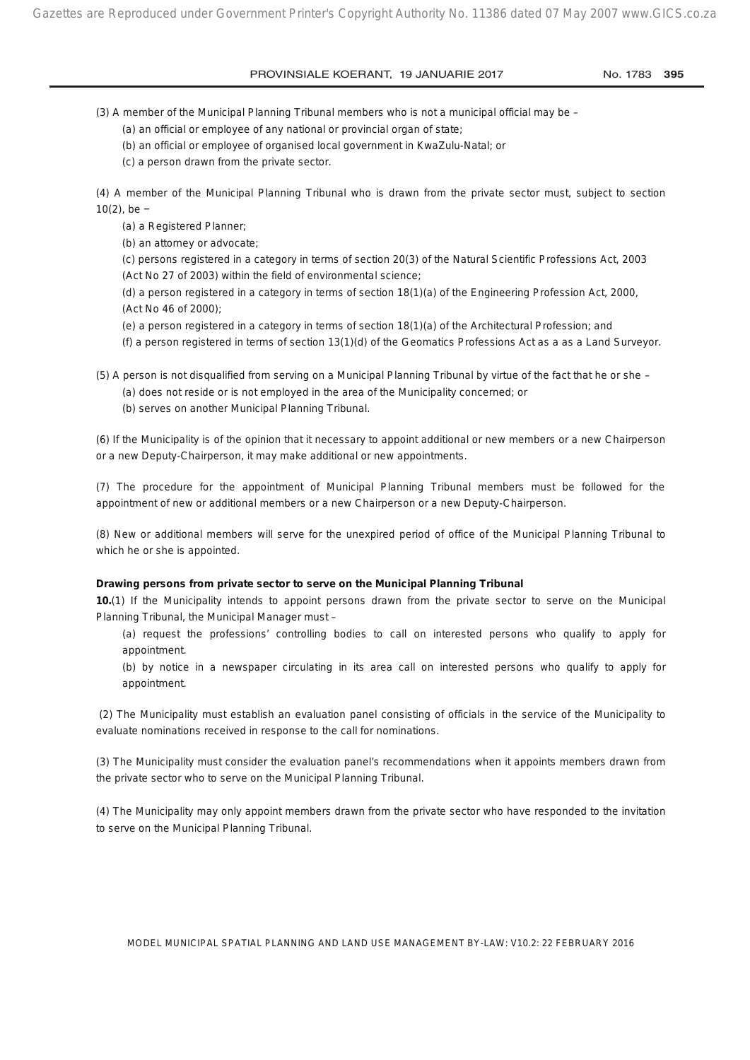(3) A member of the Municipal Planning Tribunal members who is not a municipal official may be –

(a) an official or employee of any national or provincial organ of state;

(b) an official or employee of organised local government in KwaZulu-Natal; or

(c) a person drawn from the private sector.

(4) A member of the Municipal Planning Tribunal who is drawn from the private sector must, subject to section 10(2), be –

(a) a Registered Planner;

(b) an attorney or advocate;

(c) persons registered in a category in terms of section 20(3) of the Natural Scientific Professions Act, 2003 (Act No 27 of 2003) within the field of environmental science;

(d) a person registered in a category in terms of section 18(1)(a) of the Engineering Profession Act, 2000, (Act No 46 of 2000);

(e) a person registered in a category in terms of section 18(1)(a) of the Architectural Profession; and

(f) a person registered in terms of section 13(1)(d) of the Geomatics Professions Act as a as a Land Surveyor.

(5) A person is not disqualified from serving on a Municipal Planning Tribunal by virtue of the fact that he or she –

(a) does not reside or is not employed in the area of the Municipality concerned; or

(b) serves on another Municipal Planning Tribunal.

(6) If the Municipality is of the opinion that it necessary to appoint additional or new members or a new Chairperson or a new Deputy-Chairperson, it may make additional or new appointments.

(7) The procedure for the appointment of Municipal Planning Tribunal members must be followed for the appointment of new or additional members or a new Chairperson or a new Deputy-Chairperson.

(8) New or additional members will serve for the unexpired period of office of the Municipal Planning Tribunal to which he or she is appointed.

**Drawing persons from private sector to serve on the Municipal Planning Tribunal**

**10.**(1) If the Municipality intends to appoint persons drawn from the private sector to serve on the Municipal Planning Tribunal, the Municipal Manager must –

(a) request the professions' controlling bodies to call on interested persons who qualify to apply for appointment.

(b) by notice in a newspaper circulating in its area call on interested persons who qualify to apply for appointment.

(2) The Municipality must establish an evaluation panel consisting of officials in the service of the Municipality to evaluate nominations received in response to the call for nominations.

(3) The Municipality must consider the evaluation panel's recommendations when it appoints members drawn from the private sector who to serve on the Municipal Planning Tribunal.

(4) The Municipality may only appoint members drawn from the private sector who have responded to the invitation to serve on the Municipal Planning Tribunal.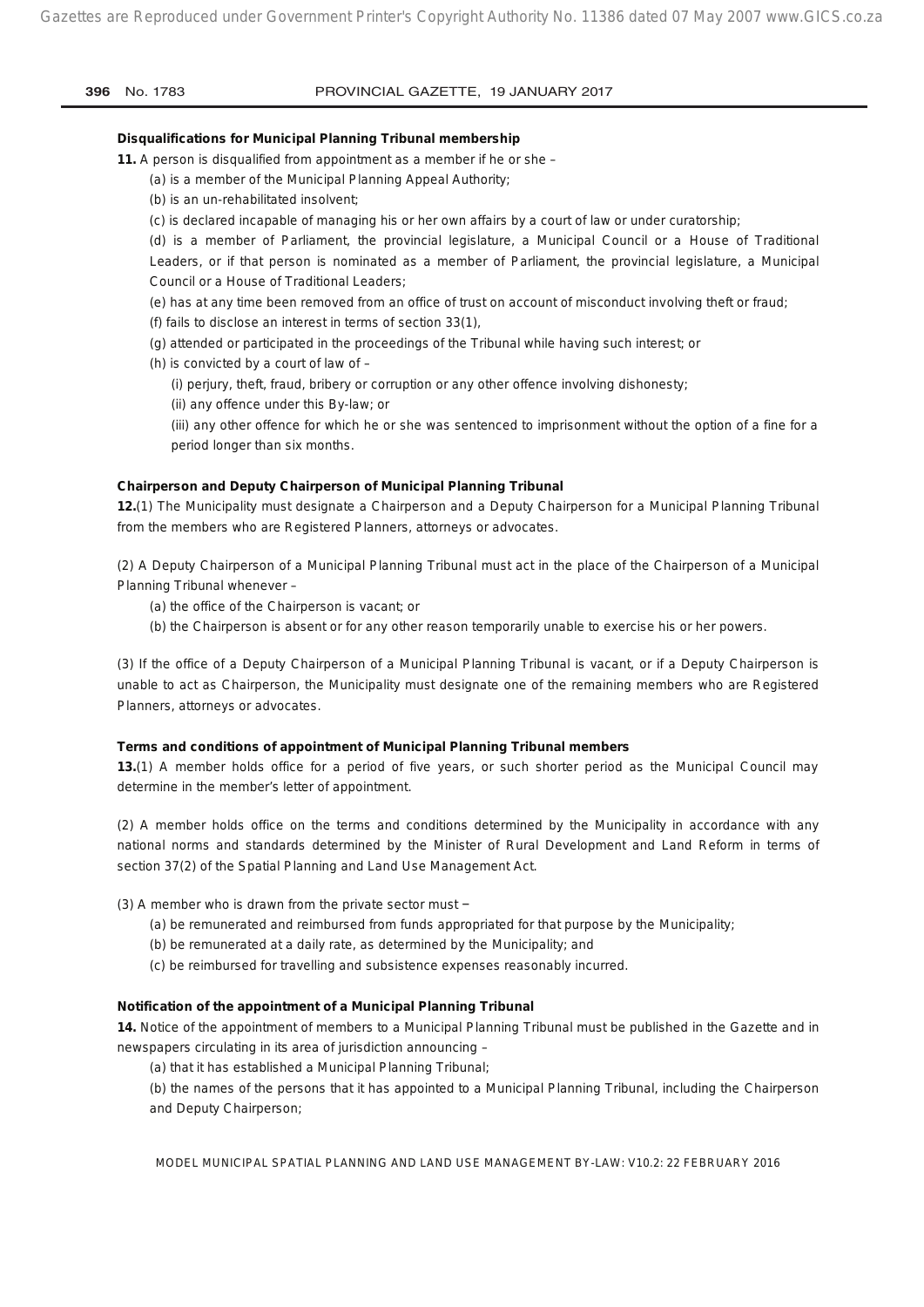**Disqualifications for Municipal Planning Tribunal membership**

**11.** A person is disqualified from appointment as a member if he or she –

(a) is a member of the Municipal Planning Appeal Authority;

(b) is an un-rehabilitated insolvent;

(c) is declared incapable of managing his or her own affairs by a court of law or under curatorship;

(d) is a member of Parliament, the provincial legislature, a Municipal Council or a House of Traditional Leaders, or if that person is nominated as a member of Parliament, the provincial legislature, a Municipal Council or a House of Traditional Leaders;

(e) has at any time been removed from an office of trust on account of misconduct involving theft or fraud;

(f) fails to disclose an interest in terms of section 33(1),

(g) attended or participated in the proceedings of the Tribunal while having such interest; or

(h) is convicted by a court of law of –

(i) perjury, theft, fraud, bribery or corruption or any other offence involving dishonesty;

(ii) any offence under this By-law; or

(iii) any other offence for which he or she was sentenced to imprisonment without the option of a fine for a period longer than six months.

**Chairperson and Deputy Chairperson of Municipal Planning Tribunal**

**12.**(1) The Municipality must designate a Chairperson and a Deputy Chairperson for a Municipal Planning Tribunal from the members who are Registered Planners, attorneys or advocates.

(2) A Deputy Chairperson of a Municipal Planning Tribunal must act in the place of the Chairperson of a Municipal Planning Tribunal whenever –

(a) the office of the Chairperson is vacant; or

(b) the Chairperson is absent or for any other reason temporarily unable to exercise his or her powers.

(3) If the office of a Deputy Chairperson of a Municipal Planning Tribunal is vacant, or if a Deputy Chairperson is unable to act as Chairperson, the Municipality must designate one of the remaining members who are Registered Planners, attorneys or advocates.

**Terms and conditions of appointment of Municipal Planning Tribunal members**

**13.**(1) A member holds office for a period of five years, or such shorter period as the Municipal Council may determine in the member's letter of appointment.

(2) A member holds office on the terms and conditions determined by the Municipality in accordance with any national norms and standards determined by the Minister of Rural Development and Land Reform in terms of section 37(2) of the Spatial Planning and Land Use Management Act.

(3) A member who is drawn from the private sector must ‒

(a) be remunerated and reimbursed from funds appropriated for that purpose by the Municipality;

(b) be remunerated at a daily rate, as determined by the Municipality; and

(c) be reimbursed for travelling and subsistence expenses reasonably incurred.

**Notification of the appointment of a Municipal Planning Tribunal**

**14.** Notice of the appointment of members to a Municipal Planning Tribunal must be published in the Gazette and in newspapers circulating in its area of jurisdiction announcing –

(a) that it has established a Municipal Planning Tribunal;

(b) the names of the persons that it has appointed to a Municipal Planning Tribunal, including the Chairperson and Deputy Chairperson;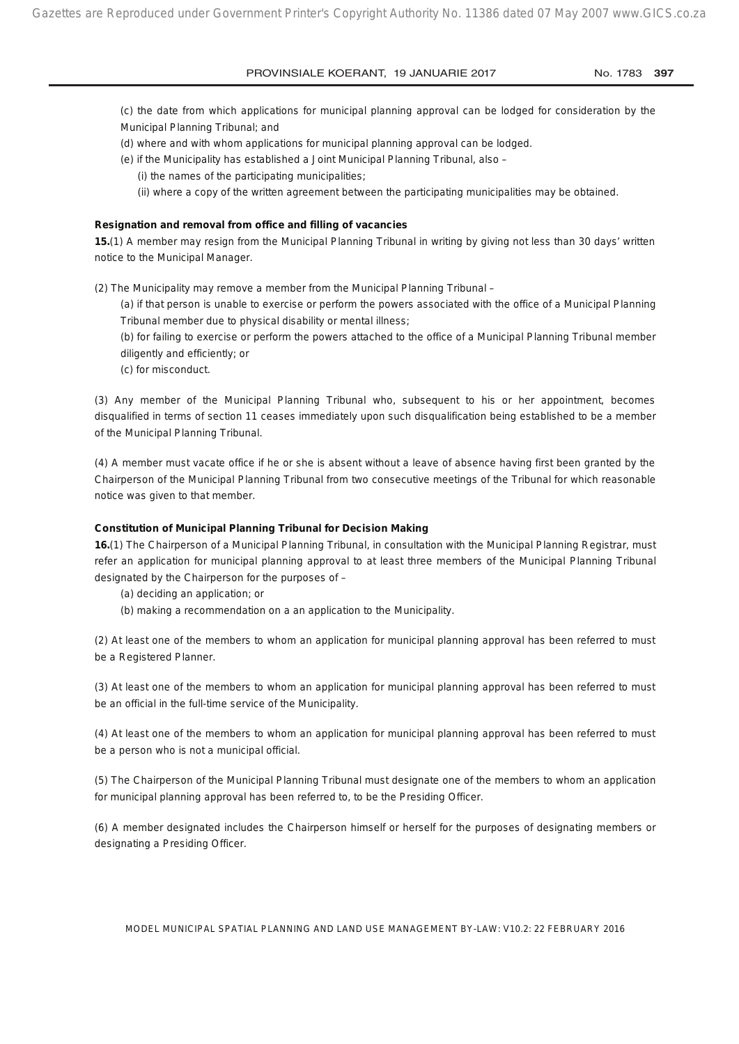(c) the date from which applications for municipal planning approval can be lodged for consideration by the Municipal Planning Tribunal; and

(d) where and with whom applications for municipal planning approval can be lodged.

(e) if the Municipality has established a Joint Municipal Planning Tribunal, also –

(i) the names of the participating municipalities;

(ii) where a copy of the written agreement between the participating municipalities may be obtained.

**Resignation and removal from office and filling of vacancies**

**15.**(1) A member may resign from the Municipal Planning Tribunal in writing by giving not less than 30 days' written notice to the Municipal Manager.

(2) The Municipality may remove a member from the Municipal Planning Tribunal –

(a) if that person is unable to exercise or perform the powers associated with the office of a Municipal Planning Tribunal member due to physical disability or mental illness;

(b) for failing to exercise or perform the powers attached to the office of a Municipal Planning Tribunal member diligently and efficiently; or

(c) for misconduct.

(3) Any member of the Municipal Planning Tribunal who, subsequent to his or her appointment, becomes disqualified in terms of section 11 ceases immediately upon such disqualification being established to be a member of the Municipal Planning Tribunal.

(4) A member must vacate office if he or she is absent without a leave of absence having first been granted by the Chairperson of the Municipal Planning Tribunal from two consecutive meetings of the Tribunal for which reasonable notice was given to that member.

**Constitution of Municipal Planning Tribunal for Decision Making**

**16.**(1) The Chairperson of a Municipal Planning Tribunal, in consultation with the Municipal Planning Registrar, must refer an application for municipal planning approval to at least three members of the Municipal Planning Tribunal designated by the Chairperson for the purposes of –

(a) deciding an application; or

(b) making a recommendation on a an application to the Municipality.

(2) At least one of the members to whom an application for municipal planning approval has been referred to must be a Registered Planner.

(3) At least one of the members to whom an application for municipal planning approval has been referred to must be an official in the full-time service of the Municipality.

(4) At least one of the members to whom an application for municipal planning approval has been referred to must be a person who is not a municipal official.

(5) The Chairperson of the Municipal Planning Tribunal must designate one of the members to whom an application for municipal planning approval has been referred to, to be the Presiding Officer.

(6) A member designated includes the Chairperson himself or herself for the purposes of designating members or designating a Presiding Officer.

MODEL MUNICIPAL SPATIAL PLANNING AND LAND USE MANAGEMENT BY-LAW: V10.2: 22 FEBRUARY 2016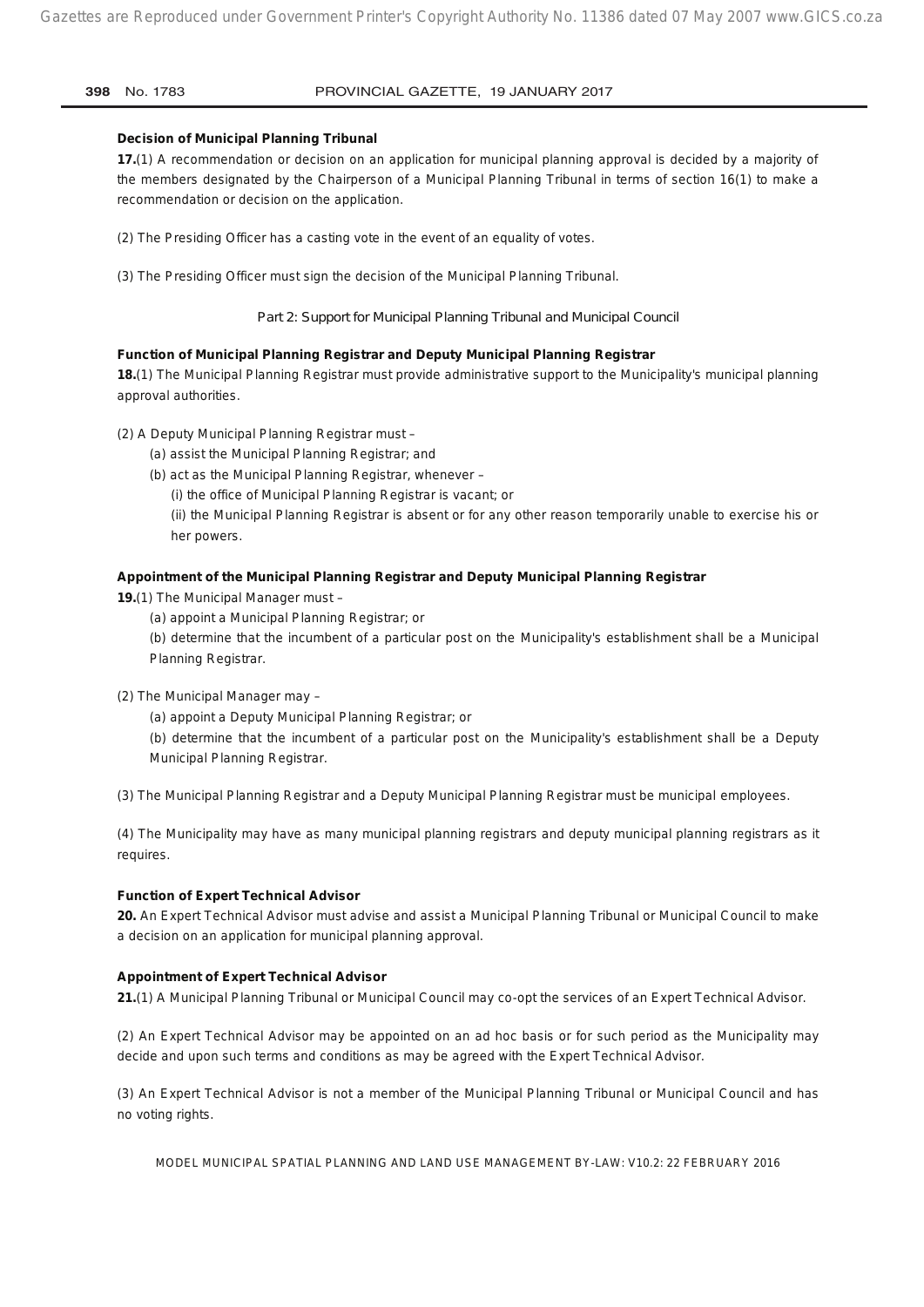**Decision of Municipal Planning Tribunal**

**17.**(1) A recommendation or decision on an application for municipal planning approval is decided by a majority of the members designated by the Chairperson of a Municipal Planning Tribunal in terms of section 16(1) to make a recommendation or decision on the application.

(2) The Presiding Officer has a casting vote in the event of an equality of votes.

(3) The Presiding Officer must sign the decision of the Municipal Planning Tribunal.

## Part 2: Support for Municipal Planning Tribunal and Municipal Council

**Function of Municipal Planning Registrar and Deputy Municipal Planning Registrar**

**18.**(1) The Municipal Planning Registrar must provide administrative support to the Municipality's municipal planning approval authorities.

(2) A Deputy Municipal Planning Registrar must –

(a) assist the Municipal Planning Registrar; and

(b) act as the Municipal Planning Registrar, whenever –

(i) the office of Municipal Planning Registrar is vacant; or

(ii) the Municipal Planning Registrar is absent or for any other reason temporarily unable to exercise his or her powers.

**Appointment of the Municipal Planning Registrar and Deputy Municipal Planning Registrar**

**19.**(1) The Municipal Manager must –

(a) appoint a Municipal Planning Registrar; or

(b) determine that the incumbent of a particular post on the Municipality's establishment shall be a Municipal Planning Registrar.

(2) The Municipal Manager may –

(a) appoint a Deputy Municipal Planning Registrar; or

(b) determine that the incumbent of a particular post on the Municipality's establishment shall be a Deputy Municipal Planning Registrar.

(3) The Municipal Planning Registrar and a Deputy Municipal Planning Registrar must be municipal employees.

(4) The Municipality may have as many municipal planning registrars and deputy municipal planning registrars as it requires.

**Function of Expert Technical Advisor**

**20.** An Expert Technical Advisor must advise and assist a Municipal Planning Tribunal or Municipal Council to make a decision on an application for municipal planning approval.

**Appointment of Expert Technical Advisor**

**21.**(1) A Municipal Planning Tribunal or Municipal Council may co-opt the services of an Expert Technical Advisor.

(2) An Expert Technical Advisor may be appointed on an ad hoc basis or for such period as the Municipality may decide and upon such terms and conditions as may be agreed with the Expert Technical Advisor.

(3) An Expert Technical Advisor is not a member of the Municipal Planning Tribunal or Municipal Council and has no voting rights.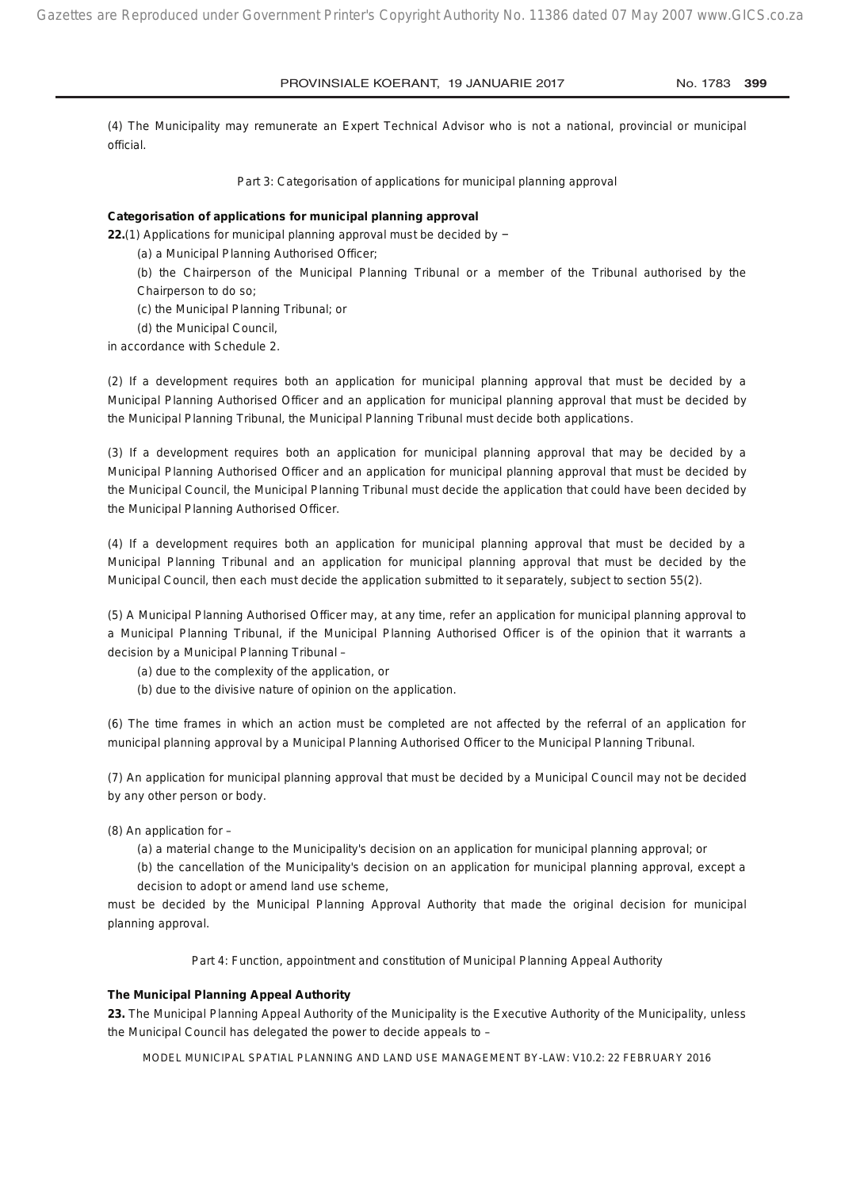(4) The Municipality may remunerate an Expert Technical Advisor who is not a national, provincial or municipal official.

Part 3: Categorisation of applications for municipal planning approval

**Categorisation of applications for municipal planning approval**

**22.**(1) Applications for municipal planning approval must be decided by –

(a) a Municipal Planning Authorised Officer;

(b) the Chairperson of the Municipal Planning Tribunal or a member of the Tribunal authorised by the Chairperson to do so;

(c) the Municipal Planning Tribunal; or

(d) the Municipal Council,

in accordance with Schedule 2.

(2) If a development requires both an application for municipal planning approval that must be decided by a Municipal Planning Authorised Officer and an application for municipal planning approval that must be decided by the Municipal Planning Tribunal, the Municipal Planning Tribunal must decide both applications.

(3) If a development requires both an application for municipal planning approval that may be decided by a Municipal Planning Authorised Officer and an application for municipal planning approval that must be decided by the Municipal Council, the Municipal Planning Tribunal must decide the application that could have been decided by the Municipal Planning Authorised Officer.

(4) If a development requires both an application for municipal planning approval that must be decided by a Municipal Planning Tribunal and an application for municipal planning approval that must be decided by the Municipal Council, then each must decide the application submitted to it separately, subject to section 55(2).

(5) A Municipal Planning Authorised Officer may, at any time, refer an application for municipal planning approval to a Municipal Planning Tribunal, if the Municipal Planning Authorised Officer is of the opinion that it warrants a decision by a Municipal Planning Tribunal –

(a) due to the complexity of the application, or

(b) due to the divisive nature of opinion on the application.

(6) The time frames in which an action must be completed are not affected by the referral of an application for municipal planning approval by a Municipal Planning Authorised Officer to the Municipal Planning Tribunal.

(7) An application for municipal planning approval that must be decided by a Municipal Council may not be decided by any other person or body.

(8) An application for –

(a) a material change to the Municipality's decision on an application for municipal planning approval; or

(b) the cancellation of the Municipality's decision on an application for municipal planning approval, except a decision to adopt or amend land use scheme,

must be decided by the Municipal Planning Approval Authority that made the original decision for municipal planning approval.

Part 4: Function, appointment and constitution of Municipal Planning Appeal Authority

**The Municipal Planning Appeal Authority**

**23.** The Municipal Planning Appeal Authority of the Municipality is the Executive Authority of the Municipality, unless the Municipal Council has delegated the power to decide appeals to –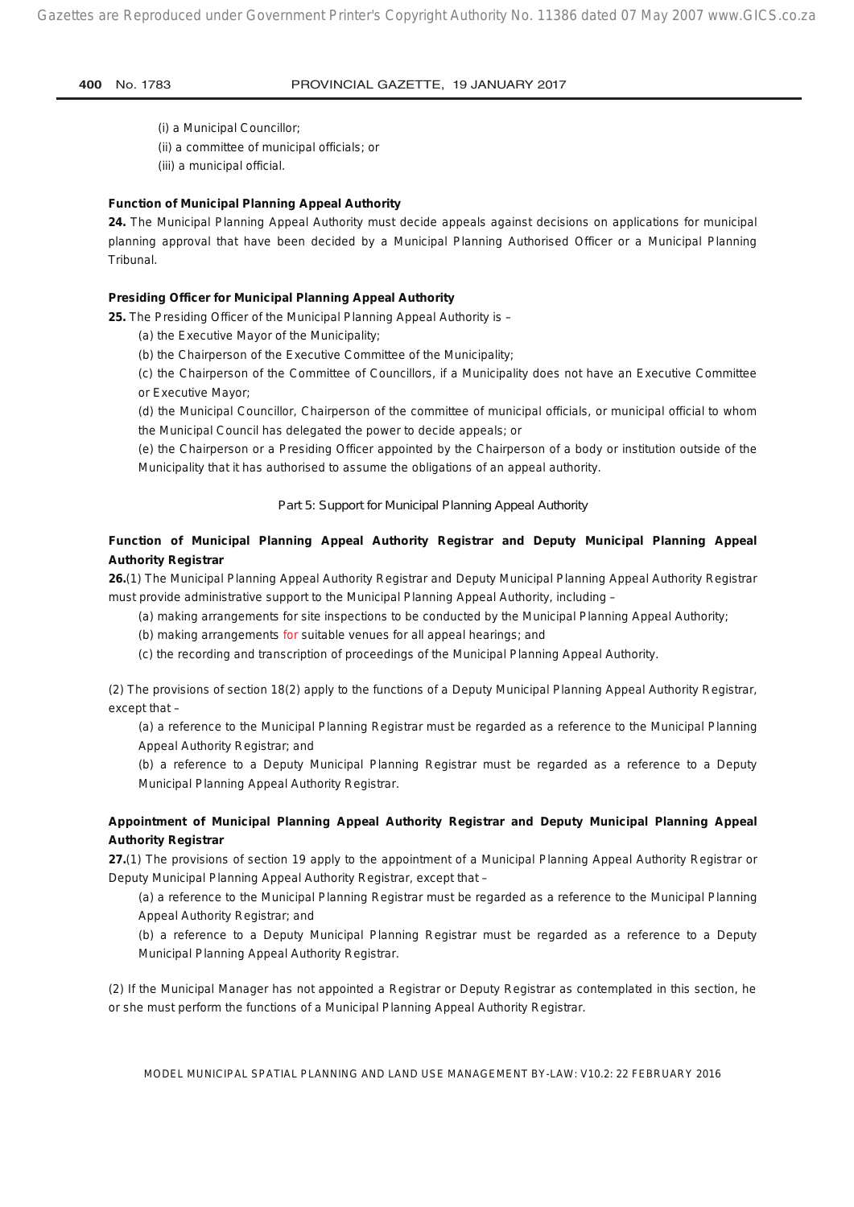(i) a Municipal Councillor;

(ii) a committee of municipal officials; or

(iii) a municipal official.

**Function of Municipal Planning Appeal Authority**

**24.** The Municipal Planning Appeal Authority must decide appeals against decisions on applications for municipal planning approval that have been decided by a Municipal Planning Authorised Officer or a Municipal Planning Tribunal.

**Presiding Officer for Municipal Planning Appeal Authority**

**25.** The Presiding Officer of the Municipal Planning Appeal Authority is –

(a) the Executive Mayor of the Municipality;

(b) the Chairperson of the Executive Committee of the Municipality;

(c) the Chairperson of the Committee of Councillors, if a Municipality does not have an Executive Committee or Executive Mayor;

(d) the Municipal Councillor, Chairperson of the committee of municipal officials, or municipal official to whom the Municipal Council has delegated the power to decide appeals; or

(e) the Chairperson or a Presiding Officer appointed by the Chairperson of a body or institution outside of the Municipality that it has authorised to assume the obligations of an appeal authority.

## Part 5: Support for Municipal Planning Appeal Authority

**Function of Municipal Planning Appeal Authority Registrar and Deputy Municipal Planning Appeal Authority Registrar**

**26.**(1) The Municipal Planning Appeal Authority Registrar and Deputy Municipal Planning Appeal Authority Registrar must provide administrative support to the Municipal Planning Appeal Authority, including –

(a) making arrangements for site inspections to be conducted by the Municipal Planning Appeal Authority;

(b) making arrangements for suitable venues for all appeal hearings; and

(c) the recording and transcription of proceedings of the Municipal Planning Appeal Authority.

(2) The provisions of section 18(2) apply to the functions of a Deputy Municipal Planning Appeal Authority Registrar, except that –

(a) a reference to the Municipal Planning Registrar must be regarded as a reference to the Municipal Planning Appeal Authority Registrar; and

(b) a reference to a Deputy Municipal Planning Registrar must be regarded as a reference to a Deputy Municipal Planning Appeal Authority Registrar.

**Appointment of Municipal Planning Appeal Authority Registrar and Deputy Municipal Planning Appeal Authority Registrar**

**27.**(1) The provisions of section 19 apply to the appointment of a Municipal Planning Appeal Authority Registrar or Deputy Municipal Planning Appeal Authority Registrar, except that –

(a) a reference to the Municipal Planning Registrar must be regarded as a reference to the Municipal Planning Appeal Authority Registrar; and

(b) a reference to a Deputy Municipal Planning Registrar must be regarded as a reference to a Deputy Municipal Planning Appeal Authority Registrar.

(2) If the Municipal Manager has not appointed a Registrar or Deputy Registrar as contemplated in this section, he or she must perform the functions of a Municipal Planning Appeal Authority Registrar.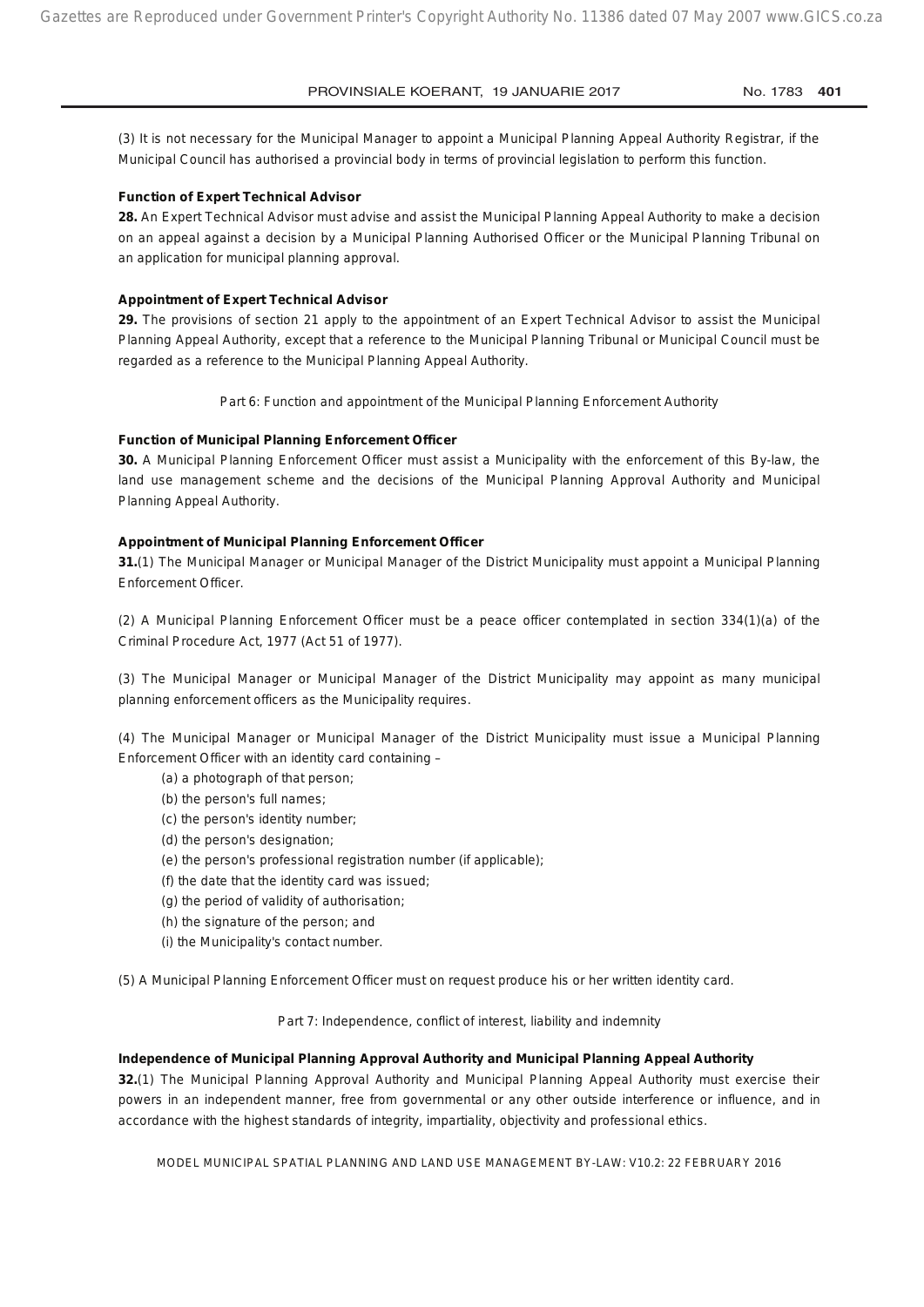(3) It is not necessary for the Municipal Manager to appoint a Municipal Planning Appeal Authority Registrar, if the Municipal Council has authorised a provincial body in terms of provincial legislation to perform this function.

**Function of Expert Technical Advisor**

**28.** An Expert Technical Advisor must advise and assist the Municipal Planning Appeal Authority to make a decision on an appeal against a decision by a Municipal Planning Authorised Officer or the Municipal Planning Tribunal on an application for municipal planning approval.

**Appointment of Expert Technical Advisor**

**29.** The provisions of section 21 apply to the appointment of an Expert Technical Advisor to assist the Municipal Planning Appeal Authority, except that a reference to the Municipal Planning Tribunal or Municipal Council must be regarded as a reference to the Municipal Planning Appeal Authority.

Part 6: Function and appointment of the Municipal Planning Enforcement Authority

**Function of Municipal Planning Enforcement Officer**

**30.** A Municipal Planning Enforcement Officer must assist a Municipality with the enforcement of this By-law, the land use management scheme and the decisions of the Municipal Planning Approval Authority and Municipal Planning Appeal Authority.

**Appointment of Municipal Planning Enforcement Officer**

**31.**(1) The Municipal Manager or Municipal Manager of the District Municipality must appoint a Municipal Planning Enforcement Officer.

(2) A Municipal Planning Enforcement Officer must be a peace officer contemplated in section 334(1)(a) of the Criminal Procedure Act, 1977 (Act 51 of 1977).

(3) The Municipal Manager or Municipal Manager of the District Municipality may appoint as many municipal planning enforcement officers as the Municipality requires.

(4) The Municipal Manager or Municipal Manager of the District Municipality must issue a Municipal Planning Enforcement Officer with an identity card containing –

- (a) a photograph of that person;
- (b) the person's full names;
- (c) the person's identity number;
- (d) the person's designation;
- (e) the person's professional registration number (if applicable);
- (f) the date that the identity card was issued;
- (g) the period of validity of authorisation;
- (h) the signature of the person; and
- (i) the Municipality's contact number.

(5) A Municipal Planning Enforcement Officer must on request produce his or her written identity card.

Part 7: Independence, conflict of interest, liability and indemnity

**Independence of Municipal Planning Approval Authority and Municipal Planning Appeal Authority**

**32.**(1) The Municipal Planning Approval Authority and Municipal Planning Appeal Authority must exercise their powers in an independent manner, free from governmental or any other outside interference or influence, and in accordance with the highest standards of integrity, impartiality, objectivity and professional ethics.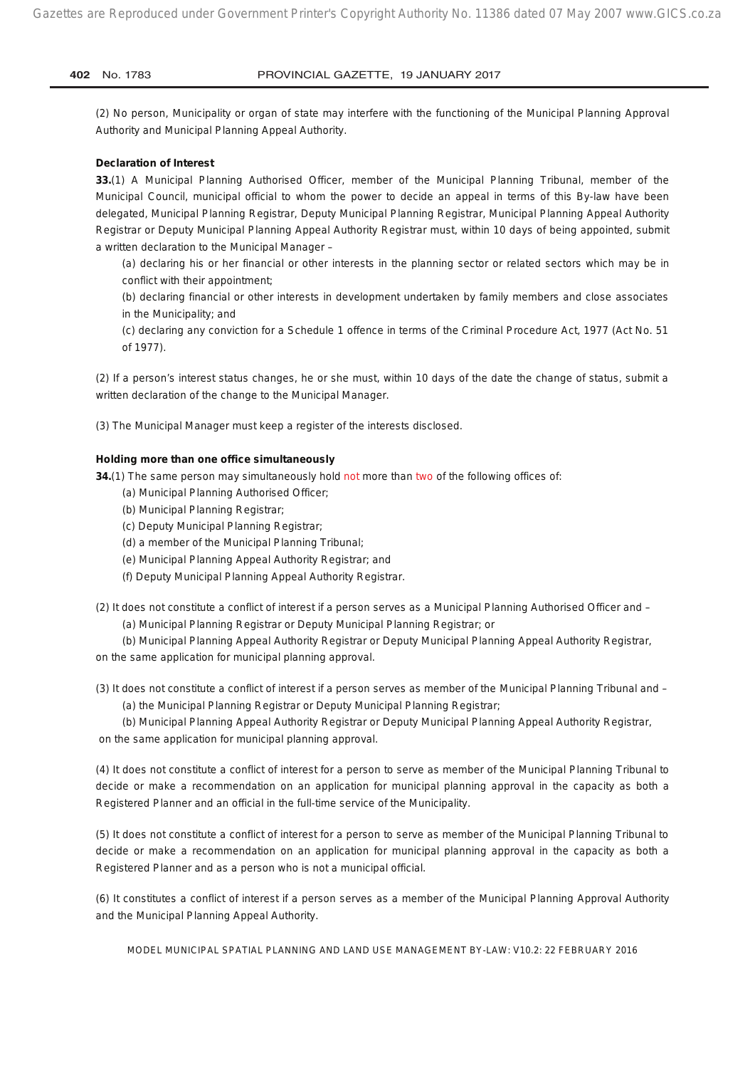(2) No person, Municipality or organ of state may interfere with the functioning of the Municipal Planning Approval Authority and Municipal Planning Appeal Authority.

**Declaration of Interest**

**33.**(1) A Municipal Planning Authorised Officer, member of the Municipal Planning Tribunal, member of the Municipal Council, municipal official to whom the power to decide an appeal in terms of this By-law have been delegated, Municipal Planning Registrar, Deputy Municipal Planning Registrar, Municipal Planning Appeal Authority Registrar or Deputy Municipal Planning Appeal Authority Registrar must, within 10 days of being appointed, submit a written declaration to the Municipal Manager –

(a) declaring his or her financial or other interests in the planning sector or related sectors which may be in conflict with their appointment;

(b) declaring financial or other interests in development undertaken by family members and close associates in the Municipality; and

(c) declaring any conviction for a Schedule 1 offence in terms of the Criminal Procedure Act, 1977 (Act No. 51 of 1977).

(2) If a person's interest status changes, he or she must, within 10 days of the date the change of status, submit a written declaration of the change to the Municipal Manager.

(3) The Municipal Manager must keep a register of the interests disclosed.

**Holding more than one office simultaneously**

**34.**(1) The same person may simultaneously hold not more than two of the following offices of:

(a) Municipal Planning Authorised Officer;

(b) Municipal Planning Registrar;

(c) Deputy Municipal Planning Registrar;

(d) a member of the Municipal Planning Tribunal;

(e) Municipal Planning Appeal Authority Registrar; and

(f) Deputy Municipal Planning Appeal Authority Registrar.

(2) It does not constitute a conflict of interest if a person serves as a Municipal Planning Authorised Officer and –

(a) Municipal Planning Registrar or Deputy Municipal Planning Registrar; or

(b) Municipal Planning Appeal Authority Registrar or Deputy Municipal Planning Appeal Authority Registrar,

on the same application for municipal planning approval.

(3) It does not constitute a conflict of interest if a person serves as member of the Municipal Planning Tribunal and –

(a) the Municipal Planning Registrar or Deputy Municipal Planning Registrar;

(b) Municipal Planning Appeal Authority Registrar or Deputy Municipal Planning Appeal Authority Registrar,

on the same application for municipal planning approval.

(4) It does not constitute a conflict of interest for a person to serve as member of the Municipal Planning Tribunal to decide or make a recommendation on an application for municipal planning approval in the capacity as both a Registered Planner and an official in the full-time service of the Municipality.

(5) It does not constitute a conflict of interest for a person to serve as member of the Municipal Planning Tribunal to decide or make a recommendation on an application for municipal planning approval in the capacity as both a Registered Planner and as a person who is not a municipal official.

(6) It constitutes a conflict of interest if a person serves as a member of the Municipal Planning Approval Authority and the Municipal Planning Appeal Authority.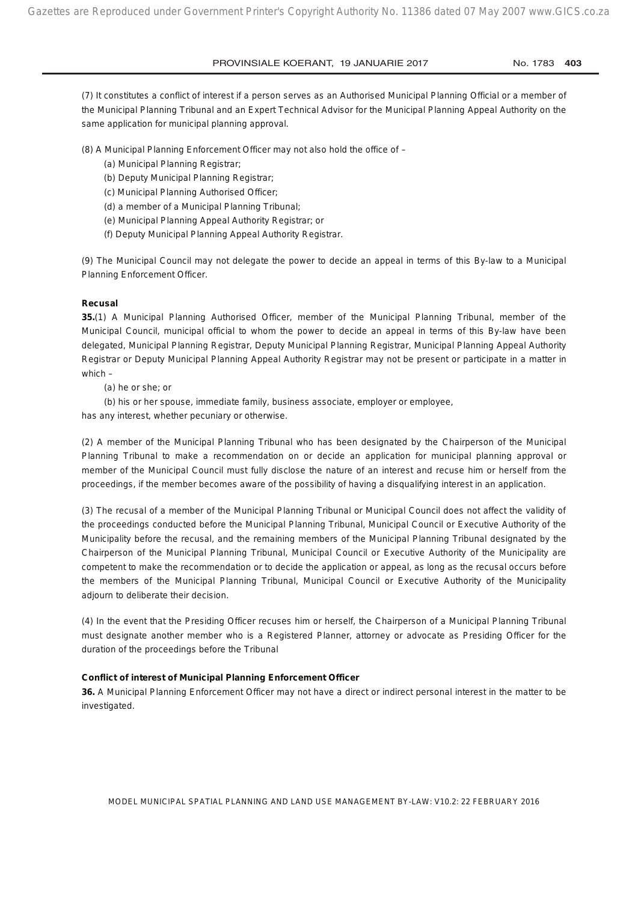(7) It constitutes a conflict of interest if a person serves as an Authorised Municipal Planning Official or a member of the Municipal Planning Tribunal and an Expert Technical Advisor for the Municipal Planning Appeal Authority on the same application for municipal planning approval.

(8) A Municipal Planning Enforcement Officer may not also hold the office of –

(a) Municipal Planning Registrar;
(b) Deputy Municipal Planning Registrar;
(c) Municipal Planning Authorised Officer;
(d) a member of a Municipal Planning Tribunal;
(e) Municipal Planning Appeal Authority Registrar; or
(f) Deputy Municipal Planning Appeal Authority Registrar.

(9) The Municipal Council may not delegate the power to decide an appeal in terms of this By-law to a Municipal Planning Enforcement Officer.

**Recusal**

**35.**(1) A Municipal Planning Authorised Officer, member of the Municipal Planning Tribunal, member of the Municipal Council, municipal official to whom the power to decide an appeal in terms of this By-law have been delegated, Municipal Planning Registrar, Deputy Municipal Planning Registrar, Municipal Planning Appeal Authority Registrar or Deputy Municipal Planning Appeal Authority Registrar may not be present or participate in a matter in which –

(a) he or she; or

(b) his or her spouse, immediate family, business associate, employer or employee,

has any interest, whether pecuniary or otherwise.

(2) A member of the Municipal Planning Tribunal who has been designated by the Chairperson of the Municipal Planning Tribunal to make a recommendation on or decide an application for municipal planning approval or member of the Municipal Council must fully disclose the nature of an interest and recuse him or herself from the proceedings, if the member becomes aware of the possibility of having a disqualifying interest in an application.

(3) The recusal of a member of the Municipal Planning Tribunal or Municipal Council does not affect the validity of the proceedings conducted before the Municipal Planning Tribunal, Municipal Council or Executive Authority of the Municipality before the recusal, and the remaining members of the Municipal Planning Tribunal designated by the Chairperson of the Municipal Planning Tribunal, Municipal Council or Executive Authority of the Municipality are competent to make the recommendation or to decide the application or appeal, as long as the recusal occurs before the members of the Municipal Planning Tribunal, Municipal Council or Executive Authority of the Municipality adjourn to deliberate their decision.

(4) In the event that the Presiding Officer recuses him or herself, the Chairperson of a Municipal Planning Tribunal must designate another member who is a Registered Planner, attorney or advocate as Presiding Officer for the duration of the proceedings before the Tribunal

**Conflict of interest of Municipal Planning Enforcement Officer**

**36.** A Municipal Planning Enforcement Officer may not have a direct or indirect personal interest in the matter to be investigated.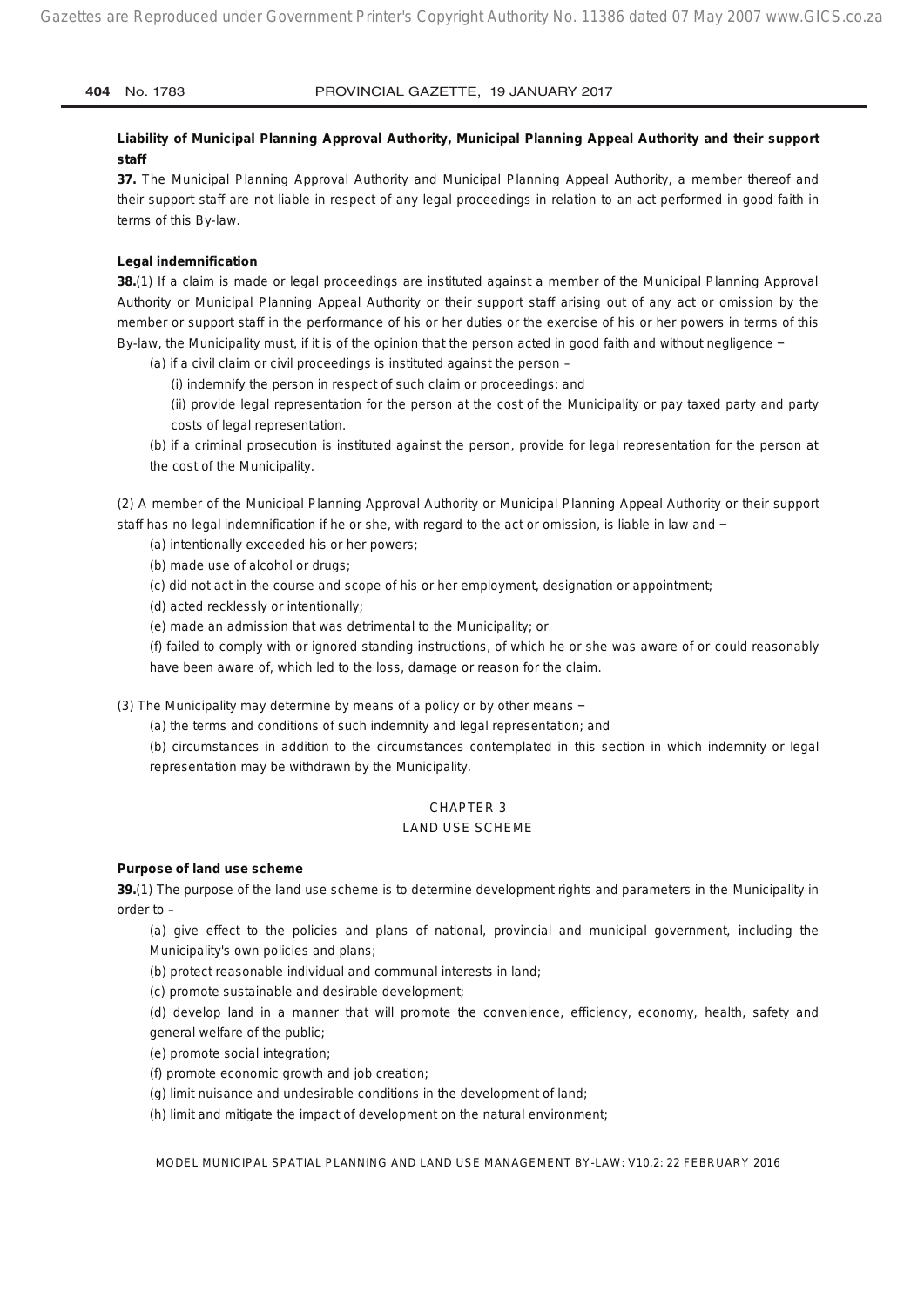**Liability of Municipal Planning Approval Authority, Municipal Planning Appeal Authority and their support staff**

**37.** The Municipal Planning Approval Authority and Municipal Planning Appeal Authority, a member thereof and their support staff are not liable in respect of any legal proceedings in relation to an act performed in good faith in terms of this By-law.

**Legal indemnification**

**38.**(1) If a claim is made or legal proceedings are instituted against a member of the Municipal Planning Approval Authority or Municipal Planning Appeal Authority or their support staff arising out of any act or omission by the member or support staff in the performance of his or her duties or the exercise of his or her powers in terms of this By-law, the Municipality must, if it is of the opinion that the person acted in good faith and without negligence ‒

(a) if a civil claim or civil proceedings is instituted against the person –

(i) indemnify the person in respect of such claim or proceedings; and

(ii) provide legal representation for the person at the cost of the Municipality or pay taxed party and party costs of legal representation.

(b) if a criminal prosecution is instituted against the person, provide for legal representation for the person at the cost of the Municipality.

(2) A member of the Municipal Planning Approval Authority or Municipal Planning Appeal Authority or their support staff has no legal indemnification if he or she, with regard to the act or omission, is liable in law and ‒

(a) intentionally exceeded his or her powers;

(b) made use of alcohol or drugs;

(c) did not act in the course and scope of his or her employment, designation or appointment;

(d) acted recklessly or intentionally;

(e) made an admission that was detrimental to the Municipality; or

(f) failed to comply with or ignored standing instructions, of which he or she was aware of or could reasonably have been aware of, which led to the loss, damage or reason for the claim.

(3) The Municipality may determine by means of a policy or by other means ‒

(a) the terms and conditions of such indemnity and legal representation; and

(b) circumstances in addition to the circumstances contemplated in this section in which indemnity or legal representation may be withdrawn by the Municipality.

## CHAPTER 3
## LAND USE SCHEME

**Purpose of land use scheme**

**39.**(1) The purpose of the land use scheme is to determine development rights and parameters in the Municipality in order to –

(a) give effect to the policies and plans of national, provincial and municipal government, including the Municipality's own policies and plans;

(b) protect reasonable individual and communal interests in land;

(c) promote sustainable and desirable development;

(d) develop land in a manner that will promote the convenience, efficiency, economy, health, safety and general welfare of the public;

(e) promote social integration;

(f) promote economic growth and job creation;

(g) limit nuisance and undesirable conditions in the development of land;

(h) limit and mitigate the impact of development on the natural environment;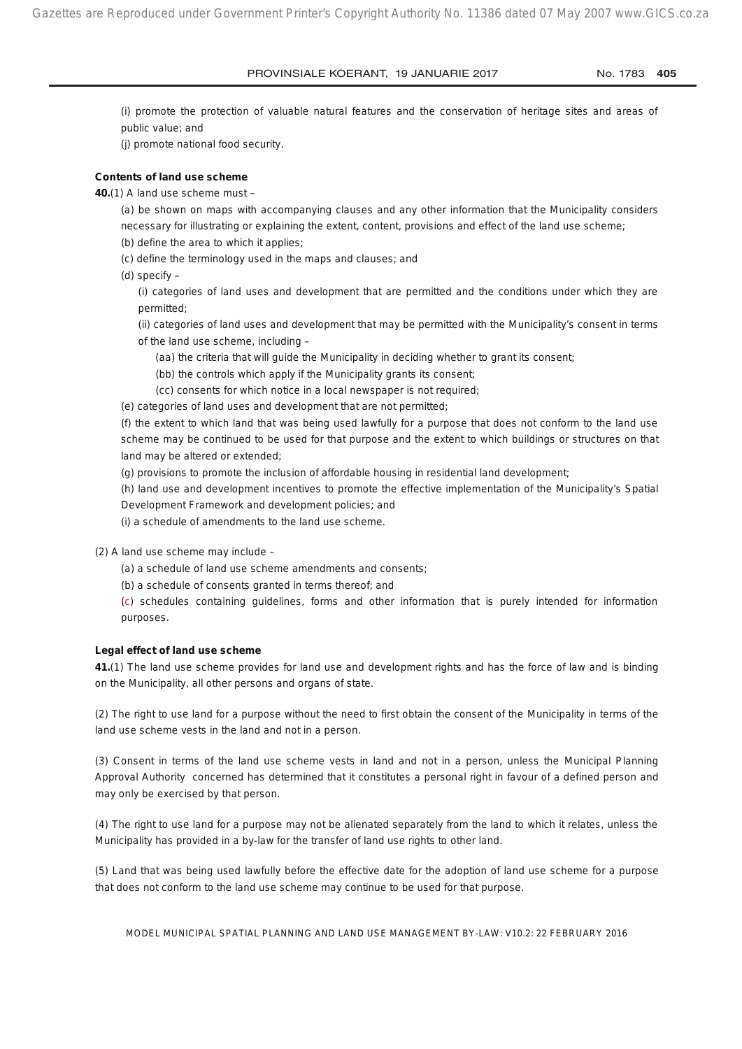(i) promote the protection of valuable natural features and the conservation of heritage sites and areas of public value; and

(j) promote national food security.

**Contents of land use scheme**

**40.**(1) A land use scheme must –

(a) be shown on maps with accompanying clauses and any other information that the Municipality considers necessary for illustrating or explaining the extent, content, provisions and effect of the land use scheme;

(b) define the area to which it applies;

(c) define the terminology used in the maps and clauses; and

(d) specify –

(i) categories of land uses and development that are permitted and the conditions under which they are permitted;

(ii) categories of land uses and development that may be permitted with the Municipality's consent in terms of the land use scheme, including –

(aa) the criteria that will guide the Municipality in deciding whether to grant its consent;

(bb) the controls which apply if the Municipality grants its consent;

(cc) consents for which notice in a local newspaper is not required;

(e) categories of land uses and development that are not permitted;

(f) the extent to which land that was being used lawfully for a purpose that does not conform to the land use scheme may be continued to be used for that purpose and the extent to which buildings or structures on that land may be altered or extended;

(g) provisions to promote the inclusion of affordable housing in residential land development;

(h) land use and development incentives to promote the effective implementation of the Municipality's Spatial Development Framework and development policies; and

(i) a schedule of amendments to the land use scheme.

(2) A land use scheme may include –

(a) a schedule of land use scheme amendments and consents;

(b) a schedule of consents granted in terms thereof; and

(c) schedules containing guidelines, forms and other information that is purely intended for information purposes.

**Legal effect of land use scheme**

**41.**(1) The land use scheme provides for land use and development rights and has the force of law and is binding on the Municipality, all other persons and organs of state.

(2) The right to use land for a purpose without the need to first obtain the consent of the Municipality in terms of the land use scheme vests in the land and not in a person.

(3) Consent in terms of the land use scheme vests in land and not in a person, unless the Municipal Planning Approval Authority concerned has determined that it constitutes a personal right in favour of a defined person and may only be exercised by that person.

(4) The right to use land for a purpose may not be alienated separately from the land to which it relates, unless the Municipality has provided in a by-law for the transfer of land use rights to other land.

(5) Land that was being used lawfully before the effective date for the adoption of land use scheme for a purpose that does not conform to the land use scheme may continue to be used for that purpose.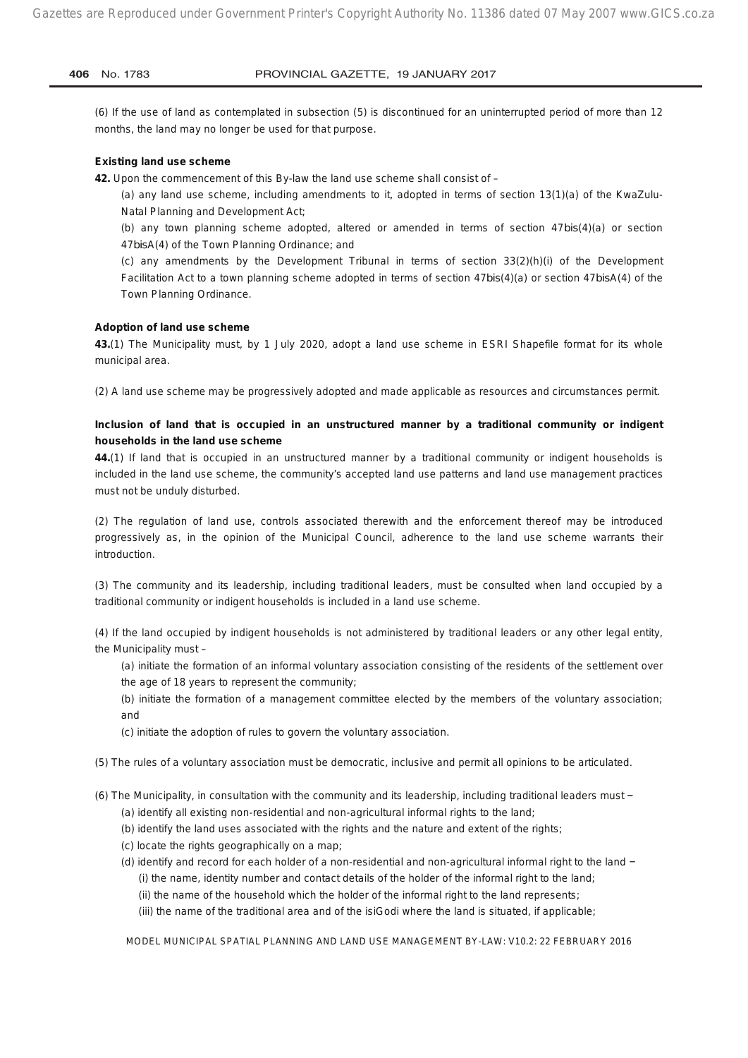(6) If the use of land as contemplated in subsection (5) is discontinued for an uninterrupted period of more than 12 months, the land may no longer be used for that purpose.

**Existing land use scheme**

**42.** Upon the commencement of this By-law the land use scheme shall consist of –

(a) any land use scheme, including amendments to it, adopted in terms of section 13(1)(a) of the KwaZulu-Natal Planning and Development Act;

(b) any town planning scheme adopted, altered or amended in terms of section 47*bis*(4)(a) or section 47*bis*A(4) of the Town Planning Ordinance; and

(c) any amendments by the Development Tribunal in terms of section 33(2)(h)(i) of the Development Facilitation Act to a town planning scheme adopted in terms of section 47*bis*(4)(a) or section 47*bis*A(4) of the Town Planning Ordinance.

**Adoption of land use scheme**

**43.**(1) The Municipality must, by 1 July 2020, adopt a land use scheme in ESRI Shapefile format for its whole municipal area.

(2) A land use scheme may be progressively adopted and made applicable as resources and circumstances permit.

**Inclusion of land that is occupied in an unstructured manner by a traditional community or indigent households in the land use scheme**

**44.**(1) If land that is occupied in an unstructured manner by a traditional community or indigent households is included in the land use scheme, the community's accepted land use patterns and land use management practices must not be unduly disturbed.

(2) The regulation of land use, controls associated therewith and the enforcement thereof may be introduced progressively as, in the opinion of the Municipal Council, adherence to the land use scheme warrants their introduction.

(3) The community and its leadership, including traditional leaders, must be consulted when land occupied by a traditional community or indigent households is included in a land use scheme.

(4) If the land occupied by indigent households is not administered by traditional leaders or any other legal entity, the Municipality must –

(a) initiate the formation of an informal voluntary association consisting of the residents of the settlement over the age of 18 years to represent the community;

(b) initiate the formation of a management committee elected by the members of the voluntary association; and

(c) initiate the adoption of rules to govern the voluntary association.

(5) The rules of a voluntary association must be democratic, inclusive and permit all opinions to be articulated.

(6) The Municipality, in consultation with the community and its leadership, including traditional leaders must ‒

(a) identify all existing non-residential and non-agricultural informal rights to the land;

(b) identify the land uses associated with the rights and the nature and extent of the rights;

(c) locate the rights geographically on a map;

(d) identify and record for each holder of a non-residential and non-agricultural informal right to the land ‒

(i) the name, identity number and contact details of the holder of the informal right to the land;

(ii) the name of the household which the holder of the informal right to the land represents;

(iii) the name of the traditional area and of the isiGodi where the land is situated, if applicable;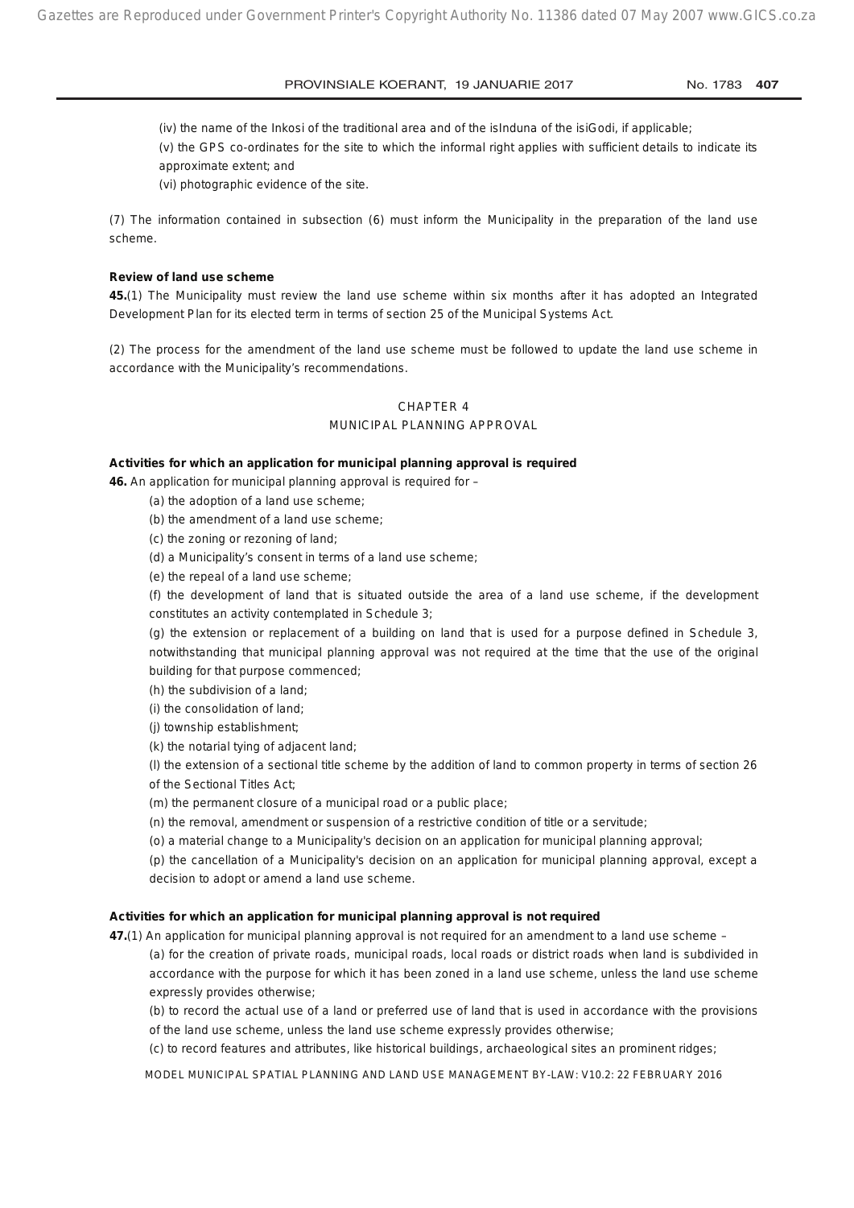(iv) the name of the Inkosi of the traditional area and of the isInduna of the isiGodi, if applicable;

(v) the GPS co-ordinates for the site to which the informal right applies with sufficient details to indicate its approximate extent; and

(vi) photographic evidence of the site.

(7) The information contained in subsection (6) must inform the Municipality in the preparation of the land use scheme.

**Review of land use scheme**

**45.**(1) The Municipality must review the land use scheme within six months after it has adopted an Integrated Development Plan for its elected term in terms of section 25 of the Municipal Systems Act.

(2) The process for the amendment of the land use scheme must be followed to update the land use scheme in accordance with the Municipality's recommendations.

## CHAPTER 4
## MUNICIPAL PLANNING APPROVAL

**Activities for which an application for municipal planning approval is required**

**46.** An application for municipal planning approval is required for –

(a) the adoption of a land use scheme;

(b) the amendment of a land use scheme;

(c) the zoning or rezoning of land;

(d) a Municipality's consent in terms of a land use scheme;

(e) the repeal of a land use scheme;

(f) the development of land that is situated outside the area of a land use scheme, if the development constitutes an activity contemplated in Schedule 3;

(g) the extension or replacement of a building on land that is used for a purpose defined in Schedule 3, notwithstanding that municipal planning approval was not required at the time that the use of the original building for that purpose commenced;

(h) the subdivision of a land;

(i) the consolidation of land;

(j) township establishment;

(k) the notarial tying of adjacent land;

(l) the extension of a sectional title scheme by the addition of land to common property in terms of section 26 of the Sectional Titles Act;

(m) the permanent closure of a municipal road or a public place;

(n) the removal, amendment or suspension of a restrictive condition of title or a servitude;

(o) a material change to a Municipality's decision on an application for municipal planning approval;

(p) the cancellation of a Municipality's decision on an application for municipal planning approval, except a decision to adopt or amend a land use scheme.

**Activities for which an application for municipal planning approval is not required**

**47.**(1) An application for municipal planning approval is not required for an amendment to a land use scheme –

(a) for the creation of private roads, municipal roads, local roads or district roads when land is subdivided in accordance with the purpose for which it has been zoned in a land use scheme, unless the land use scheme expressly provides otherwise;

(b) to record the actual use of a land or preferred use of land that is used in accordance with the provisions of the land use scheme, unless the land use scheme expressly provides otherwise;

(c) to record features and attributes, like historical buildings, archaeological sites an prominent ridges;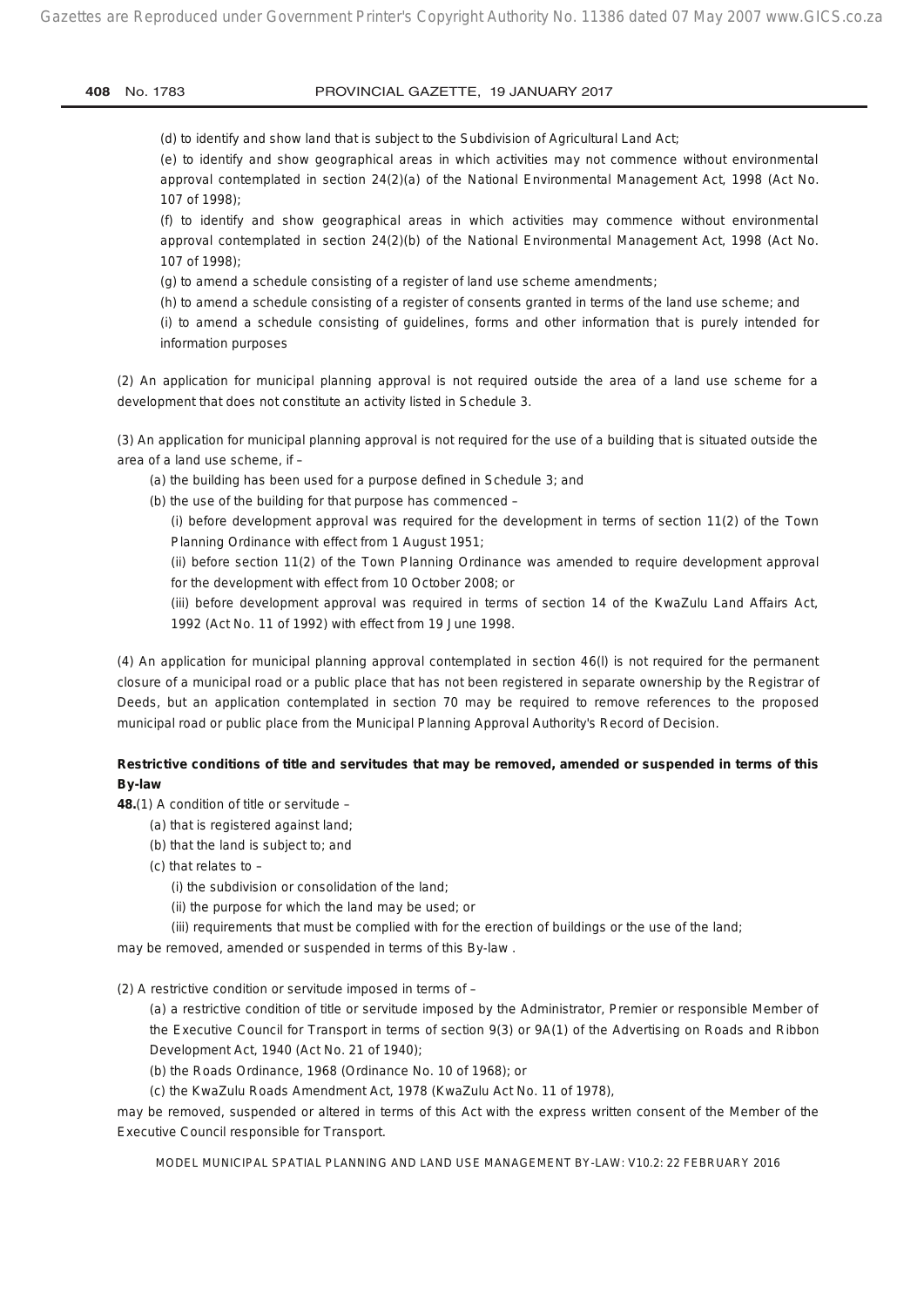(d) to identify and show land that is subject to the Subdivision of Agricultural Land Act;

(e) to identify and show geographical areas in which activities may not commence without environmental approval contemplated in section 24(2)(a) of the National Environmental Management Act, 1998 (Act No. 107 of 1998);

(f) to identify and show geographical areas in which activities may commence without environmental approval contemplated in section 24(2)(b) of the National Environmental Management Act, 1998 (Act No. 107 of 1998);

(g) to amend a schedule consisting of a register of land use scheme amendments;

(h) to amend a schedule consisting of a register of consents granted in terms of the land use scheme; and

(i) to amend a schedule consisting of guidelines, forms and other information that is purely intended for information purposes

(2) An application for municipal planning approval is not required outside the area of a land use scheme for a development that does not constitute an activity listed in Schedule 3.

(3) An application for municipal planning approval is not required for the use of a building that is situated outside the area of a land use scheme, if –

(a) the building has been used for a purpose defined in Schedule 3; and

(b) the use of the building for that purpose has commenced –

(i) before development approval was required for the development in terms of section 11(2) of the Town Planning Ordinance with effect from 1 August 1951;

(ii) before section 11(2) of the Town Planning Ordinance was amended to require development approval for the development with effect from 10 October 2008; or

(iii) before development approval was required in terms of section 14 of the KwaZulu Land Affairs Act, 1992 (Act No. 11 of 1992) with effect from 19 June 1998.

(4) An application for municipal planning approval contemplated in section 46(l) is not required for the permanent closure of a municipal road or a public place that has not been registered in separate ownership by the Registrar of Deeds, but an application contemplated in section 70 may be required to remove references to the proposed municipal road or public place from the Municipal Planning Approval Authority's Record of Decision.

**Restrictive conditions of title and servitudes that may be removed, amended or suspended in terms of this By-law**

**48.**(1) A condition of title or servitude –

(a) that is registered against land;

(b) that the land is subject to; and

(c) that relates to –

(i) the subdivision or consolidation of the land;

(ii) the purpose for which the land may be used; or

(iii) requirements that must be complied with for the erection of buildings or the use of the land;

may be removed, amended or suspended in terms of this By-law .

(2) A restrictive condition or servitude imposed in terms of –

(a) a restrictive condition of title or servitude imposed by the Administrator, Premier or responsible Member of the Executive Council for Transport in terms of section 9(3) or 9A(1) of the Advertising on Roads and Ribbon Development Act, 1940 (Act No. 21 of 1940);

(b) the Roads Ordinance, 1968 (Ordinance No. 10 of 1968); or

(c) the KwaZulu Roads Amendment Act, 1978 (KwaZulu Act No. 11 of 1978),

may be removed, suspended or altered in terms of this Act with the express written consent of the Member of the Executive Council responsible for Transport.

MODEL MUNICIPAL SPATIAL PLANNING AND LAND USE MANAGEMENT BY-LAW: V10.2: 22 FEBRUARY 2016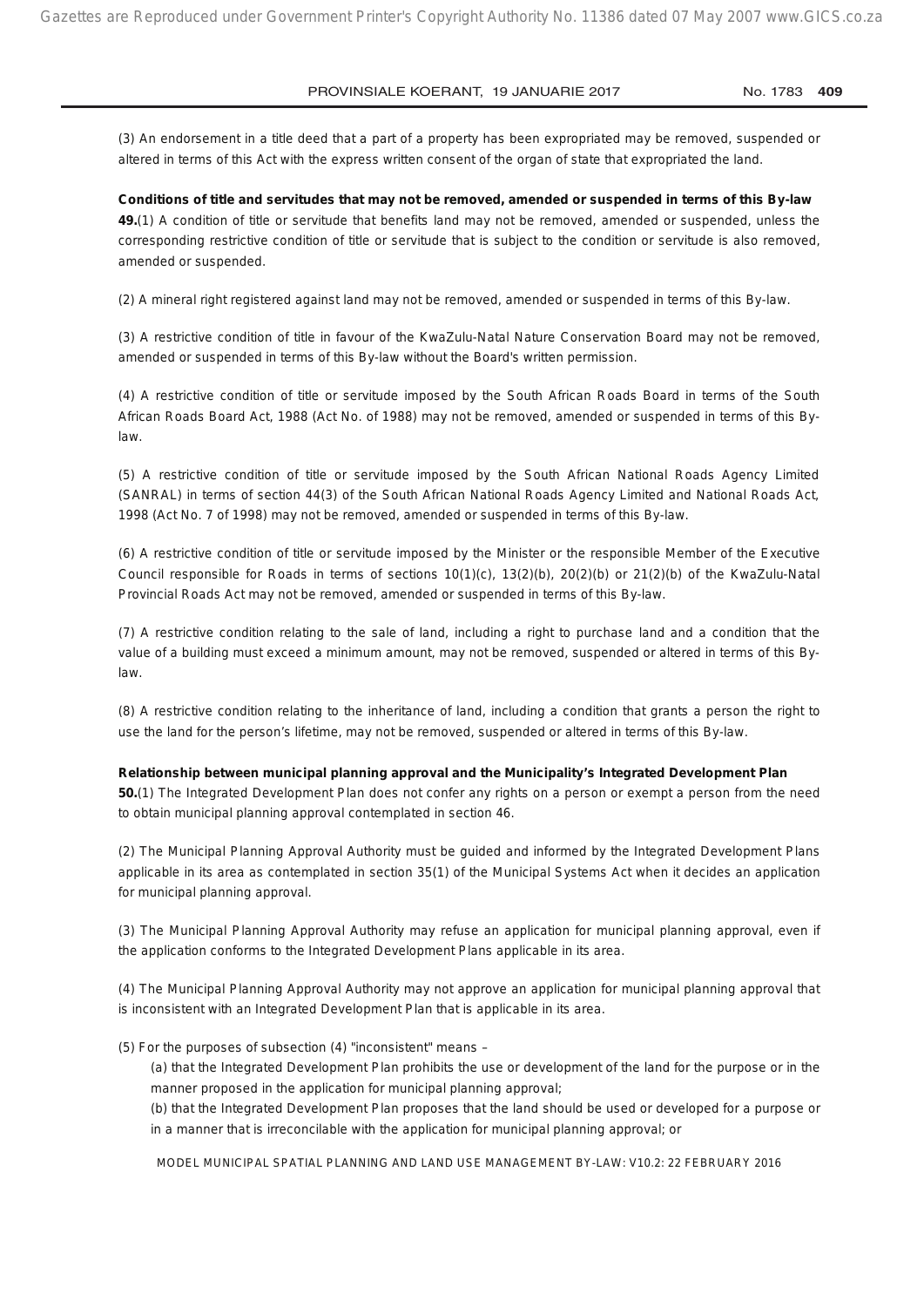(3) An endorsement in a title deed that a part of a property has been expropriated may be removed, suspended or altered in terms of this Act with the express written consent of the organ of state that expropriated the land.

**Conditions of title and servitudes that may not be removed, amended or suspended in terms of this By-law**

**49.**(1) A condition of title or servitude that benefits land may not be removed, amended or suspended, unless the corresponding restrictive condition of title or servitude that is subject to the condition or servitude is also removed, amended or suspended.

(2) A mineral right registered against land may not be removed, amended or suspended in terms of this By-law.

(3) A restrictive condition of title in favour of the KwaZulu-Natal Nature Conservation Board may not be removed, amended or suspended in terms of this By-law without the Board's written permission.

(4) A restrictive condition of title or servitude imposed by the South African Roads Board in terms of the South African Roads Board Act, 1988 (Act No. of 1988) may not be removed, amended or suspended in terms of this By-law.

(5) A restrictive condition of title or servitude imposed by the South African National Roads Agency Limited (SANRAL) in terms of section 44(3) of the South African National Roads Agency Limited and National Roads Act, 1998 (Act No. 7 of 1998) may not be removed, amended or suspended in terms of this By-law.

(6) A restrictive condition of title or servitude imposed by the Minister or the responsible Member of the Executive Council responsible for Roads in terms of sections 10(1)(c), 13(2)(b), 20(2)(b) or 21(2)(b) of the KwaZulu-Natal Provincial Roads Act may not be removed, amended or suspended in terms of this By-law.

(7) A restrictive condition relating to the sale of land, including a right to purchase land and a condition that the value of a building must exceed a minimum amount, may not be removed, suspended or altered in terms of this By-law.

(8) A restrictive condition relating to the inheritance of land, including a condition that grants a person the right to use the land for the person's lifetime, may not be removed, suspended or altered in terms of this By-law.

**Relationship between municipal planning approval and the Municipality's Integrated Development Plan**

**50.**(1) The Integrated Development Plan does not confer any rights on a person or exempt a person from the need to obtain municipal planning approval contemplated in section 46.

(2) The Municipal Planning Approval Authority must be guided and informed by the Integrated Development Plans applicable in its area as contemplated in section 35(1) of the Municipal Systems Act when it decides an application for municipal planning approval.

(3) The Municipal Planning Approval Authority may refuse an application for municipal planning approval, even if the application conforms to the Integrated Development Plans applicable in its area.

(4) The Municipal Planning Approval Authority may not approve an application for municipal planning approval that is inconsistent with an Integrated Development Plan that is applicable in its area.

(5) For the purposes of subsection (4) "inconsistent" means –

(a) that the Integrated Development Plan prohibits the use or development of the land for the purpose or in the manner proposed in the application for municipal planning approval;

(b) that the Integrated Development Plan proposes that the land should be used or developed for a purpose or in a manner that is irreconcilable with the application for municipal planning approval; or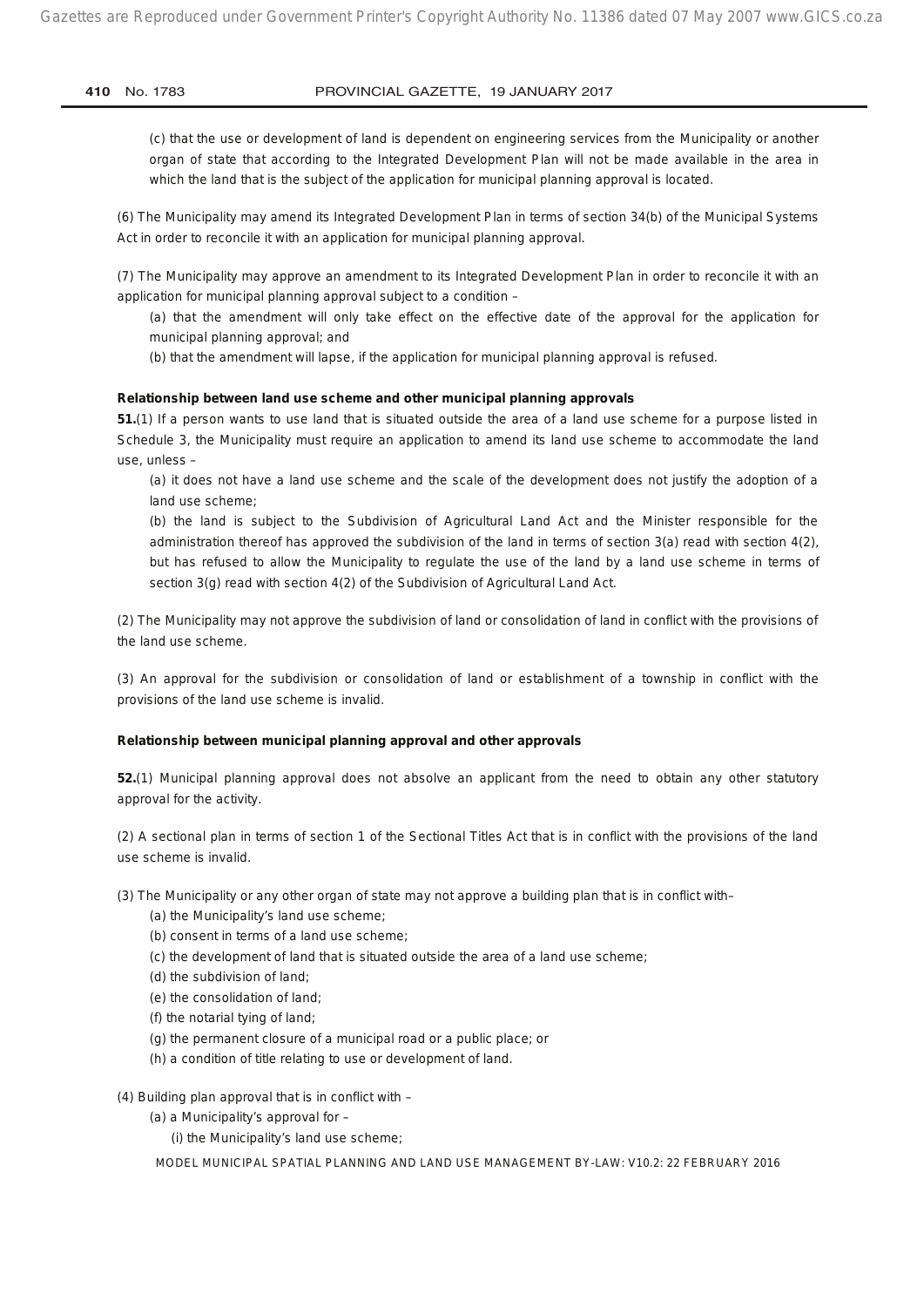(c) that the use or development of land is dependent on engineering services from the Municipality or another organ of state that according to the Integrated Development Plan will not be made available in the area in which the land that is the subject of the application for municipal planning approval is located.

(6) The Municipality may amend its Integrated Development Plan in terms of section 34(b) of the Municipal Systems Act in order to reconcile it with an application for municipal planning approval.

(7) The Municipality may approve an amendment to its Integrated Development Plan in order to reconcile it with an application for municipal planning approval subject to a condition –

(a) that the amendment will only take effect on the effective date of the approval for the application for municipal planning approval; and

(b) that the amendment will lapse, if the application for municipal planning approval is refused.

**Relationship between land use scheme and other municipal planning approvals**

**51.**(1) If a person wants to use land that is situated outside the area of a land use scheme for a purpose listed in Schedule 3, the Municipality must require an application to amend its land use scheme to accommodate the land use, unless –

(a) it does not have a land use scheme and the scale of the development does not justify the adoption of a land use scheme;

(b) the land is subject to the Subdivision of Agricultural Land Act and the Minister responsible for the administration thereof has approved the subdivision of the land in terms of section 3(a) read with section 4(2), but has refused to allow the Municipality to regulate the use of the land by a land use scheme in terms of section 3(g) read with section 4(2) of the Subdivision of Agricultural Land Act.

(2) The Municipality may not approve the subdivision of land or consolidation of land in conflict with the provisions of the land use scheme.

(3) An approval for the subdivision or consolidation of land or establishment of a township in conflict with the provisions of the land use scheme is invalid.

**Relationship between municipal planning approval and other approvals**

**52.**(1) Municipal planning approval does not absolve an applicant from the need to obtain any other statutory approval for the activity.

(2) A sectional plan in terms of section 1 of the Sectional Titles Act that is in conflict with the provisions of the land use scheme is invalid.

(3) The Municipality or any other organ of state may not approve a building plan that is in conflict with–

(a) the Municipality's land use scheme;

(b) consent in terms of a land use scheme;

(c) the development of land that is situated outside the area of a land use scheme;

(d) the subdivision of land;

(e) the consolidation of land;

(f) the notarial tying of land;

(g) the permanent closure of a municipal road or a public place; or

(h) a condition of title relating to use or development of land.

(4) Building plan approval that is in conflict with –

(a) a Municipality's approval for –

(i) the Municipality's land use scheme;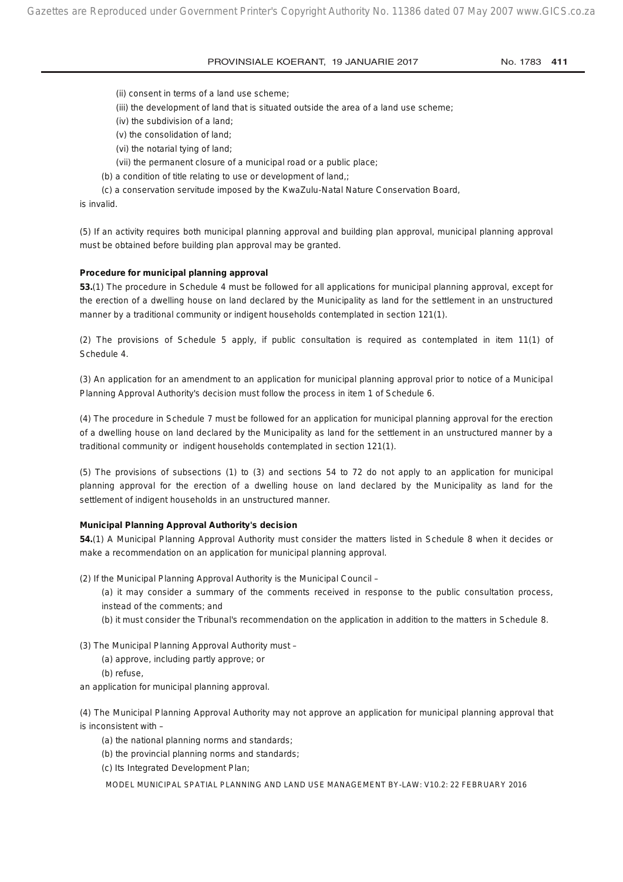(ii) consent in terms of a land use scheme;

(iii) the development of land that is situated outside the area of a land use scheme;

(iv) the subdivision of a land;

(v) the consolidation of land;

(vi) the notarial tying of land;

(vii) the permanent closure of a municipal road or a public place;

(b) a condition of title relating to use or development of land,;

(c) a conservation servitude imposed by the KwaZulu-Natal Nature Conservation Board,

is invalid.

(5) If an activity requires both municipal planning approval and building plan approval, municipal planning approval must be obtained before building plan approval may be granted.

**Procedure for municipal planning approval**

**53.**(1) The procedure in Schedule 4 must be followed for all applications for municipal planning approval, except for the erection of a dwelling house on land declared by the Municipality as land for the settlement in an unstructured manner by a traditional community or indigent households contemplated in section 121(1).

(2) The provisions of Schedule 5 apply, if public consultation is required as contemplated in item 11(1) of Schedule 4.

(3) An application for an amendment to an application for municipal planning approval prior to notice of a Municipal Planning Approval Authority's decision must follow the process in item 1 of Schedule 6.

(4) The procedure in Schedule 7 must be followed for an application for municipal planning approval for the erection of a dwelling house on land declared by the Municipality as land for the settlement in an unstructured manner by a traditional community or indigent households contemplated in section 121(1).

(5) The provisions of subsections (1) to (3) and sections 54 to 72 do not apply to an application for municipal planning approval for the erection of a dwelling house on land declared by the Municipality as land for the settlement of indigent households in an unstructured manner.

**Municipal Planning Approval Authority's decision**

**54.**(1) A Municipal Planning Approval Authority must consider the matters listed in Schedule 8 when it decides or make a recommendation on an application for municipal planning approval.

(2) If the Municipal Planning Approval Authority is the Municipal Council –

(a) it may consider a summary of the comments received in response to the public consultation process, instead of the comments; and

(b) it must consider the Tribunal's recommendation on the application in addition to the matters in Schedule 8.

(3) The Municipal Planning Approval Authority must –

(a) approve, including partly approve; or

(b) refuse,

an application for municipal planning approval.

(4) The Municipal Planning Approval Authority may not approve an application for municipal planning approval that is inconsistent with –

(a) the national planning norms and standards;

(b) the provincial planning norms and standards;

(c) Its Integrated Development Plan;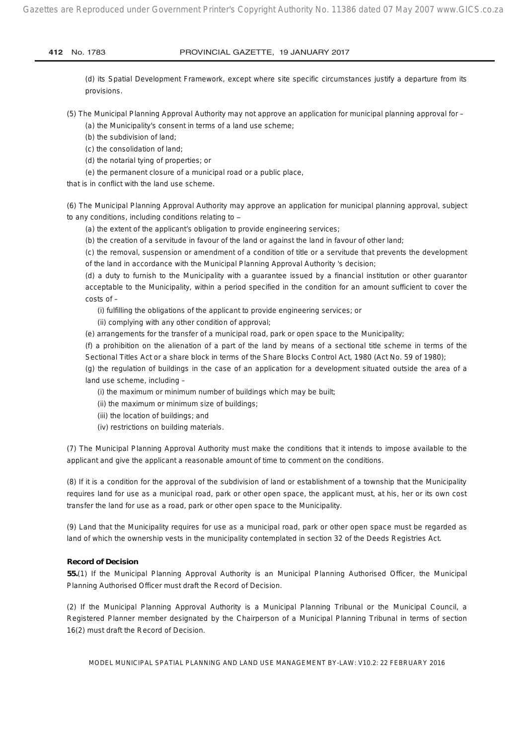(d) its Spatial Development Framework, except where site specific circumstances justify a departure from its provisions.

(5) The Municipal Planning Approval Authority may not approve an application for municipal planning approval for –

(a) the Municipality's consent in terms of a land use scheme;

(b) the subdivision of land;

(c) the consolidation of land;

(d) the notarial tying of properties; or

(e) the permanent closure of a municipal road or a public place,

that is in conflict with the land use scheme.

(6) The Municipal Planning Approval Authority may approve an application for municipal planning approval, subject to any conditions, including conditions relating to –

(a) the extent of the applicant's obligation to provide engineering services;

(b) the creation of a servitude in favour of the land or against the land in favour of other land;

(c) the removal, suspension or amendment of a condition of title or a servitude that prevents the development of the land in accordance with the Municipal Planning Approval Authority 's decision;

(d) a duty to furnish to the Municipality with a guarantee issued by a financial institution or other guarantor acceptable to the Municipality, within a period specified in the condition for an amount sufficient to cover the costs of –

(i) fulfilling the obligations of the applicant to provide engineering services; or

(ii) complying with any other condition of approval;

(e) arrangements for the transfer of a municipal road, park or open space to the Municipality;

(f) a prohibition on the alienation of a part of the land by means of a sectional title scheme in terms of the Sectional Titles Act or a share block in terms of the Share Blocks Control Act, 1980 (Act No. 59 of 1980);

(g) the regulation of buildings in the case of an application for a development situated outside the area of a land use scheme, including –

(i) the maximum or minimum number of buildings which may be built;

(ii) the maximum or minimum size of buildings;

(iii) the location of buildings; and

(iv) restrictions on building materials.

(7) The Municipal Planning Approval Authority must make the conditions that it intends to impose available to the applicant and give the applicant a reasonable amount of time to comment on the conditions.

(8) If it is a condition for the approval of the subdivision of land or establishment of a township that the Municipality requires land for use as a municipal road, park or other open space, the applicant must, at his, her or its own cost transfer the land for use as a road, park or other open space to the Municipality.

(9) Land that the Municipality requires for use as a municipal road, park or other open space must be regarded as land of which the ownership vests in the municipality contemplated in section 32 of the Deeds Registries Act.

**Record of Decision**

**55.**(1) If the Municipal Planning Approval Authority is an Municipal Planning Authorised Officer, the Municipal Planning Authorised Officer must draft the Record of Decision.

(2) If the Municipal Planning Approval Authority is a Municipal Planning Tribunal or the Municipal Council, a Registered Planner member designated by the Chairperson of a Municipal Planning Tribunal in terms of section 16(2) must draft the Record of Decision.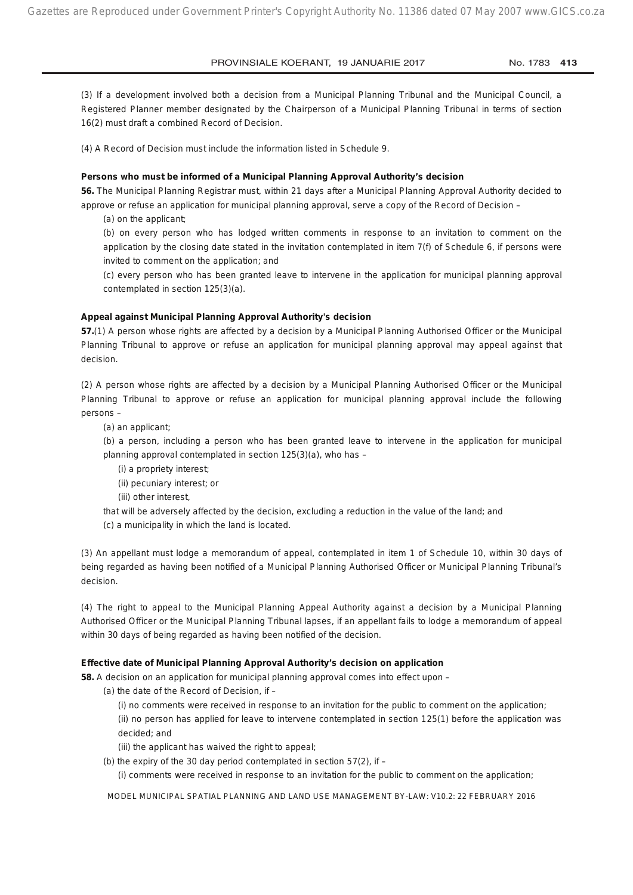(3) If a development involved both a decision from a Municipal Planning Tribunal and the Municipal Council, a Registered Planner member designated by the Chairperson of a Municipal Planning Tribunal in terms of section 16(2) must draft a combined Record of Decision.

(4) A Record of Decision must include the information listed in Schedule 9.

**Persons who must be informed of a Municipal Planning Approval Authority's decision**

**56.** The Municipal Planning Registrar must, within 21 days after a Municipal Planning Approval Authority decided to approve or refuse an application for municipal planning approval, serve a copy of the Record of Decision –

(a) on the applicant;

(b) on every person who has lodged written comments in response to an invitation to comment on the application by the closing date stated in the invitation contemplated in item 7(f) of Schedule 6, if persons were invited to comment on the application; and

(c) every person who has been granted leave to intervene in the application for municipal planning approval contemplated in section 125(3)(a).

**Appeal against Municipal Planning Approval Authority's decision**

**57.**(1) A person whose rights are affected by a decision by a Municipal Planning Authorised Officer or the Municipal Planning Tribunal to approve or refuse an application for municipal planning approval may appeal against that decision.

(2) A person whose rights are affected by a decision by a Municipal Planning Authorised Officer or the Municipal Planning Tribunal to approve or refuse an application for municipal planning approval include the following persons –

(a) an applicant;

(b) a person, including a person who has been granted leave to intervene in the application for municipal planning approval contemplated in section 125(3)(a), who has –

(i) a propriety interest;

(ii) pecuniary interest; or

(iii) other interest,

that will be adversely affected by the decision, excluding a reduction in the value of the land; and

(c) a municipality in which the land is located.

(3) An appellant must lodge a memorandum of appeal, contemplated in item 1 of Schedule 10, within 30 days of being regarded as having been notified of a Municipal Planning Authorised Officer or Municipal Planning Tribunal's decision.

(4) The right to appeal to the Municipal Planning Appeal Authority against a decision by a Municipal Planning Authorised Officer or the Municipal Planning Tribunal lapses, if an appellant fails to lodge a memorandum of appeal within 30 days of being regarded as having been notified of the decision.

**Effective date of Municipal Planning Approval Authority's decision on application**

**58.** A decision on an application for municipal planning approval comes into effect upon –

(a) the date of the Record of Decision, if –

(i) no comments were received in response to an invitation for the public to comment on the application;

(ii) no person has applied for leave to intervene contemplated in section 125(1) before the application was decided; and

(iii) the applicant has waived the right to appeal;

(b) the expiry of the 30 day period contemplated in section 57(2), if –

(i) comments were received in response to an invitation for the public to comment on the application;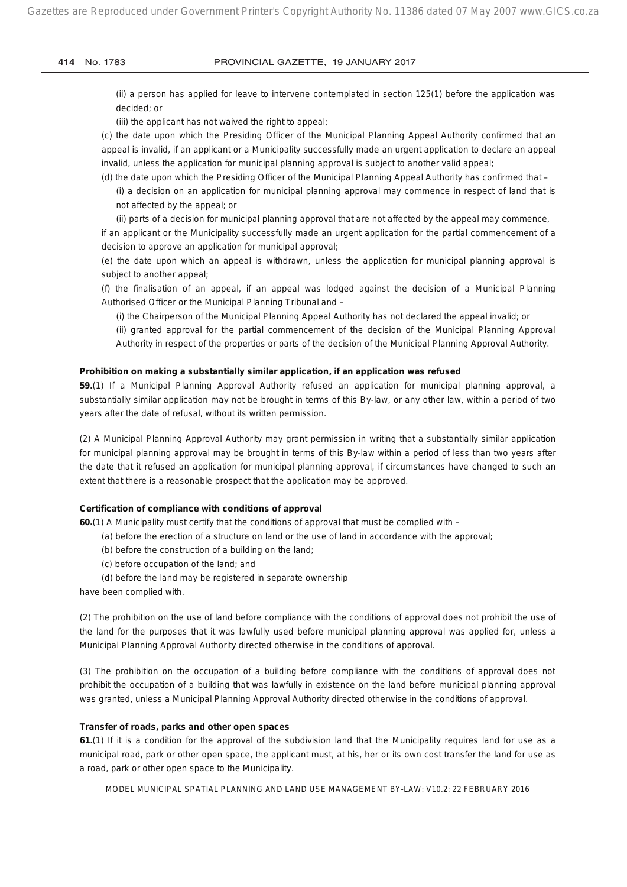(ii) a person has applied for leave to intervene contemplated in section 125(1) before the application was decided; or

(iii) the applicant has not waived the right to appeal;

(c) the date upon which the Presiding Officer of the Municipal Planning Appeal Authority confirmed that an appeal is invalid, if an applicant or a Municipality successfully made an urgent application to declare an appeal invalid, unless the application for municipal planning approval is subject to another valid appeal;

(d) the date upon which the Presiding Officer of the Municipal Planning Appeal Authority has confirmed that –

(i) a decision on an application for municipal planning approval may commence in respect of land that is not affected by the appeal; or

(ii) parts of a decision for municipal planning approval that are not affected by the appeal may commence,

if an applicant or the Municipality successfully made an urgent application for the partial commencement of a decision to approve an application for municipal approval;

(e) the date upon which an appeal is withdrawn, unless the application for municipal planning approval is subject to another appeal;

(f) the finalisation of an appeal, if an appeal was lodged against the decision of a Municipal Planning Authorised Officer or the Municipal Planning Tribunal and –

(i) the Chairperson of the Municipal Planning Appeal Authority has not declared the appeal invalid; or

(ii) granted approval for the partial commencement of the decision of the Municipal Planning Approval Authority in respect of the properties or parts of the decision of the Municipal Planning Approval Authority.

**Prohibition on making a substantially similar application, if an application was refused**

**59.**(1) If a Municipal Planning Approval Authority refused an application for municipal planning approval, a substantially similar application may not be brought in terms of this By-law, or any other law, within a period of two years after the date of refusal, without its written permission.

(2) A Municipal Planning Approval Authority may grant permission in writing that a substantially similar application for municipal planning approval may be brought in terms of this By-law within a period of less than two years after the date that it refused an application for municipal planning approval, if circumstances have changed to such an extent that there is a reasonable prospect that the application may be approved.

**Certification of compliance with conditions of approval**

**60.**(1) A Municipality must certify that the conditions of approval that must be complied with –

(a) before the erection of a structure on land or the use of land in accordance with the approval;

(b) before the construction of a building on the land;

(c) before occupation of the land; and

(d) before the land may be registered in separate ownership

have been complied with.

(2) The prohibition on the use of land before compliance with the conditions of approval does not prohibit the use of the land for the purposes that it was lawfully used before municipal planning approval was applied for, unless a Municipal Planning Approval Authority directed otherwise in the conditions of approval.

(3) The prohibition on the occupation of a building before compliance with the conditions of approval does not prohibit the occupation of a building that was lawfully in existence on the land before municipal planning approval was granted, unless a Municipal Planning Approval Authority directed otherwise in the conditions of approval.

**Transfer of roads, parks and other open spaces**

**61.**(1) If it is a condition for the approval of the subdivision land that the Municipality requires land for use as a municipal road, park or other open space, the applicant must, at his, her or its own cost transfer the land for use as a road, park or other open space to the Municipality.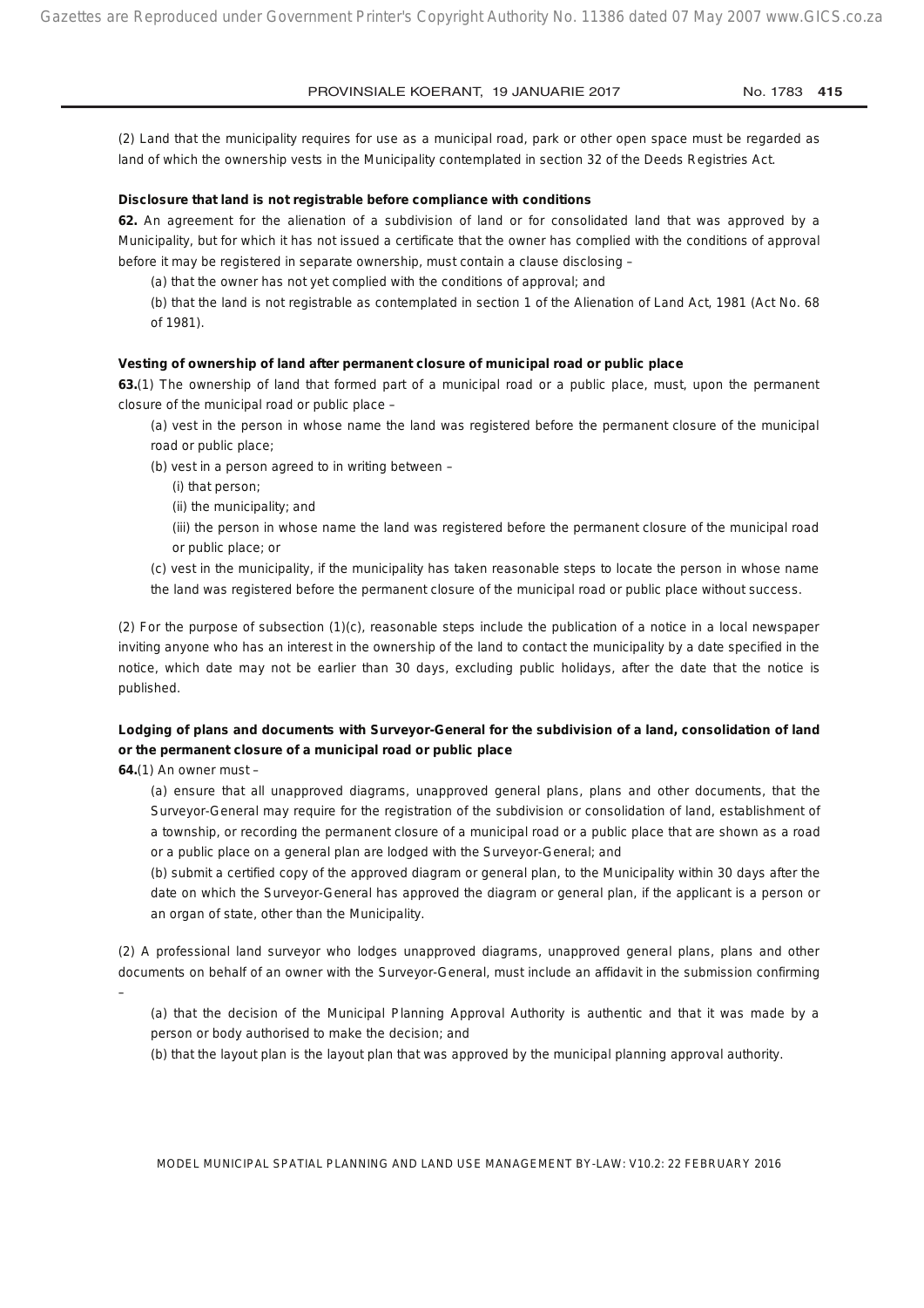(2) Land that the municipality requires for use as a municipal road, park or other open space must be regarded as land of which the ownership vests in the Municipality contemplated in section 32 of the Deeds Registries Act.

**Disclosure that land is not registrable before compliance with conditions**

**62.** An agreement for the alienation of a subdivision of land or for consolidated land that was approved by a Municipality, but for which it has not issued a certificate that the owner has complied with the conditions of approval before it may be registered in separate ownership, must contain a clause disclosing –

(a) that the owner has not yet complied with the conditions of approval; and

(b) that the land is not registrable as contemplated in section 1 of the Alienation of Land Act, 1981 (Act No. 68 of 1981).

**Vesting of ownership of land after permanent closure of municipal road or public place**

**63.**(1) The ownership of land that formed part of a municipal road or a public place, must, upon the permanent closure of the municipal road or public place –

(a) vest in the person in whose name the land was registered before the permanent closure of the municipal road or public place;

(b) vest in a person agreed to in writing between –

(i) that person;

(ii) the municipality; and

(iii) the person in whose name the land was registered before the permanent closure of the municipal road or public place; or

(c) vest in the municipality, if the municipality has taken reasonable steps to locate the person in whose name the land was registered before the permanent closure of the municipal road or public place without success.

(2) For the purpose of subsection (1)(c), reasonable steps include the publication of a notice in a local newspaper inviting anyone who has an interest in the ownership of the land to contact the municipality by a date specified in the notice, which date may not be earlier than 30 days, excluding public holidays, after the date that the notice is published.

**Lodging of plans and documents with Surveyor-General for the subdivision of a land, consolidation of land or the permanent closure of a municipal road or public place**

**64.**(1) An owner must –

(a) ensure that all unapproved diagrams, unapproved general plans, plans and other documents, that the Surveyor-General may require for the registration of the subdivision or consolidation of land, establishment of a township, or recording the permanent closure of a municipal road or a public place that are shown as a road or a public place on a general plan are lodged with the Surveyor-General; and

(b) submit a certified copy of the approved diagram or general plan, to the Municipality within 30 days after the date on which the Surveyor-General has approved the diagram or general plan, if the applicant is a person or an organ of state, other than the Municipality.

(2) A professional land surveyor who lodges unapproved diagrams, unapproved general plans, plans and other documents on behalf of an owner with the Surveyor-General, must include an affidavit in the submission confirming –

(a) that the decision of the Municipal Planning Approval Authority is authentic and that it was made by a person or body authorised to make the decision; and

(b) that the layout plan is the layout plan that was approved by the municipal planning approval authority.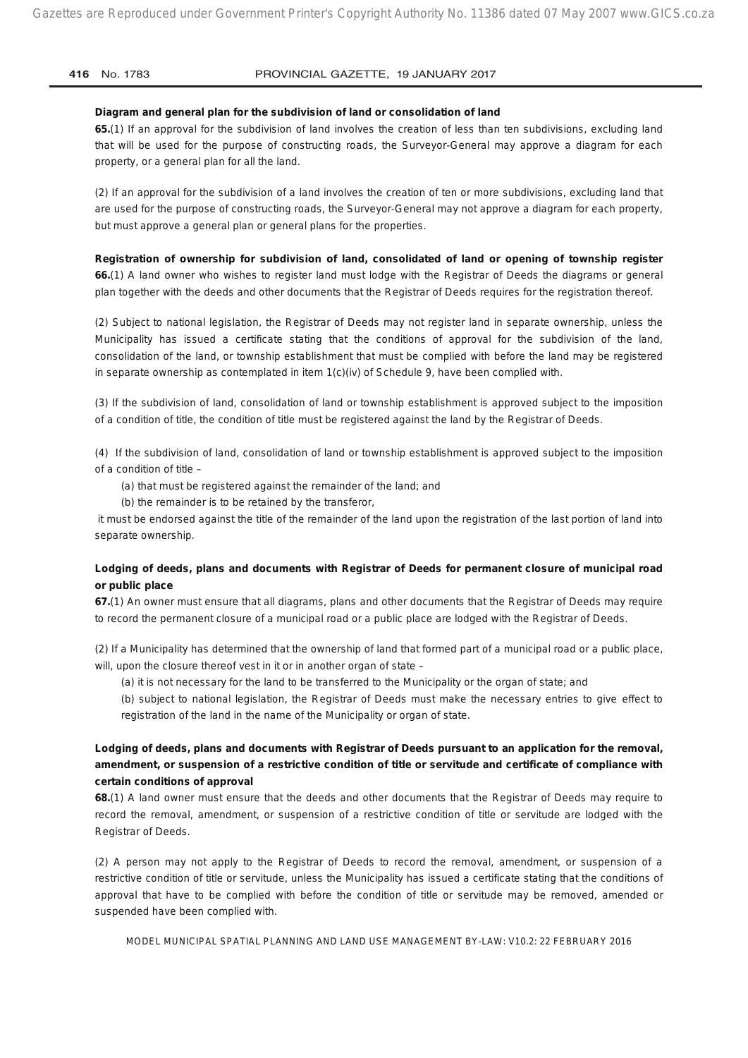**Diagram and general plan for the subdivision of land or consolidation of land**

**65.**(1) If an approval for the subdivision of land involves the creation of less than ten subdivisions, excluding land that will be used for the purpose of constructing roads, the Surveyor-General may approve a diagram for each property, or a general plan for all the land.

(2) If an approval for the subdivision of a land involves the creation of ten or more subdivisions, excluding land that are used for the purpose of constructing roads, the Surveyor-General may not approve a diagram for each property, but must approve a general plan or general plans for the properties.

**Registration of ownership for subdivision of land, consolidated of land or opening of township register**

**66.**(1) A land owner who wishes to register land must lodge with the Registrar of Deeds the diagrams or general plan together with the deeds and other documents that the Registrar of Deeds requires for the registration thereof.

(2) Subject to national legislation, the Registrar of Deeds may not register land in separate ownership, unless the Municipality has issued a certificate stating that the conditions of approval for the subdivision of the land, consolidation of the land, or township establishment that must be complied with before the land may be registered in separate ownership as contemplated in item 1(c)(iv) of Schedule 9, have been complied with.

(3) If the subdivision of land, consolidation of land or township establishment is approved subject to the imposition of a condition of title, the condition of title must be registered against the land by the Registrar of Deeds.

(4) If the subdivision of land, consolidation of land or township establishment is approved subject to the imposition of a condition of title –

(a) that must be registered against the remainder of the land; and

(b) the remainder is to be retained by the transferor,

it must be endorsed against the title of the remainder of the land upon the registration of the last portion of land into separate ownership.

**Lodging of deeds, plans and documents with Registrar of Deeds for permanent closure of municipal road or public place**

**67.**(1) An owner must ensure that all diagrams, plans and other documents that the Registrar of Deeds may require to record the permanent closure of a municipal road or a public place are lodged with the Registrar of Deeds.

(2) If a Municipality has determined that the ownership of land that formed part of a municipal road or a public place, will, upon the closure thereof vest in it or in another organ of state –

(a) it is not necessary for the land to be transferred to the Municipality or the organ of state; and

(b) subject to national legislation, the Registrar of Deeds must make the necessary entries to give effect to registration of the land in the name of the Municipality or organ of state.

**Lodging of deeds, plans and documents with Registrar of Deeds pursuant to an application for the removal, amendment, or suspension of a restrictive condition of title or servitude and certificate of compliance with certain conditions of approval**

**68.**(1) A land owner must ensure that the deeds and other documents that the Registrar of Deeds may require to record the removal, amendment, or suspension of a restrictive condition of title or servitude are lodged with the Registrar of Deeds.

(2) A person may not apply to the Registrar of Deeds to record the removal, amendment, or suspension of a restrictive condition of title or servitude, unless the Municipality has issued a certificate stating that the conditions of approval that have to be complied with before the condition of title or servitude may be removed, amended or suspended have been complied with.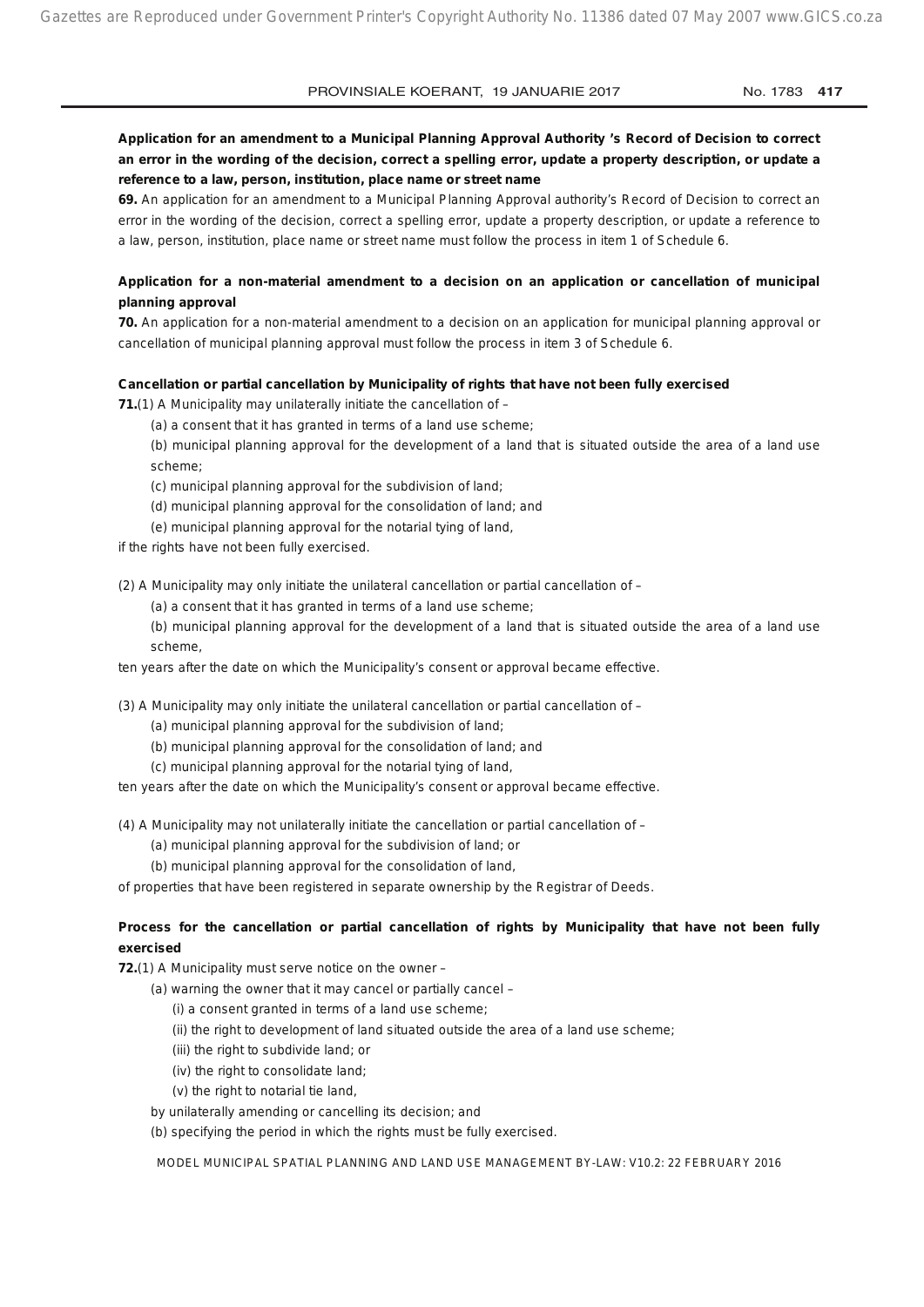**Application for an amendment to a Municipal Planning Approval Authority 's Record of Decision to correct an error in the wording of the decision, correct a spelling error, update a property description, or update a reference to a law, person, institution, place name or street name**

**69.** An application for an amendment to a Municipal Planning Approval authority's Record of Decision to correct an error in the wording of the decision, correct a spelling error, update a property description, or update a reference to a law, person, institution, place name or street name must follow the process in item 1 of Schedule 6.

**Application for a non-material amendment to a decision on an application or cancellation of municipal planning approval**

**70.** An application for a non-material amendment to a decision on an application for municipal planning approval or cancellation of municipal planning approval must follow the process in item 3 of Schedule 6.

**Cancellation or partial cancellation by Municipality of rights that have not been fully exercised**

**71.**(1) A Municipality may unilaterally initiate the cancellation of –

(a) a consent that it has granted in terms of a land use scheme;

(b) municipal planning approval for the development of a land that is situated outside the area of a land use scheme;

(c) municipal planning approval for the subdivision of land;

(d) municipal planning approval for the consolidation of land; and

(e) municipal planning approval for the notarial tying of land,

if the rights have not been fully exercised.

(2) A Municipality may only initiate the unilateral cancellation or partial cancellation of –

(a) a consent that it has granted in terms of a land use scheme;

(b) municipal planning approval for the development of a land that is situated outside the area of a land use scheme,

ten years after the date on which the Municipality's consent or approval became effective.

(3) A Municipality may only initiate the unilateral cancellation or partial cancellation of –

(a) municipal planning approval for the subdivision of land;

(b) municipal planning approval for the consolidation of land; and

(c) municipal planning approval for the notarial tying of land,

ten years after the date on which the Municipality's consent or approval became effective.

(4) A Municipality may not unilaterally initiate the cancellation or partial cancellation of –

(a) municipal planning approval for the subdivision of land; or

(b) municipal planning approval for the consolidation of land,

of properties that have been registered in separate ownership by the Registrar of Deeds.

**Process for the cancellation or partial cancellation of rights by Municipality that have not been fully exercised**

**72.**(1) A Municipality must serve notice on the owner –

(a) warning the owner that it may cancel or partially cancel –

(i) a consent granted in terms of a land use scheme;

(ii) the right to development of land situated outside the area of a land use scheme;

(iii) the right to subdivide land; or

(iv) the right to consolidate land;

(v) the right to notarial tie land,

by unilaterally amending or cancelling its decision; and

(b) specifying the period in which the rights must be fully exercised.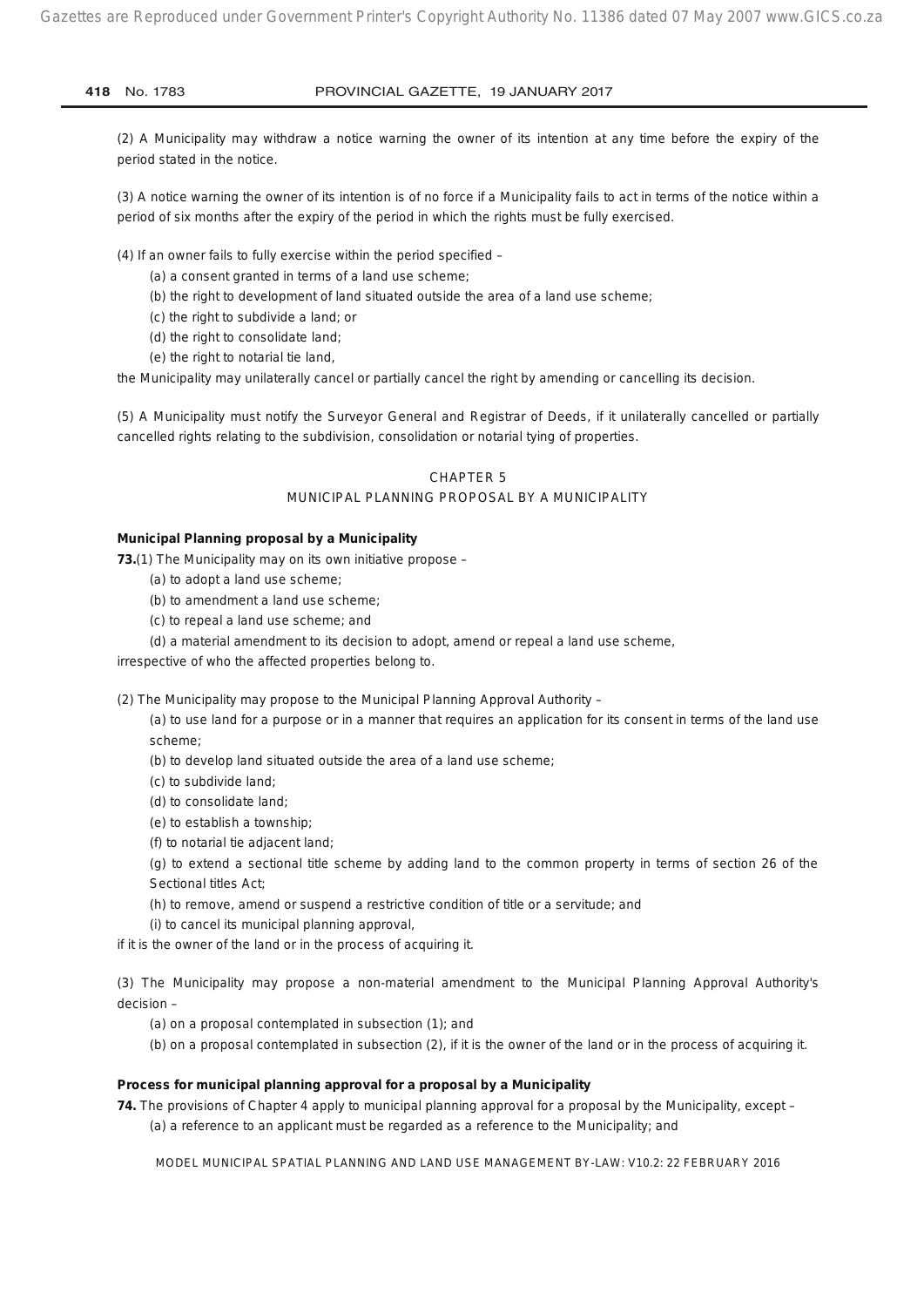(2) A Municipality may withdraw a notice warning the owner of its intention at any time before the expiry of the period stated in the notice.

(3) A notice warning the owner of its intention is of no force if a Municipality fails to act in terms of the notice within a period of six months after the expiry of the period in which the rights must be fully exercised.

(4) If an owner fails to fully exercise within the period specified –

(a) a consent granted in terms of a land use scheme;

(b) the right to development of land situated outside the area of a land use scheme;

(c) the right to subdivide a land; or

(d) the right to consolidate land;

(e) the right to notarial tie land,

the Municipality may unilaterally cancel or partially cancel the right by amending or cancelling its decision.

(5) A Municipality must notify the Surveyor General and Registrar of Deeds, if it unilaterally cancelled or partially cancelled rights relating to the subdivision, consolidation or notarial tying of properties.

## CHAPTER 5
## MUNICIPAL PLANNING PROPOSAL BY A MUNICIPALITY

**Municipal Planning proposal by a Municipality**

**73.**(1) The Municipality may on its own initiative propose –

(a) to adopt a land use scheme;

(b) to amendment a land use scheme;

(c) to repeal a land use scheme; and

(d) a material amendment to its decision to adopt, amend or repeal a land use scheme,

irrespective of who the affected properties belong to.

(2) The Municipality may propose to the Municipal Planning Approval Authority –

(a) to use land for a purpose or in a manner that requires an application for its consent in terms of the land use scheme;

(b) to develop land situated outside the area of a land use scheme;

(c) to subdivide land;

(d) to consolidate land;

(e) to establish a township;

(f) to notarial tie adjacent land;

(g) to extend a sectional title scheme by adding land to the common property in terms of section 26 of the Sectional titles Act;

(h) to remove, amend or suspend a restrictive condition of title or a servitude; and

(i) to cancel its municipal planning approval,

if it is the owner of the land or in the process of acquiring it.

(3) The Municipality may propose a non-material amendment to the Municipal Planning Approval Authority's decision –

(a) on a proposal contemplated in subsection (1); and

(b) on a proposal contemplated in subsection (2), if it is the owner of the land or in the process of acquiring it.

**Process for municipal planning approval for a proposal by a Municipality**

**74.** The provisions of Chapter 4 apply to municipal planning approval for a proposal by the Municipality, except –

(a) a reference to an applicant must be regarded as a reference to the Municipality; and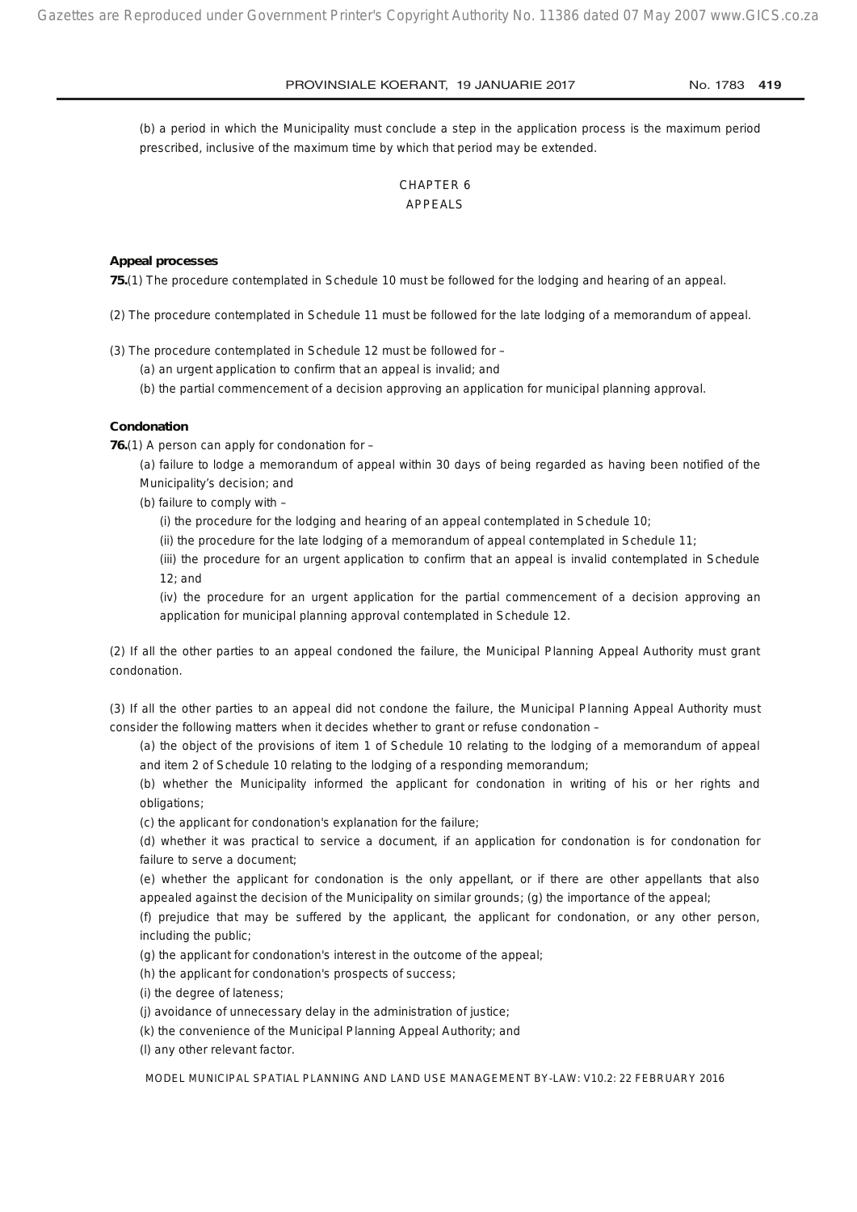(b) a period in which the Municipality must conclude a step in the application process is the maximum period prescribed, inclusive of the maximum time by which that period may be extended.

## CHAPTER 6
## APPEALS

### Appeal processes

**75.**(1) The procedure contemplated in Schedule 10 must be followed for the lodging and hearing of an appeal.

(2) The procedure contemplated in Schedule 11 must be followed for the late lodging of a memorandum of appeal.

(3) The procedure contemplated in Schedule 12 must be followed for –

(a) an urgent application to confirm that an appeal is invalid; and

(b) the partial commencement of a decision approving an application for municipal planning approval.

### Condonation

**76.**(1) A person can apply for condonation for –

(a) failure to lodge a memorandum of appeal within 30 days of being regarded as having been notified of the Municipality's decision; and

(b) failure to comply with –

(i) the procedure for the lodging and hearing of an appeal contemplated in Schedule 10;

(ii) the procedure for the late lodging of a memorandum of appeal contemplated in Schedule 11;

(iii) the procedure for an urgent application to confirm that an appeal is invalid contemplated in Schedule 12; and

(iv) the procedure for an urgent application for the partial commencement of a decision approving an application for municipal planning approval contemplated in Schedule 12.

(2) If all the other parties to an appeal condoned the failure, the Municipal Planning Appeal Authority must grant condonation.

(3) If all the other parties to an appeal did not condone the failure, the Municipal Planning Appeal Authority must consider the following matters when it decides whether to grant or refuse condonation –

(a) the object of the provisions of item 1 of Schedule 10 relating to the lodging of a memorandum of appeal and item 2 of Schedule 10 relating to the lodging of a responding memorandum;

(b) whether the Municipality informed the applicant for condonation in writing of his or her rights and obligations;

(c) the applicant for condonation's explanation for the failure;

(d) whether it was practical to service a document, if an application for condonation is for condonation for failure to serve a document;

(e) whether the applicant for condonation is the only appellant, or if there are other appellants that also appealed against the decision of the Municipality on similar grounds; (g) the importance of the appeal;

(f) prejudice that may be suffered by the applicant, the applicant for condonation, or any other person, including the public;

(g) the applicant for condonation's interest in the outcome of the appeal;

(h) the applicant for condonation's prospects of success;

(i) the degree of lateness;

(j) avoidance of unnecessary delay in the administration of justice;

(k) the convenience of the Municipal Planning Appeal Authority; and

(l) any other relevant factor.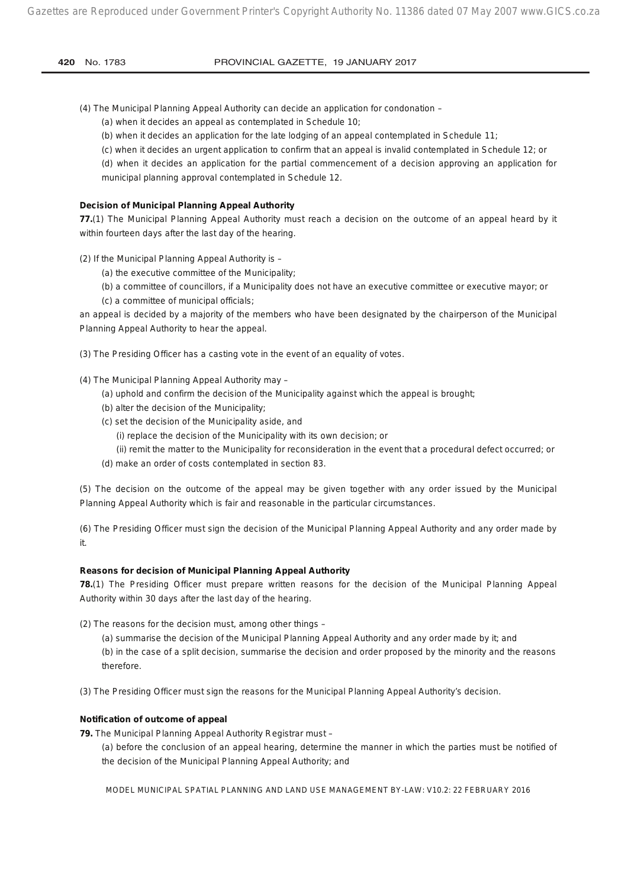(4) The Municipal Planning Appeal Authority can decide an application for condonation –

(a) when it decides an appeal as contemplated in Schedule 10;

(b) when it decides an application for the late lodging of an appeal contemplated in Schedule 11;

(c) when it decides an urgent application to confirm that an appeal is invalid contemplated in Schedule 12; or

(d) when it decides an application for the partial commencement of a decision approving an application for municipal planning approval contemplated in Schedule 12.

**Decision of Municipal Planning Appeal Authority**

**77.**(1) The Municipal Planning Appeal Authority must reach a decision on the outcome of an appeal heard by it within fourteen days after the last day of the hearing.

(2) If the Municipal Planning Appeal Authority is –

(a) the executive committee of the Municipality;

(b) a committee of councillors, if a Municipality does not have an executive committee or executive mayor; or

(c) a committee of municipal officials;

an appeal is decided by a majority of the members who have been designated by the chairperson of the Municipal Planning Appeal Authority to hear the appeal.

(3) The Presiding Officer has a casting vote in the event of an equality of votes.

(4) The Municipal Planning Appeal Authority may –

(a) uphold and confirm the decision of the Municipality against which the appeal is brought;

(b) alter the decision of the Municipality;

(c) set the decision of the Municipality aside, and

(i) replace the decision of the Municipality with its own decision; or

(ii) remit the matter to the Municipality for reconsideration in the event that a procedural defect occurred; or

(d) make an order of costs contemplated in section 83.

(5) The decision on the outcome of the appeal may be given together with any order issued by the Municipal Planning Appeal Authority which is fair and reasonable in the particular circumstances.

(6) The Presiding Officer must sign the decision of the Municipal Planning Appeal Authority and any order made by it.

**Reasons for decision of Municipal Planning Appeal Authority**

**78.**(1) The Presiding Officer must prepare written reasons for the decision of the Municipal Planning Appeal Authority within 30 days after the last day of the hearing.

(2) The reasons for the decision must, among other things –

(a) summarise the decision of the Municipal Planning Appeal Authority and any order made by it; and

(b) in the case of a split decision, summarise the decision and order proposed by the minority and the reasons therefore.

(3) The Presiding Officer must sign the reasons for the Municipal Planning Appeal Authority's decision.

**Notification of outcome of appeal**

**79.** The Municipal Planning Appeal Authority Registrar must –

(a) before the conclusion of an appeal hearing, determine the manner in which the parties must be notified of the decision of the Municipal Planning Appeal Authority; and

MODEL MUNICIPAL SPATIAL PLANNING AND LAND USE MANAGEMENT BY-LAW: V10.2: 22 FEBRUARY 2016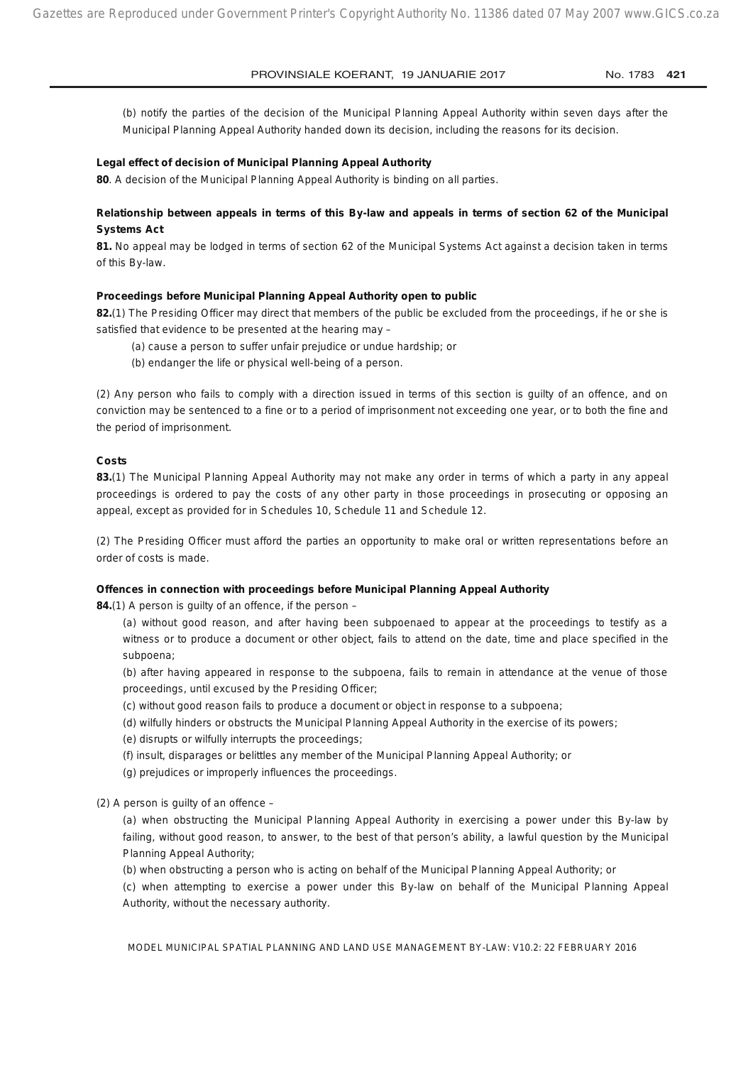(b) notify the parties of the decision of the Municipal Planning Appeal Authority within seven days after the Municipal Planning Appeal Authority handed down its decision, including the reasons for its decision.

**Legal effect of decision of Municipal Planning Appeal Authority**

**80**. A decision of the Municipal Planning Appeal Authority is binding on all parties.

**Relationship between appeals in terms of this By-law and appeals in terms of section 62 of the Municipal Systems Act**

**81.** No appeal may be lodged in terms of section 62 of the Municipal Systems Act against a decision taken in terms of this By-law.

**Proceedings before Municipal Planning Appeal Authority open to public**

**82.**(1) The Presiding Officer may direct that members of the public be excluded from the proceedings, if he or she is satisfied that evidence to be presented at the hearing may –

(a) cause a person to suffer unfair prejudice or undue hardship; or

(b) endanger the life or physical well-being of a person.

(2) Any person who fails to comply with a direction issued in terms of this section is guilty of an offence, and on conviction may be sentenced to a fine or to a period of imprisonment not exceeding one year, or to both the fine and the period of imprisonment.

**Costs**

**83.**(1) The Municipal Planning Appeal Authority may not make any order in terms of which a party in any appeal proceedings is ordered to pay the costs of any other party in those proceedings in prosecuting or opposing an appeal, except as provided for in Schedules 10, Schedule 11 and Schedule 12.

(2) The Presiding Officer must afford the parties an opportunity to make oral or written representations before an order of costs is made.

**Offences in connection with proceedings before Municipal Planning Appeal Authority**

**84.**(1) A person is guilty of an offence, if the person –

(a) without good reason, and after having been subpoenaed to appear at the proceedings to testify as a witness or to produce a document or other object, fails to attend on the date, time and place specified in the subpoena;

(b) after having appeared in response to the subpoena, fails to remain in attendance at the venue of those proceedings, until excused by the Presiding Officer;

(c) without good reason fails to produce a document or object in response to a subpoena;

(d) wilfully hinders or obstructs the Municipal Planning Appeal Authority in the exercise of its powers;

(e) disrupts or wilfully interrupts the proceedings;

(f) insult, disparages or belittles any member of the Municipal Planning Appeal Authority; or

(g) prejudices or improperly influences the proceedings.

(2) A person is guilty of an offence –

(a) when obstructing the Municipal Planning Appeal Authority in exercising a power under this By-law by failing, without good reason, to answer, to the best of that person's ability, a lawful question by the Municipal Planning Appeal Authority;

(b) when obstructing a person who is acting on behalf of the Municipal Planning Appeal Authority; or

(c) when attempting to exercise a power under this By-law on behalf of the Municipal Planning Appeal Authority, without the necessary authority.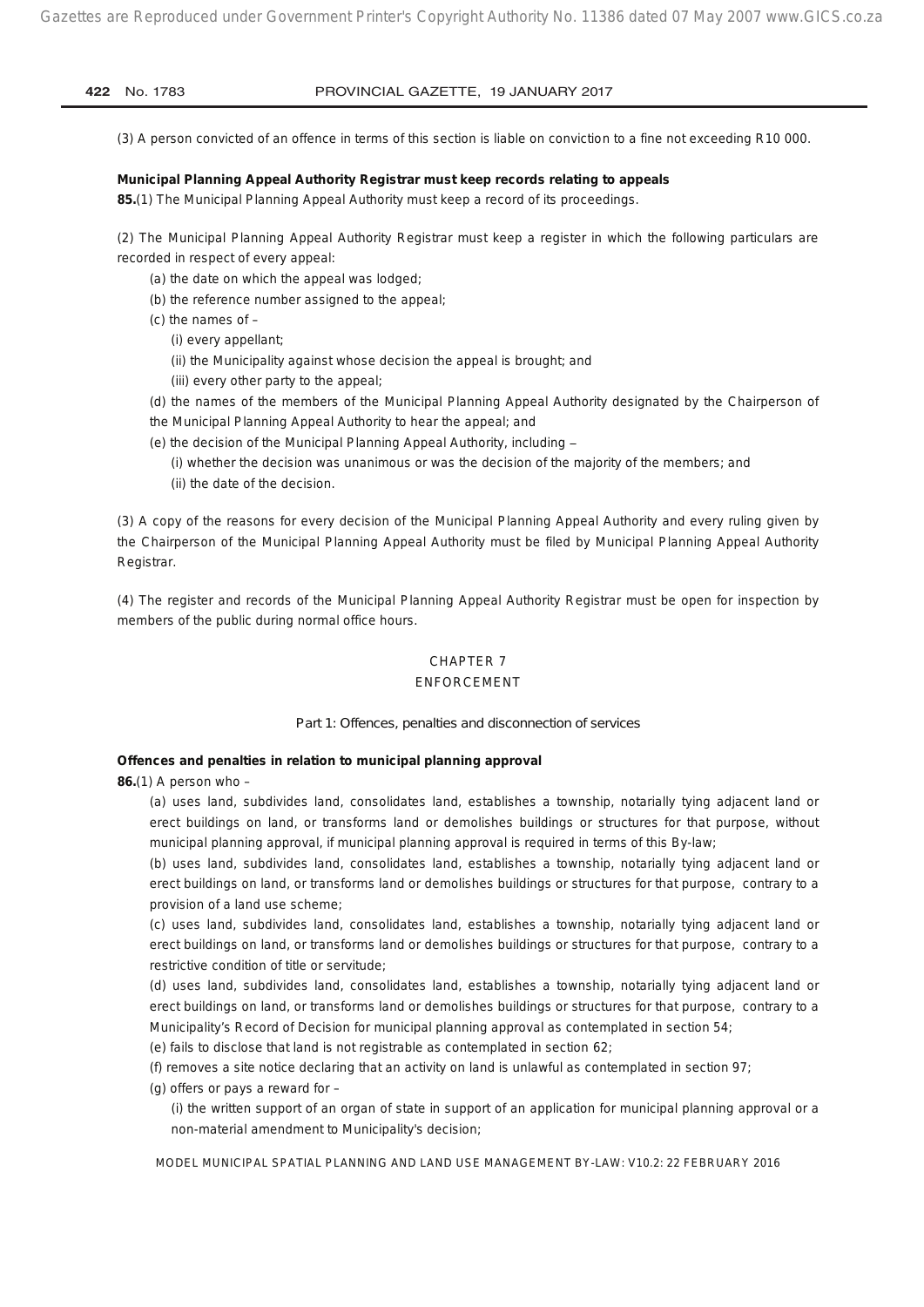(3) A person convicted of an offence in terms of this section is liable on conviction to a fine not exceeding R10 000.

**Municipal Planning Appeal Authority Registrar must keep records relating to appeals**

**85.**(1) The Municipal Planning Appeal Authority must keep a record of its proceedings.

(2) The Municipal Planning Appeal Authority Registrar must keep a register in which the following particulars are recorded in respect of every appeal:

(a) the date on which the appeal was lodged;

(b) the reference number assigned to the appeal;

(c) the names of –

(i) every appellant;

(ii) the Municipality against whose decision the appeal is brought; and

(iii) every other party to the appeal;

(d) the names of the members of the Municipal Planning Appeal Authority designated by the Chairperson of the Municipal Planning Appeal Authority to hear the appeal; and

(e) the decision of the Municipal Planning Appeal Authority, including –

(i) whether the decision was unanimous or was the decision of the majority of the members; and

(ii) the date of the decision.

(3) A copy of the reasons for every decision of the Municipal Planning Appeal Authority and every ruling given by the Chairperson of the Municipal Planning Appeal Authority must be filed by Municipal Planning Appeal Authority Registrar.

(4) The register and records of the Municipal Planning Appeal Authority Registrar must be open for inspection by members of the public during normal office hours.

## CHAPTER 7
## ENFORCEMENT

### Part 1: Offences, penalties and disconnection of services

**Offences and penalties in relation to municipal planning approval**

**86.**(1) A person who –

(a) uses land, subdivides land, consolidates land, establishes a township, notarially tying adjacent land or erect buildings on land, or transforms land or demolishes buildings or structures for that purpose, without municipal planning approval, if municipal planning approval is required in terms of this By-law;

(b) uses land, subdivides land, consolidates land, establishes a township, notarially tying adjacent land or erect buildings on land, or transforms land or demolishes buildings or structures for that purpose, contrary to a provision of a land use scheme;

(c) uses land, subdivides land, consolidates land, establishes a township, notarially tying adjacent land or erect buildings on land, or transforms land or demolishes buildings or structures for that purpose, contrary to a restrictive condition of title or servitude;

(d) uses land, subdivides land, consolidates land, establishes a township, notarially tying adjacent land or erect buildings on land, or transforms land or demolishes buildings or structures for that purpose, contrary to a Municipality's Record of Decision for municipal planning approval as contemplated in section 54;

(e) fails to disclose that land is not registrable as contemplated in section 62;

(f) removes a site notice declaring that an activity on land is unlawful as contemplated in section 97;

(g) offers or pays a reward for –

(i) the written support of an organ of state in support of an application for municipal planning approval or a non-material amendment to Municipality's decision;

MODEL MUNICIPAL SPATIAL PLANNING AND LAND USE MANAGEMENT BY-LAW: V10.2: 22 FEBRUARY 2016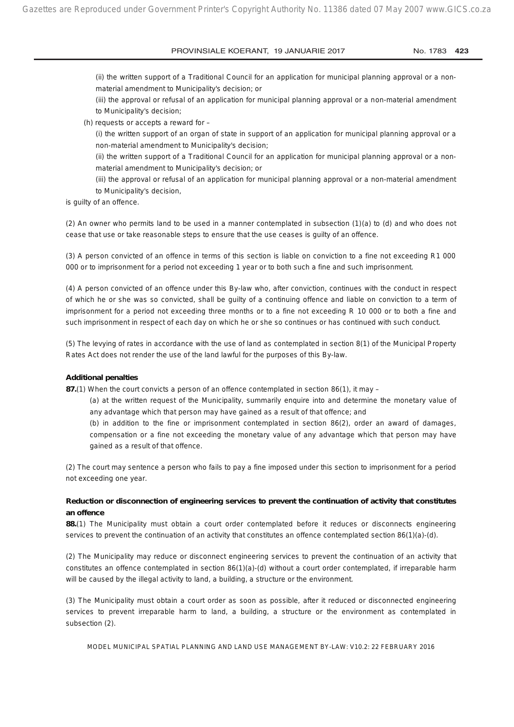(ii) the written support of a Traditional Council for an application for municipal planning approval or a non-material amendment to Municipality's decision; or

(iii) the approval or refusal of an application for municipal planning approval or a non-material amendment to Municipality's decision;

(h) requests or accepts a reward for –

(i) the written support of an organ of state in support of an application for municipal planning approval or a non-material amendment to Municipality's decision;

(ii) the written support of a Traditional Council for an application for municipal planning approval or a non-material amendment to Municipality's decision; or

(iii) the approval or refusal of an application for municipal planning approval or a non-material amendment to Municipality's decision,

is guilty of an offence.

(2) An owner who permits land to be used in a manner contemplated in subsection (1)(a) to (d) and who does not cease that use or take reasonable steps to ensure that the use ceases is guilty of an offence.

(3) A person convicted of an offence in terms of this section is liable on conviction to a fine not exceeding R1 000 000 or to imprisonment for a period not exceeding 1 year or to both such a fine and such imprisonment.

(4) A person convicted of an offence under this By-law who, after conviction, continues with the conduct in respect of which he or she was so convicted, shall be guilty of a continuing offence and liable on conviction to a term of imprisonment for a period not exceeding three months or to a fine not exceeding R 10 000 or to both a fine and such imprisonment in respect of each day on which he or she so continues or has continued with such conduct.

(5) The levying of rates in accordance with the use of land as contemplated in section 8(1) of the Municipal Property Rates Act does not render the use of the land lawful for the purposes of this By-law.

**Additional penalties**

**87.**(1) When the court convicts a person of an offence contemplated in section 86(1), it may –

(a) at the written request of the Municipality, summarily enquire into and determine the monetary value of any advantage which that person may have gained as a result of that offence; and

(b) in addition to the fine or imprisonment contemplated in section 86(2), order an award of damages, compensation or a fine not exceeding the monetary value of any advantage which that person may have gained as a result of that offence.

(2) The court may sentence a person who fails to pay a fine imposed under this section to imprisonment for a period not exceeding one year.

**Reduction or disconnection of engineering services to prevent the continuation of activity that constitutes an offence**

**88.**(1) The Municipality must obtain a court order contemplated before it reduces or disconnects engineering services to prevent the continuation of an activity that constitutes an offence contemplated section 86(1)(a)-(d).

(2) The Municipality may reduce or disconnect engineering services to prevent the continuation of an activity that constitutes an offence contemplated in section 86(1)(a)-(d) without a court order contemplated, if irreparable harm will be caused by the illegal activity to land, a building, a structure or the environment.

(3) The Municipality must obtain a court order as soon as possible, after it reduced or disconnected engineering services to prevent irreparable harm to land, a building, a structure or the environment as contemplated in subsection (2).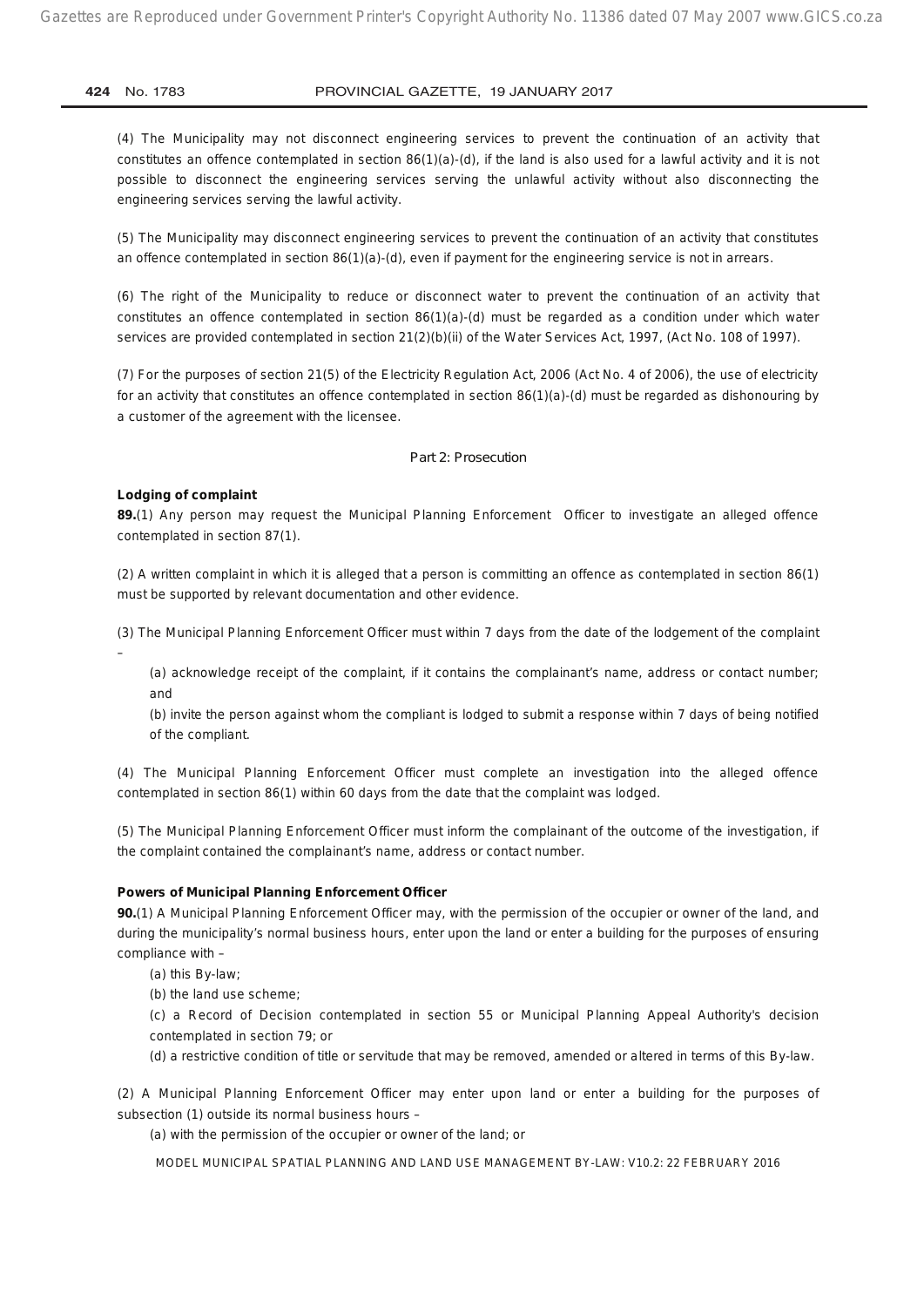(4) The Municipality may not disconnect engineering services to prevent the continuation of an activity that constitutes an offence contemplated in section 86(1)(a)-(d), if the land is also used for a lawful activity and it is not possible to disconnect the engineering services serving the unlawful activity without also disconnecting the engineering services serving the lawful activity.

(5) The Municipality may disconnect engineering services to prevent the continuation of an activity that constitutes an offence contemplated in section 86(1)(a)-(d), even if payment for the engineering service is not in arrears.

(6) The right of the Municipality to reduce or disconnect water to prevent the continuation of an activity that constitutes an offence contemplated in section 86(1)(a)-(d) must be regarded as a condition under which water services are provided contemplated in section 21(2)(b)(ii) of the Water Services Act, 1997, (Act No. 108 of 1997).

(7) For the purposes of section 21(5) of the Electricity Regulation Act, 2006 (Act No. 4 of 2006), the use of electricity for an activity that constitutes an offence contemplated in section 86(1)(a)-(d) must be regarded as dishonouring by a customer of the agreement with the licensee.

Part 2: Prosecution

**Lodging of complaint**

**89.**(1) Any person may request the Municipal Planning Enforcement Officer to investigate an alleged offence contemplated in section 87(1).

(2) A written complaint in which it is alleged that a person is committing an offence as contemplated in section 86(1) must be supported by relevant documentation and other evidence.

(3) The Municipal Planning Enforcement Officer must within 7 days from the date of the lodgement of the complaint –

(a) acknowledge receipt of the complaint, if it contains the complainant's name, address or contact number; and

(b) invite the person against whom the compliant is lodged to submit a response within 7 days of being notified of the compliant.

(4) The Municipal Planning Enforcement Officer must complete an investigation into the alleged offence contemplated in section 86(1) within 60 days from the date that the complaint was lodged.

(5) The Municipal Planning Enforcement Officer must inform the complainant of the outcome of the investigation, if the complaint contained the complainant's name, address or contact number.

**Powers of Municipal Planning Enforcement Officer**

**90.**(1) A Municipal Planning Enforcement Officer may, with the permission of the occupier or owner of the land, and during the municipality's normal business hours, enter upon the land or enter a building for the purposes of ensuring compliance with –

(a) this By-law;

(b) the land use scheme;

(c) a Record of Decision contemplated in section 55 or Municipal Planning Appeal Authority's decision contemplated in section 79; or

(d) a restrictive condition of title or servitude that may be removed, amended or altered in terms of this By-law.

(2) A Municipal Planning Enforcement Officer may enter upon land or enter a building for the purposes of subsection (1) outside its normal business hours –

(a) with the permission of the occupier or owner of the land; or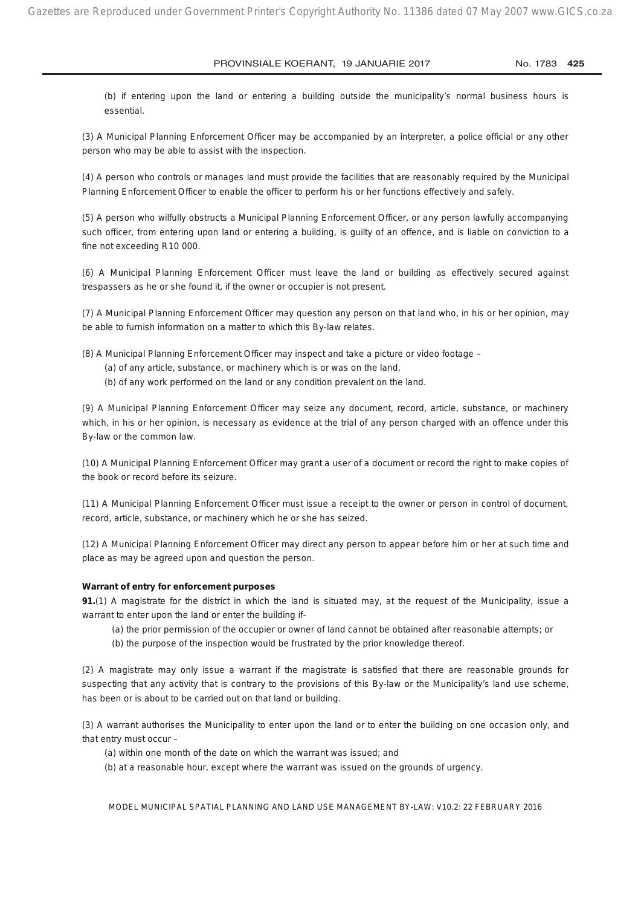(b) if entering upon the land or entering a building outside the municipality's normal business hours is essential.

(3) A Municipal Planning Enforcement Officer may be accompanied by an interpreter, a police official or any other person who may be able to assist with the inspection.

(4) A person who controls or manages land must provide the facilities that are reasonably required by the Municipal Planning Enforcement Officer to enable the officer to perform his or her functions effectively and safely.

(5) A person who wilfully obstructs a Municipal Planning Enforcement Officer, or any person lawfully accompanying such officer, from entering upon land or entering a building, is guilty of an offence, and is liable on conviction to a fine not exceeding R10 000.

(6) A Municipal Planning Enforcement Officer must leave the land or building as effectively secured against trespassers as he or she found it, if the owner or occupier is not present.

(7) A Municipal Planning Enforcement Officer may question any person on that land who, in his or her opinion, may be able to furnish information on a matter to which this By-law relates.

(8) A Municipal Planning Enforcement Officer may inspect and take a picture or video footage –

(a) of any article, substance, or machinery which is or was on the land,

(b) of any work performed on the land or any condition prevalent on the land.

(9) A Municipal Planning Enforcement Officer may seize any document, record, article, substance, or machinery which, in his or her opinion, is necessary as evidence at the trial of any person charged with an offence under this By-law or the common law.

(10) A Municipal Planning Enforcement Officer may grant a user of a document or record the right to make copies of the book or record before its seizure.

(11) A Municipal Planning Enforcement Officer must issue a receipt to the owner or person in control of document, record, article, substance, or machinery which he or she has seized.

(12) A Municipal Planning Enforcement Officer may direct any person to appear before him or her at such time and place as may be agreed upon and question the person.

**Warrant of entry for enforcement purposes**

**91.**(1) A magistrate for the district in which the land is situated may, at the request of the Municipality, issue a warrant to enter upon the land or enter the building if–

(a) the prior permission of the occupier or owner of land cannot be obtained after reasonable attempts; or

(b) the purpose of the inspection would be frustrated by the prior knowledge thereof.

(2) A magistrate may only issue a warrant if the magistrate is satisfied that there are reasonable grounds for suspecting that any activity that is contrary to the provisions of this By-law or the Municipality's land use scheme, has been or is about to be carried out on that land or building.

(3) A warrant authorises the Municipality to enter upon the land or to enter the building on one occasion only, and that entry must occur –

(a) within one month of the date on which the warrant was issued; and

(b) at a reasonable hour, except where the warrant was issued on the grounds of urgency.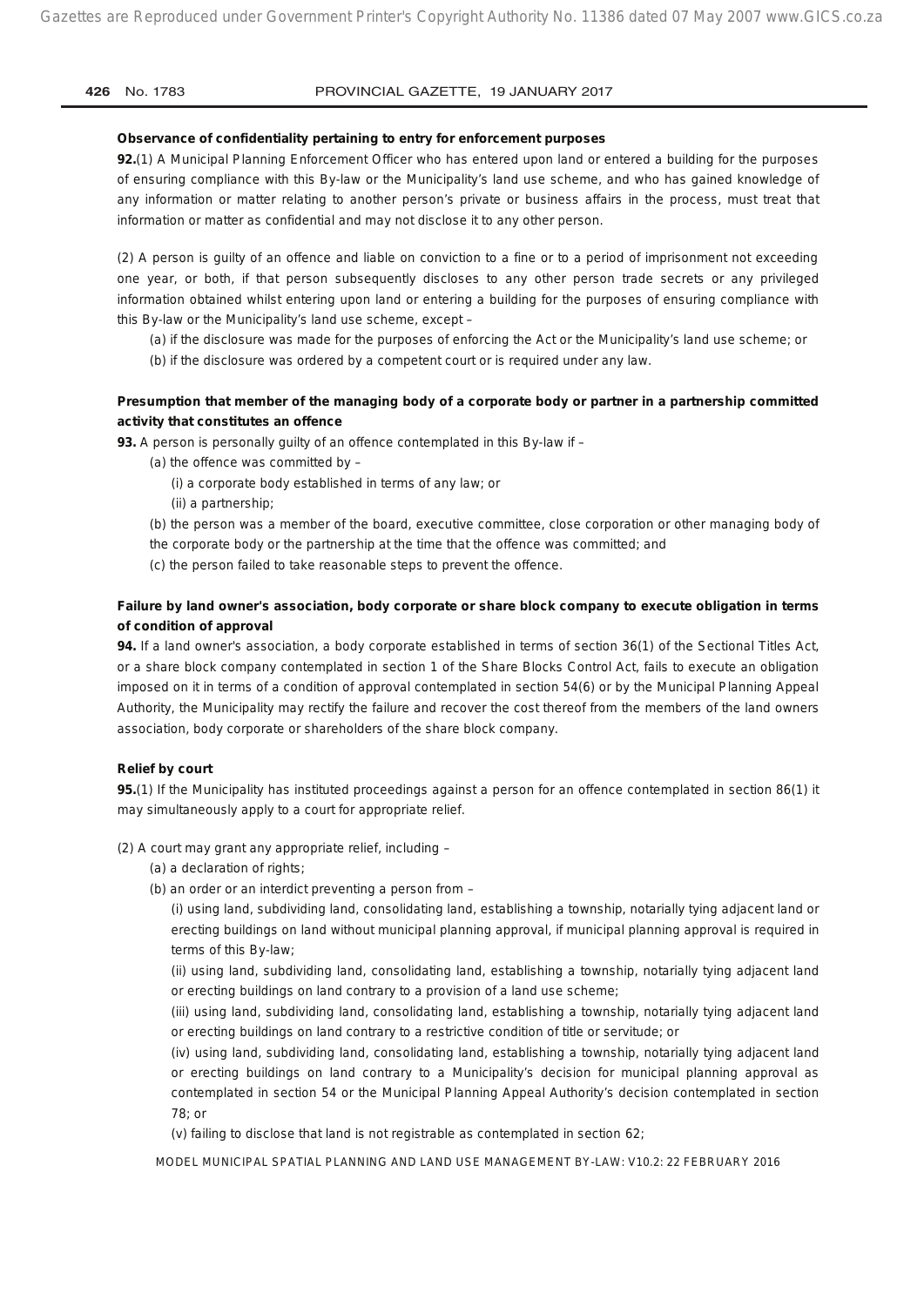**Observance of confidentiality pertaining to entry for enforcement purposes**

**92.**(1) A Municipal Planning Enforcement Officer who has entered upon land or entered a building for the purposes of ensuring compliance with this By-law or the Municipality's land use scheme, and who has gained knowledge of any information or matter relating to another person's private or business affairs in the process, must treat that information or matter as confidential and may not disclose it to any other person.

(2) A person is guilty of an offence and liable on conviction to a fine or to a period of imprisonment not exceeding one year, or both, if that person subsequently discloses to any other person trade secrets or any privileged information obtained whilst entering upon land or entering a building for the purposes of ensuring compliance with this By-law or the Municipality's land use scheme, except –

(a) if the disclosure was made for the purposes of enforcing the Act or the Municipality's land use scheme; or

(b) if the disclosure was ordered by a competent court or is required under any law.

**Presumption that member of the managing body of a corporate body or partner in a partnership committed activity that constitutes an offence**

**93.** A person is personally guilty of an offence contemplated in this By-law if –

(a) the offence was committed by –

(i) a corporate body established in terms of any law; or

(ii) a partnership;

(b) the person was a member of the board, executive committee, close corporation or other managing body of the corporate body or the partnership at the time that the offence was committed; and

(c) the person failed to take reasonable steps to prevent the offence.

**Failure by land owner's association, body corporate or share block company to execute obligation in terms of condition of approval**

**94.** If a land owner's association, a body corporate established in terms of section 36(1) of the Sectional Titles Act, or a share block company contemplated in section 1 of the Share Blocks Control Act, fails to execute an obligation imposed on it in terms of a condition of approval contemplated in section 54(6) or by the Municipal Planning Appeal Authority, the Municipality may rectify the failure and recover the cost thereof from the members of the land owners association, body corporate or shareholders of the share block company.

**Relief by court**

**95.**(1) If the Municipality has instituted proceedings against a person for an offence contemplated in section 86(1) it may simultaneously apply to a court for appropriate relief.

(2) A court may grant any appropriate relief, including –

(a) a declaration of rights;

(b) an order or an interdict preventing a person from –

(i) using land, subdividing land, consolidating land, establishing a township, notarially tying adjacent land or erecting buildings on land without municipal planning approval, if municipal planning approval is required in terms of this By-law;

(ii) using land, subdividing land, consolidating land, establishing a township, notarially tying adjacent land or erecting buildings on land contrary to a provision of a land use scheme;

(iii) using land, subdividing land, consolidating land, establishing a township, notarially tying adjacent land or erecting buildings on land contrary to a restrictive condition of title or servitude; or

(iv) using land, subdividing land, consolidating land, establishing a township, notarially tying adjacent land or erecting buildings on land contrary to a Municipality's decision for municipal planning approval as contemplated in section 54 or the Municipal Planning Appeal Authority's decision contemplated in section 78; or

(v) failing to disclose that land is not registrable as contemplated in section 62;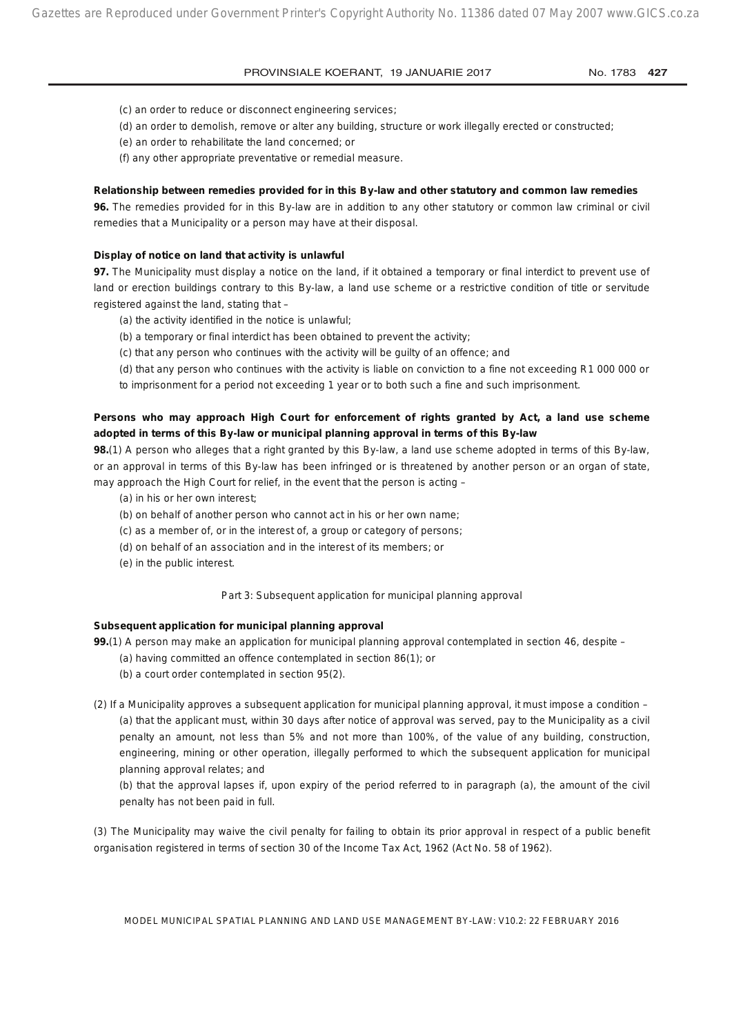(c) an order to reduce or disconnect engineering services;

(d) an order to demolish, remove or alter any building, structure or work illegally erected or constructed;

(e) an order to rehabilitate the land concerned; or

(f) any other appropriate preventative or remedial measure.

**Relationship between remedies provided for in this By-law and other statutory and common law remedies**

**96.** The remedies provided for in this By-law are in addition to any other statutory or common law criminal or civil remedies that a Municipality or a person may have at their disposal.

**Display of notice on land that activity is unlawful**

**97.** The Municipality must display a notice on the land, if it obtained a temporary or final interdict to prevent use of land or erection buildings contrary to this By-law, a land use scheme or a restrictive condition of title or servitude registered against the land, stating that –

(a) the activity identified in the notice is unlawful;

(b) a temporary or final interdict has been obtained to prevent the activity;

(c) that any person who continues with the activity will be guilty of an offence; and

(d) that any person who continues with the activity is liable on conviction to a fine not exceeding R1 000 000 or to imprisonment for a period not exceeding 1 year or to both such a fine and such imprisonment.

**Persons who may approach High Court for enforcement of rights granted by Act, a land use scheme adopted in terms of this By-law or municipal planning approval in terms of this By-law**

**98.**(1) A person who alleges that a right granted by this By-law, a land use scheme adopted in terms of this By-law, or an approval in terms of this By-law has been infringed or is threatened by another person or an organ of state, may approach the High Court for relief, in the event that the person is acting –

(a) in his or her own interest;

(b) on behalf of another person who cannot act in his or her own name;

(c) as a member of, or in the interest of, a group or category of persons;

(d) on behalf of an association and in the interest of its members; or

(e) in the public interest.

Part 3: Subsequent application for municipal planning approval

**Subsequent application for municipal planning approval**

**99.**(1) A person may make an application for municipal planning approval contemplated in section 46, despite –

(a) having committed an offence contemplated in section 86(1); or

(b) a court order contemplated in section 95(2).

(2) If a Municipality approves a subsequent application for municipal planning approval, it must impose a condition –

(a) that the applicant must, within 30 days after notice of approval was served, pay to the Municipality as a civil penalty an amount, not less than 5% and not more than 100%, of the value of any building, construction, engineering, mining or other operation, illegally performed to which the subsequent application for municipal planning approval relates; and

(b) that the approval lapses if, upon expiry of the period referred to in paragraph (a), the amount of the civil penalty has not been paid in full.

(3) The Municipality may waive the civil penalty for failing to obtain its prior approval in respect of a public benefit organisation registered in terms of section 30 of the Income Tax Act, 1962 (Act No. 58 of 1962).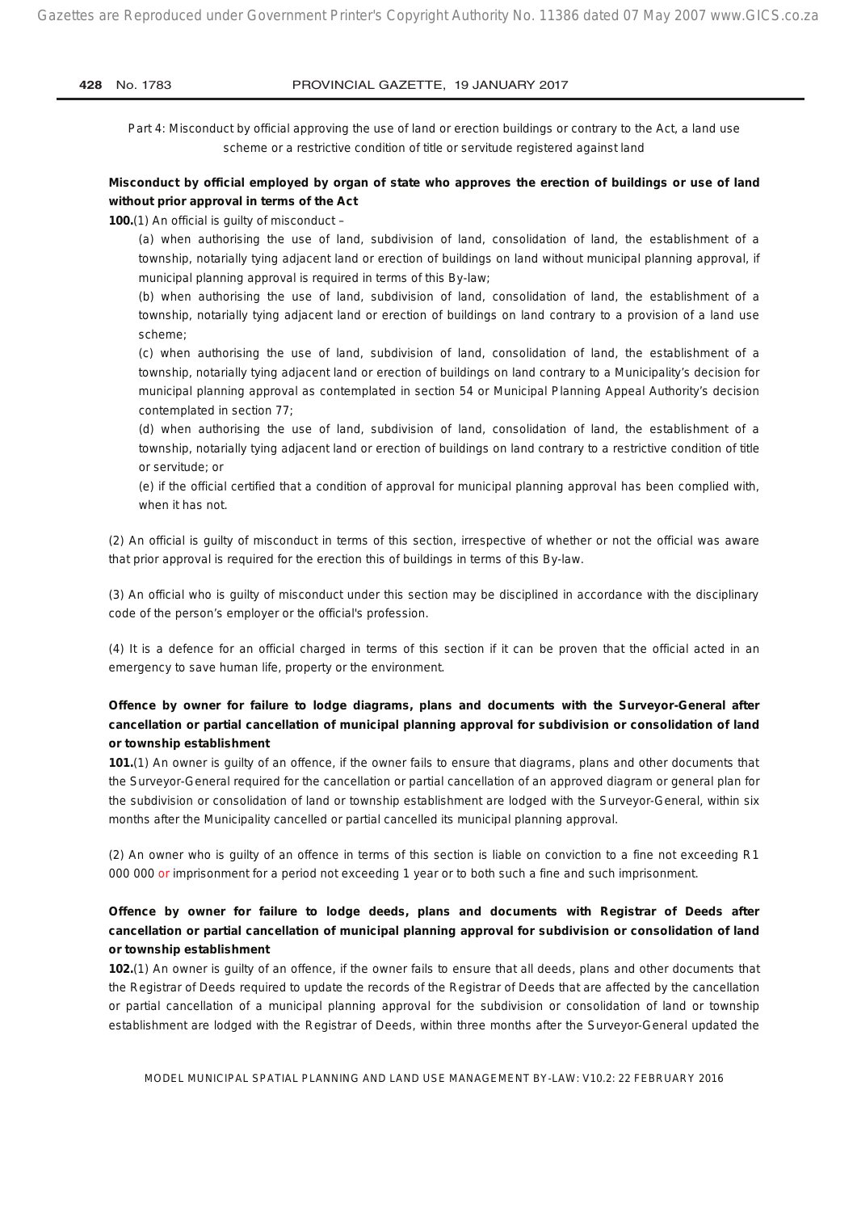Part 4: Misconduct by official approving the use of land or erection buildings or contrary to the Act, a land use scheme or a restrictive condition of title or servitude registered against land

**Misconduct by official employed by organ of state who approves the erection of buildings or use of land without prior approval in terms of the Act**

**100.**(1) An official is guilty of misconduct –

(a) when authorising the use of land, subdivision of land, consolidation of land, the establishment of a township, notarially tying adjacent land or erection of buildings on land without municipal planning approval, if municipal planning approval is required in terms of this By-law;

(b) when authorising the use of land, subdivision of land, consolidation of land, the establishment of a township, notarially tying adjacent land or erection of buildings on land contrary to a provision of a land use scheme;

(c) when authorising the use of land, subdivision of land, consolidation of land, the establishment of a township, notarially tying adjacent land or erection of buildings on land contrary to a Municipality's decision for municipal planning approval as contemplated in section 54 or Municipal Planning Appeal Authority's decision contemplated in section 77;

(d) when authorising the use of land, subdivision of land, consolidation of land, the establishment of a township, notarially tying adjacent land or erection of buildings on land contrary to a restrictive condition of title or servitude; or

(e) if the official certified that a condition of approval for municipal planning approval has been complied with, when it has not.

(2) An official is guilty of misconduct in terms of this section, irrespective of whether or not the official was aware that prior approval is required for the erection this of buildings in terms of this By-law.

(3) An official who is guilty of misconduct under this section may be disciplined in accordance with the disciplinary code of the person's employer or the official's profession.

(4) It is a defence for an official charged in terms of this section if it can be proven that the official acted in an emergency to save human life, property or the environment.

**Offence by owner for failure to lodge diagrams, plans and documents with the Surveyor-General after cancellation or partial cancellation of municipal planning approval for subdivision or consolidation of land or township establishment**

**101.**(1) An owner is guilty of an offence, if the owner fails to ensure that diagrams, plans and other documents that the Surveyor-General required for the cancellation or partial cancellation of an approved diagram or general plan for the subdivision or consolidation of land or township establishment are lodged with the Surveyor-General, within six months after the Municipality cancelled or partial cancelled its municipal planning approval.

(2) An owner who is guilty of an offence in terms of this section is liable on conviction to a fine not exceeding R1 000 000 or imprisonment for a period not exceeding 1 year or to both such a fine and such imprisonment.

**Offence by owner for failure to lodge deeds, plans and documents with Registrar of Deeds after cancellation or partial cancellation of municipal planning approval for subdivision or consolidation of land or township establishment**

**102.**(1) An owner is guilty of an offence, if the owner fails to ensure that all deeds, plans and other documents that the Registrar of Deeds required to update the records of the Registrar of Deeds that are affected by the cancellation or partial cancellation of a municipal planning approval for the subdivision or consolidation of land or township establishment are lodged with the Registrar of Deeds, within three months after the Surveyor-General updated the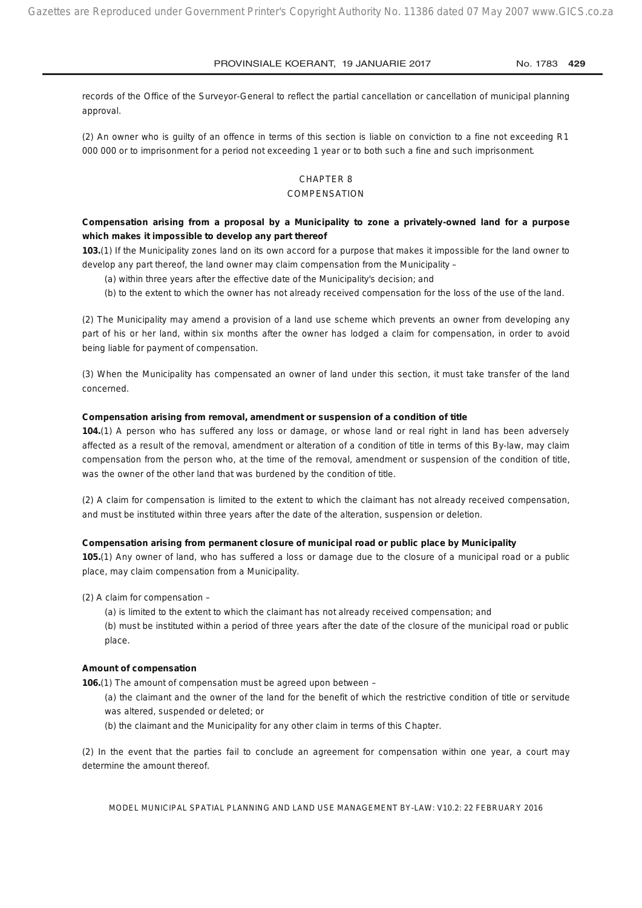records of the Office of the Surveyor-General to reflect the partial cancellation or cancellation of municipal planning approval.

(2) An owner who is guilty of an offence in terms of this section is liable on conviction to a fine not exceeding R1 000 000 or to imprisonment for a period not exceeding 1 year or to both such a fine and such imprisonment.

## CHAPTER 8
## COMPENSATION

**Compensation arising from a proposal by a Municipality to zone a privately-owned land for a purpose which makes it impossible to develop any part thereof**

**103.**(1) If the Municipality zones land on its own accord for a purpose that makes it impossible for the land owner to develop any part thereof, the land owner may claim compensation from the Municipality –

(a) within three years after the effective date of the Municipality's decision; and

(b) to the extent to which the owner has not already received compensation for the loss of the use of the land.

(2) The Municipality may amend a provision of a land use scheme which prevents an owner from developing any part of his or her land, within six months after the owner has lodged a claim for compensation, in order to avoid being liable for payment of compensation.

(3) When the Municipality has compensated an owner of land under this section, it must take transfer of the land concerned.

**Compensation arising from removal, amendment or suspension of a condition of title**

**104.**(1) A person who has suffered any loss or damage, or whose land or real right in land has been adversely affected as a result of the removal, amendment or alteration of a condition of title in terms of this By-law, may claim compensation from the person who, at the time of the removal, amendment or suspension of the condition of title, was the owner of the other land that was burdened by the condition of title.

(2) A claim for compensation is limited to the extent to which the claimant has not already received compensation, and must be instituted within three years after the date of the alteration, suspension or deletion.

**Compensation arising from permanent closure of municipal road or public place by Municipality**

**105.**(1) Any owner of land, who has suffered a loss or damage due to the closure of a municipal road or a public place, may claim compensation from a Municipality.

(2) A claim for compensation –

(a) is limited to the extent to which the claimant has not already received compensation; and

(b) must be instituted within a period of three years after the date of the closure of the municipal road or public place.

**Amount of compensation**

**106.**(1) The amount of compensation must be agreed upon between –

(a) the claimant and the owner of the land for the benefit of which the restrictive condition of title or servitude was altered, suspended or deleted; or

(b) the claimant and the Municipality for any other claim in terms of this Chapter.

(2) In the event that the parties fail to conclude an agreement for compensation within one year, a court may determine the amount thereof.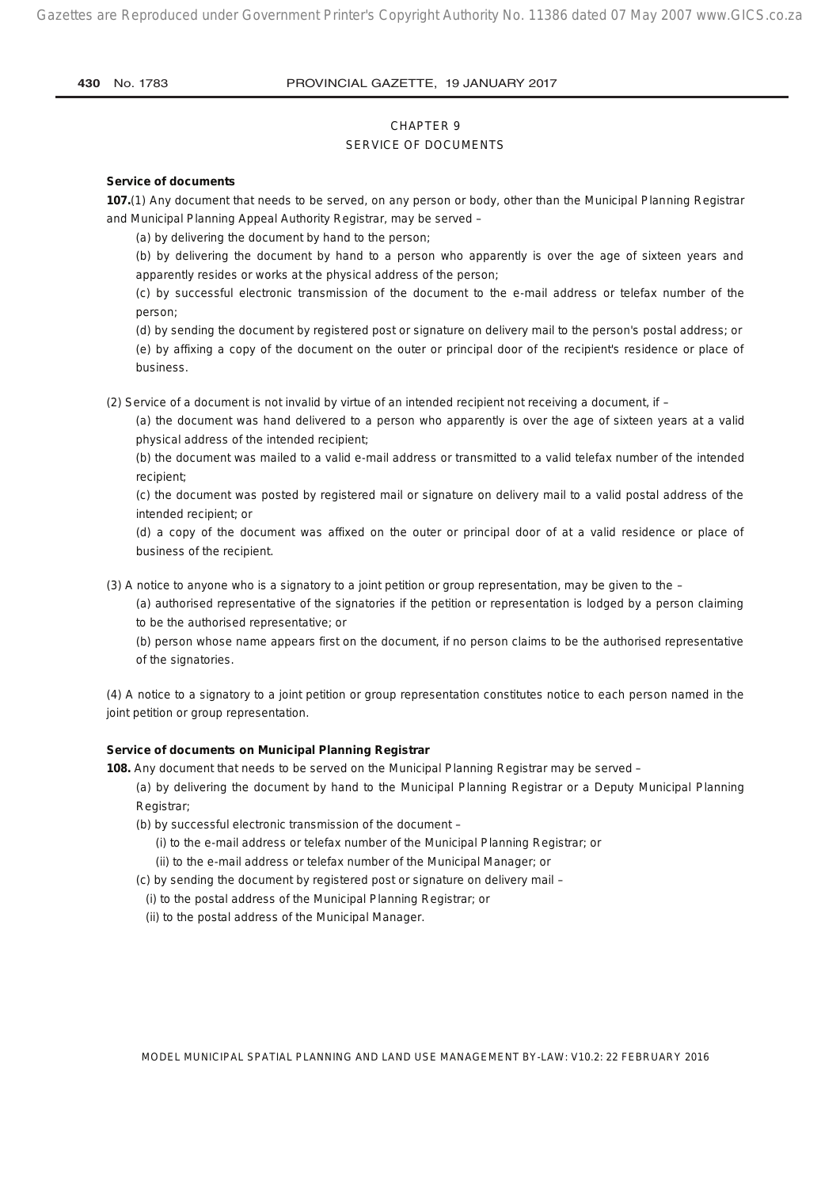# CHAPTER 9
## SERVICE OF DOCUMENTS

**Service of documents**

**107.**(1) Any document that needs to be served, on any person or body, other than the Municipal Planning Registrar and Municipal Planning Appeal Authority Registrar, may be served –

(a) by delivering the document by hand to the person;

(b) by delivering the document by hand to a person who apparently is over the age of sixteen years and apparently resides or works at the physical address of the person;

(c) by successful electronic transmission of the document to the e-mail address or telefax number of the person;

(d) by sending the document by registered post or signature on delivery mail to the person's postal address; or

(e) by affixing a copy of the document on the outer or principal door of the recipient's residence or place of business.

(2) Service of a document is not invalid by virtue of an intended recipient not receiving a document, if –

(a) the document was hand delivered to a person who apparently is over the age of sixteen years at a valid physical address of the intended recipient;

(b) the document was mailed to a valid e-mail address or transmitted to a valid telefax number of the intended recipient;

(c) the document was posted by registered mail or signature on delivery mail to a valid postal address of the intended recipient; or

(d) a copy of the document was affixed on the outer or principal door of at a valid residence or place of business of the recipient.

(3) A notice to anyone who is a signatory to a joint petition or group representation, may be given to the –

(a) authorised representative of the signatories if the petition or representation is lodged by a person claiming to be the authorised representative; or

(b) person whose name appears first on the document, if no person claims to be the authorised representative of the signatories.

(4) A notice to a signatory to a joint petition or group representation constitutes notice to each person named in the joint petition or group representation.

**Service of documents on Municipal Planning Registrar**

**108.** Any document that needs to be served on the Municipal Planning Registrar may be served –

(a) by delivering the document by hand to the Municipal Planning Registrar or a Deputy Municipal Planning Registrar;

(b) by successful electronic transmission of the document –

(i) to the e-mail address or telefax number of the Municipal Planning Registrar; or

(ii) to the e-mail address or telefax number of the Municipal Manager; or

(c) by sending the document by registered post or signature on delivery mail –

(i) to the postal address of the Municipal Planning Registrar; or

(ii) to the postal address of the Municipal Manager.

MODEL MUNICIPAL SPATIAL PLANNING AND LAND USE MANAGEMENT BY-LAW: V10.2: 22 FEBRUARY 2016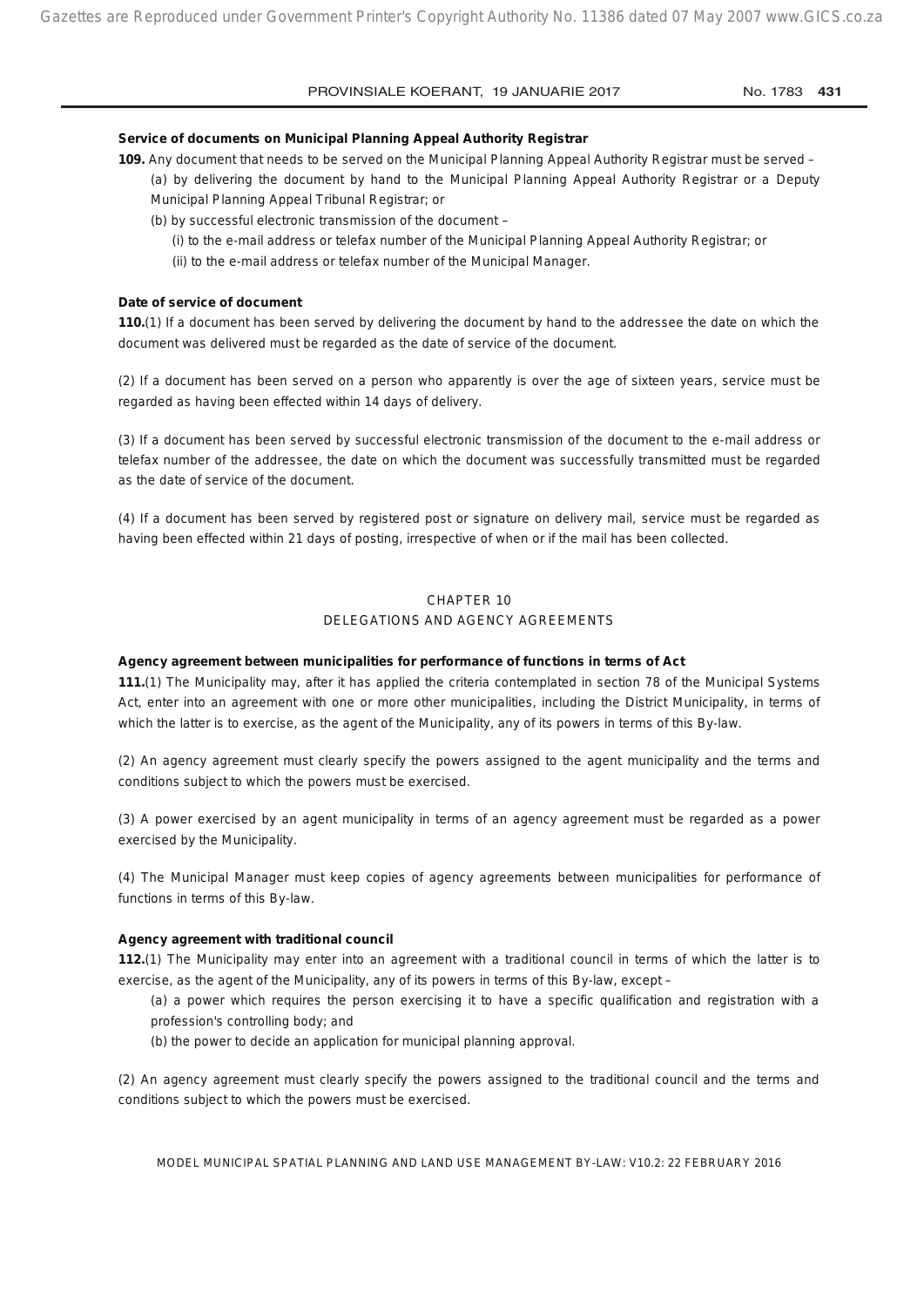**Service of documents on Municipal Planning Appeal Authority Registrar**

**109.** Any document that needs to be served on the Municipal Planning Appeal Authority Registrar must be served –

(a) by delivering the document by hand to the Municipal Planning Appeal Authority Registrar or a Deputy Municipal Planning Appeal Tribunal Registrar; or

(b) by successful electronic transmission of the document –

(i) to the e-mail address or telefax number of the Municipal Planning Appeal Authority Registrar; or

(ii) to the e-mail address or telefax number of the Municipal Manager.

**Date of service of document**

**110.**(1) If a document has been served by delivering the document by hand to the addressee the date on which the document was delivered must be regarded as the date of service of the document.

(2) If a document has been served on a person who apparently is over the age of sixteen years, service must be regarded as having been effected within 14 days of delivery.

(3) If a document has been served by successful electronic transmission of the document to the e-mail address or telefax number of the addressee, the date on which the document was successfully transmitted must be regarded as the date of service of the document.

(4) If a document has been served by registered post or signature on delivery mail, service must be regarded as having been effected within 21 days of posting, irrespective of when or if the mail has been collected.

## CHAPTER 10
## DELEGATIONS AND AGENCY AGREEMENTS

**Agency agreement between municipalities for performance of functions in terms of Act**

**111.**(1) The Municipality may, after it has applied the criteria contemplated in section 78 of the Municipal Systems Act, enter into an agreement with one or more other municipalities, including the District Municipality, in terms of which the latter is to exercise, as the agent of the Municipality, any of its powers in terms of this By-law.

(2) An agency agreement must clearly specify the powers assigned to the agent municipality and the terms and conditions subject to which the powers must be exercised.

(3) A power exercised by an agent municipality in terms of an agency agreement must be regarded as a power exercised by the Municipality.

(4) The Municipal Manager must keep copies of agency agreements between municipalities for performance of functions in terms of this By-law.

**Agency agreement with traditional council**

**112.**(1) The Municipality may enter into an agreement with a traditional council in terms of which the latter is to exercise, as the agent of the Municipality, any of its powers in terms of this By-law, except –

(a) a power which requires the person exercising it to have a specific qualification and registration with a profession's controlling body; and

(b) the power to decide an application for municipal planning approval.

(2) An agency agreement must clearly specify the powers assigned to the traditional council and the terms and conditions subject to which the powers must be exercised.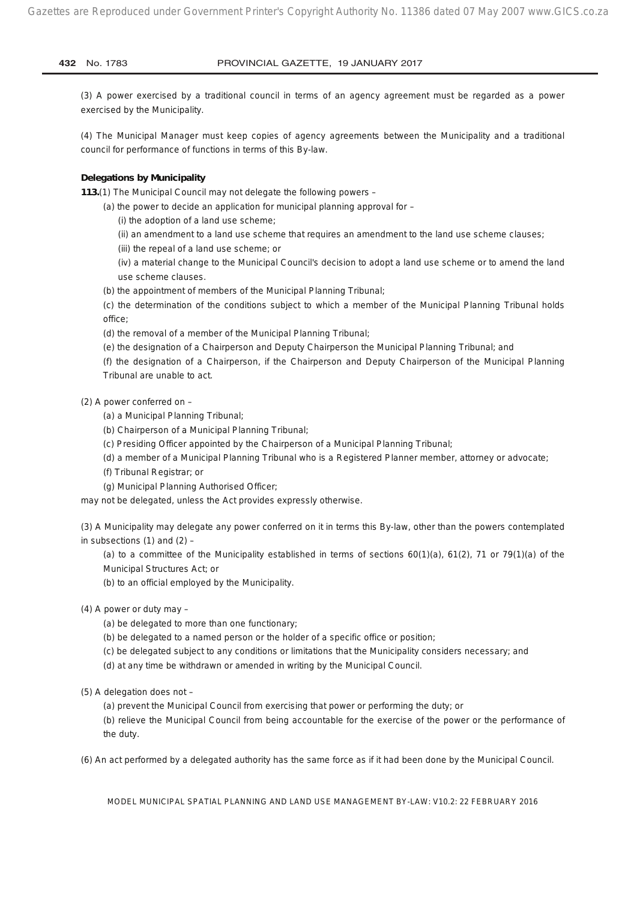(3) A power exercised by a traditional council in terms of an agency agreement must be regarded as a power exercised by the Municipality.

(4) The Municipal Manager must keep copies of agency agreements between the Municipality and a traditional council for performance of functions in terms of this By-law.

**Delegations by Municipality**

**113.**(1) The Municipal Council may not delegate the following powers –

(a) the power to decide an application for municipal planning approval for –

(i) the adoption of a land use scheme;

(ii) an amendment to a land use scheme that requires an amendment to the land use scheme clauses;

(iii) the repeal of a land use scheme; or

(iv) a material change to the Municipal Council's decision to adopt a land use scheme or to amend the land use scheme clauses.

(b) the appointment of members of the Municipal Planning Tribunal;

(c) the determination of the conditions subject to which a member of the Municipal Planning Tribunal holds office;

(d) the removal of a member of the Municipal Planning Tribunal;

(e) the designation of a Chairperson and Deputy Chairperson the Municipal Planning Tribunal; and

(f) the designation of a Chairperson, if the Chairperson and Deputy Chairperson of the Municipal Planning Tribunal are unable to act.

(2) A power conferred on –

(a) a Municipal Planning Tribunal;

(b) Chairperson of a Municipal Planning Tribunal;

(c) Presiding Officer appointed by the Chairperson of a Municipal Planning Tribunal;

(d) a member of a Municipal Planning Tribunal who is a Registered Planner member, attorney or advocate;

(f) Tribunal Registrar; or

(g) Municipal Planning Authorised Officer;

may not be delegated, unless the Act provides expressly otherwise.

(3) A Municipality may delegate any power conferred on it in terms this By-law, other than the powers contemplated in subsections (1) and (2) –

(a) to a committee of the Municipality established in terms of sections 60(1)(a), 61(2), 71 or 79(1)(a) of the Municipal Structures Act; or

(b) to an official employed by the Municipality.

(4) A power or duty may –

(a) be delegated to more than one functionary;

(b) be delegated to a named person or the holder of a specific office or position;

(c) be delegated subject to any conditions or limitations that the Municipality considers necessary; and

(d) at any time be withdrawn or amended in writing by the Municipal Council.

(5) A delegation does not –

(a) prevent the Municipal Council from exercising that power or performing the duty; or

(b) relieve the Municipal Council from being accountable for the exercise of the power or the performance of the duty.

(6) An act performed by a delegated authority has the same force as if it had been done by the Municipal Council.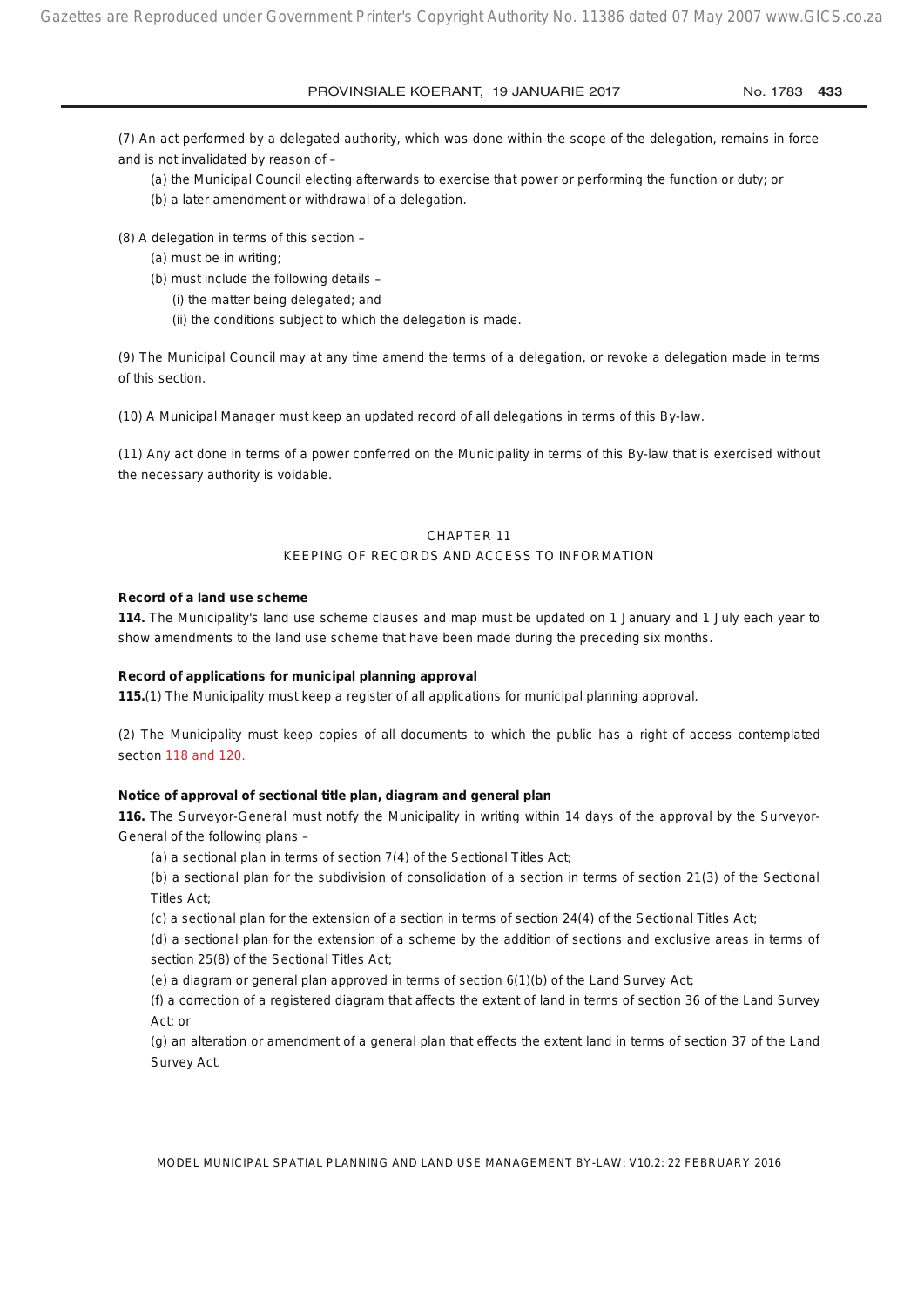(7) An act performed by a delegated authority, which was done within the scope of the delegation, remains in force and is not invalidated by reason of –

(a) the Municipal Council electing afterwards to exercise that power or performing the function or duty; or

(b) a later amendment or withdrawal of a delegation.

(8) A delegation in terms of this section –

(a) must be in writing;

(b) must include the following details –

(i) the matter being delegated; and

(ii) the conditions subject to which the delegation is made.

(9) The Municipal Council may at any time amend the terms of a delegation, or revoke a delegation made in terms of this section.

(10) A Municipal Manager must keep an updated record of all delegations in terms of this By-law.

(11) Any act done in terms of a power conferred on the Municipality in terms of this By-law that is exercised without the necessary authority is voidable.

## CHAPTER 11
## KEEPING OF RECORDS AND ACCESS TO INFORMATION

**Record of a land use scheme**

**114.** The Municipality's land use scheme clauses and map must be updated on 1 January and 1 July each year to show amendments to the land use scheme that have been made during the preceding six months.

**Record of applications for municipal planning approval**

**115.**(1) The Municipality must keep a register of all applications for municipal planning approval.

(2) The Municipality must keep copies of all documents to which the public has a right of access contemplated section 118 and 120.

**Notice of approval of sectional title plan, diagram and general plan**

**116.** The Surveyor-General must notify the Municipality in writing within 14 days of the approval by the Surveyor-General of the following plans –

(a) a sectional plan in terms of section 7(4) of the Sectional Titles Act;

(b) a sectional plan for the subdivision of consolidation of a section in terms of section 21(3) of the Sectional Titles Act;

(c) a sectional plan for the extension of a section in terms of section 24(4) of the Sectional Titles Act;

(d) a sectional plan for the extension of a scheme by the addition of sections and exclusive areas in terms of section 25(8) of the Sectional Titles Act;

(e) a diagram or general plan approved in terms of section 6(1)(b) of the Land Survey Act;

(f) a correction of a registered diagram that affects the extent of land in terms of section 36 of the Land Survey Act; or

(g) an alteration or amendment of a general plan that effects the extent land in terms of section 37 of the Land Survey Act.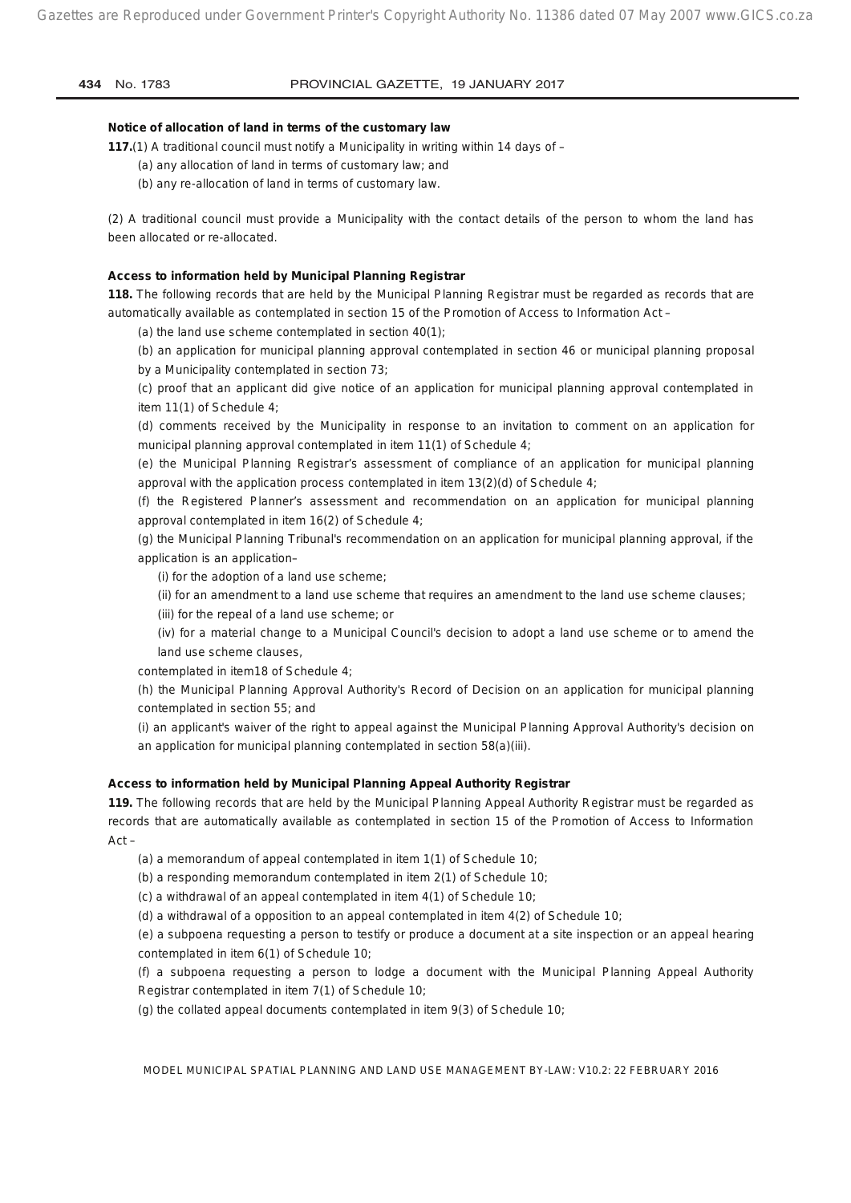**Notice of allocation of land in terms of the customary law**

**117.**(1) A traditional council must notify a Municipality in writing within 14 days of –

(a) any allocation of land in terms of customary law; and

(b) any re-allocation of land in terms of customary law.

(2) A traditional council must provide a Municipality with the contact details of the person to whom the land has been allocated or re-allocated.

**Access to information held by Municipal Planning Registrar**

**118.** The following records that are held by the Municipal Planning Registrar must be regarded as records that are automatically available as contemplated in section 15 of the Promotion of Access to Information Act –

(a) the land use scheme contemplated in section 40(1);

(b) an application for municipal planning approval contemplated in section 46 or municipal planning proposal by a Municipality contemplated in section 73;

(c) proof that an applicant did give notice of an application for municipal planning approval contemplated in item 11(1) of Schedule 4;

(d) comments received by the Municipality in response to an invitation to comment on an application for municipal planning approval contemplated in item 11(1) of Schedule 4;

(e) the Municipal Planning Registrar's assessment of compliance of an application for municipal planning approval with the application process contemplated in item 13(2)(d) of Schedule 4;

(f) the Registered Planner's assessment and recommendation on an application for municipal planning approval contemplated in item 16(2) of Schedule 4;

(g) the Municipal Planning Tribunal's recommendation on an application for municipal planning approval, if the application is an application–

(i) for the adoption of a land use scheme;

(ii) for an amendment to a land use scheme that requires an amendment to the land use scheme clauses;

(iii) for the repeal of a land use scheme; or

(iv) for a material change to a Municipal Council's decision to adopt a land use scheme or to amend the land use scheme clauses,

contemplated in item18 of Schedule 4;

(h) the Municipal Planning Approval Authority's Record of Decision on an application for municipal planning contemplated in section 55; and

(i) an applicant's waiver of the right to appeal against the Municipal Planning Approval Authority's decision on an application for municipal planning contemplated in section 58(a)(iii).

**Access to information held by Municipal Planning Appeal Authority Registrar**

**119.** The following records that are held by the Municipal Planning Appeal Authority Registrar must be regarded as records that are automatically available as contemplated in section 15 of the Promotion of Access to Information Act –

(a) a memorandum of appeal contemplated in item 1(1) of Schedule 10;

(b) a responding memorandum contemplated in item 2(1) of Schedule 10;

(c) a withdrawal of an appeal contemplated in item 4(1) of Schedule 10;

(d) a withdrawal of a opposition to an appeal contemplated in item 4(2) of Schedule 10;

(e) a subpoena requesting a person to testify or produce a document at a site inspection or an appeal hearing contemplated in item 6(1) of Schedule 10;

(f) a subpoena requesting a person to lodge a document with the Municipal Planning Appeal Authority Registrar contemplated in item 7(1) of Schedule 10;

(g) the collated appeal documents contemplated in item 9(3) of Schedule 10;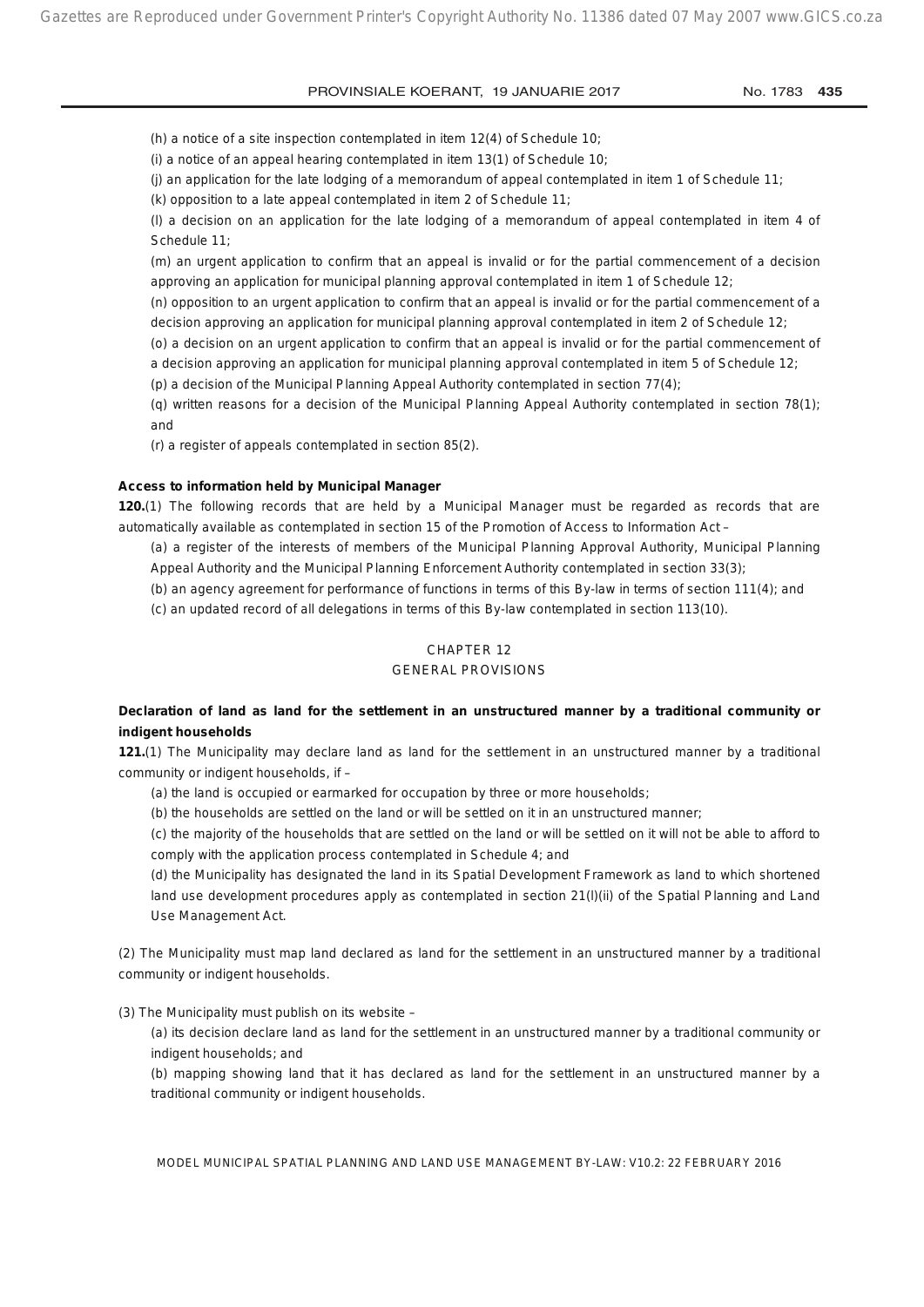(h) a notice of a site inspection contemplated in item 12(4) of Schedule 10;

(i) a notice of an appeal hearing contemplated in item 13(1) of Schedule 10;

(j) an application for the late lodging of a memorandum of appeal contemplated in item 1 of Schedule 11;

(k) opposition to a late appeal contemplated in item 2 of Schedule 11;

(l) a decision on an application for the late lodging of a memorandum of appeal contemplated in item 4 of Schedule 11;

(m) an urgent application to confirm that an appeal is invalid or for the partial commencement of a decision approving an application for municipal planning approval contemplated in item 1 of Schedule 12;

(n) opposition to an urgent application to confirm that an appeal is invalid or for the partial commencement of a decision approving an application for municipal planning approval contemplated in item 2 of Schedule 12;

(o) a decision on an urgent application to confirm that an appeal is invalid or for the partial commencement of a decision approving an application for municipal planning approval contemplated in item 5 of Schedule 12;

(p) a decision of the Municipal Planning Appeal Authority contemplated in section 77(4);

(q) written reasons for a decision of the Municipal Planning Appeal Authority contemplated in section 78(1); and

(r) a register of appeals contemplated in section 85(2).

**Access to information held by Municipal Manager**

**120.**(1) The following records that are held by a Municipal Manager must be regarded as records that are automatically available as contemplated in section 15 of the Promotion of Access to Information Act –

(a) a register of the interests of members of the Municipal Planning Approval Authority, Municipal Planning Appeal Authority and the Municipal Planning Enforcement Authority contemplated in section 33(3);

(b) an agency agreement for performance of functions in terms of this By-law in terms of section 111(4); and

(c) an updated record of all delegations in terms of this By-law contemplated in section 113(10).

## CHAPTER 12
## GENERAL PROVISIONS

**Declaration of land as land for the settlement in an unstructured manner by a traditional community or indigent households**

**121.**(1) The Municipality may declare land as land for the settlement in an unstructured manner by a traditional community or indigent households, if –

(a) the land is occupied or earmarked for occupation by three or more households;

(b) the households are settled on the land or will be settled on it in an unstructured manner;

(c) the majority of the households that are settled on the land or will be settled on it will not be able to afford to comply with the application process contemplated in Schedule 4; and

(d) the Municipality has designated the land in its Spatial Development Framework as land to which shortened land use development procedures apply as contemplated in section 21(l)(ii) of the Spatial Planning and Land Use Management Act.

(2) The Municipality must map land declared as land for the settlement in an unstructured manner by a traditional community or indigent households.

(3) The Municipality must publish on its website –

(a) its decision declare land as land for the settlement in an unstructured manner by a traditional community or indigent households; and

(b) mapping showing land that it has declared as land for the settlement in an unstructured manner by a traditional community or indigent households.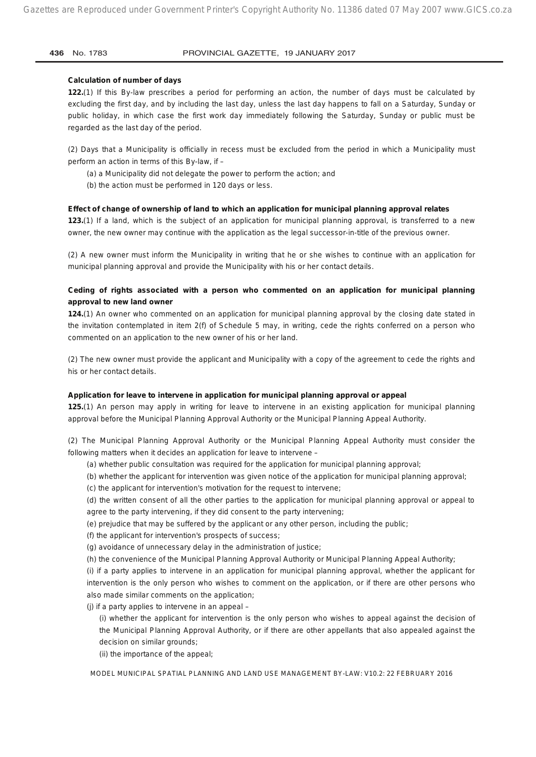**Calculation of number of days**

**122.**(1) If this By-law prescribes a period for performing an action, the number of days must be calculated by excluding the first day, and by including the last day, unless the last day happens to fall on a Saturday, Sunday or public holiday, in which case the first work day immediately following the Saturday, Sunday or public must be regarded as the last day of the period.

(2) Days that a Municipality is officially in recess must be excluded from the period in which a Municipality must perform an action in terms of this By-law, if –

(a) a Municipality did not delegate the power to perform the action; and

(b) the action must be performed in 120 days or less.

**Effect of change of ownership of land to which an application for municipal planning approval relates**

**123.**(1) If a land, which is the subject of an application for municipal planning approval, is transferred to a new owner, the new owner may continue with the application as the legal successor-in-title of the previous owner.

(2) A new owner must inform the Municipality in writing that he or she wishes to continue with an application for municipal planning approval and provide the Municipality with his or her contact details.

**Ceding of rights associated with a person who commented on an application for municipal planning approval to new land owner**

**124.**(1) An owner who commented on an application for municipal planning approval by the closing date stated in the invitation contemplated in item 2(f) of Schedule 5 may, in writing, cede the rights conferred on a person who commented on an application to the new owner of his or her land.

(2) The new owner must provide the applicant and Municipality with a copy of the agreement to cede the rights and his or her contact details.

**Application for leave to intervene in application for municipal planning approval or appeal**

**125.**(1) An person may apply in writing for leave to intervene in an existing application for municipal planning approval before the Municipal Planning Approval Authority or the Municipal Planning Appeal Authority.

(2) The Municipal Planning Approval Authority or the Municipal Planning Appeal Authority must consider the following matters when it decides an application for leave to intervene –

(a) whether public consultation was required for the application for municipal planning approval;

(b) whether the applicant for intervention was given notice of the application for municipal planning approval;

(c) the applicant for intervention's motivation for the request to intervene;

(d) the written consent of all the other parties to the application for municipal planning approval or appeal to agree to the party intervening, if they did consent to the party intervening;

(e) prejudice that may be suffered by the applicant or any other person, including the public;

(f) the applicant for intervention's prospects of success;

(g) avoidance of unnecessary delay in the administration of justice;

(h) the convenience of the Municipal Planning Approval Authority or Municipal Planning Appeal Authority;

(i) if a party applies to intervene in an application for municipal planning approval, whether the applicant for intervention is the only person who wishes to comment on the application, or if there are other persons who also made similar comments on the application;

(j) if a party applies to intervene in an appeal –

(i) whether the applicant for intervention is the only person who wishes to appeal against the decision of the Municipal Planning Approval Authority, or if there are other appellants that also appealed against the decision on similar grounds;

(ii) the importance of the appeal;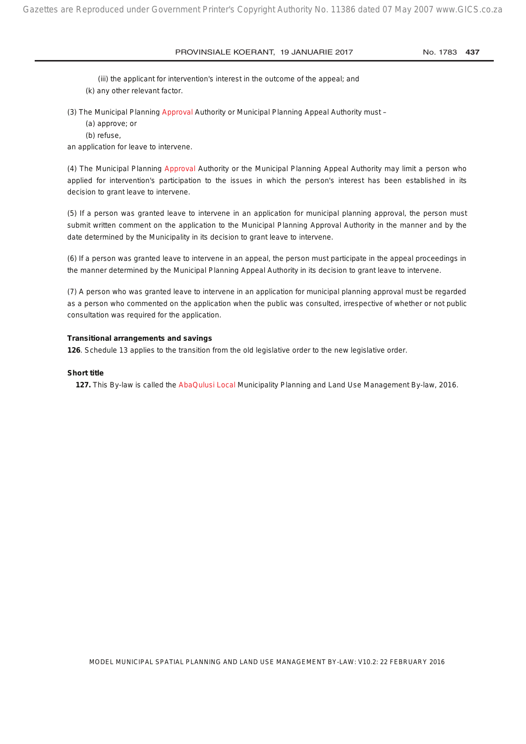(iii) the applicant for intervention's interest in the outcome of the appeal; and

(k) any other relevant factor.

(3) The Municipal Planning Approval Authority or Municipal Planning Appeal Authority must –

(a) approve; or

(b) refuse,

an application for leave to intervene.

(4) The Municipal Planning Approval Authority or the Municipal Planning Appeal Authority may limit a person who applied for intervention's participation to the issues in which the person's interest has been established in its decision to grant leave to intervene.

(5) If a person was granted leave to intervene in an application for municipal planning approval, the person must submit written comment on the application to the Municipal Planning Approval Authority in the manner and by the date determined by the Municipality in its decision to grant leave to intervene.

(6) If a person was granted leave to intervene in an appeal, the person must participate in the appeal proceedings in the manner determined by the Municipal Planning Appeal Authority in its decision to grant leave to intervene.

(7) A person who was granted leave to intervene in an application for municipal planning approval must be regarded as a person who commented on the application when the public was consulted, irrespective of whether or not public consultation was required for the application.

**Transitional arrangements and savings**

**126**. Schedule 13 applies to the transition from the old legislative order to the new legislative order.

**Short title**

**127.** This By-law is called the AbaQulusi Local Municipality Planning and Land Use Management By-law, 2016.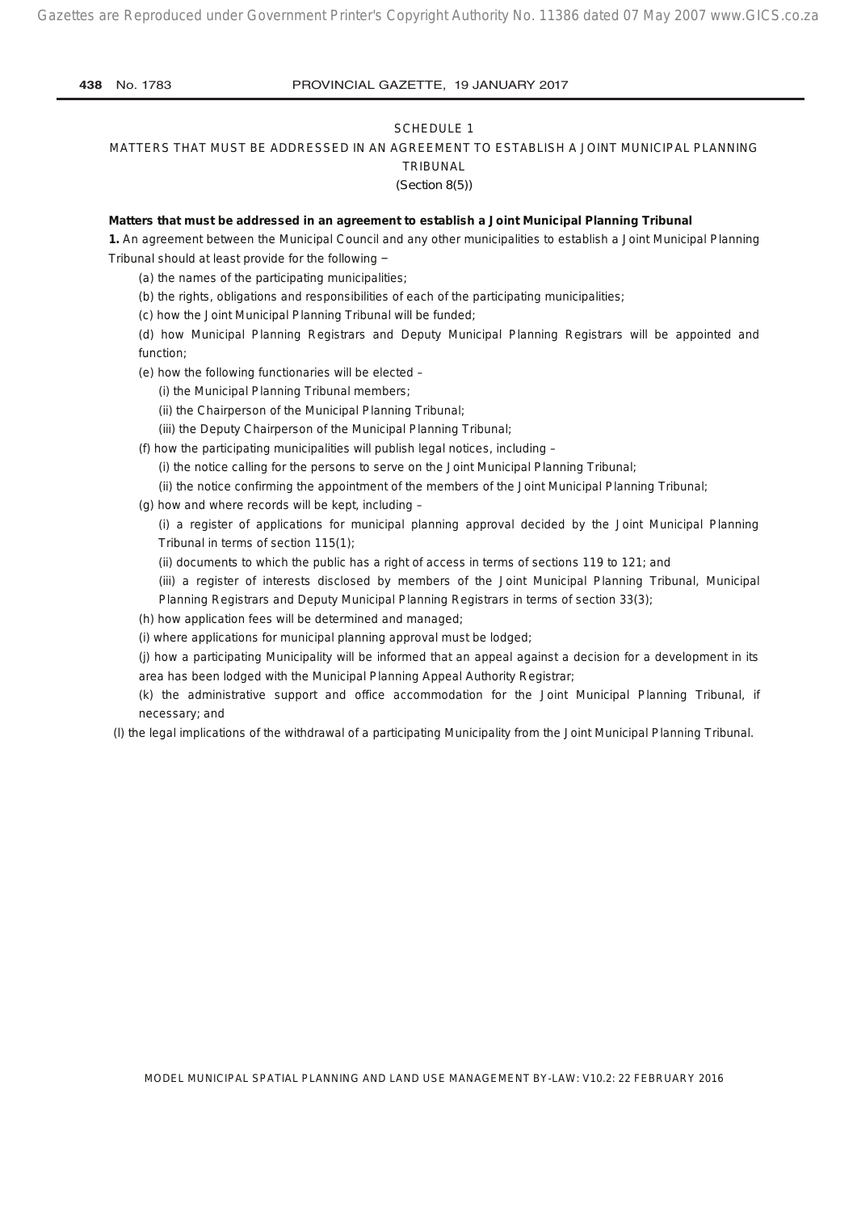## SCHEDULE 1

## MATTERS THAT MUST BE ADDRESSED IN AN AGREEMENT TO ESTABLISH A JOINT MUNICIPAL PLANNING TRIBUNAL

(Section 8(5))

**Matters that must be addressed in an agreement to establish a Joint Municipal Planning Tribunal**

**1.** An agreement between the Municipal Council and any other municipalities to establish a Joint Municipal Planning Tribunal should at least provide for the following ‒

(a) the names of the participating municipalities;

(b) the rights, obligations and responsibilities of each of the participating municipalities;

(c) how the Joint Municipal Planning Tribunal will be funded;

(d) how Municipal Planning Registrars and Deputy Municipal Planning Registrars will be appointed and function;

(e) how the following functionaries will be elected –

(i) the Municipal Planning Tribunal members;

(ii) the Chairperson of the Municipal Planning Tribunal;

(iii) the Deputy Chairperson of the Municipal Planning Tribunal;

(f) how the participating municipalities will publish legal notices, including –

(i) the notice calling for the persons to serve on the Joint Municipal Planning Tribunal;

(ii) the notice confirming the appointment of the members of the Joint Municipal Planning Tribunal;

(g) how and where records will be kept, including –

(i) a register of applications for municipal planning approval decided by the Joint Municipal Planning Tribunal in terms of section 115(1);

(ii) documents to which the public has a right of access in terms of sections 119 to 121; and

(iii) a register of interests disclosed by members of the Joint Municipal Planning Tribunal, Municipal Planning Registrars and Deputy Municipal Planning Registrars in terms of section 33(3);

(h) how application fees will be determined and managed;

(i) where applications for municipal planning approval must be lodged;

(j) how a participating Municipality will be informed that an appeal against a decision for a development in its area has been lodged with the Municipal Planning Appeal Authority Registrar;

(k) the administrative support and office accommodation for the Joint Municipal Planning Tribunal, if necessary; and

(l) the legal implications of the withdrawal of a participating Municipality from the Joint Municipal Planning Tribunal.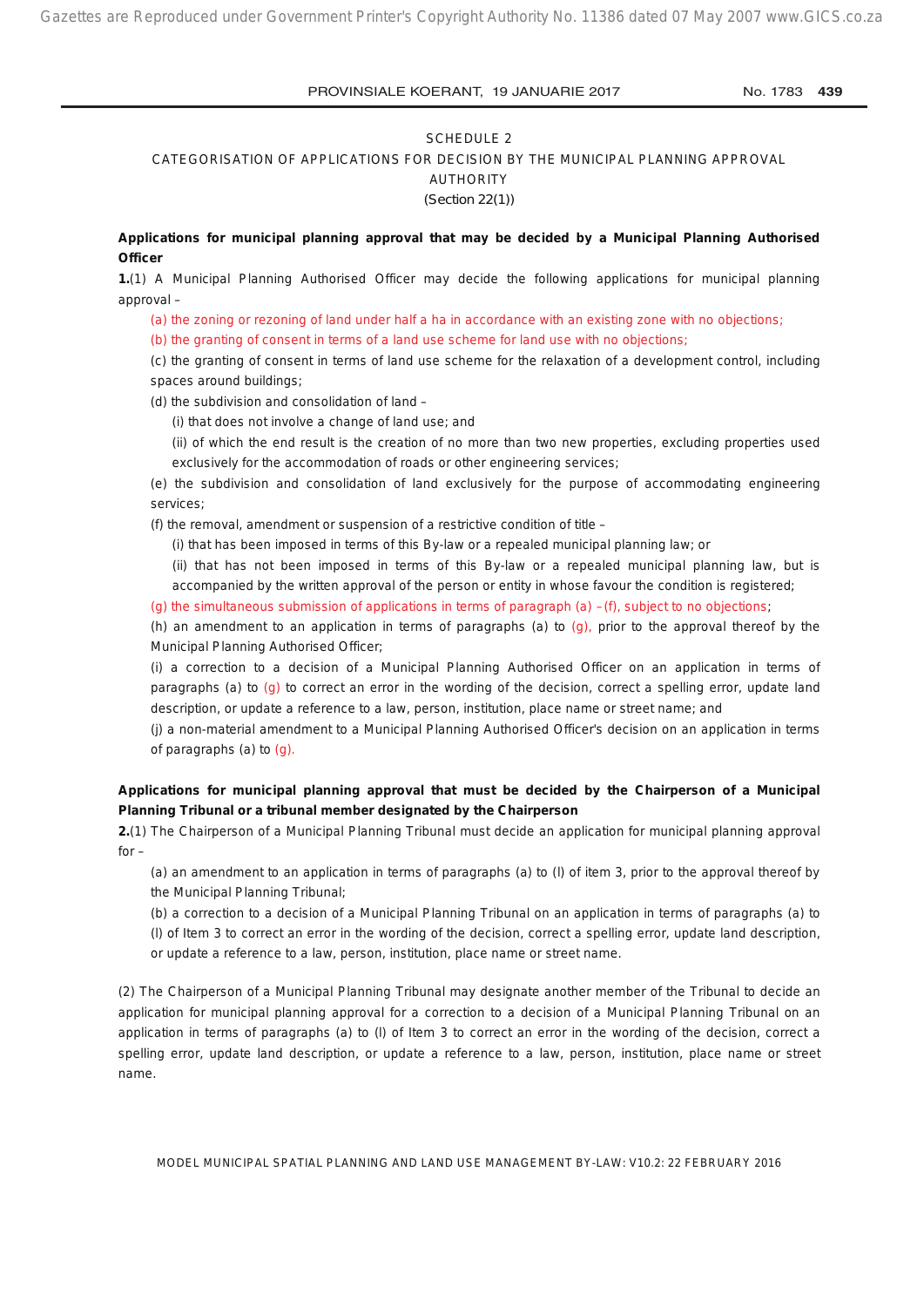SCHEDULE 2

CATEGORISATION OF APPLICATIONS FOR DECISION BY THE MUNICIPAL PLANNING APPROVAL AUTHORITY

(Section 22(1))

**Applications for municipal planning approval that may be decided by a Municipal Planning Authorised Officer**

**1.**(1) A Municipal Planning Authorised Officer may decide the following applications for municipal planning approval –

(a) the zoning or rezoning of land under half a ha in accordance with an existing zone with no objections;

(b) the granting of consent in terms of a land use scheme for land use with no objections;

(c) the granting of consent in terms of land use scheme for the relaxation of a development control, including spaces around buildings;

(d) the subdivision and consolidation of land –

(i) that does not involve a change of land use; and

(ii) of which the end result is the creation of no more than two new properties, excluding properties used exclusively for the accommodation of roads or other engineering services;

(e) the subdivision and consolidation of land exclusively for the purpose of accommodating engineering services;

(f) the removal, amendment or suspension of a restrictive condition of title –

(i) that has been imposed in terms of this By-law or a repealed municipal planning law; or

(ii) that has not been imposed in terms of this By-law or a repealed municipal planning law, but is accompanied by the written approval of the person or entity in whose favour the condition is registered;

(g) the simultaneous submission of applications in terms of paragraph (a) –(f), subject to no objections;

(h) an amendment to an application in terms of paragraphs (a) to (g), prior to the approval thereof by the Municipal Planning Authorised Officer;

(i) a correction to a decision of a Municipal Planning Authorised Officer on an application in terms of paragraphs (a) to (g) to correct an error in the wording of the decision, correct a spelling error, update land description, or update a reference to a law, person, institution, place name or street name; and

(j) a non-material amendment to a Municipal Planning Authorised Officer's decision on an application in terms of paragraphs (a) to (g).

**Applications for municipal planning approval that must be decided by the Chairperson of a Municipal Planning Tribunal or a tribunal member designated by the Chairperson**

**2.**(1) The Chairperson of a Municipal Planning Tribunal must decide an application for municipal planning approval for –

(a) an amendment to an application in terms of paragraphs (a) to (l) of item 3, prior to the approval thereof by the Municipal Planning Tribunal;

(b) a correction to a decision of a Municipal Planning Tribunal on an application in terms of paragraphs (a) to (l) of Item 3 to correct an error in the wording of the decision, correct a spelling error, update land description, or update a reference to a law, person, institution, place name or street name.

(2) The Chairperson of a Municipal Planning Tribunal may designate another member of the Tribunal to decide an application for municipal planning approval for a correction to a decision of a Municipal Planning Tribunal on an application in terms of paragraphs (a) to (l) of Item 3 to correct an error in the wording of the decision, correct a spelling error, update land description, or update a reference to a law, person, institution, place name or street name.

MODEL MUNICIPAL SPATIAL PLANNING AND LAND USE MANAGEMENT BY-LAW: V10.2: 22 FEBRUARY 2016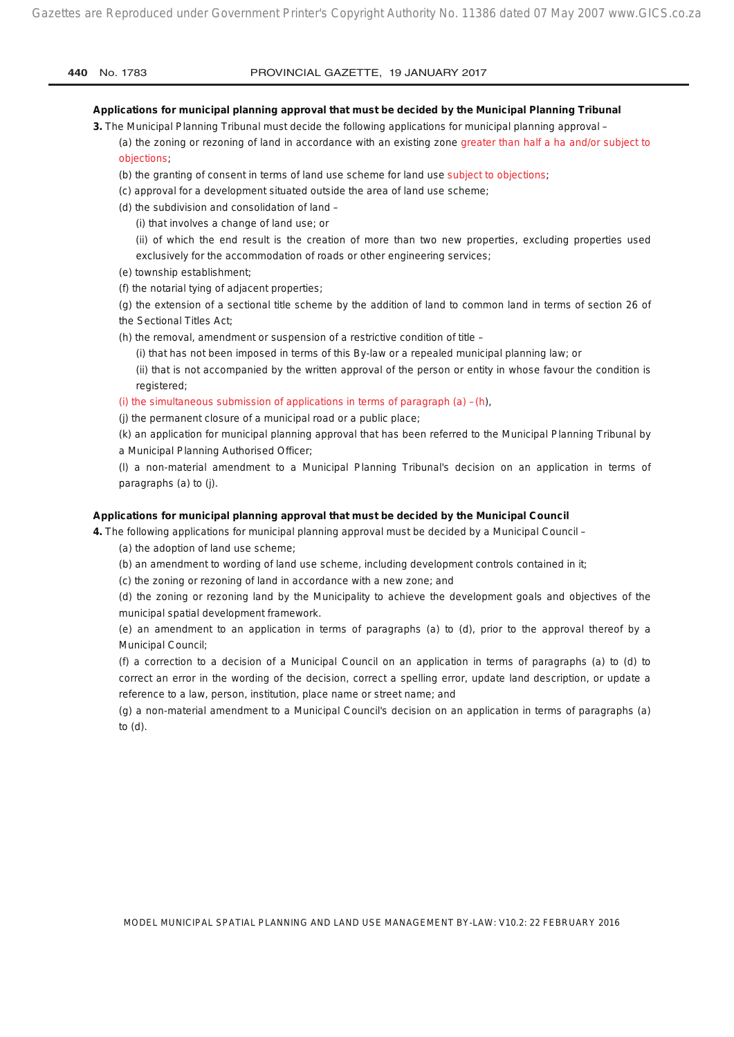**Applications for municipal planning approval that must be decided by the Municipal Planning Tribunal**

**3.** The Municipal Planning Tribunal must decide the following applications for municipal planning approval –

(a) the zoning or rezoning of land in accordance with an existing zone greater than half a ha and/or subject to objections;

(b) the granting of consent in terms of land use scheme for land use subject to objections;

(c) approval for a development situated outside the area of land use scheme;

(d) the subdivision and consolidation of land –

(i) that involves a change of land use; or

(ii) of which the end result is the creation of more than two new properties, excluding properties used exclusively for the accommodation of roads or other engineering services;

(e) township establishment;

(f) the notarial tying of adjacent properties;

(g) the extension of a sectional title scheme by the addition of land to common land in terms of section 26 of the Sectional Titles Act;

(h) the removal, amendment or suspension of a restrictive condition of title –

(i) that has not been imposed in terms of this By-law or a repealed municipal planning law; or

(ii) that is not accompanied by the written approval of the person or entity in whose favour the condition is registered;

(i) the simultaneous submission of applications in terms of paragraph (a) – (h),

(j) the permanent closure of a municipal road or a public place;

(k) an application for municipal planning approval that has been referred to the Municipal Planning Tribunal by a Municipal Planning Authorised Officer;

(l) a non-material amendment to a Municipal Planning Tribunal's decision on an application in terms of paragraphs (a) to (j).

**Applications for municipal planning approval that must be decided by the Municipal Council**

**4.** The following applications for municipal planning approval must be decided by a Municipal Council –

(a) the adoption of land use scheme;

(b) an amendment to wording of land use scheme, including development controls contained in it;

(c) the zoning or rezoning of land in accordance with a new zone; and

(d) the zoning or rezoning land by the Municipality to achieve the development goals and objectives of the municipal spatial development framework.

(e) an amendment to an application in terms of paragraphs (a) to (d), prior to the approval thereof by a Municipal Council;

(f) a correction to a decision of a Municipal Council on an application in terms of paragraphs (a) to (d) to correct an error in the wording of the decision, correct a spelling error, update land description, or update a reference to a law, person, institution, place name or street name; and

(g) a non-material amendment to a Municipal Council's decision on an application in terms of paragraphs (a) to (d).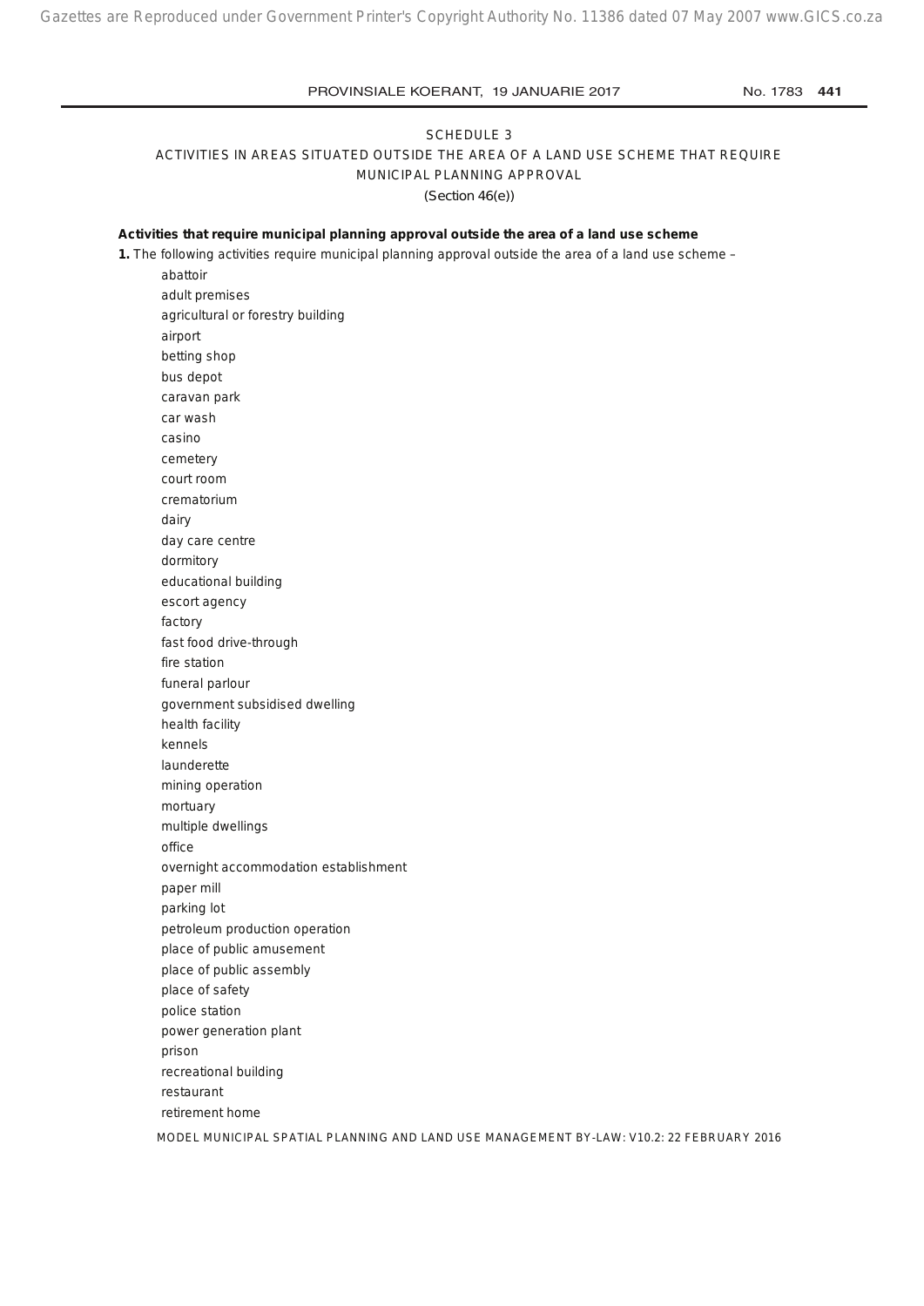# SCHEDULE 3

## ACTIVITIES IN AREAS SITUATED OUTSIDE THE AREA OF A LAND USE SCHEME THAT REQUIRE MUNICIPAL PLANNING APPROVAL

(Section 46(e))

**Activities that require municipal planning approval outside the area of a land use scheme**

**1.** The following activities require municipal planning approval outside the area of a land use scheme –

abattoir
adult premises
agricultural or forestry building
airport
betting shop
bus depot
caravan park
car wash
casino
cemetery
court room
crematorium
dairy
day care centre
dormitory
educational building
escort agency
factory
fast food drive-through
fire station
funeral parlour
government subsidised dwelling
health facility
kennels
launderette
mining operation
mortuary
multiple dwellings
office
overnight accommodation establishment
paper mill
parking lot
petroleum production operation
place of public amusement
place of public assembly
place of safety
police station
power generation plant
prison
recreational building
restaurant
retirement home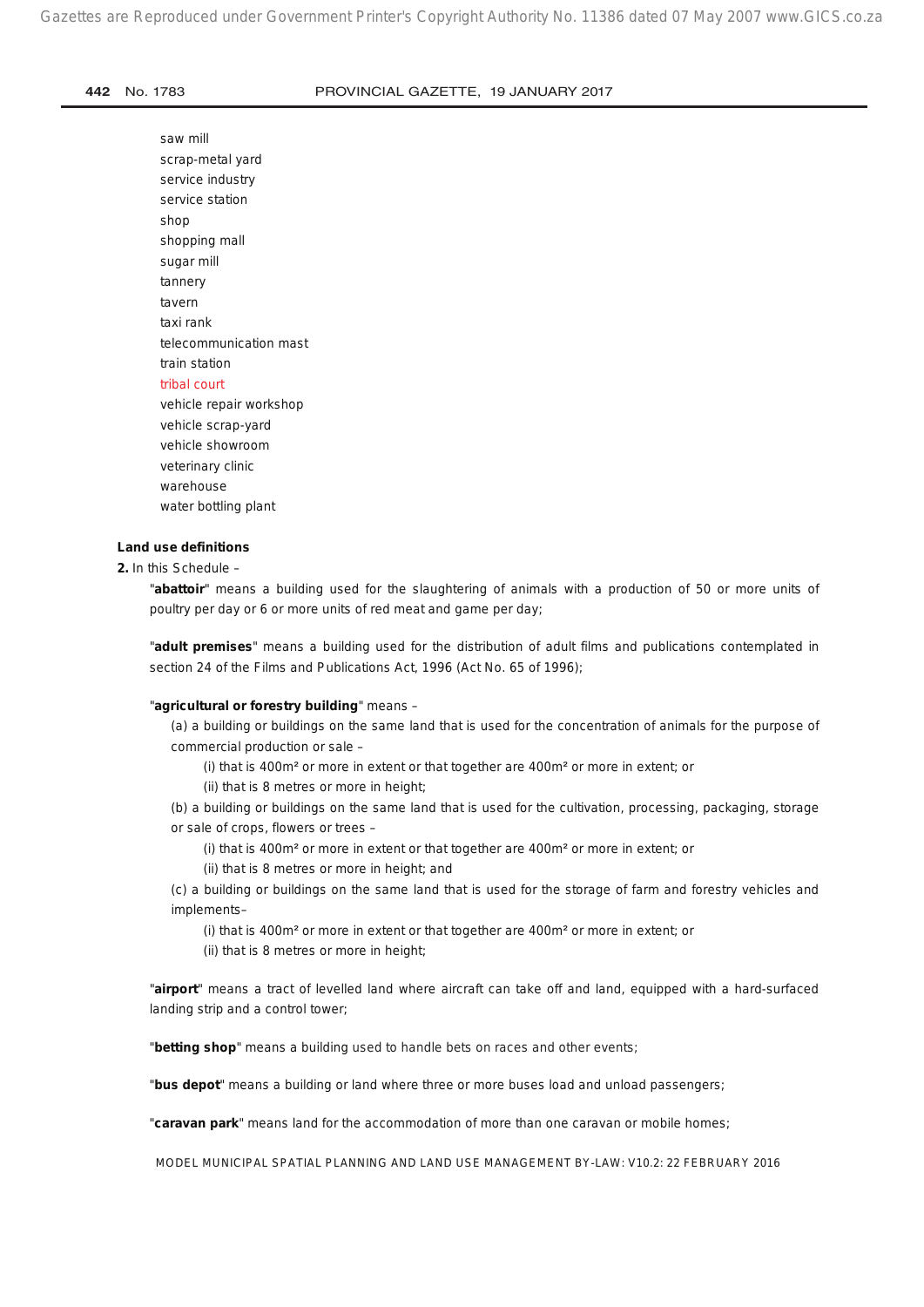saw mill
scrap-metal yard
service industry
service station
shop
shopping mall
sugar mill
tannery
tavern
taxi rank
telecommunication mast
train station
tribal court
vehicle repair workshop
vehicle scrap-yard
vehicle showroom
veterinary clinic
warehouse
water bottling plant

**Land use definitions**

**2.** In this Schedule –

"**abattoir**" means a building used for the slaughtering of animals with a production of 50 or more units of poultry per day or 6 or more units of red meat and game per day;

"**adult premises**" means a building used for the distribution of adult films and publications contemplated in section 24 of the Films and Publications Act, 1996 (Act No. 65 of 1996);

"**agricultural or forestry building**" means –

(a) a building or buildings on the same land that is used for the concentration of animals for the purpose of commercial production or sale –

(i) that is 400m² or more in extent or that together are 400m² or more in extent; or

(ii) that is 8 metres or more in height;

(b) a building or buildings on the same land that is used for the cultivation, processing, packaging, storage or sale of crops, flowers or trees –

(i) that is 400m² or more in extent or that together are 400m² or more in extent; or

(ii) that is 8 metres or more in height; and

(c) a building or buildings on the same land that is used for the storage of farm and forestry vehicles and implements–

(i) that is 400m² or more in extent or that together are 400m² or more in extent; or

(ii) that is 8 metres or more in height;

"**airport**" means a tract of levelled land where aircraft can take off and land, equipped with a hard-surfaced landing strip and a control tower;

"**betting shop**" means a building used to handle bets on races and other events;

"**bus depot**" means a building or land where three or more buses load and unload passengers;

"**caravan park**" means land for the accommodation of more than one caravan or mobile homes;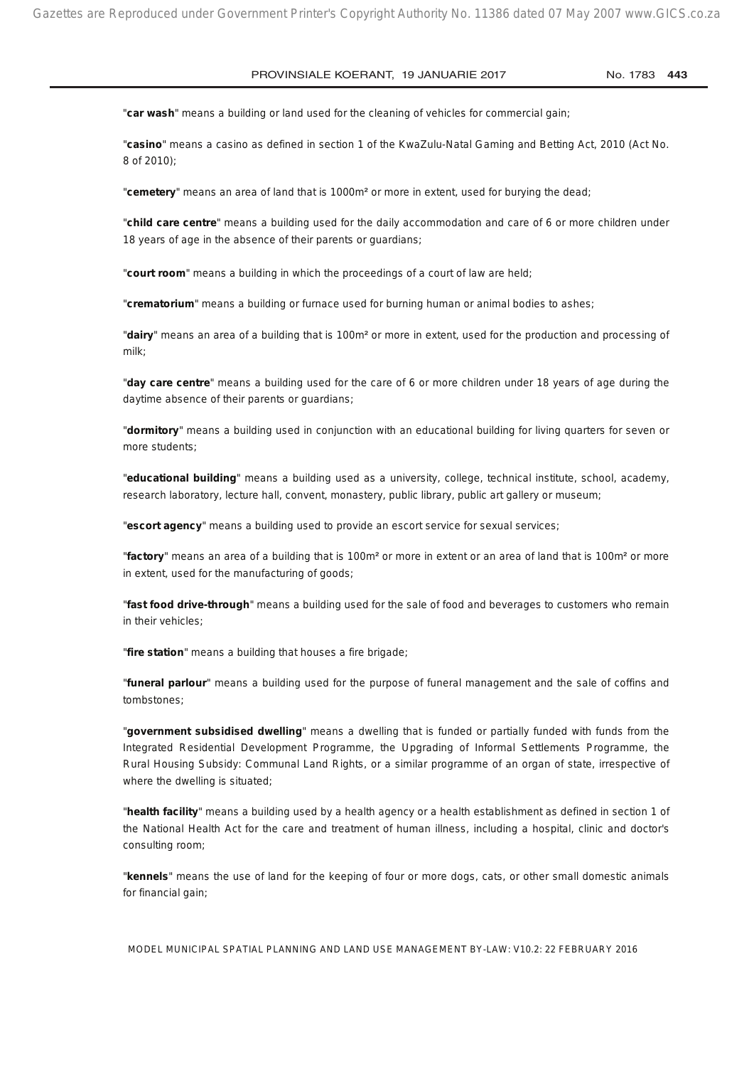"**car wash**" means a building or land used for the cleaning of vehicles for commercial gain;

"**casino**" means a casino as defined in section 1 of the KwaZulu-Natal Gaming and Betting Act, 2010 (Act No. 8 of 2010);

"**cemetery**" means an area of land that is 1000m² or more in extent, used for burying the dead;

"**child care centre**" means a building used for the daily accommodation and care of 6 or more children under 18 years of age in the absence of their parents or guardians;

"**court room**" means a building in which the proceedings of a court of law are held;

"**crematorium**" means a building or furnace used for burning human or animal bodies to ashes;

"**dairy**" means an area of a building that is 100m² or more in extent, used for the production and processing of milk;

"**day care centre**" means a building used for the care of 6 or more children under 18 years of age during the daytime absence of their parents or guardians;

"**dormitory**" means a building used in conjunction with an educational building for living quarters for seven or more students;

"**educational building**" means a building used as a university, college, technical institute, school, academy, research laboratory, lecture hall, convent, monastery, public library, public art gallery or museum;

"**escort agency**" means a building used to provide an escort service for sexual services;

"**factory**" means an area of a building that is 100m² or more in extent or an area of land that is 100m² or more in extent, used for the manufacturing of goods;

"**fast food drive-through**" means a building used for the sale of food and beverages to customers who remain in their vehicles;

"**fire station**" means a building that houses a fire brigade;

"**funeral parlour**" means a building used for the purpose of funeral management and the sale of coffins and tombstones;

"**government subsidised dwelling**" means a dwelling that is funded or partially funded with funds from the Integrated Residential Development Programme, the Upgrading of Informal Settlements Programme, the Rural Housing Subsidy: Communal Land Rights, or a similar programme of an organ of state, irrespective of where the dwelling is situated;

"**health facility**" means a building used by a health agency or a health establishment as defined in section 1 of the National Health Act for the care and treatment of human illness, including a hospital, clinic and doctor's consulting room;

"**kennels**" means the use of land for the keeping of four or more dogs, cats, or other small domestic animals for financial gain;

MODEL MUNICIPAL SPATIAL PLANNING AND LAND USE MANAGEMENT BY-LAW: V10.2: 22 FEBRUARY 2016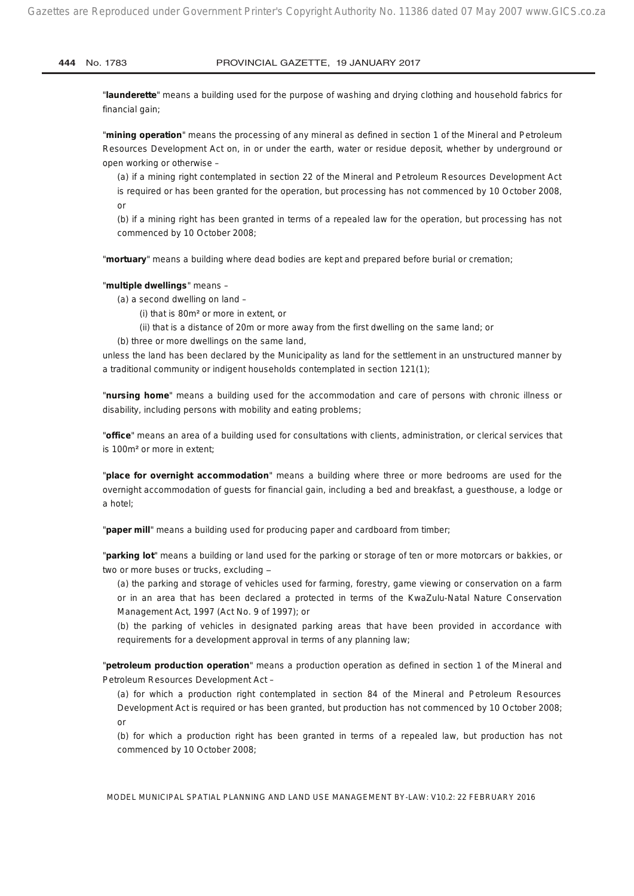"**launderette**" means a building used for the purpose of washing and drying clothing and household fabrics for financial gain;

"**mining operation**" means the processing of any mineral as defined in section 1 of the Mineral and Petroleum Resources Development Act on, in or under the earth, water or residue deposit, whether by underground or open working or otherwise –

(a) if a mining right contemplated in section 22 of the Mineral and Petroleum Resources Development Act is required or has been granted for the operation, but processing has not commenced by 10 October 2008, or

(b) if a mining right has been granted in terms of a repealed law for the operation, but processing has not commenced by 10 October 2008;

"**mortuary**" means a building where dead bodies are kept and prepared before burial or cremation;

"**multiple dwellings**" means –

(a) a second dwelling on land –

(i) that is 80m² or more in extent, or

(ii) that is a distance of 20m or more away from the first dwelling on the same land; or

(b) three or more dwellings on the same land,

unless the land has been declared by the Municipality as land for the settlement in an unstructured manner by a traditional community or indigent households contemplated in section 121(1);

"**nursing home**" means a building used for the accommodation and care of persons with chronic illness or disability, including persons with mobility and eating problems;

"**office**" means an area of a building used for consultations with clients, administration, or clerical services that is 100m² or more in extent;

"**place for overnight accommodation**" means a building where three or more bedrooms are used for the overnight accommodation of guests for financial gain, including a bed and breakfast, a guesthouse, a lodge or a hotel;

"**paper mill**" means a building used for producing paper and cardboard from timber;

"**parking lot**" means a building or land used for the parking or storage of ten or more motorcars or bakkies, or two or more buses or trucks, excluding –

(a) the parking and storage of vehicles used for farming, forestry, game viewing or conservation on a farm or in an area that has been declared a protected in terms of the KwaZulu-Natal Nature Conservation Management Act, 1997 (Act No. 9 of 1997); or

(b) the parking of vehicles in designated parking areas that have been provided in accordance with requirements for a development approval in terms of any planning law;

"**petroleum production operation**" means a production operation as defined in section 1 of the Mineral and Petroleum Resources Development Act –

(a) for which a production right contemplated in section 84 of the Mineral and Petroleum Resources Development Act is required or has been granted, but production has not commenced by 10 October 2008; or

(b) for which a production right has been granted in terms of a repealed law, but production has not commenced by 10 October 2008;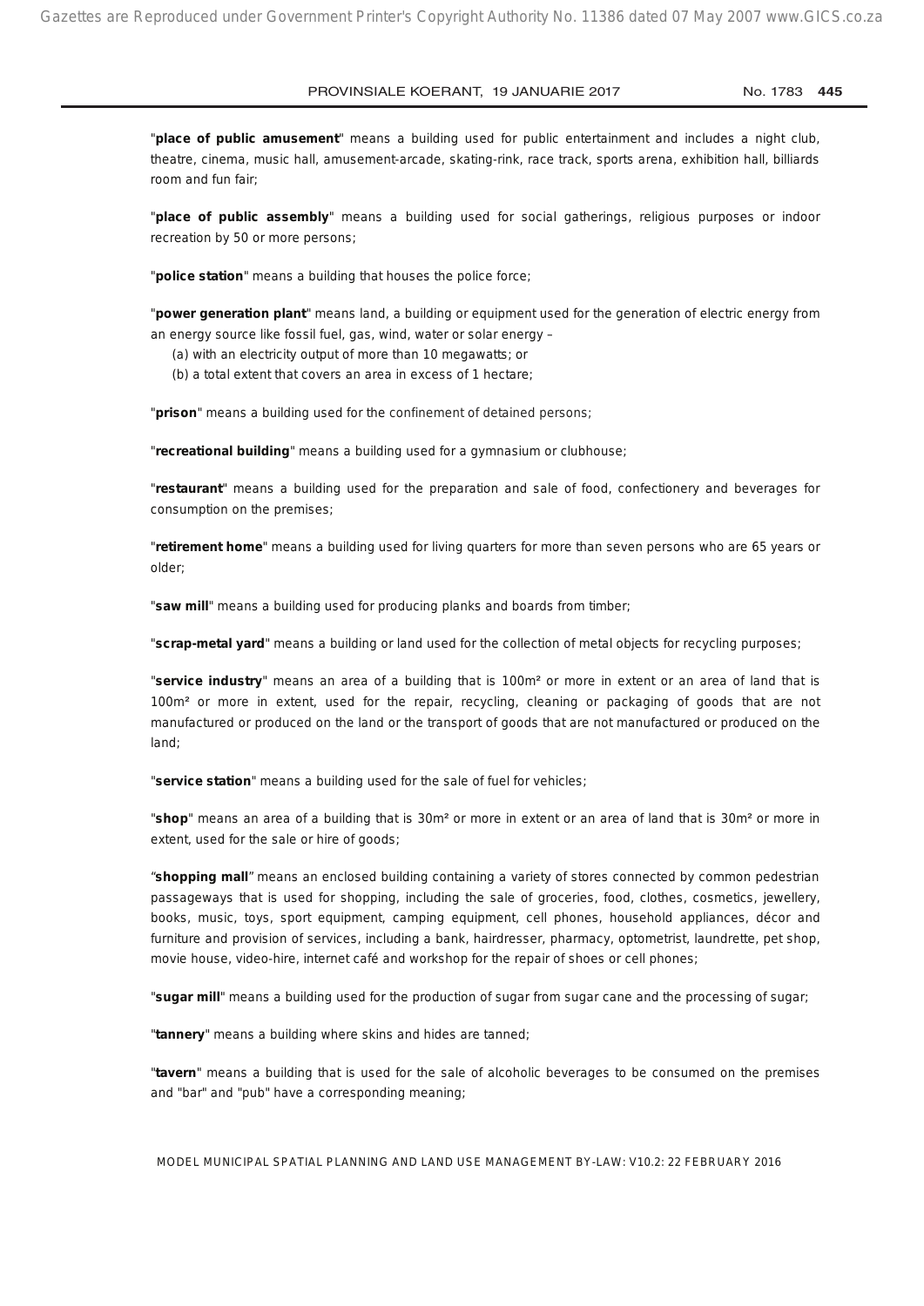"**place of public amusement**" means a building used for public entertainment and includes a night club, theatre, cinema, music hall, amusement-arcade, skating-rink, race track, sports arena, exhibition hall, billiards room and fun fair;

"**place of public assembly**" means a building used for social gatherings, religious purposes or indoor recreation by 50 or more persons;

"**police station**" means a building that houses the police force;

"**power generation plant**" means land, a building or equipment used for the generation of electric energy from an energy source like fossil fuel, gas, wind, water or solar energy –

(a) with an electricity output of more than 10 megawatts; or
(b) a total extent that covers an area in excess of 1 hectare;

"**prison**" means a building used for the confinement of detained persons;

"**recreational building**" means a building used for a gymnasium or clubhouse;

"**restaurant**" means a building used for the preparation and sale of food, confectionery and beverages for consumption on the premises;

"**retirement home**" means a building used for living quarters for more than seven persons who are 65 years or older;

"**saw mill**" means a building used for producing planks and boards from timber;

"**scrap-metal yard**" means a building or land used for the collection of metal objects for recycling purposes;

"**service industry**" means an area of a building that is 100m² or more in extent or an area of land that is 100m² or more in extent, used for the repair, recycling, cleaning or packaging of goods that are not manufactured or produced on the land or the transport of goods that are not manufactured or produced on the land;

"**service station**" means a building used for the sale of fuel for vehicles;

"**shop**" means an area of a building that is 30m² or more in extent or an area of land that is 30m² or more in extent, used for the sale or hire of goods;

"**shopping mall**" means an enclosed building containing a variety of stores connected by common pedestrian passageways that is used for shopping, including the sale of groceries, food, clothes, cosmetics, jewellery, books, music, toys, sport equipment, camping equipment, cell phones, household appliances, décor and furniture and provision of services, including a bank, hairdresser, pharmacy, optometrist, laundrette, pet shop, movie house, video-hire, internet café and workshop for the repair of shoes or cell phones;

"**sugar mill**" means a building used for the production of sugar from sugar cane and the processing of sugar;

"**tannery**" means a building where skins and hides are tanned;

"**tavern**" means a building that is used for the sale of alcoholic beverages to be consumed on the premises and "bar" and "pub" have a corresponding meaning;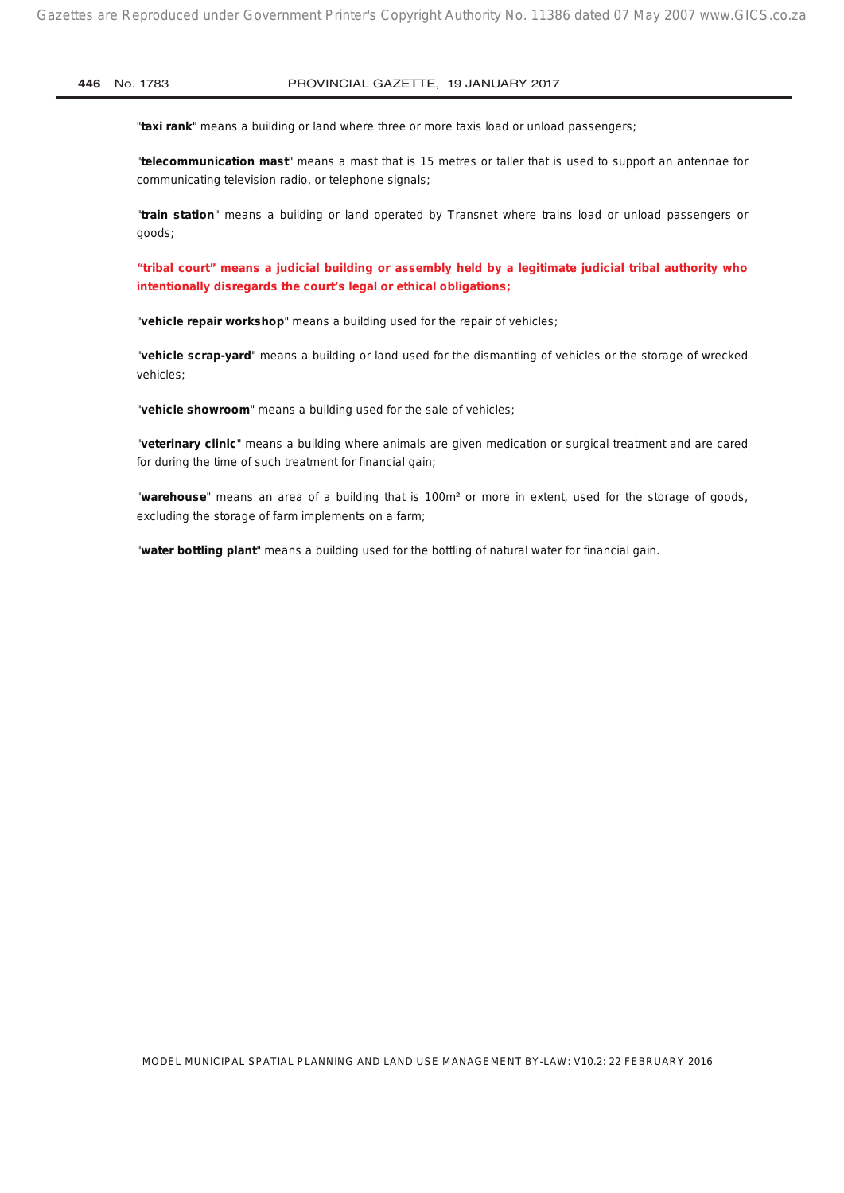"**taxi rank**" means a building or land where three or more taxis load or unload passengers;

"**telecommunication mast**" means a mast that is 15 metres or taller that is used to support an antennae for communicating television radio, or telephone signals;

"**train station**" means a building or land operated by Transnet where trains load or unload passengers or goods;

**"tribal court" means a judicial building or assembly held by a legitimate judicial tribal authority who intentionally disregards the court's legal or ethical obligations;**

"**vehicle repair workshop**" means a building used for the repair of vehicles;

"**vehicle scrap-yard**" means a building or land used for the dismantling of vehicles or the storage of wrecked vehicles;

"**vehicle showroom**" means a building used for the sale of vehicles;

"**veterinary clinic**" means a building where animals are given medication or surgical treatment and are cared for during the time of such treatment for financial gain;

"**warehouse**" means an area of a building that is 100m² or more in extent, used for the storage of goods, excluding the storage of farm implements on a farm;

"**water bottling plant**" means a building used for the bottling of natural water for financial gain.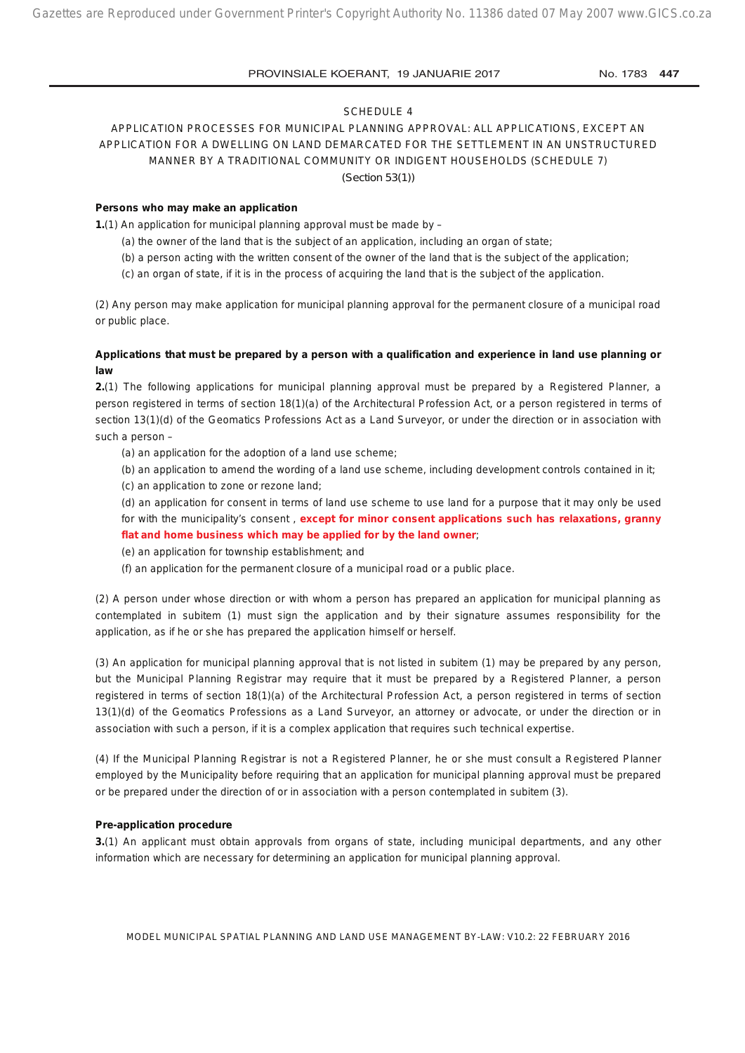SCHEDULE 4

APPLICATION PROCESSES FOR MUNICIPAL PLANNING APPROVAL: ALL APPLICATIONS, EXCEPT AN APPLICATION FOR A DWELLING ON LAND DEMARCATED FOR THE SETTLEMENT IN AN UNSTRUCTURED MANNER BY A TRADITIONAL COMMUNITY OR INDIGENT HOUSEHOLDS (SCHEDULE 7)

(Section 53(1))

**Persons who may make an application**

**1.**(1) An application for municipal planning approval must be made by –

(a) the owner of the land that is the subject of an application, including an organ of state;

(b) a person acting with the written consent of the owner of the land that is the subject of the application;

(c) an organ of state, if it is in the process of acquiring the land that is the subject of the application.

(2) Any person may make application for municipal planning approval for the permanent closure of a municipal road or public place.

**Applications that must be prepared by a person with a qualification and experience in land use planning or law**

**2.**(1) The following applications for municipal planning approval must be prepared by a Registered Planner, a person registered in terms of section 18(1)(a) of the Architectural Profession Act, or a person registered in terms of section 13(1)(d) of the Geomatics Professions Act as a Land Surveyor, or under the direction or in association with such a person –

(a) an application for the adoption of a land use scheme;

(b) an application to amend the wording of a land use scheme, including development controls contained in it;

(c) an application to zone or rezone land;

(d) an application for consent in terms of land use scheme to use land for a purpose that it may only be used for with the municipality's consent , **except for minor consent applications such has relaxations, granny flat and home business which may be applied for by the land owner**;

(e) an application for township establishment; and

(f) an application for the permanent closure of a municipal road or a public place.

(2) A person under whose direction or with whom a person has prepared an application for municipal planning as contemplated in subitem (1) must sign the application and by their signature assumes responsibility for the application, as if he or she has prepared the application himself or herself.

(3) An application for municipal planning approval that is not listed in subitem (1) may be prepared by any person, but the Municipal Planning Registrar may require that it must be prepared by a Registered Planner, a person registered in terms of section 18(1)(a) of the Architectural Profession Act, a person registered in terms of section 13(1)(d) of the Geomatics Professions as a Land Surveyor, an attorney or advocate, or under the direction or in association with such a person, if it is a complex application that requires such technical expertise.

(4) If the Municipal Planning Registrar is not a Registered Planner, he or she must consult a Registered Planner employed by the Municipality before requiring that an application for municipal planning approval must be prepared or be prepared under the direction of or in association with a person contemplated in subitem (3).

**Pre-application procedure**

**3.**(1) An applicant must obtain approvals from organs of state, including municipal departments, and any other information which are necessary for determining an application for municipal planning approval.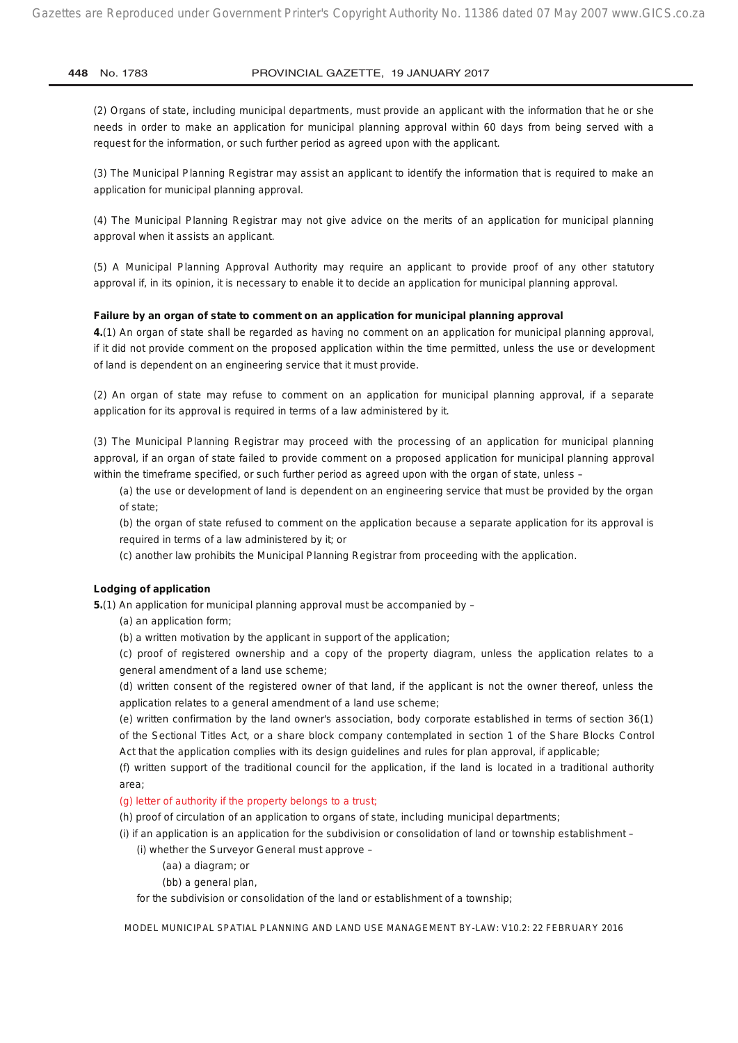(2) Organs of state, including municipal departments, must provide an applicant with the information that he or she needs in order to make an application for municipal planning approval within 60 days from being served with a request for the information, or such further period as agreed upon with the applicant.

(3) The Municipal Planning Registrar may assist an applicant to identify the information that is required to make an application for municipal planning approval.

(4) The Municipal Planning Registrar may not give advice on the merits of an application for municipal planning approval when it assists an applicant.

(5) A Municipal Planning Approval Authority may require an applicant to provide proof of any other statutory approval if, in its opinion, it is necessary to enable it to decide an application for municipal planning approval.

**Failure by an organ of state to comment on an application for municipal planning approval**

**4.**(1) An organ of state shall be regarded as having no comment on an application for municipal planning approval, if it did not provide comment on the proposed application within the time permitted, unless the use or development of land is dependent on an engineering service that it must provide.

(2) An organ of state may refuse to comment on an application for municipal planning approval, if a separate application for its approval is required in terms of a law administered by it.

(3) The Municipal Planning Registrar may proceed with the processing of an application for municipal planning approval, if an organ of state failed to provide comment on a proposed application for municipal planning approval within the timeframe specified, or such further period as agreed upon with the organ of state, unless –

(a) the use or development of land is dependent on an engineering service that must be provided by the organ of state;

(b) the organ of state refused to comment on the application because a separate application for its approval is required in terms of a law administered by it; or

(c) another law prohibits the Municipal Planning Registrar from proceeding with the application.

**Lodging of application**

**5.**(1) An application for municipal planning approval must be accompanied by –

(a) an application form;

(b) a written motivation by the applicant in support of the application;

(c) proof of registered ownership and a copy of the property diagram, unless the application relates to a general amendment of a land use scheme;

(d) written consent of the registered owner of that land, if the applicant is not the owner thereof, unless the application relates to a general amendment of a land use scheme;

(e) written confirmation by the land owner's association, body corporate established in terms of section 36(1) of the Sectional Titles Act, or a share block company contemplated in section 1 of the Share Blocks Control Act that the application complies with its design guidelines and rules for plan approval, if applicable;

(f) written support of the traditional council for the application, if the land is located in a traditional authority area;

(g) letter of authority if the property belongs to a trust;

(h) proof of circulation of an application to organs of state, including municipal departments;

(i) if an application is an application for the subdivision or consolidation of land or township establishment –

(i) whether the Surveyor General must approve –

(aa) a diagram; or

(bb) a general plan,

for the subdivision or consolidation of the land or establishment of a township;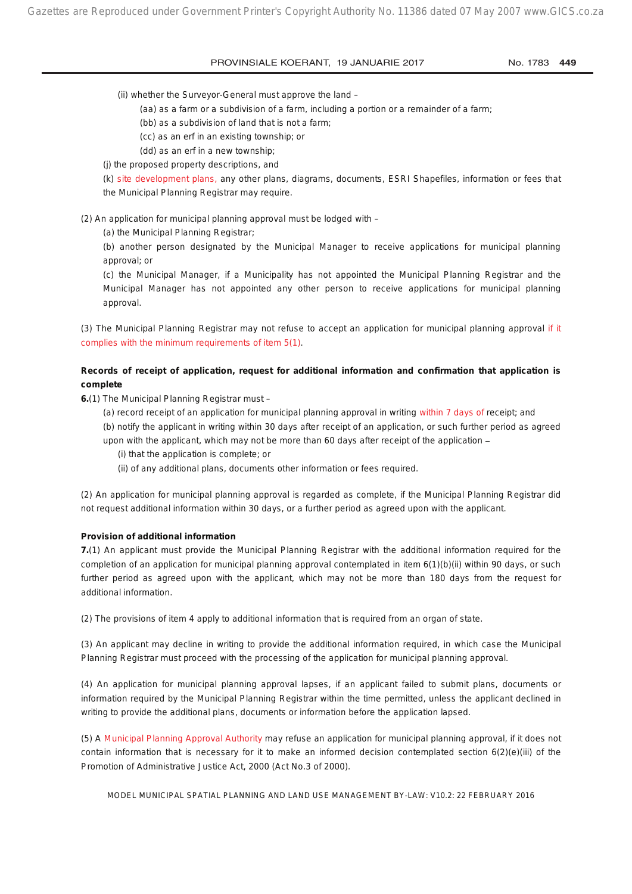(ii) whether the Surveyor-General must approve the land –

(aa) as a farm or a subdivision of a farm, including a portion or a remainder of a farm;

(bb) as a subdivision of land that is not a farm;

(cc) as an erf in an existing township; or

(dd) as an erf in a new township;

(j) the proposed property descriptions, and

(k) site development plans, any other plans, diagrams, documents, ESRI Shapefiles, information or fees that the Municipal Planning Registrar may require.

(2) An application for municipal planning approval must be lodged with –

(a) the Municipal Planning Registrar;

(b) another person designated by the Municipal Manager to receive applications for municipal planning approval; or

(c) the Municipal Manager, if a Municipality has not appointed the Municipal Planning Registrar and the Municipal Manager has not appointed any other person to receive applications for municipal planning approval.

(3) The Municipal Planning Registrar may not refuse to accept an application for municipal planning approval if it complies with the minimum requirements of item 5(1).

**Records of receipt of application, request for additional information and confirmation that application is complete**

**6.**(1) The Municipal Planning Registrar must –

(a) record receipt of an application for municipal planning approval in writing within 7 days of receipt; and

(b) notify the applicant in writing within 30 days after receipt of an application, or such further period as agreed upon with the applicant, which may not be more than 60 days after receipt of the application –

(i) that the application is complete; or

(ii) of any additional plans, documents other information or fees required.

(2) An application for municipal planning approval is regarded as complete, if the Municipal Planning Registrar did not request additional information within 30 days, or a further period as agreed upon with the applicant.

**Provision of additional information**

**7.**(1) An applicant must provide the Municipal Planning Registrar with the additional information required for the completion of an application for municipal planning approval contemplated in item 6(1)(b)(ii) within 90 days, or such further period as agreed upon with the applicant, which may not be more than 180 days from the request for additional information.

(2) The provisions of item 4 apply to additional information that is required from an organ of state.

(3) An applicant may decline in writing to provide the additional information required, in which case the Municipal Planning Registrar must proceed with the processing of the application for municipal planning approval.

(4) An application for municipal planning approval lapses, if an applicant failed to submit plans, documents or information required by the Municipal Planning Registrar within the time permitted, unless the applicant declined in writing to provide the additional plans, documents or information before the application lapsed.

(5) A Municipal Planning Approval Authority may refuse an application for municipal planning approval, if it does not contain information that is necessary for it to make an informed decision contemplated section 6(2)(e)(iii) of the Promotion of Administrative Justice Act, 2000 (Act No.3 of 2000).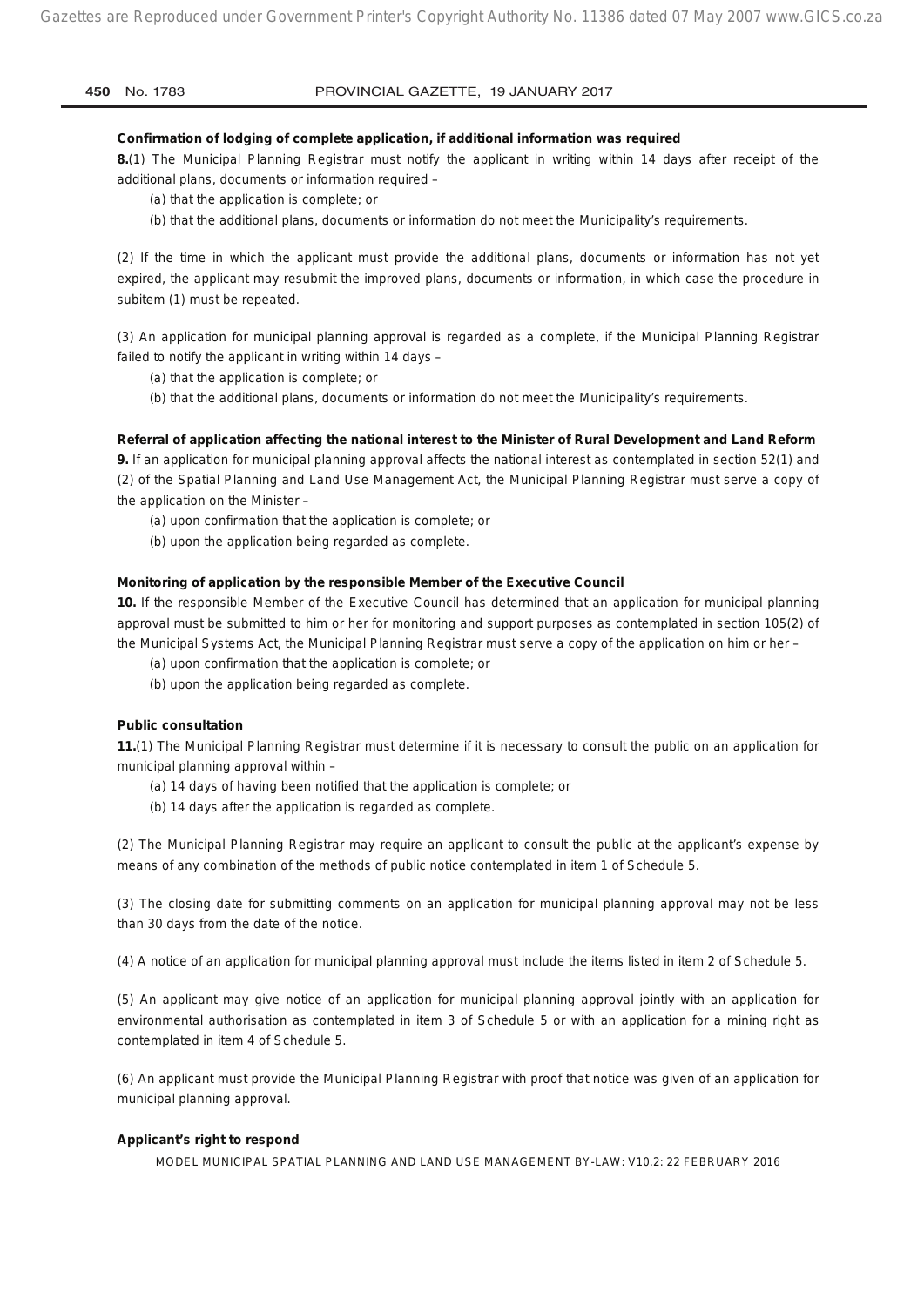**Confirmation of lodging of complete application, if additional information was required**

**8.**(1) The Municipal Planning Registrar must notify the applicant in writing within 14 days after receipt of the additional plans, documents or information required –

(a) that the application is complete; or

(b) that the additional plans, documents or information do not meet the Municipality's requirements.

(2) If the time in which the applicant must provide the additional plans, documents or information has not yet expired, the applicant may resubmit the improved plans, documents or information, in which case the procedure in subitem (1) must be repeated.

(3) An application for municipal planning approval is regarded as a complete, if the Municipal Planning Registrar failed to notify the applicant in writing within 14 days –

(a) that the application is complete; or

(b) that the additional plans, documents or information do not meet the Municipality's requirements.

**Referral of application affecting the national interest to the Minister of Rural Development and Land Reform**

**9.** If an application for municipal planning approval affects the national interest as contemplated in section 52(1) and (2) of the Spatial Planning and Land Use Management Act, the Municipal Planning Registrar must serve a copy of the application on the Minister –

(a) upon confirmation that the application is complete; or

(b) upon the application being regarded as complete.

**Monitoring of application by the responsible Member of the Executive Council**

**10.** If the responsible Member of the Executive Council has determined that an application for municipal planning approval must be submitted to him or her for monitoring and support purposes as contemplated in section 105(2) of the Municipal Systems Act, the Municipal Planning Registrar must serve a copy of the application on him or her –

(a) upon confirmation that the application is complete; or

(b) upon the application being regarded as complete.

**Public consultation**

**11.**(1) The Municipal Planning Registrar must determine if it is necessary to consult the public on an application for municipal planning approval within –

(a) 14 days of having been notified that the application is complete; or

(b) 14 days after the application is regarded as complete.

(2) The Municipal Planning Registrar may require an applicant to consult the public at the applicant's expense by means of any combination of the methods of public notice contemplated in item 1 of Schedule 5.

(3) The closing date for submitting comments on an application for municipal planning approval may not be less than 30 days from the date of the notice.

(4) A notice of an application for municipal planning approval must include the items listed in item 2 of Schedule 5.

(5) An applicant may give notice of an application for municipal planning approval jointly with an application for environmental authorisation as contemplated in item 3 of Schedule 5 or with an application for a mining right as contemplated in item 4 of Schedule 5.

(6) An applicant must provide the Municipal Planning Registrar with proof that notice was given of an application for municipal planning approval.

**Applicant's right to respond**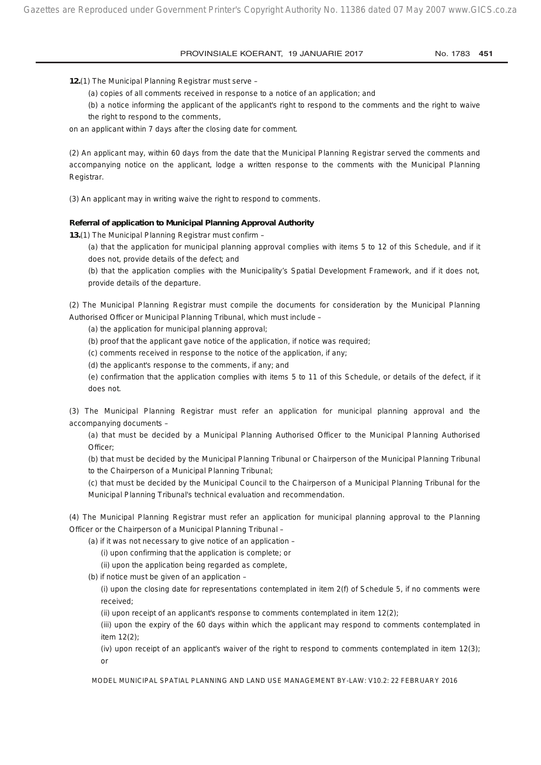**12.**(1) The Municipal Planning Registrar must serve –

(a) copies of all comments received in response to a notice of an application; and

(b) a notice informing the applicant of the applicant's right to respond to the comments and the right to waive the right to respond to the comments,

on an applicant within 7 days after the closing date for comment.

(2) An applicant may, within 60 days from the date that the Municipal Planning Registrar served the comments and accompanying notice on the applicant, lodge a written response to the comments with the Municipal Planning Registrar.

(3) An applicant may in writing waive the right to respond to comments.

**Referral of application to Municipal Planning Approval Authority**

**13.**(1) The Municipal Planning Registrar must confirm –

(a) that the application for municipal planning approval complies with items 5 to 12 of this Schedule, and if it does not, provide details of the defect; and

(b) that the application complies with the Municipality's Spatial Development Framework, and if it does not, provide details of the departure.

(2) The Municipal Planning Registrar must compile the documents for consideration by the Municipal Planning Authorised Officer or Municipal Planning Tribunal, which must include –

(a) the application for municipal planning approval;

(b) proof that the applicant gave notice of the application, if notice was required;

(c) comments received in response to the notice of the application, if any;

(d) the applicant's response to the comments, if any; and

(e) confirmation that the application complies with items 5 to 11 of this Schedule, or details of the defect, if it does not.

(3) The Municipal Planning Registrar must refer an application for municipal planning approval and the accompanying documents –

(a) that must be decided by a Municipal Planning Authorised Officer to the Municipal Planning Authorised Officer;

(b) that must be decided by the Municipal Planning Tribunal or Chairperson of the Municipal Planning Tribunal to the Chairperson of a Municipal Planning Tribunal;

(c) that must be decided by the Municipal Council to the Chairperson of a Municipal Planning Tribunal for the Municipal Planning Tribunal's technical evaluation and recommendation.

(4) The Municipal Planning Registrar must refer an application for municipal planning approval to the Planning Officer or the Chairperson of a Municipal Planning Tribunal –

(a) if it was not necessary to give notice of an application –

(i) upon confirming that the application is complete; or

(ii) upon the application being regarded as complete,

(b) if notice must be given of an application –

(i) upon the closing date for representations contemplated in item 2(f) of Schedule 5, if no comments were received;

(ii) upon receipt of an applicant's response to comments contemplated in item 12(2);

(iii) upon the expiry of the 60 days within which the applicant may respond to comments contemplated in item 12(2);

(iv) upon receipt of an applicant's waiver of the right to respond to comments contemplated in item 12(3); or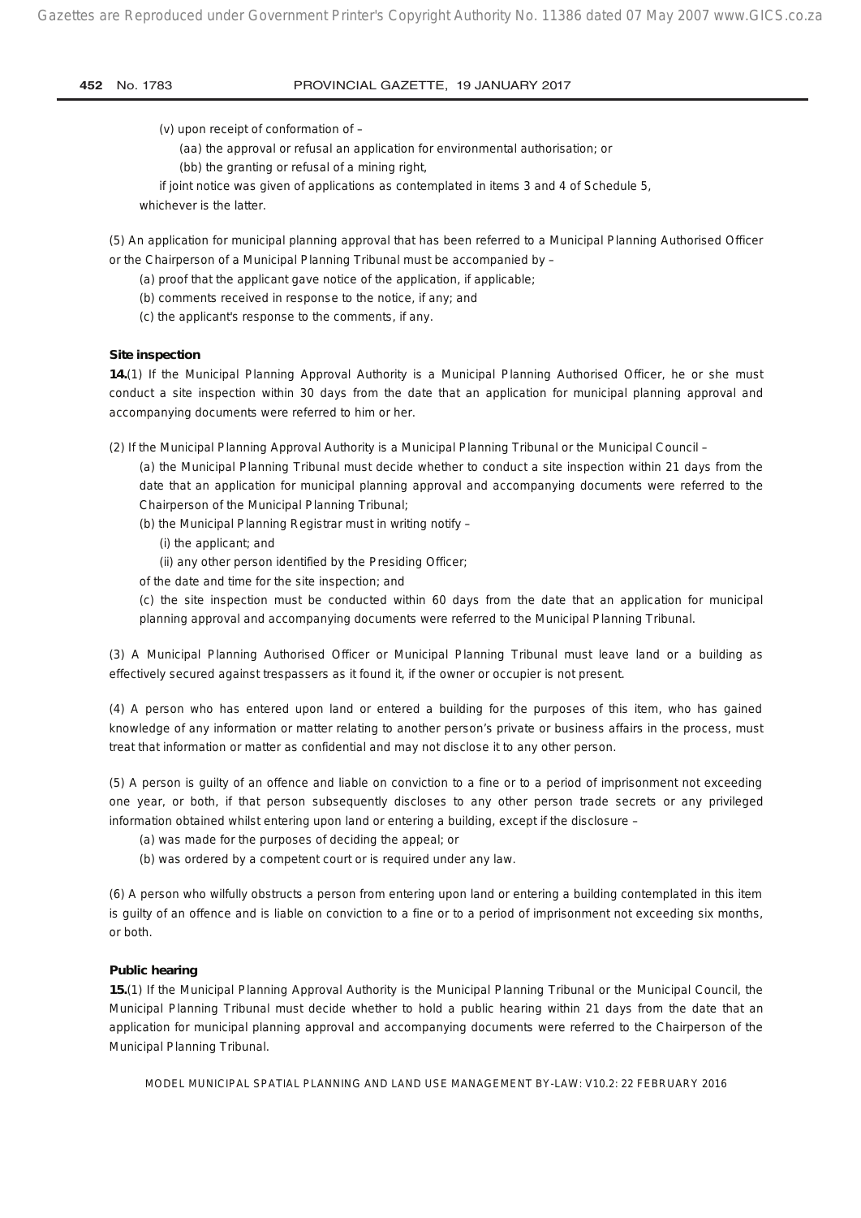(v) upon receipt of conformation of –

(aa) the approval or refusal an application for environmental authorisation; or

(bb) the granting or refusal of a mining right,

if joint notice was given of applications as contemplated in items 3 and 4 of Schedule 5,

whichever is the latter.

(5) An application for municipal planning approval that has been referred to a Municipal Planning Authorised Officer or the Chairperson of a Municipal Planning Tribunal must be accompanied by –

(a) proof that the applicant gave notice of the application, if applicable;

(b) comments received in response to the notice, if any; and

(c) the applicant's response to the comments, if any.

**Site inspection**

**14.**(1) If the Municipal Planning Approval Authority is a Municipal Planning Authorised Officer, he or she must conduct a site inspection within 30 days from the date that an application for municipal planning approval and accompanying documents were referred to him or her.

(2) If the Municipal Planning Approval Authority is a Municipal Planning Tribunal or the Municipal Council –

(a) the Municipal Planning Tribunal must decide whether to conduct a site inspection within 21 days from the date that an application for municipal planning approval and accompanying documents were referred to the Chairperson of the Municipal Planning Tribunal;

(b) the Municipal Planning Registrar must in writing notify –

(i) the applicant; and

(ii) any other person identified by the Presiding Officer;

of the date and time for the site inspection; and

(c) the site inspection must be conducted within 60 days from the date that an application for municipal planning approval and accompanying documents were referred to the Municipal Planning Tribunal.

(3) A Municipal Planning Authorised Officer or Municipal Planning Tribunal must leave land or a building as effectively secured against trespassers as it found it, if the owner or occupier is not present.

(4) A person who has entered upon land or entered a building for the purposes of this item, who has gained knowledge of any information or matter relating to another person's private or business affairs in the process, must treat that information or matter as confidential and may not disclose it to any other person.

(5) A person is guilty of an offence and liable on conviction to a fine or to a period of imprisonment not exceeding one year, or both, if that person subsequently discloses to any other person trade secrets or any privileged information obtained whilst entering upon land or entering a building, except if the disclosure –

(a) was made for the purposes of deciding the appeal; or

(b) was ordered by a competent court or is required under any law.

(6) A person who wilfully obstructs a person from entering upon land or entering a building contemplated in this item is guilty of an offence and is liable on conviction to a fine or to a period of imprisonment not exceeding six months, or both.

**Public hearing**

**15.**(1) If the Municipal Planning Approval Authority is the Municipal Planning Tribunal or the Municipal Council, the Municipal Planning Tribunal must decide whether to hold a public hearing within 21 days from the date that an application for municipal planning approval and accompanying documents were referred to the Chairperson of the Municipal Planning Tribunal.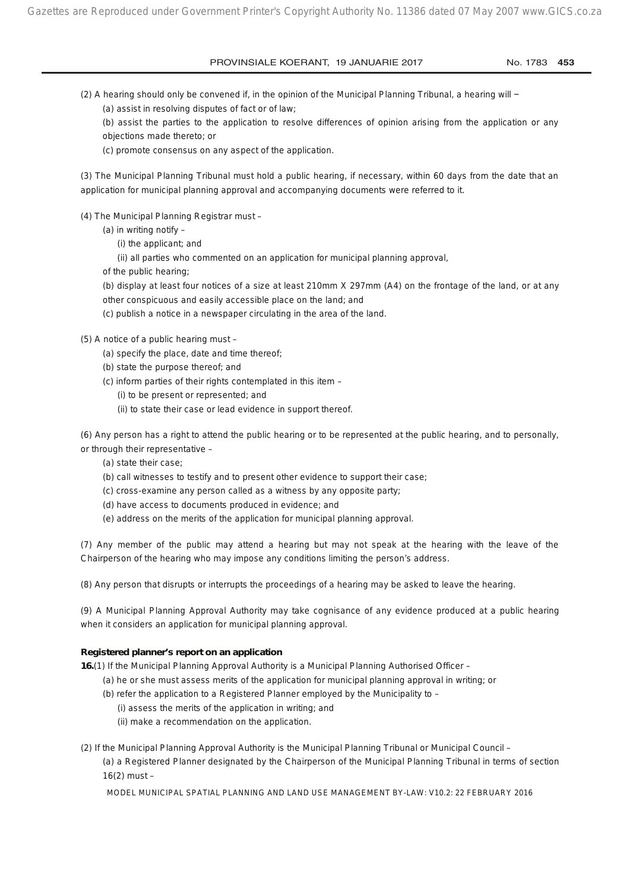(2) A hearing should only be convened if, in the opinion of the Municipal Planning Tribunal, a hearing will ‒

(a) assist in resolving disputes of fact or of law;

(b) assist the parties to the application to resolve differences of opinion arising from the application or any objections made thereto; or

(c) promote consensus on any aspect of the application.

(3) The Municipal Planning Tribunal must hold a public hearing, if necessary, within 60 days from the date that an application for municipal planning approval and accompanying documents were referred to it.

(4) The Municipal Planning Registrar must –

(a) in writing notify –

(i) the applicant; and

(ii) all parties who commented on an application for municipal planning approval,

of the public hearing;

(b) display at least four notices of a size at least 210mm X 297mm (A4) on the frontage of the land, or at any other conspicuous and easily accessible place on the land; and

(c) publish a notice in a newspaper circulating in the area of the land.

(5) A notice of a public hearing must –

(a) specify the place, date and time thereof;

(b) state the purpose thereof; and

(c) inform parties of their rights contemplated in this item –

(i) to be present or represented; and

(ii) to state their case or lead evidence in support thereof.

(6) Any person has a right to attend the public hearing or to be represented at the public hearing, and to personally, or through their representative –

(a) state their case;

(b) call witnesses to testify and to present other evidence to support their case;

(c) cross-examine any person called as a witness by any opposite party;

(d) have access to documents produced in evidence; and

(e) address on the merits of the application for municipal planning approval.

(7) Any member of the public may attend a hearing but may not speak at the hearing with the leave of the Chairperson of the hearing who may impose any conditions limiting the person's address.

(8) Any person that disrupts or interrupts the proceedings of a hearing may be asked to leave the hearing.

(9) A Municipal Planning Approval Authority may take cognisance of any evidence produced at a public hearing when it considers an application for municipal planning approval.

**Registered planner's report on an application**

**16.**(1) If the Municipal Planning Approval Authority is a Municipal Planning Authorised Officer –

(a) he or she must assess merits of the application for municipal planning approval in writing; or

(b) refer the application to a Registered Planner employed by the Municipality to –

(i) assess the merits of the application in writing; and

(ii) make a recommendation on the application.

(2) If the Municipal Planning Approval Authority is the Municipal Planning Tribunal or Municipal Council –

(a) a Registered Planner designated by the Chairperson of the Municipal Planning Tribunal in terms of section 16(2) must –

MODEL MUNICIPAL SPATIAL PLANNING AND LAND USE MANAGEMENT BY-LAW: V10.2: 22 FEBRUARY 2016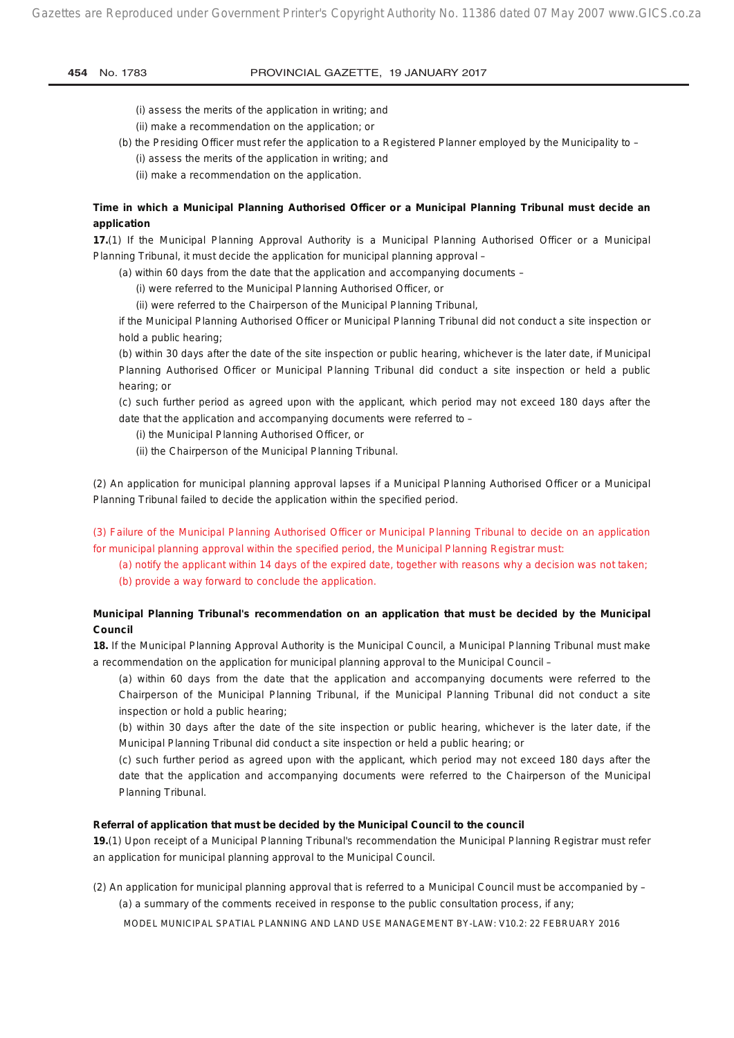(i) assess the merits of the application in writing; and

(ii) make a recommendation on the application; or

(b) the Presiding Officer must refer the application to a Registered Planner employed by the Municipality to –

(i) assess the merits of the application in writing; and

(ii) make a recommendation on the application.

**Time in which a Municipal Planning Authorised Officer or a Municipal Planning Tribunal must decide an application**

**17.**(1) If the Municipal Planning Approval Authority is a Municipal Planning Authorised Officer or a Municipal Planning Tribunal, it must decide the application for municipal planning approval –

(a) within 60 days from the date that the application and accompanying documents –

(i) were referred to the Municipal Planning Authorised Officer, or

(ii) were referred to the Chairperson of the Municipal Planning Tribunal,

if the Municipal Planning Authorised Officer or Municipal Planning Tribunal did not conduct a site inspection or hold a public hearing;

(b) within 30 days after the date of the site inspection or public hearing, whichever is the later date, if Municipal Planning Authorised Officer or Municipal Planning Tribunal did conduct a site inspection or held a public hearing; or

(c) such further period as agreed upon with the applicant, which period may not exceed 180 days after the date that the application and accompanying documents were referred to –

(i) the Municipal Planning Authorised Officer, or

(ii) the Chairperson of the Municipal Planning Tribunal.

(2) An application for municipal planning approval lapses if a Municipal Planning Authorised Officer or a Municipal Planning Tribunal failed to decide the application within the specified period.

(3) Failure of the Municipal Planning Authorised Officer or Municipal Planning Tribunal to decide on an application for municipal planning approval within the specified period, the Municipal Planning Registrar must:

(a) notify the applicant within 14 days of the expired date, together with reasons why a decision was not taken;

(b) provide a way forward to conclude the application.

**Municipal Planning Tribunal's recommendation on an application that must be decided by the Municipal Council**

**18.** If the Municipal Planning Approval Authority is the Municipal Council, a Municipal Planning Tribunal must make a recommendation on the application for municipal planning approval to the Municipal Council –

(a) within 60 days from the date that the application and accompanying documents were referred to the Chairperson of the Municipal Planning Tribunal, if the Municipal Planning Tribunal did not conduct a site inspection or hold a public hearing;

(b) within 30 days after the date of the site inspection or public hearing, whichever is the later date, if the Municipal Planning Tribunal did conduct a site inspection or held a public hearing; or

(c) such further period as agreed upon with the applicant, which period may not exceed 180 days after the date that the application and accompanying documents were referred to the Chairperson of the Municipal Planning Tribunal.

**Referral of application that must be decided by the Municipal Council to the council**

**19.**(1) Upon receipt of a Municipal Planning Tribunal's recommendation the Municipal Planning Registrar must refer an application for municipal planning approval to the Municipal Council.

(2) An application for municipal planning approval that is referred to a Municipal Council must be accompanied by –

(a) a summary of the comments received in response to the public consultation process, if any;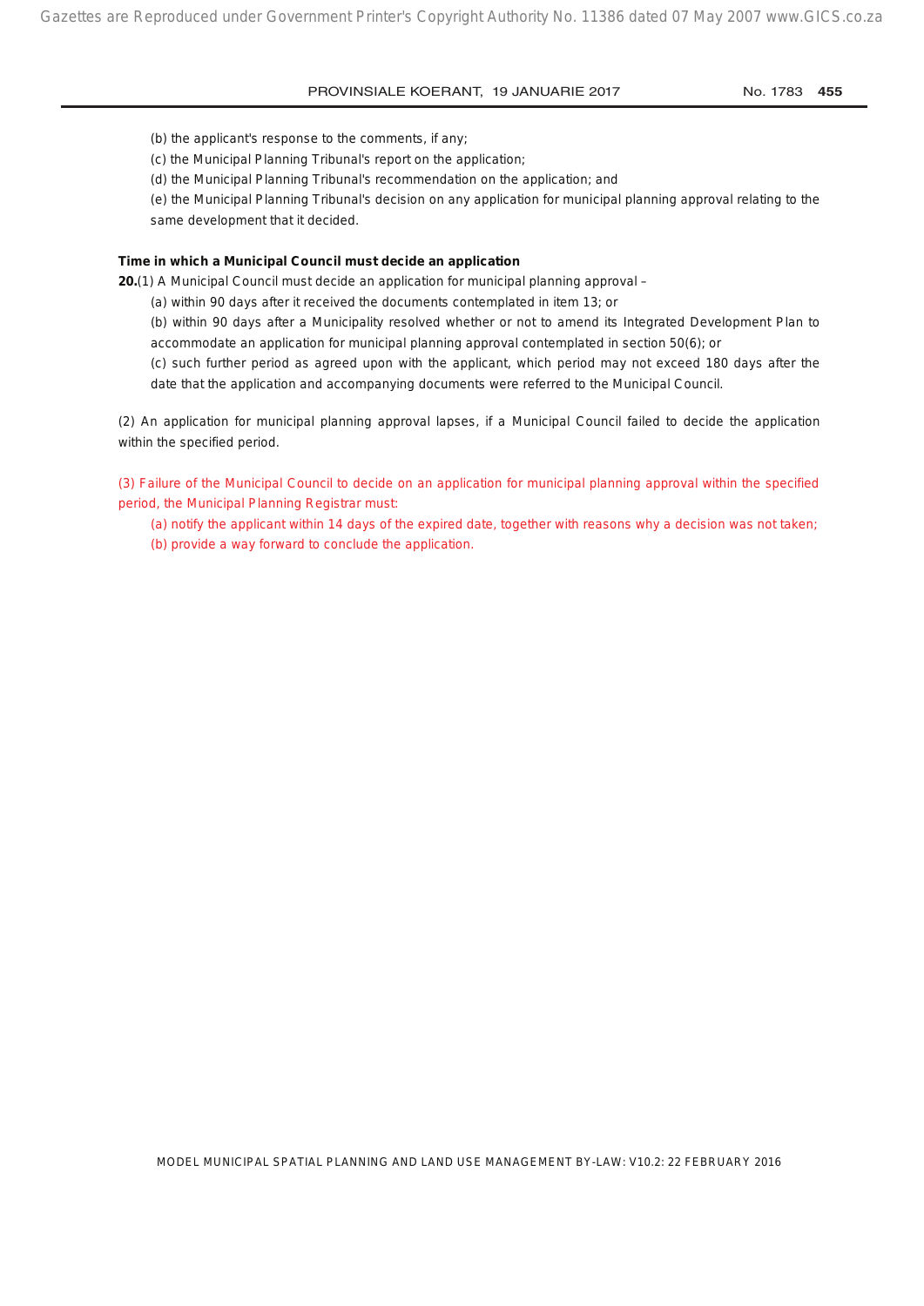(b) the applicant's response to the comments, if any;

(c) the Municipal Planning Tribunal's report on the application;

(d) the Municipal Planning Tribunal's recommendation on the application; and

(e) the Municipal Planning Tribunal's decision on any application for municipal planning approval relating to the same development that it decided.

**Time in which a Municipal Council must decide an application**

**20.**(1) A Municipal Council must decide an application for municipal planning approval –

(a) within 90 days after it received the documents contemplated in item 13; or

(b) within 90 days after a Municipality resolved whether or not to amend its Integrated Development Plan to accommodate an application for municipal planning approval contemplated in section 50(6); or

(c) such further period as agreed upon with the applicant, which period may not exceed 180 days after the date that the application and accompanying documents were referred to the Municipal Council.

(2) An application for municipal planning approval lapses, if a Municipal Council failed to decide the application within the specified period.

(3) Failure of the Municipal Council to decide on an application for municipal planning approval within the specified period, the Municipal Planning Registrar must:

(a) notify the applicant within 14 days of the expired date, together with reasons why a decision was not taken;

(b) provide a way forward to conclude the application.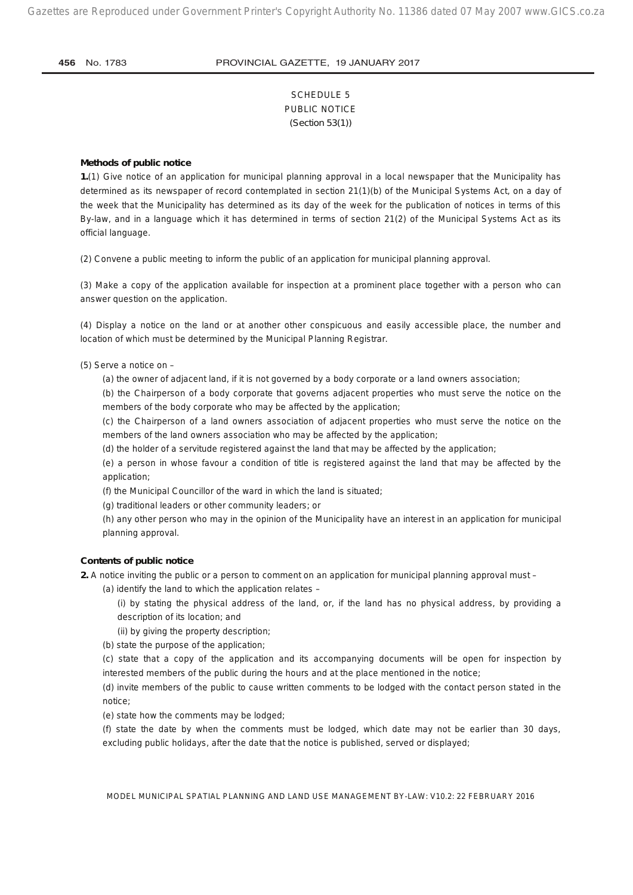## SCHEDULE 5
## PUBLIC NOTICE
## (Section 53(1))

**Methods of public notice**

**1.**(1) Give notice of an application for municipal planning approval in a local newspaper that the Municipality has determined as its newspaper of record contemplated in section 21(1)(b) of the Municipal Systems Act, on a day of the week that the Municipality has determined as its day of the week for the publication of notices in terms of this By-law, and in a language which it has determined in terms of section 21(2) of the Municipal Systems Act as its official language.

(2) Convene a public meeting to inform the public of an application for municipal planning approval.

(3) Make a copy of the application available for inspection at a prominent place together with a person who can answer question on the application.

(4) Display a notice on the land or at another other conspicuous and easily accessible place, the number and location of which must be determined by the Municipal Planning Registrar.

(5) Serve a notice on –

(a) the owner of adjacent land, if it is not governed by a body corporate or a land owners association;

(b) the Chairperson of a body corporate that governs adjacent properties who must serve the notice on the members of the body corporate who may be affected by the application;

(c) the Chairperson of a land owners association of adjacent properties who must serve the notice on the members of the land owners association who may be affected by the application;

(d) the holder of a servitude registered against the land that may be affected by the application;

(e) a person in whose favour a condition of title is registered against the land that may be affected by the application;

(f) the Municipal Councillor of the ward in which the land is situated;

(g) traditional leaders or other community leaders; or

(h) any other person who may in the opinion of the Municipality have an interest in an application for municipal planning approval.

**Contents of public notice**

**2.** A notice inviting the public or a person to comment on an application for municipal planning approval must –

(a) identify the land to which the application relates –

(i) by stating the physical address of the land, or, if the land has no physical address, by providing a description of its location; and

(ii) by giving the property description;

(b) state the purpose of the application;

(c) state that a copy of the application and its accompanying documents will be open for inspection by interested members of the public during the hours and at the place mentioned in the notice;

(d) invite members of the public to cause written comments to be lodged with the contact person stated in the notice;

(e) state how the comments may be lodged;

(f) state the date by when the comments must be lodged, which date may not be earlier than 30 days, excluding public holidays, after the date that the notice is published, served or displayed;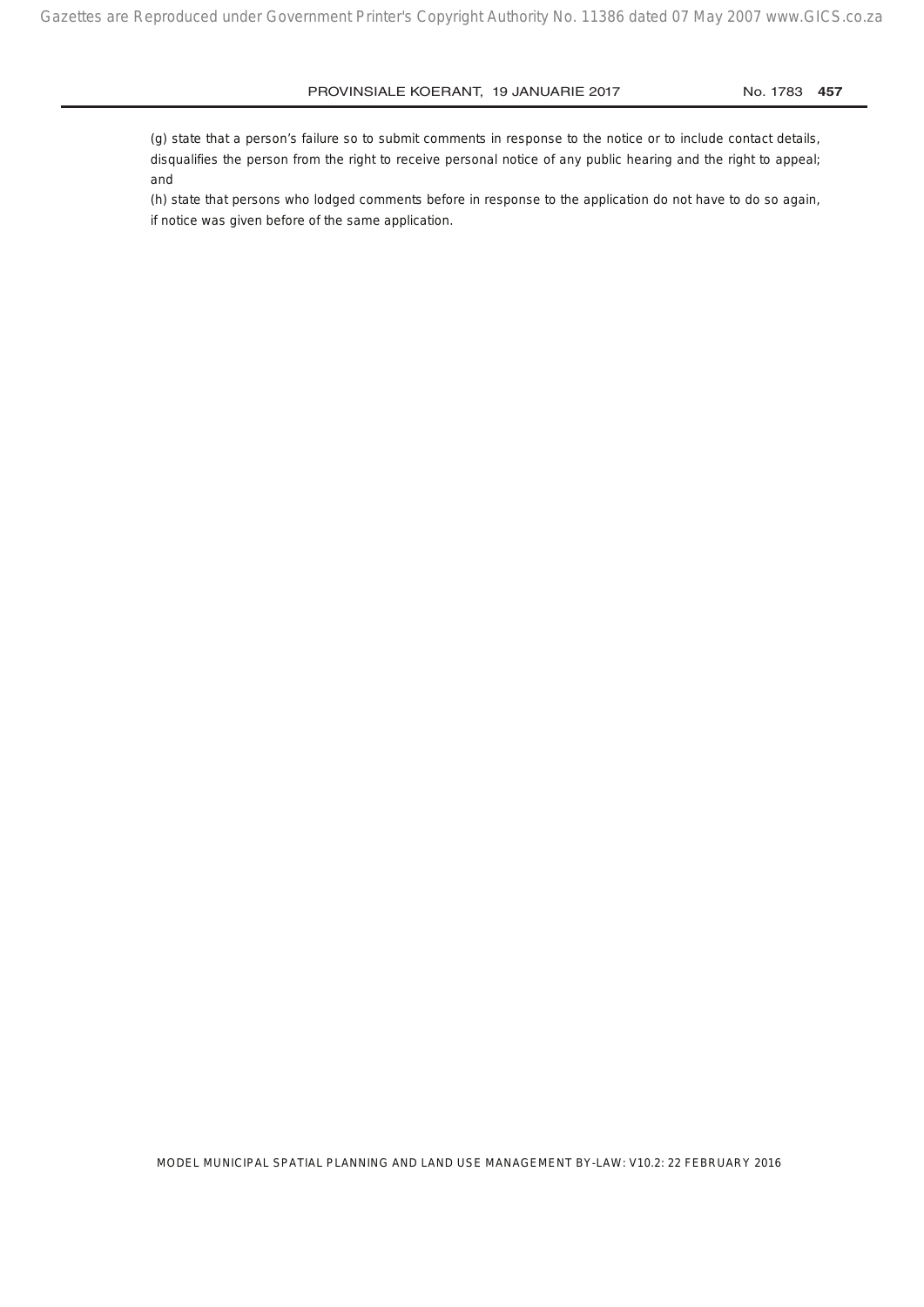(g) state that a person's failure so to submit comments in response to the notice or to include contact details, disqualifies the person from the right to receive personal notice of any public hearing and the right to appeal; and

(h) state that persons who lodged comments before in response to the application do not have to do so again, if notice was given before of the same application.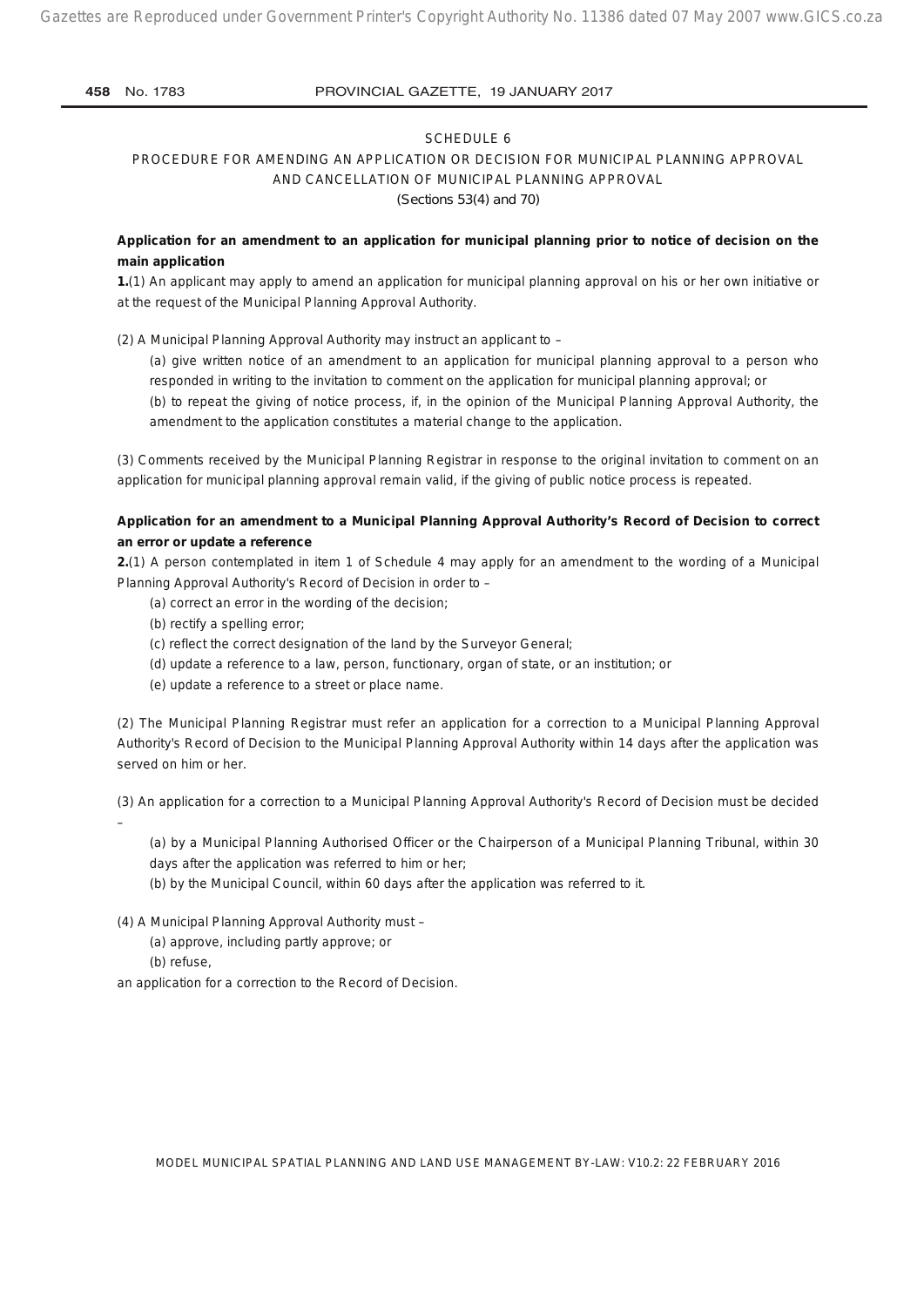## SCHEDULE 6

## PROCEDURE FOR AMENDING AN APPLICATION OR DECISION FOR MUNICIPAL PLANNING APPROVAL AND CANCELLATION OF MUNICIPAL PLANNING APPROVAL

(Sections 53(4) and 70)

**Application for an amendment to an application for municipal planning prior to notice of decision on the main application**

**1.**(1) An applicant may apply to amend an application for municipal planning approval on his or her own initiative or at the request of the Municipal Planning Approval Authority.

(2) A Municipal Planning Approval Authority may instruct an applicant to –

(a) give written notice of an amendment to an application for municipal planning approval to a person who responded in writing to the invitation to comment on the application for municipal planning approval; or

(b) to repeat the giving of notice process, if, in the opinion of the Municipal Planning Approval Authority, the amendment to the application constitutes a material change to the application.

(3) Comments received by the Municipal Planning Registrar in response to the original invitation to comment on an application for municipal planning approval remain valid, if the giving of public notice process is repeated.

**Application for an amendment to a Municipal Planning Approval Authority's Record of Decision to correct an error or update a reference**

**2.**(1) A person contemplated in item 1 of Schedule 4 may apply for an amendment to the wording of a Municipal Planning Approval Authority's Record of Decision in order to –

(a) correct an error in the wording of the decision;

(b) rectify a spelling error;

(c) reflect the correct designation of the land by the Surveyor General;

(d) update a reference to a law, person, functionary, organ of state, or an institution; or

(e) update a reference to a street or place name.

(2) The Municipal Planning Registrar must refer an application for a correction to a Municipal Planning Approval Authority's Record of Decision to the Municipal Planning Approval Authority within 14 days after the application was served on him or her.

(3) An application for a correction to a Municipal Planning Approval Authority's Record of Decision must be decided –

(a) by a Municipal Planning Authorised Officer or the Chairperson of a Municipal Planning Tribunal, within 30 days after the application was referred to him or her;

(b) by the Municipal Council, within 60 days after the application was referred to it.

(4) A Municipal Planning Approval Authority must –

(a) approve, including partly approve; or

(b) refuse,

an application for a correction to the Record of Decision.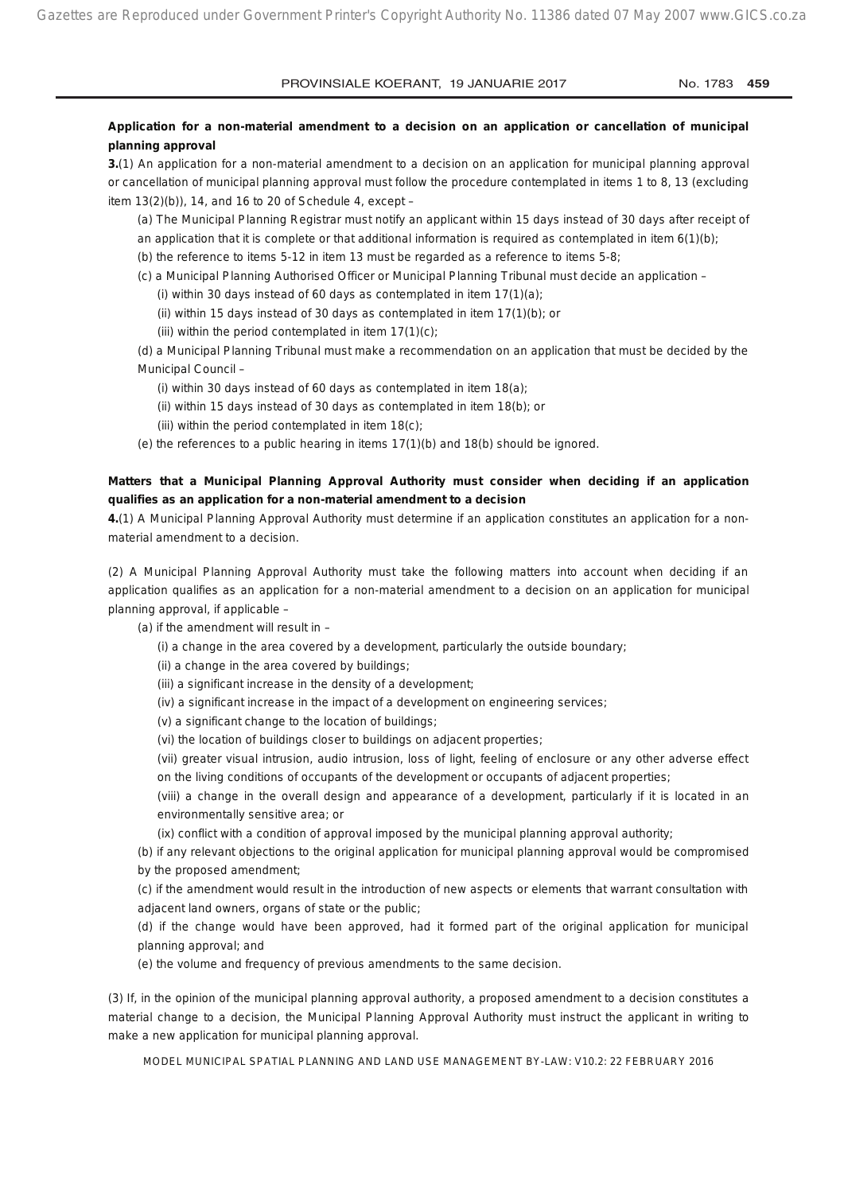**Application for a non-material amendment to a decision on an application or cancellation of municipal planning approval**

**3.**(1) An application for a non-material amendment to a decision on an application for municipal planning approval or cancellation of municipal planning approval must follow the procedure contemplated in items 1 to 8, 13 (excluding item 13(2)(b)), 14, and 16 to 20 of Schedule 4, except –

(a) The Municipal Planning Registrar must notify an applicant within 15 days instead of 30 days after receipt of an application that it is complete or that additional information is required as contemplated in item 6(1)(b);

(b) the reference to items 5-12 in item 13 must be regarded as a reference to items 5-8;

(c) a Municipal Planning Authorised Officer or Municipal Planning Tribunal must decide an application –

(i) within 30 days instead of 60 days as contemplated in item 17(1)(a);

(ii) within 15 days instead of 30 days as contemplated in item 17(1)(b); or

(iii) within the period contemplated in item 17(1)(c);

(d) a Municipal Planning Tribunal must make a recommendation on an application that must be decided by the Municipal Council –

(i) within 30 days instead of 60 days as contemplated in item 18(a);

(ii) within 15 days instead of 30 days as contemplated in item 18(b); or

(iii) within the period contemplated in item 18(c);

(e) the references to a public hearing in items 17(1)(b) and 18(b) should be ignored.

**Matters that a Municipal Planning Approval Authority must consider when deciding if an application qualifies as an application for a non-material amendment to a decision**

**4.**(1) A Municipal Planning Approval Authority must determine if an application constitutes an application for a non-material amendment to a decision.

(2) A Municipal Planning Approval Authority must take the following matters into account when deciding if an application qualifies as an application for a non-material amendment to a decision on an application for municipal planning approval, if applicable –

(a) if the amendment will result in –

(i) a change in the area covered by a development, particularly the outside boundary;

(ii) a change in the area covered by buildings;

(iii) a significant increase in the density of a development;

(iv) a significant increase in the impact of a development on engineering services;

(v) a significant change to the location of buildings;

(vi) the location of buildings closer to buildings on adjacent properties;

(vii) greater visual intrusion, audio intrusion, loss of light, feeling of enclosure or any other adverse effect on the living conditions of occupants of the development or occupants of adjacent properties;

(viii) a change in the overall design and appearance of a development, particularly if it is located in an environmentally sensitive area; or

(ix) conflict with a condition of approval imposed by the municipal planning approval authority;

(b) if any relevant objections to the original application for municipal planning approval would be compromised by the proposed amendment;

(c) if the amendment would result in the introduction of new aspects or elements that warrant consultation with adjacent land owners, organs of state or the public;

(d) if the change would have been approved, had it formed part of the original application for municipal planning approval; and

(e) the volume and frequency of previous amendments to the same decision.

(3) If, in the opinion of the municipal planning approval authority, a proposed amendment to a decision constitutes a material change to a decision, the Municipal Planning Approval Authority must instruct the applicant in writing to make a new application for municipal planning approval.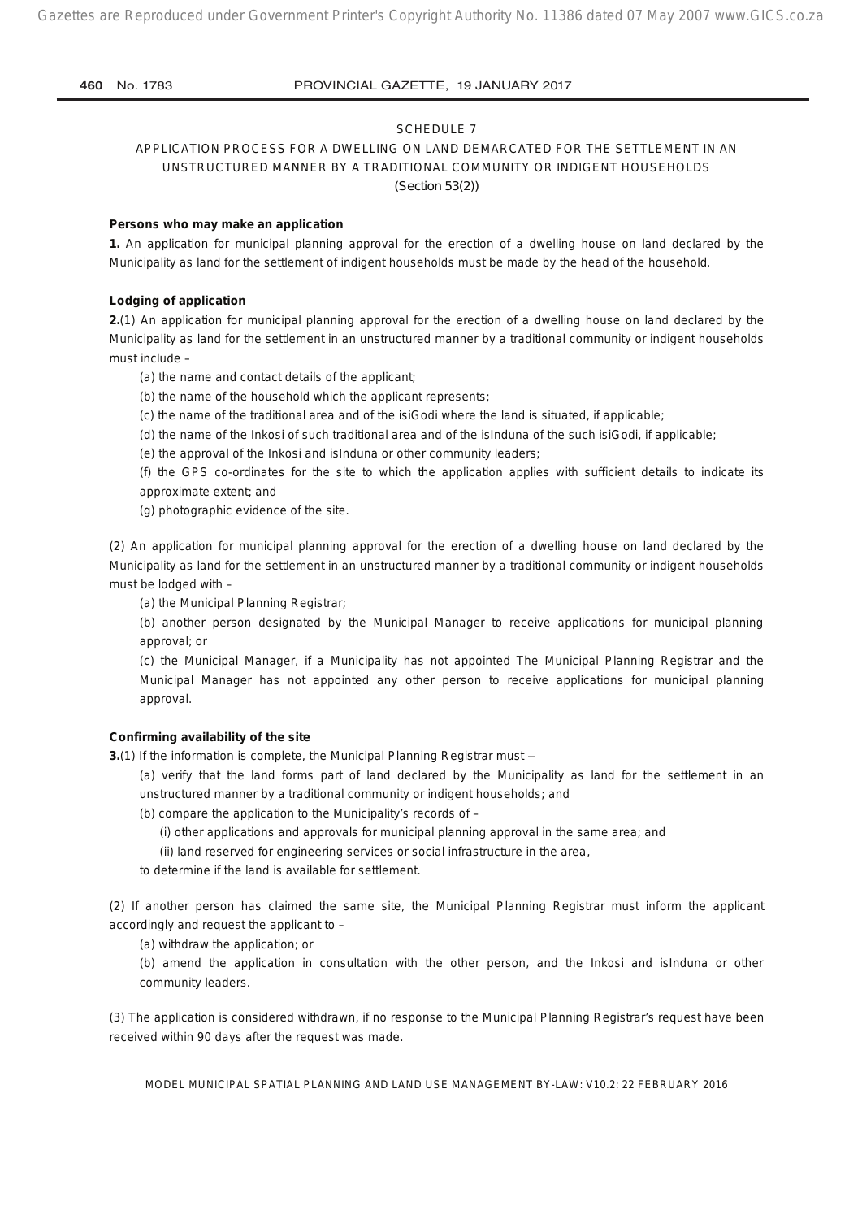SCHEDULE 7

APPLICATION PROCESS FOR A DWELLING ON LAND DEMARCATED FOR THE SETTLEMENT IN AN UNSTRUCTURED MANNER BY A TRADITIONAL COMMUNITY OR INDIGENT HOUSEHOLDS

(Section 53(2))

**Persons who may make an application**

**1.** An application for municipal planning approval for the erection of a dwelling house on land declared by the Municipality as land for the settlement of indigent households must be made by the head of the household.

**Lodging of application**

**2.**(1) An application for municipal planning approval for the erection of a dwelling house on land declared by the Municipality as land for the settlement in an unstructured manner by a traditional community or indigent households must include –

(a) the name and contact details of the applicant;

(b) the name of the household which the applicant represents;

(c) the name of the traditional area and of the isiGodi where the land is situated, if applicable;

(d) the name of the Inkosi of such traditional area and of the isInduna of the such isiGodi, if applicable;

(e) the approval of the Inkosi and isInduna or other community leaders;

(f) the GPS co-ordinates for the site to which the application applies with sufficient details to indicate its approximate extent; and

(g) photographic evidence of the site.

(2) An application for municipal planning approval for the erection of a dwelling house on land declared by the Municipality as land for the settlement in an unstructured manner by a traditional community or indigent households must be lodged with –

(a) the Municipal Planning Registrar;

(b) another person designated by the Municipal Manager to receive applications for municipal planning approval; or

(c) the Municipal Manager, if a Municipality has not appointed The Municipal Planning Registrar and the Municipal Manager has not appointed any other person to receive applications for municipal planning approval.

**Confirming availability of the site**

**3.**(1) If the information is complete, the Municipal Planning Registrar must –

(a) verify that the land forms part of land declared by the Municipality as land for the settlement in an unstructured manner by a traditional community or indigent households; and

(b) compare the application to the Municipality's records of –

(i) other applications and approvals for municipal planning approval in the same area; and

(ii) land reserved for engineering services or social infrastructure in the area,

to determine if the land is available for settlement.

(2) If another person has claimed the same site, the Municipal Planning Registrar must inform the applicant accordingly and request the applicant to –

(a) withdraw the application; or

(b) amend the application in consultation with the other person, and the Inkosi and isInduna or other community leaders.

(3) The application is considered withdrawn, if no response to the Municipal Planning Registrar's request have been received within 90 days after the request was made.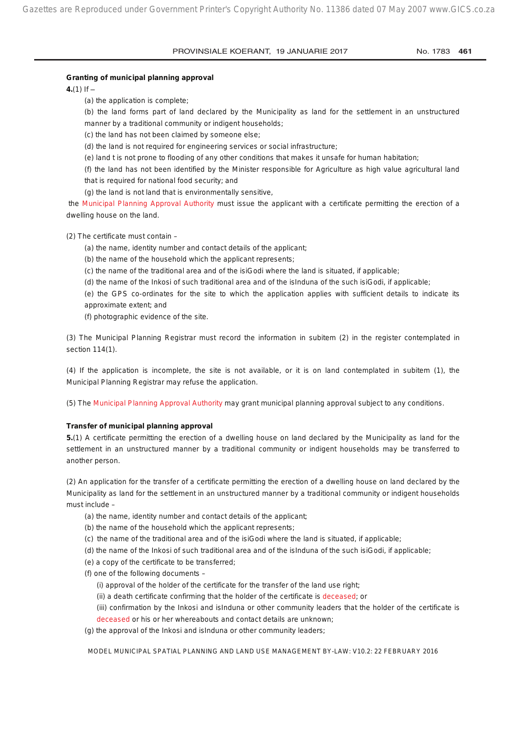**Granting of municipal planning approval**

**4.**(1) If –

(a) the application is complete;

(b) the land forms part of land declared by the Municipality as land for the settlement in an unstructured manner by a traditional community or indigent households;

(c) the land has not been claimed by someone else;

(d) the land is not required for engineering services or social infrastructure;

(e) land t is not prone to flooding of any other conditions that makes it unsafe for human habitation;

(f) the land has not been identified by the Minister responsible for Agriculture as high value agricultural land that is required for national food security; and

(g) the land is not land that is environmentally sensitive,

the Municipal Planning Approval Authority must issue the applicant with a certificate permitting the erection of a dwelling house on the land.

(2) The certificate must contain –

(a) the name, identity number and contact details of the applicant;

(b) the name of the household which the applicant represents;

(c) the name of the traditional area and of the isiGodi where the land is situated, if applicable;

(d) the name of the Inkosi of such traditional area and of the isInduna of the such isiGodi, if applicable;

(e) the GPS co-ordinates for the site to which the application applies with sufficient details to indicate its approximate extent; and

(f) photographic evidence of the site.

(3) The Municipal Planning Registrar must record the information in subitem (2) in the register contemplated in section 114(1).

(4) If the application is incomplete, the site is not available, or it is on land contemplated in subitem (1), the Municipal Planning Registrar may refuse the application.

(5) The Municipal Planning Approval Authority may grant municipal planning approval subject to any conditions.

**Transfer of municipal planning approval**

**5.**(1) A certificate permitting the erection of a dwelling house on land declared by the Municipality as land for the settlement in an unstructured manner by a traditional community or indigent households may be transferred to another person.

(2) An application for the transfer of a certificate permitting the erection of a dwelling house on land declared by the Municipality as land for the settlement in an unstructured manner by a traditional community or indigent households must include –

(a) the name, identity number and contact details of the applicant;

(b) the name of the household which the applicant represents;

(c) the name of the traditional area and of the isiGodi where the land is situated, if applicable;

(d) the name of the Inkosi of such traditional area and of the isInduna of the such isiGodi, if applicable;

(e) a copy of the certificate to be transferred;

(f) one of the following documents –

(i) approval of the holder of the certificate for the transfer of the land use right;

(ii) a death certificate confirming that the holder of the certificate is deceased; or

(iii) confirmation by the Inkosi and isInduna or other community leaders that the holder of the certificate is deceased or his or her whereabouts and contact details are unknown;

(g) the approval of the Inkosi and isInduna or other community leaders;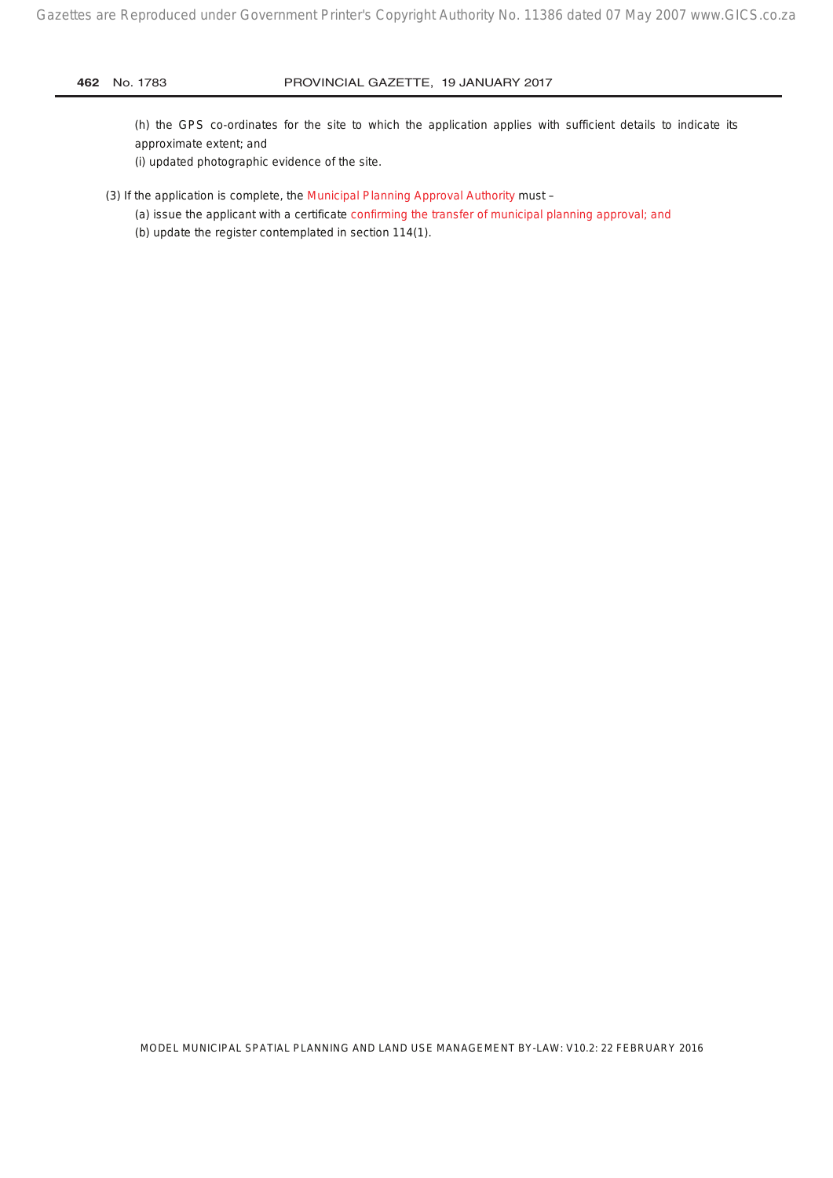(h) the GPS co-ordinates for the site to which the application applies with sufficient details to indicate its approximate extent; and

(i) updated photographic evidence of the site.

(3) If the application is complete, the Municipal Planning Approval Authority must –

(a) issue the applicant with a certificate confirming the transfer of municipal planning approval; and

(b) update the register contemplated in section 114(1).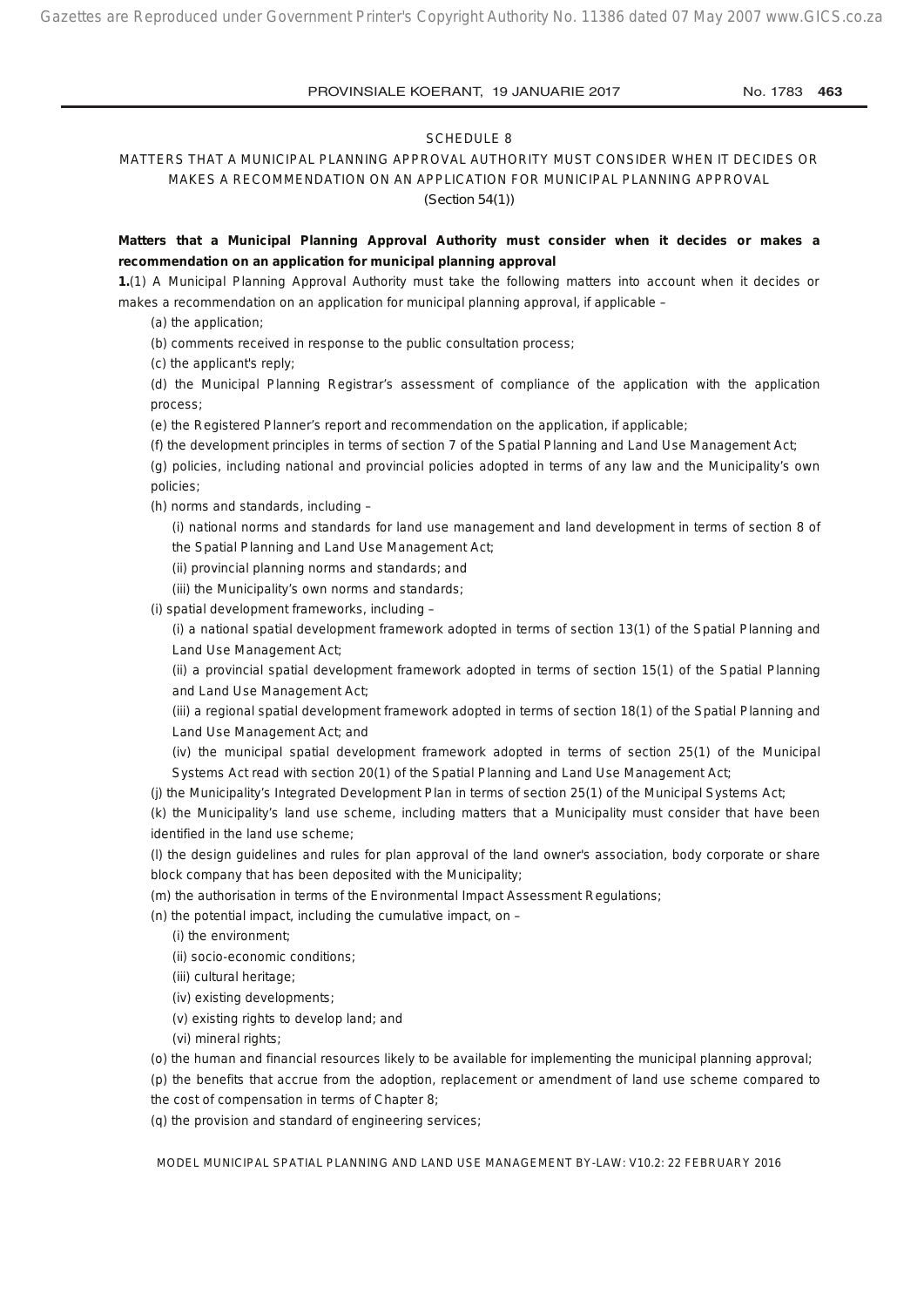# SCHEDULE 8

## MATTERS THAT A MUNICIPAL PLANNING APPROVAL AUTHORITY MUST CONSIDER WHEN IT DECIDES OR MAKES A RECOMMENDATION ON AN APPLICATION FOR MUNICIPAL PLANNING APPROVAL

(Section 54(1))

**Matters that a Municipal Planning Approval Authority must consider when it decides or makes a recommendation on an application for municipal planning approval**

**1.**(1) A Municipal Planning Approval Authority must take the following matters into account when it decides or makes a recommendation on an application for municipal planning approval, if applicable –

(a) the application;

(b) comments received in response to the public consultation process;

(c) the applicant's reply;

(d) the Municipal Planning Registrar's assessment of compliance of the application with the application process;

(e) the Registered Planner's report and recommendation on the application, if applicable;

(f) the development principles in terms of section 7 of the Spatial Planning and Land Use Management Act;

(g) policies, including national and provincial policies adopted in terms of any law and the Municipality's own policies;

(h) norms and standards, including –

(i) national norms and standards for land use management and land development in terms of section 8 of the Spatial Planning and Land Use Management Act;

(ii) provincial planning norms and standards; and

(iii) the Municipality's own norms and standards;

(i) spatial development frameworks, including –

(i) a national spatial development framework adopted in terms of section 13(1) of the Spatial Planning and Land Use Management Act;

(ii) a provincial spatial development framework adopted in terms of section 15(1) of the Spatial Planning and Land Use Management Act;

(iii) a regional spatial development framework adopted in terms of section 18(1) of the Spatial Planning and Land Use Management Act; and

(iv) the municipal spatial development framework adopted in terms of section 25(1) of the Municipal Systems Act read with section 20(1) of the Spatial Planning and Land Use Management Act;

(j) the Municipality's Integrated Development Plan in terms of section 25(1) of the Municipal Systems Act;

(k) the Municipality's land use scheme, including matters that a Municipality must consider that have been identified in the land use scheme;

(l) the design guidelines and rules for plan approval of the land owner's association, body corporate or share block company that has been deposited with the Municipality;

(m) the authorisation in terms of the Environmental Impact Assessment Regulations;

(n) the potential impact, including the cumulative impact, on –

(i) the environment;

(ii) socio-economic conditions;

(iii) cultural heritage;

(iv) existing developments;

(v) existing rights to develop land; and

(vi) mineral rights;

(o) the human and financial resources likely to be available for implementing the municipal planning approval;

(p) the benefits that accrue from the adoption, replacement or amendment of land use scheme compared to the cost of compensation in terms of Chapter 8;

(q) the provision and standard of engineering services;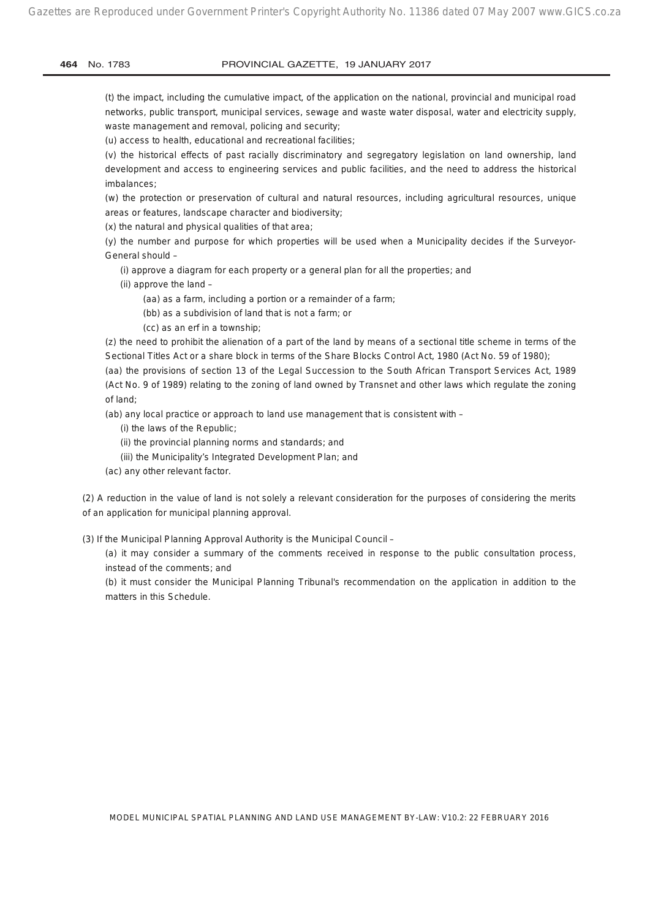(t) the impact, including the cumulative impact, of the application on the national, provincial and municipal road networks, public transport, municipal services, sewage and waste water disposal, water and electricity supply, waste management and removal, policing and security;

(u) access to health, educational and recreational facilities;

(v) the historical effects of past racially discriminatory and segregatory legislation on land ownership, land development and access to engineering services and public facilities, and the need to address the historical imbalances;

(w) the protection or preservation of cultural and natural resources, including agricultural resources, unique areas or features, landscape character and biodiversity;

(x) the natural and physical qualities of that area;

(y) the number and purpose for which properties will be used when a Municipality decides if the Surveyor-General should –

- (i) approve a diagram for each property or a general plan for all the properties; and
- (ii) approve the land –
    - (aa) as a farm, including a portion or a remainder of a farm;
    - (bb) as a subdivision of land that is not a farm; or
    - (cc) as an erf in a township;

(z) the need to prohibit the alienation of a part of the land by means of a sectional title scheme in terms of the Sectional Titles Act or a share block in terms of the Share Blocks Control Act, 1980 (Act No. 59 of 1980);

(aa) the provisions of section 13 of the Legal Succession to the South African Transport Services Act, 1989 (Act No. 9 of 1989) relating to the zoning of land owned by Transnet and other laws which regulate the zoning of land;

(ab) any local practice or approach to land use management that is consistent with –

- (i) the laws of the Republic;
- (ii) the provincial planning norms and standards; and
- (iii) the Municipality's Integrated Development Plan; and

(ac) any other relevant factor.

(2) A reduction in the value of land is not solely a relevant consideration for the purposes of considering the merits of an application for municipal planning approval.

(3) If the Municipal Planning Approval Authority is the Municipal Council –

- (a) it may consider a summary of the comments received in response to the public consultation process, instead of the comments; and
- (b) it must consider the Municipal Planning Tribunal's recommendation on the application in addition to the matters in this Schedule.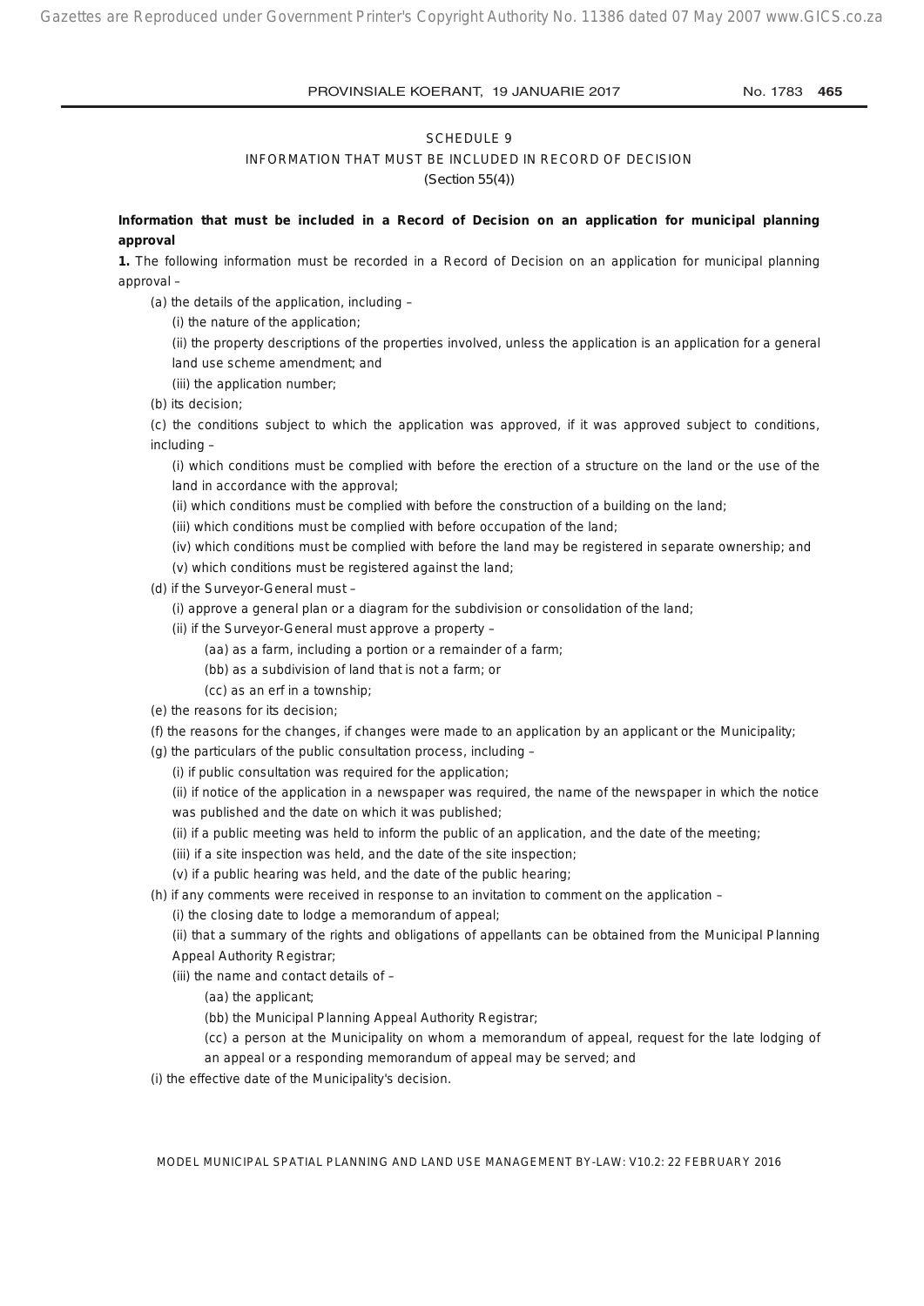# SCHEDULE 9

## INFORMATION THAT MUST BE INCLUDED IN RECORD OF DECISION

(Section 55(4))

**Information that must be included in a Record of Decision on an application for municipal planning approval**

**1.** The following information must be recorded in a Record of Decision on an application for municipal planning approval –

(a) the details of the application, including –

(i) the nature of the application;

(ii) the property descriptions of the properties involved, unless the application is an application for a general land use scheme amendment; and

(iii) the application number;

(b) its decision;

(c) the conditions subject to which the application was approved, if it was approved subject to conditions, including –

(i) which conditions must be complied with before the erection of a structure on the land or the use of the land in accordance with the approval;

(ii) which conditions must be complied with before the construction of a building on the land;

(iii) which conditions must be complied with before occupation of the land;

(iv) which conditions must be complied with before the land may be registered in separate ownership; and

(v) which conditions must be registered against the land;

(d) if the Surveyor-General must –

(i) approve a general plan or a diagram for the subdivision or consolidation of the land;

(ii) if the Surveyor-General must approve a property –

(aa) as a farm, including a portion or a remainder of a farm;

(bb) as a subdivision of land that is not a farm; or

(cc) as an erf in a township;

(e) the reasons for its decision;

(f) the reasons for the changes, if changes were made to an application by an applicant or the Municipality;

(g) the particulars of the public consultation process, including –

(i) if public consultation was required for the application;

(ii) if notice of the application in a newspaper was required, the name of the newspaper in which the notice was published and the date on which it was published;

(ii) if a public meeting was held to inform the public of an application, and the date of the meeting;

(iii) if a site inspection was held, and the date of the site inspection;

(v) if a public hearing was held, and the date of the public hearing;

(h) if any comments were received in response to an invitation to comment on the application –

(i) the closing date to lodge a memorandum of appeal;

(ii) that a summary of the rights and obligations of appellants can be obtained from the Municipal Planning Appeal Authority Registrar;

(iii) the name and contact details of –

(aa) the applicant;

(bb) the Municipal Planning Appeal Authority Registrar;

(cc) a person at the Municipality on whom a memorandum of appeal, request for the late lodging of an appeal or a responding memorandum of appeal may be served; and

(i) the effective date of the Municipality's decision.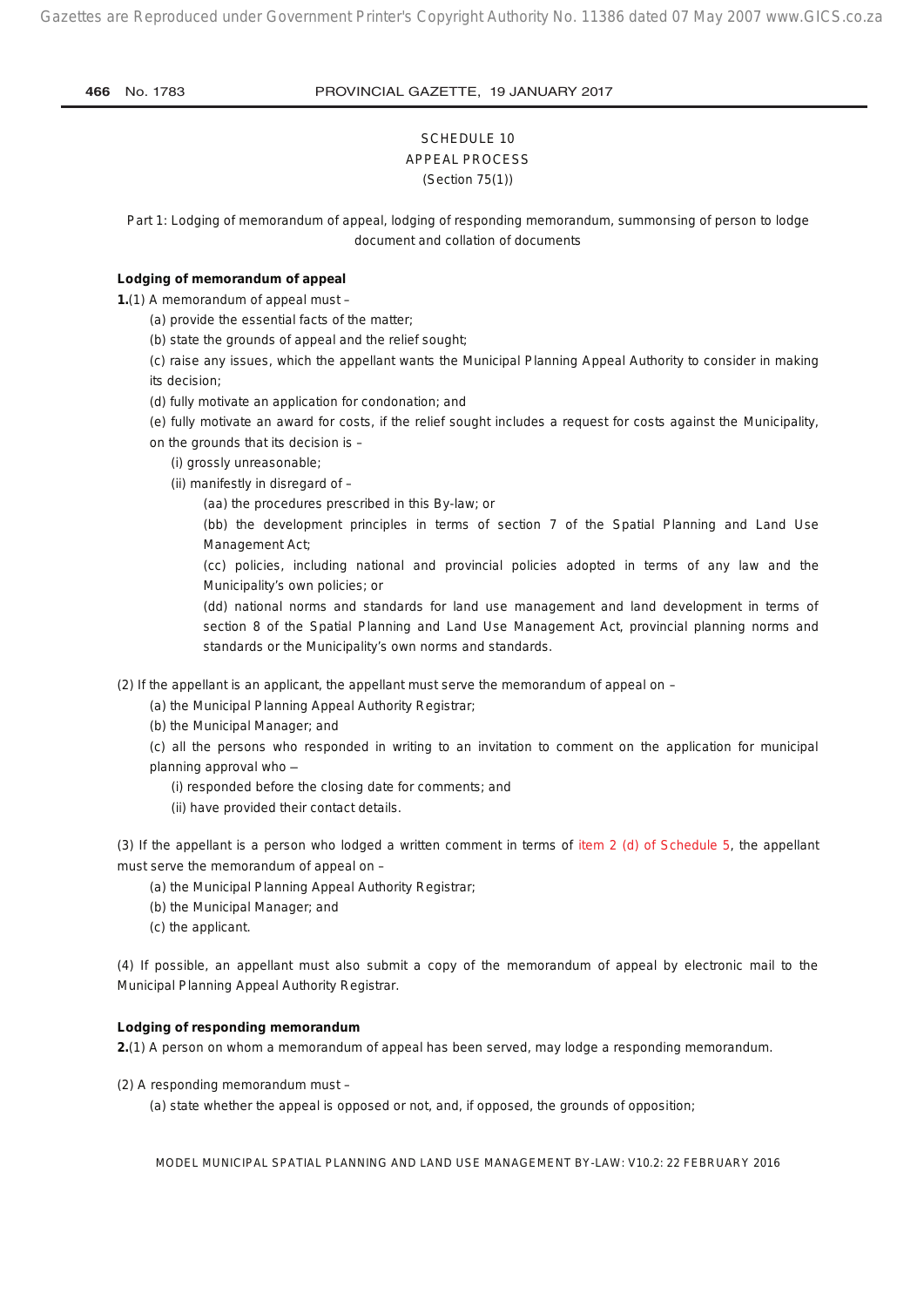SCHEDULE 10

APPEAL PROCESS

(Section 75(1))

Part 1: Lodging of memorandum of appeal, lodging of responding memorandum, summonsing of person to lodge document and collation of documents

**Lodging of memorandum of appeal**

**1.**(1) A memorandum of appeal must –

(a) provide the essential facts of the matter;

(b) state the grounds of appeal and the relief sought;

(c) raise any issues, which the appellant wants the Municipal Planning Appeal Authority to consider in making its decision;

(d) fully motivate an application for condonation; and

(e) fully motivate an award for costs, if the relief sought includes a request for costs against the Municipality, on the grounds that its decision is –

(i) grossly unreasonable;

(ii) manifestly in disregard of –

(aa) the procedures prescribed in this By-law; or

(bb) the development principles in terms of section 7 of the Spatial Planning and Land Use Management Act;

(cc) policies, including national and provincial policies adopted in terms of any law and the Municipality's own policies; or

(dd) national norms and standards for land use management and land development in terms of section 8 of the Spatial Planning and Land Use Management Act, provincial planning norms and standards or the Municipality's own norms and standards.

(2) If the appellant is an applicant, the appellant must serve the memorandum of appeal on –

(a) the Municipal Planning Appeal Authority Registrar;

(b) the Municipal Manager; and

(c) all the persons who responded in writing to an invitation to comment on the application for municipal planning approval who –

(i) responded before the closing date for comments; and

(ii) have provided their contact details.

(3) If the appellant is a person who lodged a written comment in terms of item 2 (d) of Schedule 5, the appellant must serve the memorandum of appeal on –

(a) the Municipal Planning Appeal Authority Registrar;

(b) the Municipal Manager; and

(c) the applicant.

(4) If possible, an appellant must also submit a copy of the memorandum of appeal by electronic mail to the Municipal Planning Appeal Authority Registrar.

**Lodging of responding memorandum**

**2.**(1) A person on whom a memorandum of appeal has been served, may lodge a responding memorandum.

(2) A responding memorandum must –

(a) state whether the appeal is opposed or not, and, if opposed, the grounds of opposition;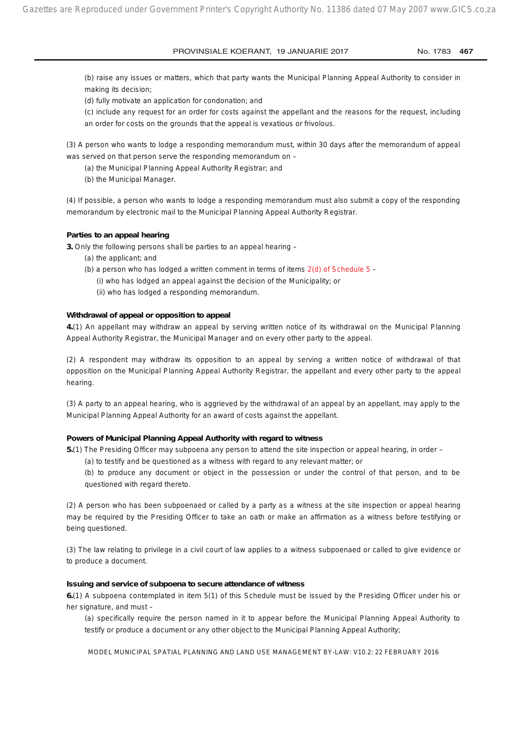(b) raise any issues or matters, which that party wants the Municipal Planning Appeal Authority to consider in making its decision;

(d) fully motivate an application for condonation; and

(c) include any request for an order for costs against the appellant and the reasons for the request, including an order for costs on the grounds that the appeal is vexatious or frivolous.

(3) A person who wants to lodge a responding memorandum must, within 30 days after the memorandum of appeal was served on that person serve the responding memorandum on –

(a) the Municipal Planning Appeal Authority Registrar; and

(b) the Municipal Manager.

(4) If possible, a person who wants to lodge a responding memorandum must also submit a copy of the responding memorandum by electronic mail to the Municipal Planning Appeal Authority Registrar.

**Parties to an appeal hearing**

**3.** Only the following persons shall be parties to an appeal hearing –

(a) the applicant; and

(b) a person who has lodged a written comment in terms of items 2(d) of Schedule 5 –

(i) who has lodged an appeal against the decision of the Municipality; or

(ii) who has lodged a responding memorandum.

**Withdrawal of appeal or opposition to appeal**

**4.**(1) An appellant may withdraw an appeal by serving written notice of its withdrawal on the Municipal Planning Appeal Authority Registrar, the Municipal Manager and on every other party to the appeal.

(2) A respondent may withdraw its opposition to an appeal by serving a written notice of withdrawal of that opposition on the Municipal Planning Appeal Authority Registrar, the appellant and every other party to the appeal hearing.

(3) A party to an appeal hearing, who is aggrieved by the withdrawal of an appeal by an appellant, may apply to the Municipal Planning Appeal Authority for an award of costs against the appellant.

**Powers of Municipal Planning Appeal Authority with regard to witness**

**5.**(1) The Presiding Officer may subpoena any person to attend the site inspection or appeal hearing, in order –

(a) to testify and be questioned as a witness with regard to any relevant matter; or

(b) to produce any document or object in the possession or under the control of that person, and to be questioned with regard thereto.

(2) A person who has been subpoenaed or called by a party as a witness at the site inspection or appeal hearing may be required by the Presiding Officer to take an oath or make an affirmation as a witness before testifying or being questioned.

(3) The law relating to privilege in a civil court of law applies to a witness subpoenaed or called to give evidence or to produce a document.

**Issuing and service of subpoena to secure attendance of witness**

**6.**(1) A subpoena contemplated in item 5(1) of this Schedule must be issued by the Presiding Officer under his or her signature, and must –

(a) specifically require the person named in it to appear before the Municipal Planning Appeal Authority to testify or produce a document or any other object to the Municipal Planning Appeal Authority;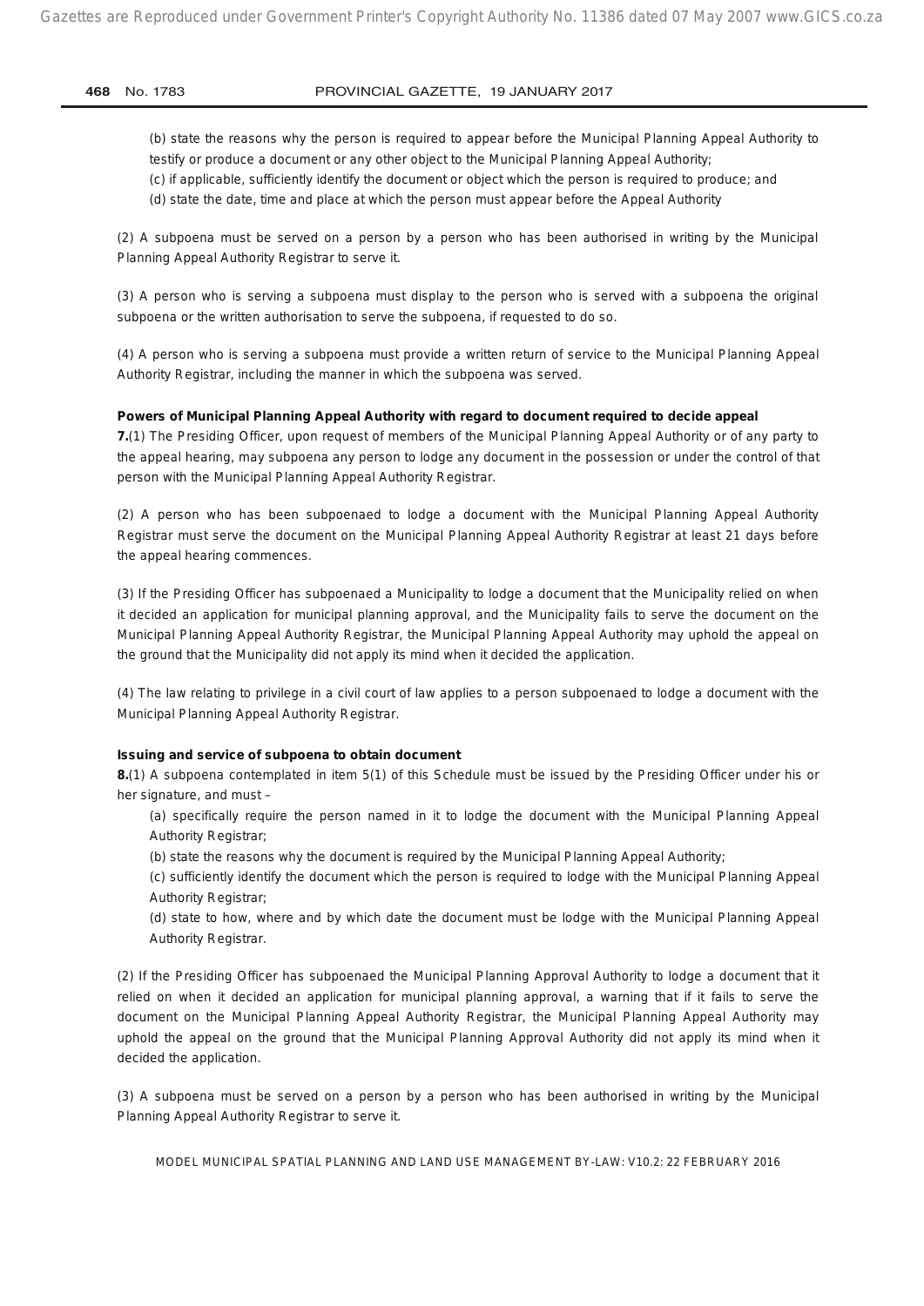(b) state the reasons why the person is required to appear before the Municipal Planning Appeal Authority to testify or produce a document or any other object to the Municipal Planning Appeal Authority;

(c) if applicable, sufficiently identify the document or object which the person is required to produce; and

(d) state the date, time and place at which the person must appear before the Appeal Authority

(2) A subpoena must be served on a person by a person who has been authorised in writing by the Municipal Planning Appeal Authority Registrar to serve it.

(3) A person who is serving a subpoena must display to the person who is served with a subpoena the original subpoena or the written authorisation to serve the subpoena, if requested to do so.

(4) A person who is serving a subpoena must provide a written return of service to the Municipal Planning Appeal Authority Registrar, including the manner in which the subpoena was served.

**Powers of Municipal Planning Appeal Authority with regard to document required to decide appeal**

**7.**(1) The Presiding Officer, upon request of members of the Municipal Planning Appeal Authority or of any party to the appeal hearing, may subpoena any person to lodge any document in the possession or under the control of that person with the Municipal Planning Appeal Authority Registrar.

(2) A person who has been subpoenaed to lodge a document with the Municipal Planning Appeal Authority Registrar must serve the document on the Municipal Planning Appeal Authority Registrar at least 21 days before the appeal hearing commences.

(3) If the Presiding Officer has subpoenaed a Municipality to lodge a document that the Municipality relied on when it decided an application for municipal planning approval, and the Municipality fails to serve the document on the Municipal Planning Appeal Authority Registrar, the Municipal Planning Appeal Authority may uphold the appeal on the ground that the Municipality did not apply its mind when it decided the application.

(4) The law relating to privilege in a civil court of law applies to a person subpoenaed to lodge a document with the Municipal Planning Appeal Authority Registrar.

**Issuing and service of subpoena to obtain document**

**8.**(1) A subpoena contemplated in item 5(1) of this Schedule must be issued by the Presiding Officer under his or her signature, and must –

(a) specifically require the person named in it to lodge the document with the Municipal Planning Appeal Authority Registrar;

(b) state the reasons why the document is required by the Municipal Planning Appeal Authority;

(c) sufficiently identify the document which the person is required to lodge with the Municipal Planning Appeal Authority Registrar;

(d) state to how, where and by which date the document must be lodge with the Municipal Planning Appeal Authority Registrar.

(2) If the Presiding Officer has subpoenaed the Municipal Planning Approval Authority to lodge a document that it relied on when it decided an application for municipal planning approval, a warning that if it fails to serve the document on the Municipal Planning Appeal Authority Registrar, the Municipal Planning Appeal Authority may uphold the appeal on the ground that the Municipal Planning Approval Authority did not apply its mind when it decided the application.

(3) A subpoena must be served on a person by a person who has been authorised in writing by the Municipal Planning Appeal Authority Registrar to serve it.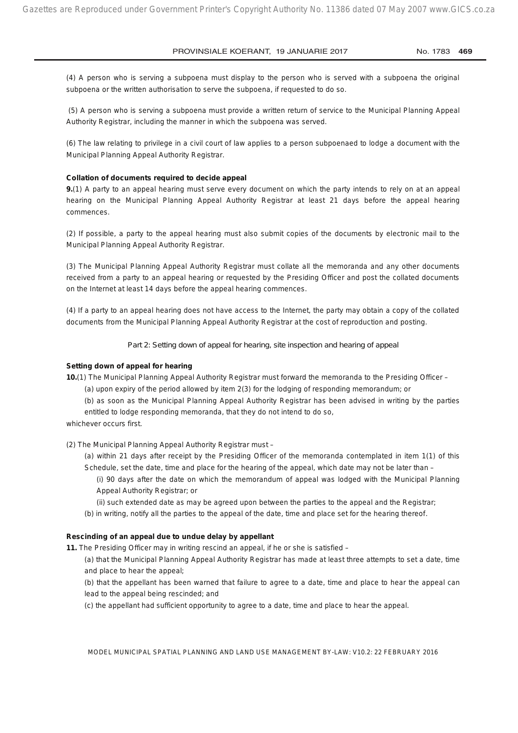(4) A person who is serving a subpoena must display to the person who is served with a subpoena the original subpoena or the written authorisation to serve the subpoena, if requested to do so.

(5) A person who is serving a subpoena must provide a written return of service to the Municipal Planning Appeal Authority Registrar, including the manner in which the subpoena was served.

(6) The law relating to privilege in a civil court of law applies to a person subpoenaed to lodge a document with the Municipal Planning Appeal Authority Registrar.

**Collation of documents required to decide appeal**

**9.**(1) A party to an appeal hearing must serve every document on which the party intends to rely on at an appeal hearing on the Municipal Planning Appeal Authority Registrar at least 21 days before the appeal hearing commences.

(2) If possible, a party to the appeal hearing must also submit copies of the documents by electronic mail to the Municipal Planning Appeal Authority Registrar.

(3) The Municipal Planning Appeal Authority Registrar must collate all the memoranda and any other documents received from a party to an appeal hearing or requested by the Presiding Officer and post the collated documents on the Internet at least 14 days before the appeal hearing commences.

(4) If a party to an appeal hearing does not have access to the Internet, the party may obtain a copy of the collated documents from the Municipal Planning Appeal Authority Registrar at the cost of reproduction and posting.

Part 2: Setting down of appeal for hearing, site inspection and hearing of appeal

**Setting down of appeal for hearing**

**10.**(1) The Municipal Planning Appeal Authority Registrar must forward the memoranda to the Presiding Officer –

(a) upon expiry of the period allowed by item 2(3) for the lodging of responding memorandum; or

(b) as soon as the Municipal Planning Appeal Authority Registrar has been advised in writing by the parties entitled to lodge responding memoranda, that they do not intend to do so,

whichever occurs first.

(2) The Municipal Planning Appeal Authority Registrar must –

(a) within 21 days after receipt by the Presiding Officer of the memoranda contemplated in item 1(1) of this Schedule, set the date, time and place for the hearing of the appeal, which date may not be later than –

(i) 90 days after the date on which the memorandum of appeal was lodged with the Municipal Planning Appeal Authority Registrar; or

(ii) such extended date as may be agreed upon between the parties to the appeal and the Registrar;

(b) in writing, notify all the parties to the appeal of the date, time and place set for the hearing thereof.

**Rescinding of an appeal due to undue delay by appellant**

**11.** The Presiding Officer may in writing rescind an appeal, if he or she is satisfied –

(a) that the Municipal Planning Appeal Authority Registrar has made at least three attempts to set a date, time and place to hear the appeal;

(b) that the appellant has been warned that failure to agree to a date, time and place to hear the appeal can lead to the appeal being rescinded; and

(c) the appellant had sufficient opportunity to agree to a date, time and place to hear the appeal.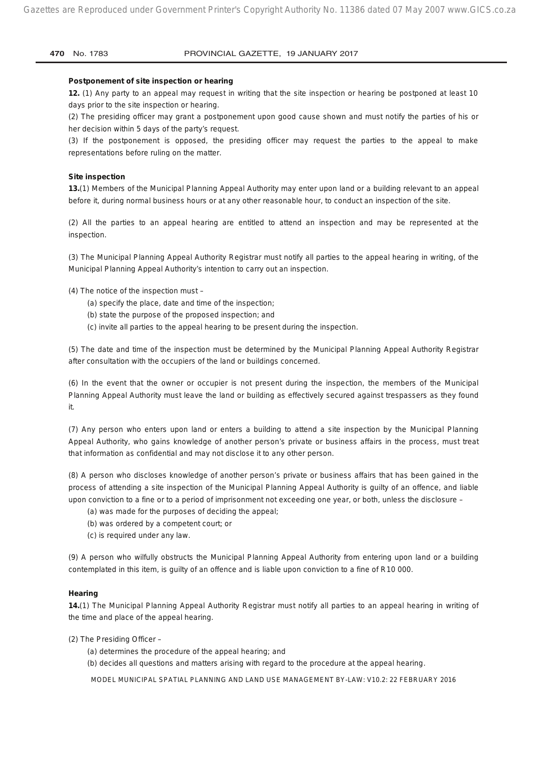**Postponement of site inspection or hearing**

**12.** (1) Any party to an appeal may request in writing that the site inspection or hearing be postponed at least 10 days prior to the site inspection or hearing.

(2) The presiding officer may grant a postponement upon good cause shown and must notify the parties of his or her decision within 5 days of the party's request.

(3) If the postponement is opposed, the presiding officer may request the parties to the appeal to make representations before ruling on the matter.

**Site inspection**

**13.**(1) Members of the Municipal Planning Appeal Authority may enter upon land or a building relevant to an appeal before it, during normal business hours or at any other reasonable hour, to conduct an inspection of the site.

(2) All the parties to an appeal hearing are entitled to attend an inspection and may be represented at the inspection.

(3) The Municipal Planning Appeal Authority Registrar must notify all parties to the appeal hearing in writing, of the Municipal Planning Appeal Authority's intention to carry out an inspection.

(4) The notice of the inspection must –

(a) specify the place, date and time of the inspection;

(b) state the purpose of the proposed inspection; and

(c) invite all parties to the appeal hearing to be present during the inspection.

(5) The date and time of the inspection must be determined by the Municipal Planning Appeal Authority Registrar after consultation with the occupiers of the land or buildings concerned.

(6) In the event that the owner or occupier is not present during the inspection, the members of the Municipal Planning Appeal Authority must leave the land or building as effectively secured against trespassers as they found it.

(7) Any person who enters upon land or enters a building to attend a site inspection by the Municipal Planning Appeal Authority, who gains knowledge of another person's private or business affairs in the process, must treat that information as confidential and may not disclose it to any other person.

(8) A person who discloses knowledge of another person's private or business affairs that has been gained in the process of attending a site inspection of the Municipal Planning Appeal Authority is guilty of an offence, and liable upon conviction to a fine or to a period of imprisonment not exceeding one year, or both, unless the disclosure –

(a) was made for the purposes of deciding the appeal;

(b) was ordered by a competent court; or

(c) is required under any law.

(9) A person who wilfully obstructs the Municipal Planning Appeal Authority from entering upon land or a building contemplated in this item, is guilty of an offence and is liable upon conviction to a fine of R10 000.

**Hearing**

**14.**(1) The Municipal Planning Appeal Authority Registrar must notify all parties to an appeal hearing in writing of the time and place of the appeal hearing.

(2) The Presiding Officer –

(a) determines the procedure of the appeal hearing; and

(b) decides all questions and matters arising with regard to the procedure at the appeal hearing.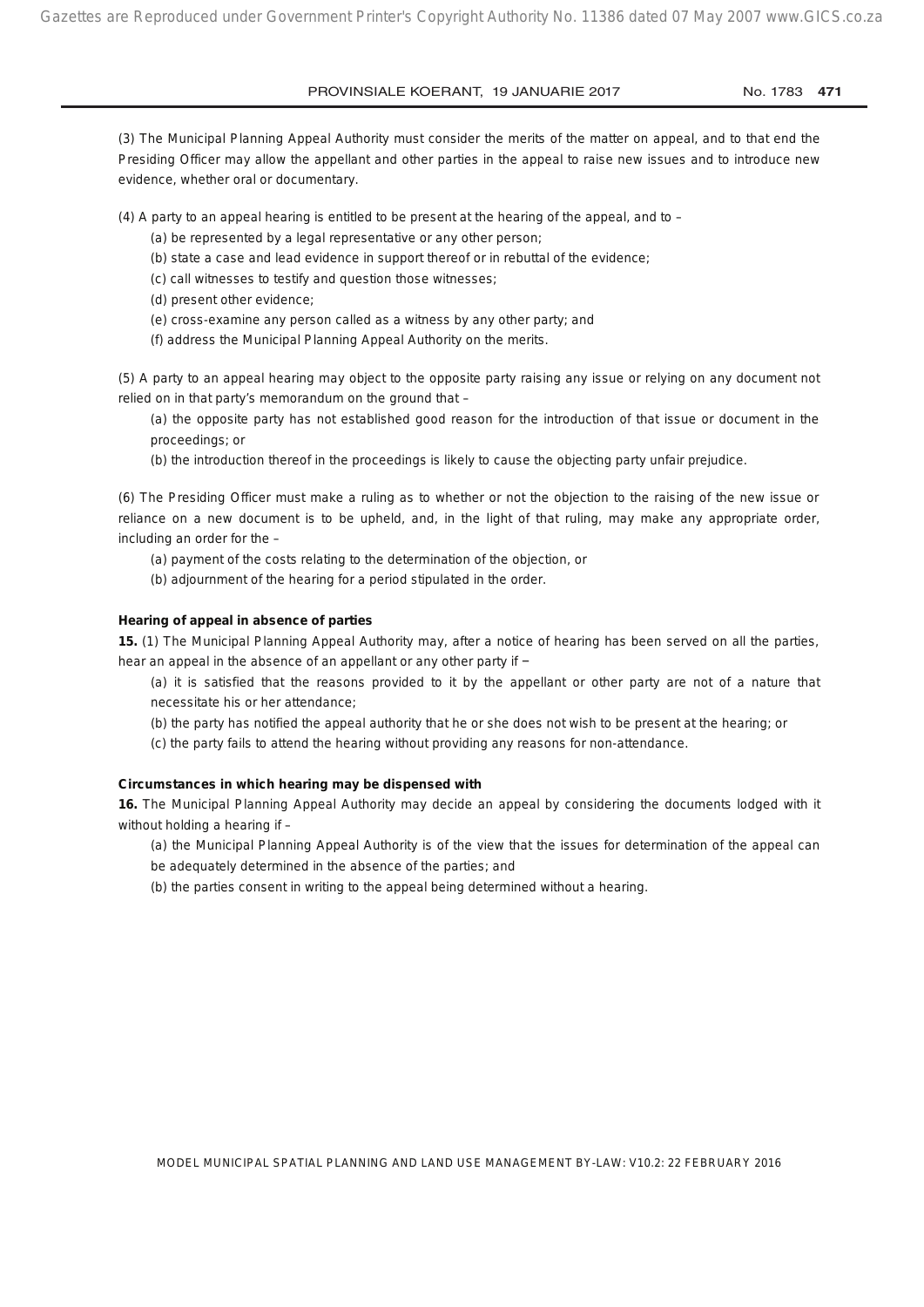(3) The Municipal Planning Appeal Authority must consider the merits of the matter on appeal, and to that end the Presiding Officer may allow the appellant and other parties in the appeal to raise new issues and to introduce new evidence, whether oral or documentary.

(4) A party to an appeal hearing is entitled to be present at the hearing of the appeal, and to –

(a) be represented by a legal representative or any other person;

(b) state a case and lead evidence in support thereof or in rebuttal of the evidence;

(c) call witnesses to testify and question those witnesses;

(d) present other evidence;

(e) cross-examine any person called as a witness by any other party; and

(f) address the Municipal Planning Appeal Authority on the merits.

(5) A party to an appeal hearing may object to the opposite party raising any issue or relying on any document not relied on in that party's memorandum on the ground that –

(a) the opposite party has not established good reason for the introduction of that issue or document in the proceedings; or

(b) the introduction thereof in the proceedings is likely to cause the objecting party unfair prejudice.

(6) The Presiding Officer must make a ruling as to whether or not the objection to the raising of the new issue or reliance on a new document is to be upheld, and, in the light of that ruling, may make any appropriate order, including an order for the –

(a) payment of the costs relating to the determination of the objection, or

(b) adjournment of the hearing for a period stipulated in the order.

**Hearing of appeal in absence of parties**

**15.** (1) The Municipal Planning Appeal Authority may, after a notice of hearing has been served on all the parties, hear an appeal in the absence of an appellant or any other party if –

(a) it is satisfied that the reasons provided to it by the appellant or other party are not of a nature that necessitate his or her attendance;

(b) the party has notified the appeal authority that he or she does not wish to be present at the hearing; or

(c) the party fails to attend the hearing without providing any reasons for non-attendance.

**Circumstances in which hearing may be dispensed with**

**16.** The Municipal Planning Appeal Authority may decide an appeal by considering the documents lodged with it without holding a hearing if –

(a) the Municipal Planning Appeal Authority is of the view that the issues for determination of the appeal can be adequately determined in the absence of the parties; and

(b) the parties consent in writing to the appeal being determined without a hearing.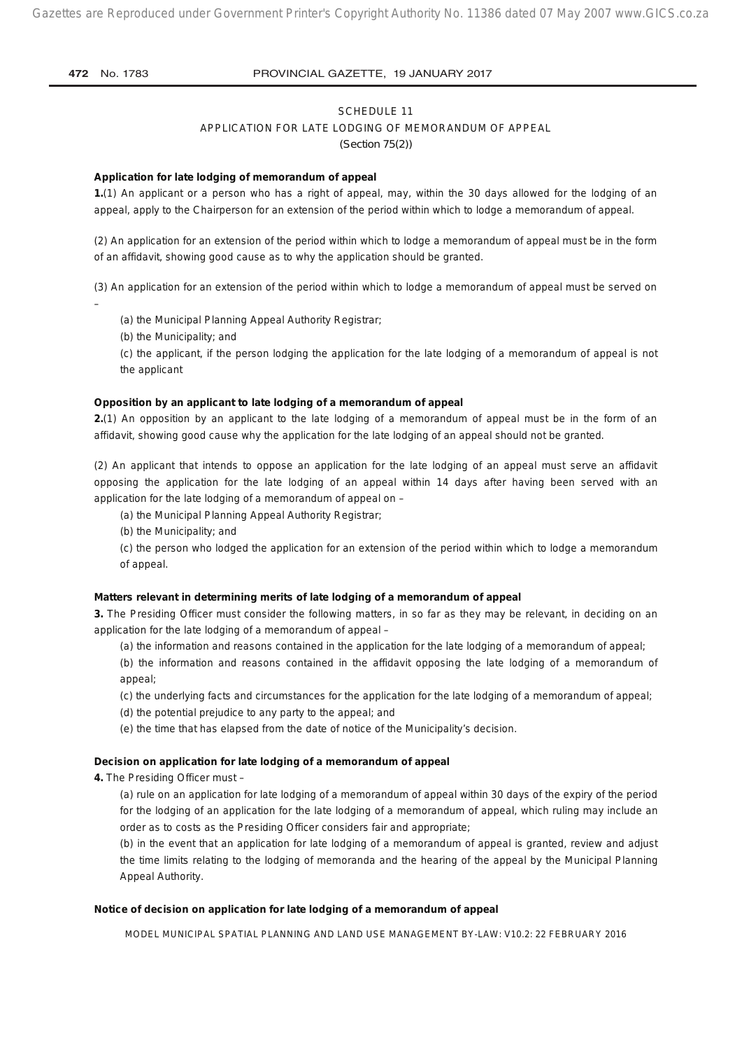SCHEDULE 11

APPLICATION FOR LATE LODGING OF MEMORANDUM OF APPEAL

(Section 75(2))

**Application for late lodging of memorandum of appeal**

**1.**(1) An applicant or a person who has a right of appeal, may, within the 30 days allowed for the lodging of an appeal, apply to the Chairperson for an extension of the period within which to lodge a memorandum of appeal.

(2) An application for an extension of the period within which to lodge a memorandum of appeal must be in the form of an affidavit, showing good cause as to why the application should be granted.

(3) An application for an extension of the period within which to lodge a memorandum of appeal must be served on –

(a) the Municipal Planning Appeal Authority Registrar;

(b) the Municipality; and

(c) the applicant, if the person lodging the application for the late lodging of a memorandum of appeal is not the applicant

**Opposition by an applicant to late lodging of a memorandum of appeal**

**2.**(1) An opposition by an applicant to the late lodging of a memorandum of appeal must be in the form of an affidavit, showing good cause why the application for the late lodging of an appeal should not be granted.

(2) An applicant that intends to oppose an application for the late lodging of an appeal must serve an affidavit opposing the application for the late lodging of an appeal within 14 days after having been served with an application for the late lodging of a memorandum of appeal on –

(a) the Municipal Planning Appeal Authority Registrar;

(b) the Municipality; and

(c) the person who lodged the application for an extension of the period within which to lodge a memorandum of appeal.

**Matters relevant in determining merits of late lodging of a memorandum of appeal**

**3.** The Presiding Officer must consider the following matters, in so far as they may be relevant, in deciding on an application for the late lodging of a memorandum of appeal –

(a) the information and reasons contained in the application for the late lodging of a memorandum of appeal;

(b) the information and reasons contained in the affidavit opposing the late lodging of a memorandum of appeal;

(c) the underlying facts and circumstances for the application for the late lodging of a memorandum of appeal;

(d) the potential prejudice to any party to the appeal; and

(e) the time that has elapsed from the date of notice of the Municipality's decision.

**Decision on application for late lodging of a memorandum of appeal**

**4.** The Presiding Officer must –

(a) rule on an application for late lodging of a memorandum of appeal within 30 days of the expiry of the period for the lodging of an application for the late lodging of a memorandum of appeal, which ruling may include an order as to costs as the Presiding Officer considers fair and appropriate;

(b) in the event that an application for late lodging of a memorandum of appeal is granted, review and adjust the time limits relating to the lodging of memoranda and the hearing of the appeal by the Municipal Planning Appeal Authority.

**Notice of decision on application for late lodging of a memorandum of appeal**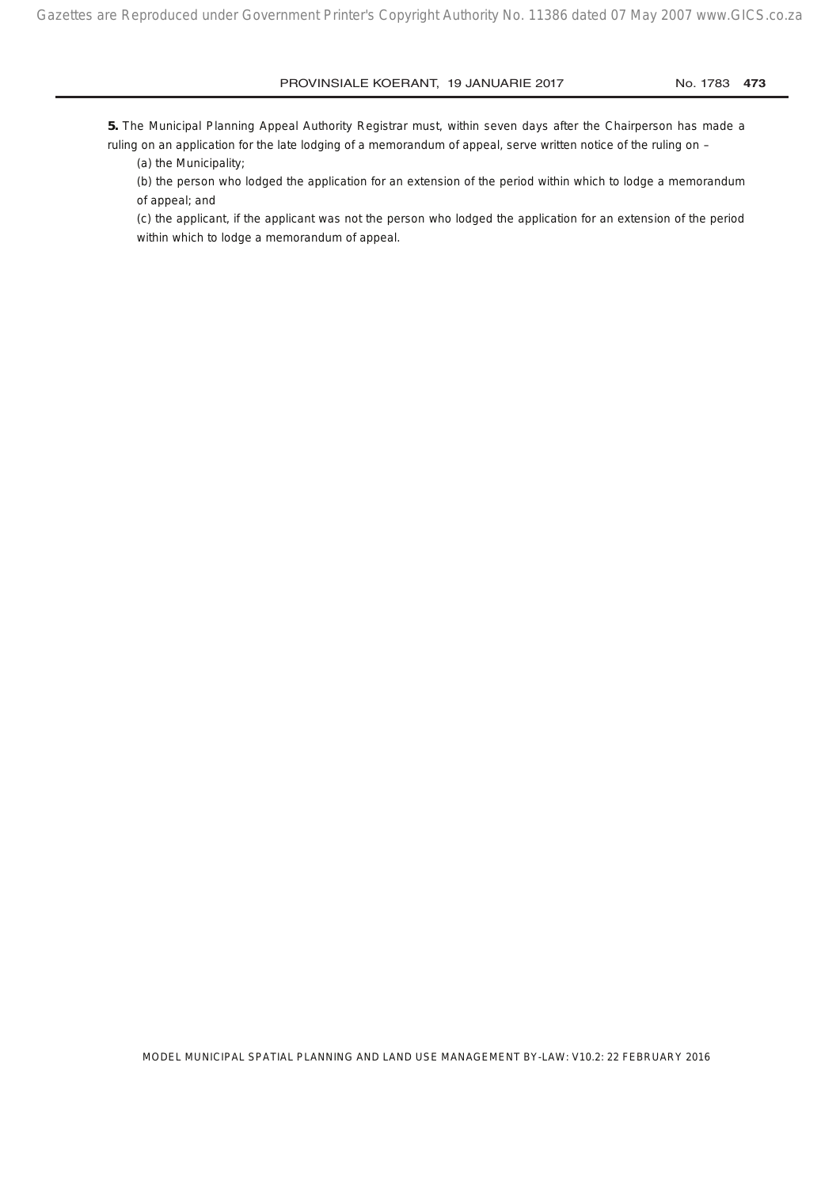**5.** The Municipal Planning Appeal Authority Registrar must, within seven days after the Chairperson has made a ruling on an application for the late lodging of a memorandum of appeal, serve written notice of the ruling on –

(a) the Municipality;

(b) the person who lodged the application for an extension of the period within which to lodge a memorandum of appeal; and

(c) the applicant, if the applicant was not the person who lodged the application for an extension of the period within which to lodge a memorandum of appeal.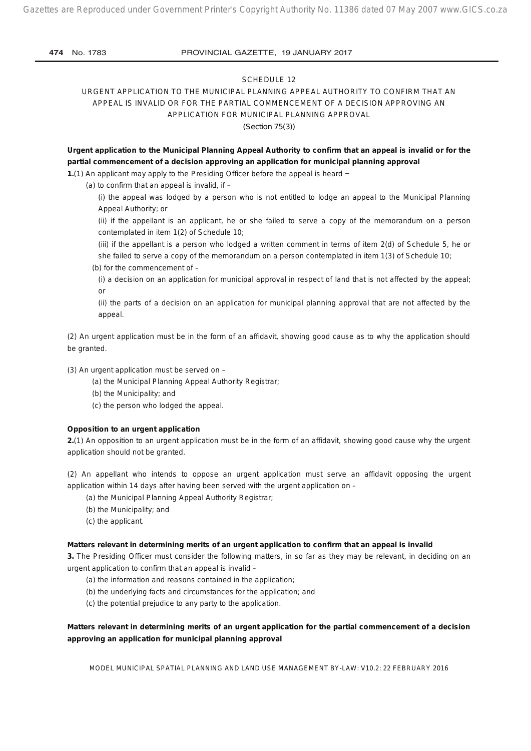SCHEDULE 12

URGENT APPLICATION TO THE MUNICIPAL PLANNING APPEAL AUTHORITY TO CONFIRM THAT AN APPEAL IS INVALID OR FOR THE PARTIAL COMMENCEMENT OF A DECISION APPROVING AN APPLICATION FOR MUNICIPAL PLANNING APPROVAL

(Section 75(3))

**Urgent application to the Municipal Planning Appeal Authority to confirm that an appeal is invalid or for the partial commencement of a decision approving an application for municipal planning approval**

**1.**(1) An applicant may apply to the Presiding Officer before the appeal is heard ‒

(a) to confirm that an appeal is invalid, if –

(i) the appeal was lodged by a person who is not entitled to lodge an appeal to the Municipal Planning Appeal Authority; or

(ii) if the appellant is an applicant, he or she failed to serve a copy of the memorandum on a person contemplated in item 1(2) of Schedule 10;

(iii) if the appellant is a person who lodged a written comment in terms of item 2(d) of Schedule 5, he or she failed to serve a copy of the memorandum on a person contemplated in item 1(3) of Schedule 10;

(b) for the commencement of –

(i) a decision on an application for municipal approval in respect of land that is not affected by the appeal; or

(ii) the parts of a decision on an application for municipal planning approval that are not affected by the appeal.

(2) An urgent application must be in the form of an affidavit, showing good cause as to why the application should be granted.

(3) An urgent application must be served on –

(a) the Municipal Planning Appeal Authority Registrar;

(b) the Municipality; and

(c) the person who lodged the appeal.

**Opposition to an urgent application**

**2.**(1) An opposition to an urgent application must be in the form of an affidavit, showing good cause why the urgent application should not be granted.

(2) An appellant who intends to oppose an urgent application must serve an affidavit opposing the urgent application within 14 days after having been served with the urgent application on –

(a) the Municipal Planning Appeal Authority Registrar;

(b) the Municipality; and

(c) the applicant.

**Matters relevant in determining merits of an urgent application to confirm that an appeal is invalid**

**3.** The Presiding Officer must consider the following matters, in so far as they may be relevant, in deciding on an urgent application to confirm that an appeal is invalid –

(a) the information and reasons contained in the application;

(b) the underlying facts and circumstances for the application; and

(c) the potential prejudice to any party to the application.

**Matters relevant in determining merits of an urgent application for the partial commencement of a decision approving an application for municipal planning approval**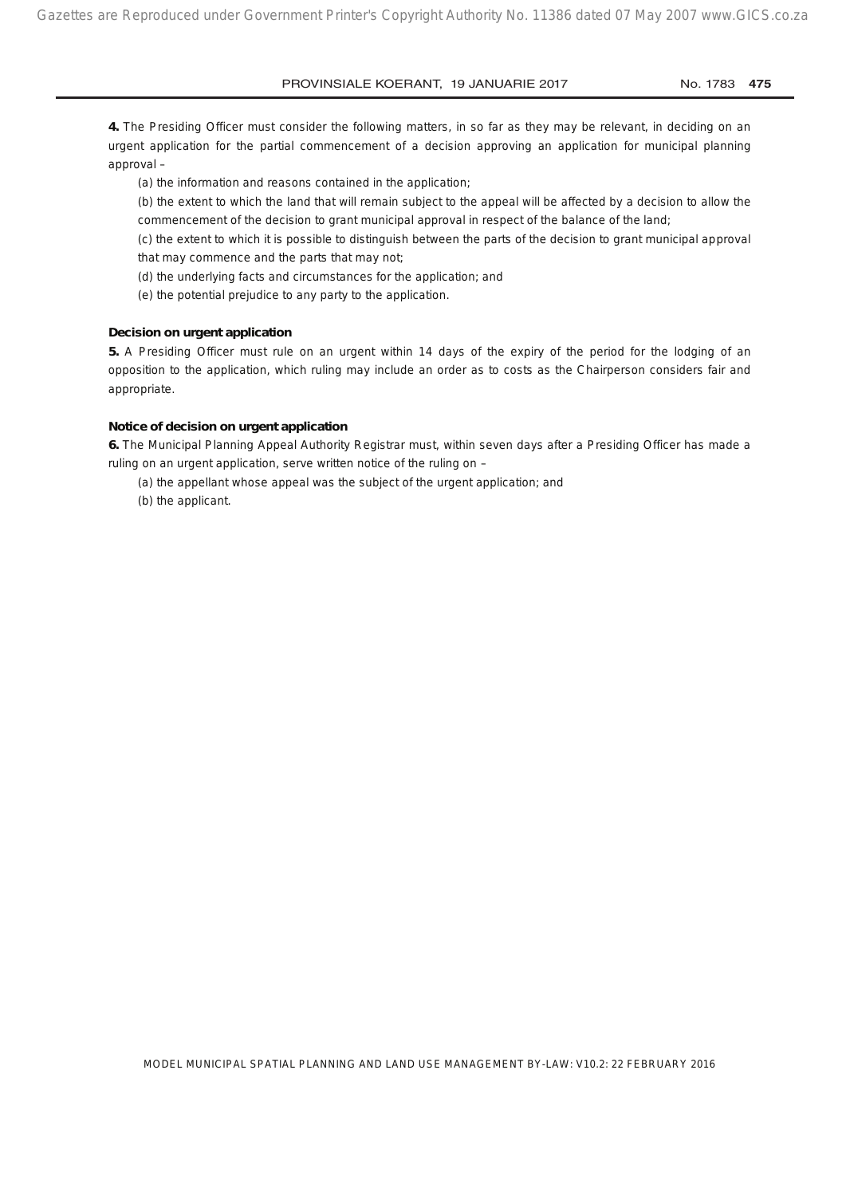**4.** The Presiding Officer must consider the following matters, in so far as they may be relevant, in deciding on an urgent application for the partial commencement of a decision approving an application for municipal planning approval –

(a) the information and reasons contained in the application;

(b) the extent to which the land that will remain subject to the appeal will be affected by a decision to allow the commencement of the decision to grant municipal approval in respect of the balance of the land;

(c) the extent to which it is possible to distinguish between the parts of the decision to grant municipal approval that may commence and the parts that may not;

(d) the underlying facts and circumstances for the application; and

(e) the potential prejudice to any party to the application.

**Decision on urgent application**

**5.** A Presiding Officer must rule on an urgent within 14 days of the expiry of the period for the lodging of an opposition to the application, which ruling may include an order as to costs as the Chairperson considers fair and appropriate.

**Notice of decision on urgent application**

**6.** The Municipal Planning Appeal Authority Registrar must, within seven days after a Presiding Officer has made a ruling on an urgent application, serve written notice of the ruling on –

(a) the appellant whose appeal was the subject of the urgent application; and

(b) the applicant.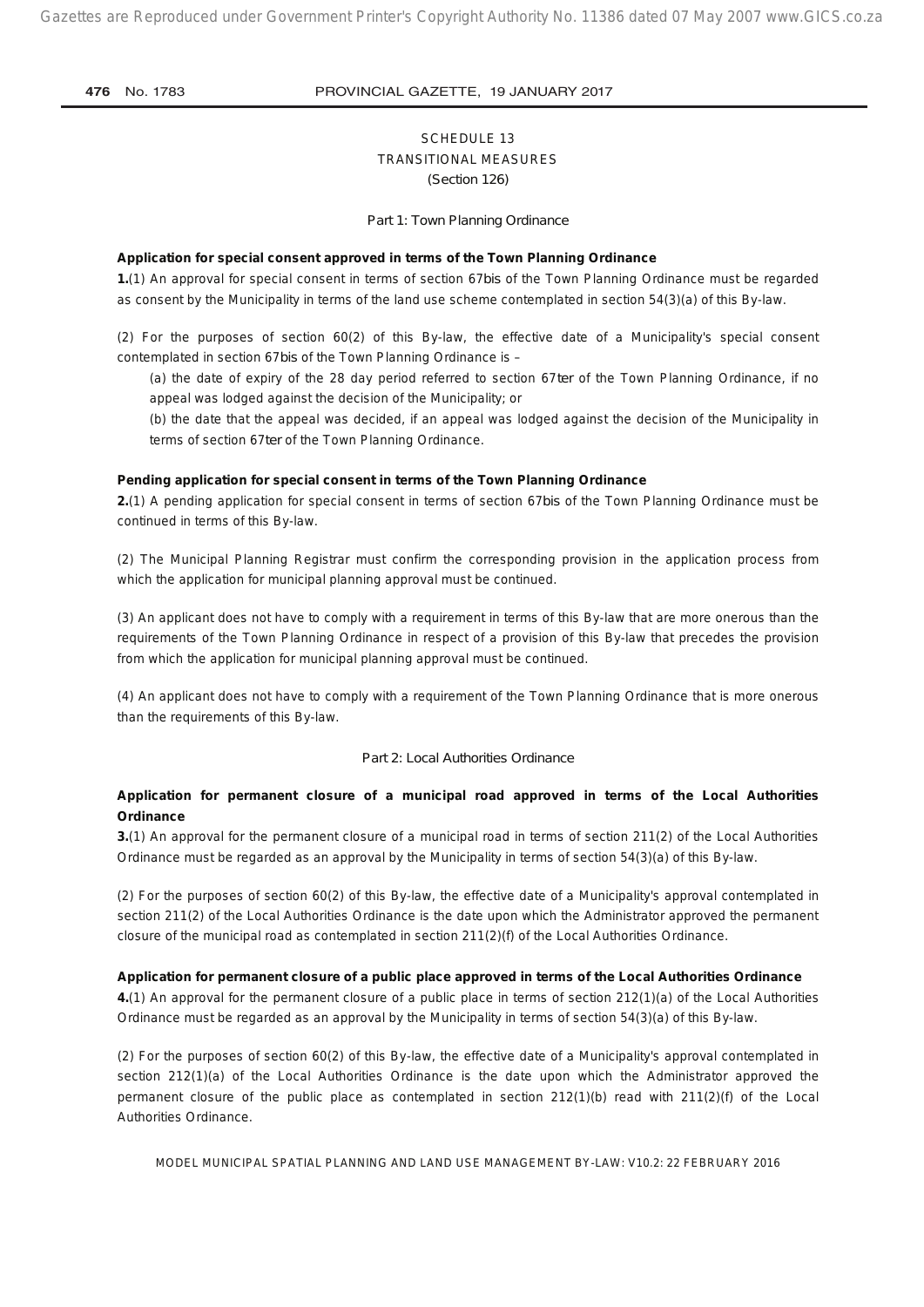# SCHEDULE 13
## TRANSITIONAL MEASURES
(Section 126)

### Part 1: Town Planning Ordinance

**Application for special consent approved in terms of the Town Planning Ordinance**

**1.**(1) An approval for special consent in terms of section 67*bis* of the Town Planning Ordinance must be regarded as consent by the Municipality in terms of the land use scheme contemplated in section 54(3)(a) of this By-law.

(2) For the purposes of section 60(2) of this By-law, the effective date of a Municipality's special consent contemplated in section 67*bis* of the Town Planning Ordinance is –

(a) the date of expiry of the 28 day period referred to section 67*ter* of the Town Planning Ordinance, if no appeal was lodged against the decision of the Municipality; or

(b) the date that the appeal was decided, if an appeal was lodged against the decision of the Municipality in terms of section 67*ter* of the Town Planning Ordinance.

**Pending application for special consent in terms of the Town Planning Ordinance**

**2.**(1) A pending application for special consent in terms of section 67*bis* of the Town Planning Ordinance must be continued in terms of this By-law.

(2) The Municipal Planning Registrar must confirm the corresponding provision in the application process from which the application for municipal planning approval must be continued.

(3) An applicant does not have to comply with a requirement in terms of this By-law that are more onerous than the requirements of the Town Planning Ordinance in respect of a provision of this By-law that precedes the provision from which the application for municipal planning approval must be continued.

(4) An applicant does not have to comply with a requirement of the Town Planning Ordinance that is more onerous than the requirements of this By-law.

### Part 2: Local Authorities Ordinance

**Application for permanent closure of a municipal road approved in terms of the Local Authorities Ordinance**

**3.**(1) An approval for the permanent closure of a municipal road in terms of section 211(2) of the Local Authorities Ordinance must be regarded as an approval by the Municipality in terms of section 54(3)(a) of this By-law.

(2) For the purposes of section 60(2) of this By-law, the effective date of a Municipality's approval contemplated in section 211(2) of the Local Authorities Ordinance is the date upon which the Administrator approved the permanent closure of the municipal road as contemplated in section 211(2)(f) of the Local Authorities Ordinance.

**Application for permanent closure of a public place approved in terms of the Local Authorities Ordinance**

**4.**(1) An approval for the permanent closure of a public place in terms of section 212(1)(a) of the Local Authorities Ordinance must be regarded as an approval by the Municipality in terms of section 54(3)(a) of this By-law.

(2) For the purposes of section 60(2) of this By-law, the effective date of a Municipality's approval contemplated in section 212(1)(a) of the Local Authorities Ordinance is the date upon which the Administrator approved the permanent closure of the public place as contemplated in section 212(1)(b) read with 211(2)(f) of the Local Authorities Ordinance.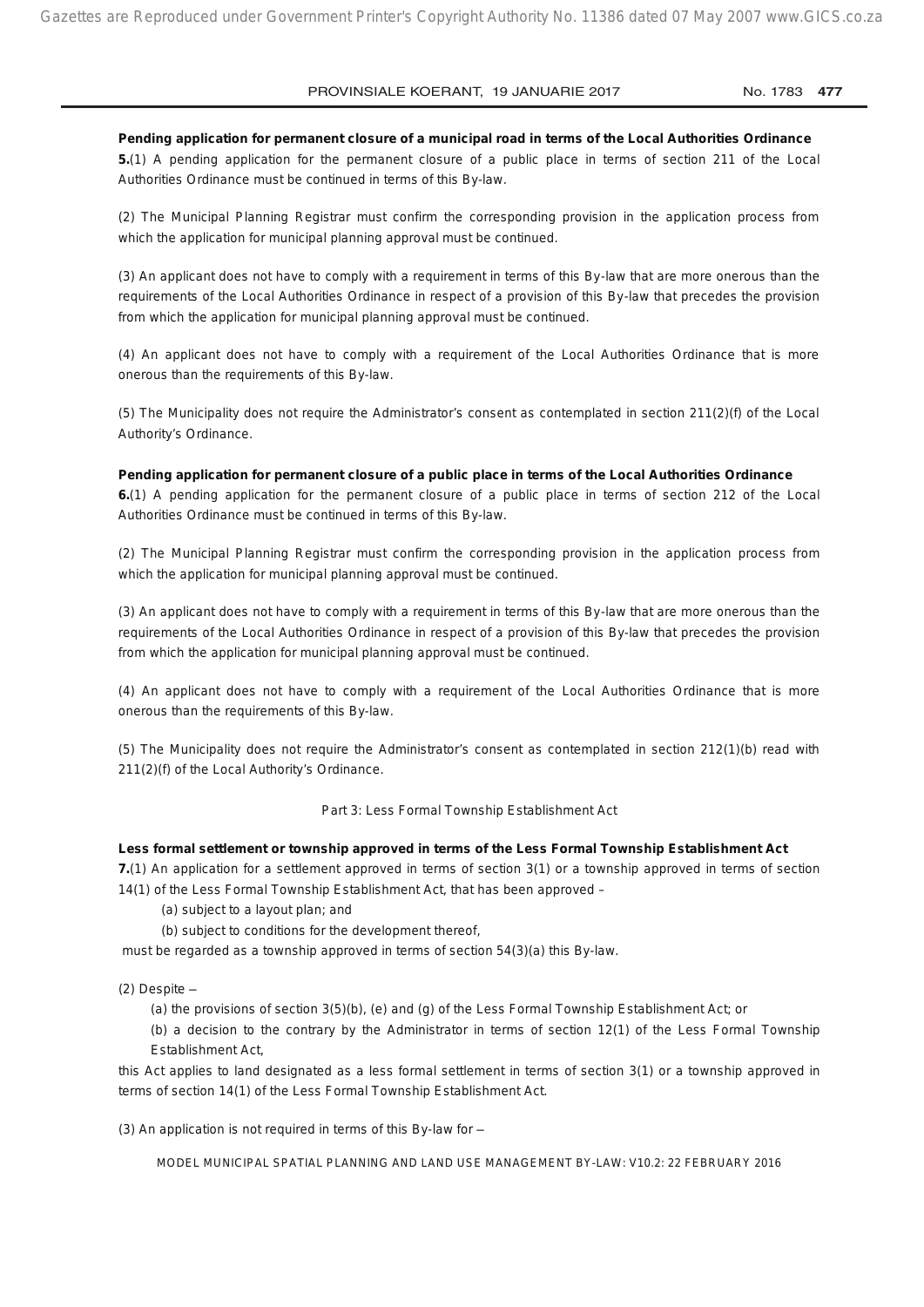**Pending application for permanent closure of a municipal road in terms of the Local Authorities Ordinance**

**5.**(1) A pending application for the permanent closure of a public place in terms of section 211 of the Local Authorities Ordinance must be continued in terms of this By-law.

(2) The Municipal Planning Registrar must confirm the corresponding provision in the application process from which the application for municipal planning approval must be continued.

(3) An applicant does not have to comply with a requirement in terms of this By-law that are more onerous than the requirements of the Local Authorities Ordinance in respect of a provision of this By-law that precedes the provision from which the application for municipal planning approval must be continued.

(4) An applicant does not have to comply with a requirement of the Local Authorities Ordinance that is more onerous than the requirements of this By-law.

(5) The Municipality does not require the Administrator's consent as contemplated in section 211(2)(f) of the Local Authority's Ordinance.

**Pending application for permanent closure of a public place in terms of the Local Authorities Ordinance**

**6.**(1) A pending application for the permanent closure of a public place in terms of section 212 of the Local Authorities Ordinance must be continued in terms of this By-law.

(2) The Municipal Planning Registrar must confirm the corresponding provision in the application process from which the application for municipal planning approval must be continued.

(3) An applicant does not have to comply with a requirement in terms of this By-law that are more onerous than the requirements of the Local Authorities Ordinance in respect of a provision of this By-law that precedes the provision from which the application for municipal planning approval must be continued.

(4) An applicant does not have to comply with a requirement of the Local Authorities Ordinance that is more onerous than the requirements of this By-law.

(5) The Municipality does not require the Administrator's consent as contemplated in section 212(1)(b) read with 211(2)(f) of the Local Authority's Ordinance.

Part 3: Less Formal Township Establishment Act

**Less formal settlement or township approved in terms of the Less Formal Township Establishment Act**

**7.**(1) An application for a settlement approved in terms of section 3(1) or a township approved in terms of section 14(1) of the Less Formal Township Establishment Act, that has been approved –

(a) subject to a layout plan; and

(b) subject to conditions for the development thereof,

must be regarded as a township approved in terms of section 54(3)(a) this By-law.

(2) Despite ─

(a) the provisions of section 3(5)(b), (e) and (g) of the Less Formal Township Establishment Act; or

(b) a decision to the contrary by the Administrator in terms of section 12(1) of the Less Formal Township Establishment Act,

this Act applies to land designated as a less formal settlement in terms of section 3(1) or a township approved in terms of section 14(1) of the Less Formal Township Establishment Act.

(3) An application is not required in terms of this By-law for ─

MODEL MUNICIPAL SPATIAL PLANNING AND LAND USE MANAGEMENT BY-LAW: V10.2: 22 FEBRUARY 2016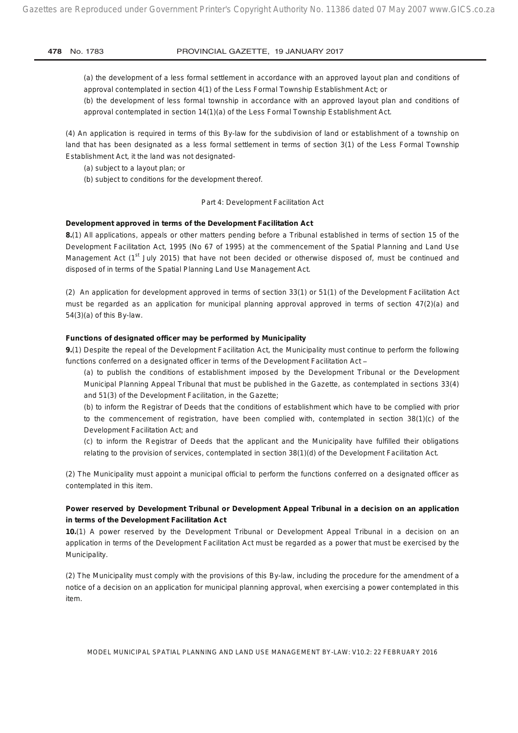(a) the development of a less formal settlement in accordance with an approved layout plan and conditions of approval contemplated in section 4(1) of the Less Formal Township Establishment Act; or

(b) the development of less formal township in accordance with an approved layout plan and conditions of approval contemplated in section 14(1)(a) of the Less Formal Township Establishment Act.

(4) An application is required in terms of this By-law for the subdivision of land or establishment of a township on land that has been designated as a less formal settlement in terms of section 3(1) of the Less Formal Township Establishment Act, it the land was not designated-

(a) subject to a layout plan; or

(b) subject to conditions for the development thereof.

Part 4: Development Facilitation Act

**Development approved in terms of the Development Facilitation Act**

**8.**(1) All applications, appeals or other matters pending before a Tribunal established in terms of section 15 of the Development Facilitation Act, 1995 (No 67 of 1995) at the commencement of the Spatial Planning and Land Use Management Act (1st July 2015) that have not been decided or otherwise disposed of, must be continued and disposed of in terms of the Spatial Planning Land Use Management Act.

(2) An application for development approved in terms of section 33(1) or 51(1) of the Development Facilitation Act must be regarded as an application for municipal planning approval approved in terms of section 47(2)(a) and 54(3)(a) of this By-law.

**Functions of designated officer may be performed by Municipality**

**9.**(1) Despite the repeal of the Development Facilitation Act, the Municipality must continue to perform the following functions conferred on a designated officer in terms of the Development Facilitation Act –

(a) to publish the conditions of establishment imposed by the Development Tribunal or the Development Municipal Planning Appeal Tribunal that must be published in the Gazette, as contemplated in sections 33(4) and 51(3) of the Development Facilitation, in the Gazette;

(b) to inform the Registrar of Deeds that the conditions of establishment which have to be complied with prior to the commencement of registration, have been complied with, contemplated in section 38(1)(c) of the Development Facilitation Act; and

(c) to inform the Registrar of Deeds that the applicant and the Municipality have fulfilled their obligations relating to the provision of services, contemplated in section 38(1)(d) of the Development Facilitation Act.

(2) The Municipality must appoint a municipal official to perform the functions conferred on a designated officer as contemplated in this item.

**Power reserved by Development Tribunal or Development Appeal Tribunal in a decision on an application in terms of the Development Facilitation Act**

**10.**(1) A power reserved by the Development Tribunal or Development Appeal Tribunal in a decision on an application in terms of the Development Facilitation Act must be regarded as a power that must be exercised by the Municipality.

(2) The Municipality must comply with the provisions of this By-law, including the procedure for the amendment of a notice of a decision on an application for municipal planning approval, when exercising a power contemplated in this item.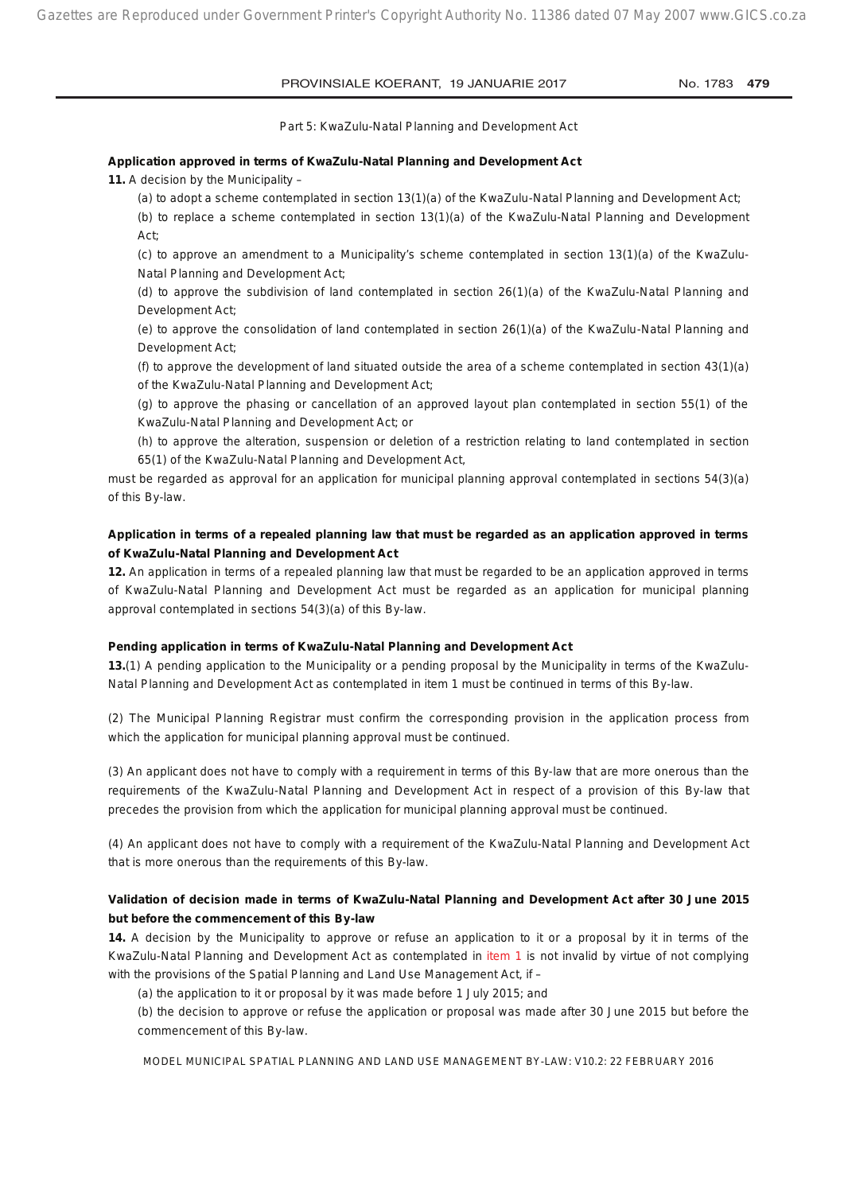Part 5: KwaZulu-Natal Planning and Development Act

**Application approved in terms of KwaZulu-Natal Planning and Development Act**

**11.** A decision by the Municipality –

(a) to adopt a scheme contemplated in section 13(1)(a) of the KwaZulu-Natal Planning and Development Act;

(b) to replace a scheme contemplated in section 13(1)(a) of the KwaZulu-Natal Planning and Development Act;

(c) to approve an amendment to a Municipality's scheme contemplated in section 13(1)(a) of the KwaZulu-Natal Planning and Development Act;

(d) to approve the subdivision of land contemplated in section 26(1)(a) of the KwaZulu-Natal Planning and Development Act;

(e) to approve the consolidation of land contemplated in section 26(1)(a) of the KwaZulu-Natal Planning and Development Act;

(f) to approve the development of land situated outside the area of a scheme contemplated in section 43(1)(a) of the KwaZulu-Natal Planning and Development Act;

(g) to approve the phasing or cancellation of an approved layout plan contemplated in section 55(1) of the KwaZulu-Natal Planning and Development Act; or

(h) to approve the alteration, suspension or deletion of a restriction relating to land contemplated in section 65(1) of the KwaZulu-Natal Planning and Development Act,

must be regarded as approval for an application for municipal planning approval contemplated in sections 54(3)(a) of this By-law.

**Application in terms of a repealed planning law that must be regarded as an application approved in terms of KwaZulu-Natal Planning and Development Act**

**12.** An application in terms of a repealed planning law that must be regarded to be an application approved in terms of KwaZulu-Natal Planning and Development Act must be regarded as an application for municipal planning approval contemplated in sections 54(3)(a) of this By-law.

**Pending application in terms of KwaZulu-Natal Planning and Development Act**

**13.**(1) A pending application to the Municipality or a pending proposal by the Municipality in terms of the KwaZulu-Natal Planning and Development Act as contemplated in item 1 must be continued in terms of this By-law.

(2) The Municipal Planning Registrar must confirm the corresponding provision in the application process from which the application for municipal planning approval must be continued.

(3) An applicant does not have to comply with a requirement in terms of this By-law that are more onerous than the requirements of the KwaZulu-Natal Planning and Development Act in respect of a provision of this By-law that precedes the provision from which the application for municipal planning approval must be continued.

(4) An applicant does not have to comply with a requirement of the KwaZulu-Natal Planning and Development Act that is more onerous than the requirements of this By-law.

**Validation of decision made in terms of KwaZulu-Natal Planning and Development Act after 30 June 2015 but before the commencement of this By-law**

**14.** A decision by the Municipality to approve or refuse an application to it or a proposal by it in terms of the KwaZulu-Natal Planning and Development Act as contemplated in item 1 is not invalid by virtue of not complying with the provisions of the Spatial Planning and Land Use Management Act, if –

(a) the application to it or proposal by it was made before 1 July 2015; and

(b) the decision to approve or refuse the application or proposal was made after 30 June 2015 but before the commencement of this By-law.

MODEL MUNICIPAL SPATIAL PLANNING AND LAND USE MANAGEMENT BY-LAW: V10.2: 22 FEBRUARY 2016